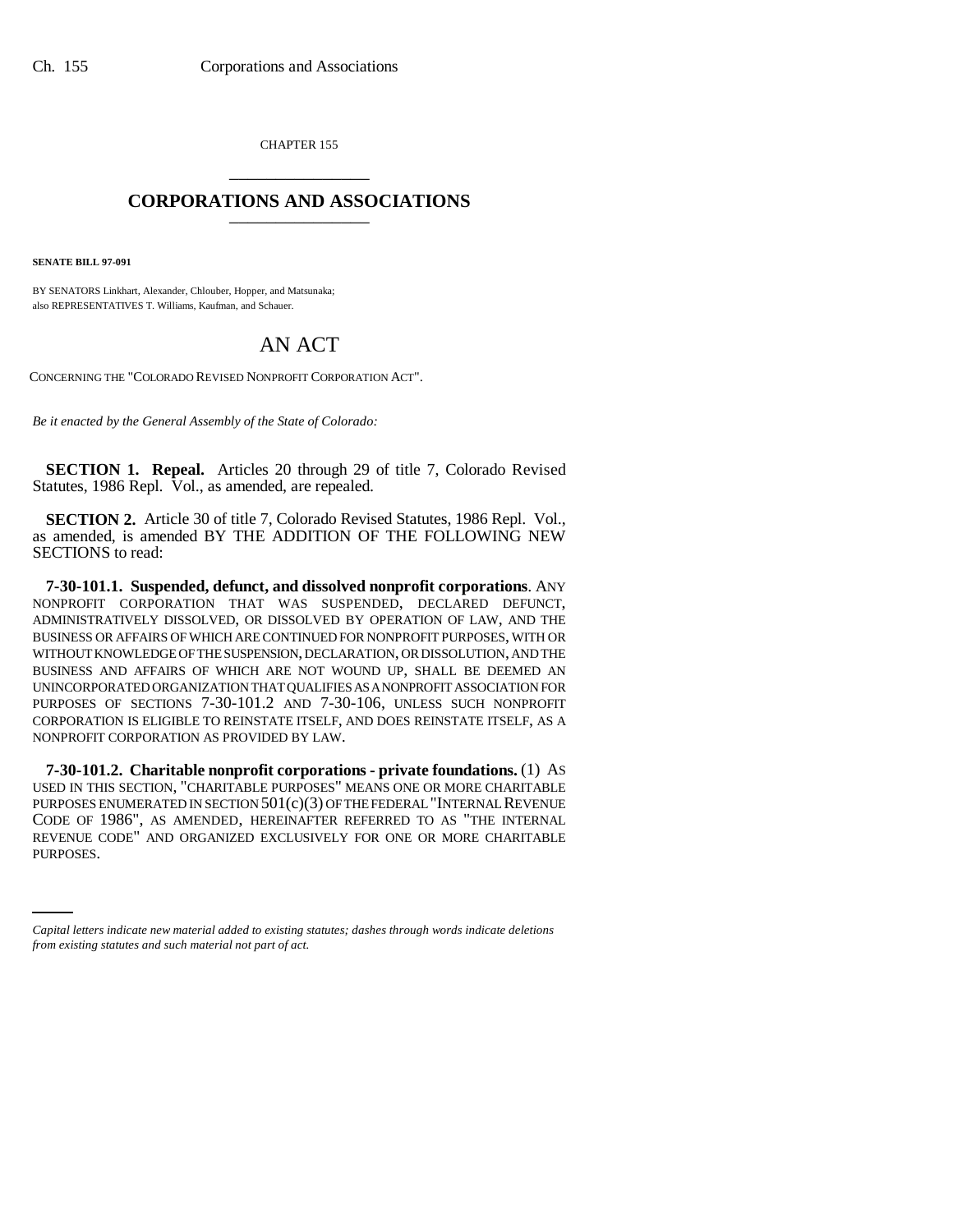CHAPTER 155

## CORPORATIONS AND ASSOCIATIONS

**SENATE BILL 97-091**

BY SENATORS Linkhart, Alexander, Chlouber, Hopper, and Matsunaka;
also REPRESENTATIVES T. Williams, Kaufman, and Schauer.

# AN ACT

CONCERNING THE "COLORADO REVISED NONPROFIT CORPORATION ACT".

*Be it enacted by the General Assembly of the State of Colorado:*

**SECTION 1. Repeal.** Articles 20 through 29 of title 7, Colorado Revised Statutes, 1986 Repl. Vol., as amended, are repealed.

**SECTION 2.** Article 30 of title 7, Colorado Revised Statutes, 1986 Repl. Vol., as amended, is amended BY THE ADDITION OF THE FOLLOWING NEW SECTIONS to read:

**7-30-101.1. Suspended, defunct, and dissolved nonprofit corporations**. ANY NONPROFIT CORPORATION THAT WAS SUSPENDED, DECLARED DEFUNCT, ADMINISTRATIVELY DISSOLVED, OR DISSOLVED BY OPERATION OF LAW, AND THE BUSINESS OR AFFAIRS OF WHICH ARE CONTINUED FOR NONPROFIT PURPOSES, WITH OR WITHOUT KNOWLEDGE OF THE SUSPENSION, DECLARATION, OR DISSOLUTION, AND THE BUSINESS AND AFFAIRS OF WHICH ARE NOT WOUND UP, SHALL BE DEEMED AN UNINCORPORATED ORGANIZATION THAT QUALIFIES AS A NONPROFIT ASSOCIATION FOR PURPOSES OF SECTIONS 7-30-101.2 AND 7-30-106, UNLESS SUCH NONPROFIT CORPORATION IS ELIGIBLE TO REINSTATE ITSELF, AND DOES REINSTATE ITSELF, AS A NONPROFIT CORPORATION AS PROVIDED BY LAW.

**7-30-101.2. Charitable nonprofit corporations - private foundations.** (1) AS USED IN THIS SECTION, "CHARITABLE PURPOSES" MEANS ONE OR MORE CHARITABLE PURPOSES ENUMERATED IN SECTION 501(c)(3) OF THE FEDERAL "INTERNAL REVENUE CODE OF 1986", AS AMENDED, HEREINAFTER REFERRED TO AS "THE INTERNAL REVENUE CODE" AND ORGANIZED EXCLUSIVELY FOR ONE OR MORE CHARITABLE PURPOSES.

*Capital letters indicate new material added to existing statutes; dashes through words indicate deletions from existing statutes and such material not part of act.*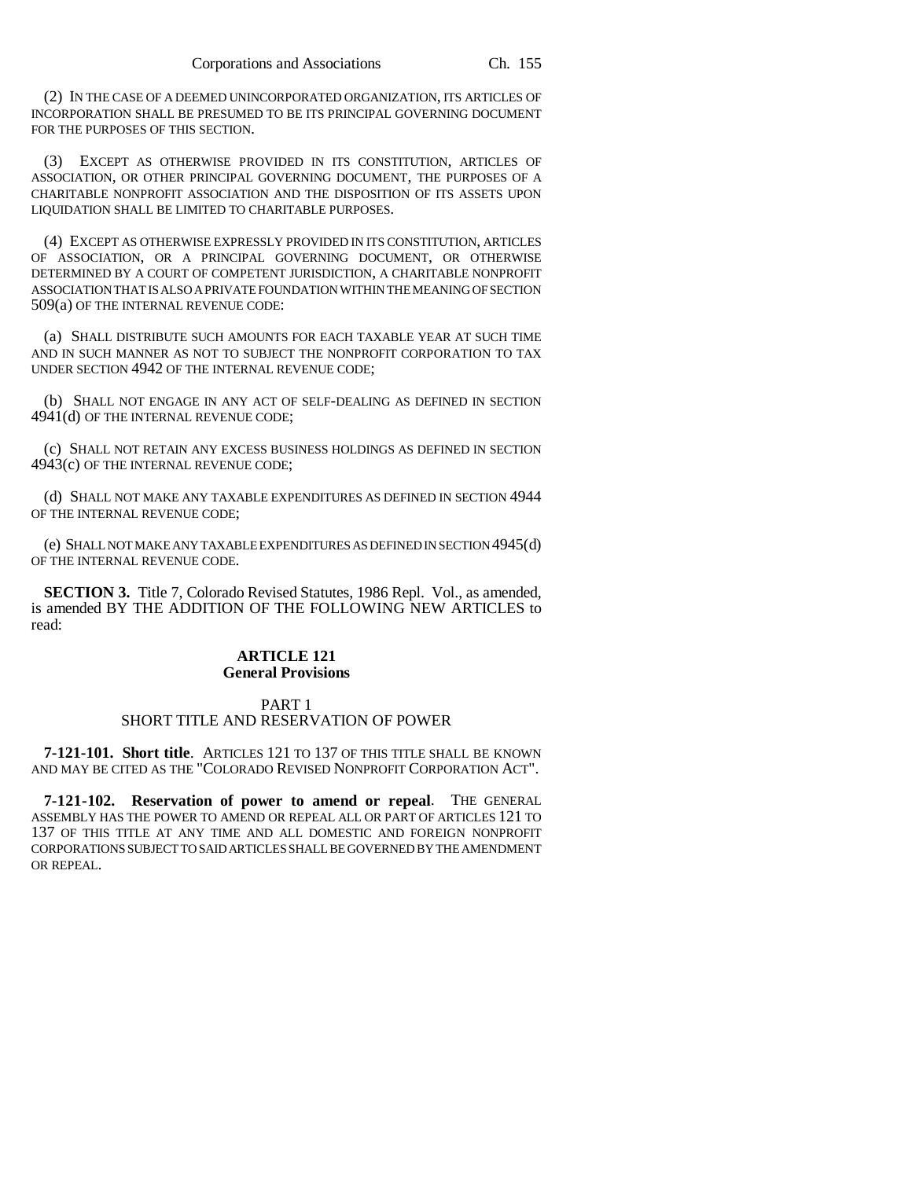(2) IN THE CASE OF A DEEMED UNINCORPORATED ORGANIZATION, ITS ARTICLES OF INCORPORATION SHALL BE PRESUMED TO BE ITS PRINCIPAL GOVERNING DOCUMENT FOR THE PURPOSES OF THIS SECTION.

(3) EXCEPT AS OTHERWISE PROVIDED IN ITS CONSTITUTION, ARTICLES OF ASSOCIATION, OR OTHER PRINCIPAL GOVERNING DOCUMENT, THE PURPOSES OF A CHARITABLE NONPROFIT ASSOCIATION AND THE DISPOSITION OF ITS ASSETS UPON LIQUIDATION SHALL BE LIMITED TO CHARITABLE PURPOSES.

(4) EXCEPT AS OTHERWISE EXPRESSLY PROVIDED IN ITS CONSTITUTION, ARTICLES OF ASSOCIATION, OR A PRINCIPAL GOVERNING DOCUMENT, OR OTHERWISE DETERMINED BY A COURT OF COMPETENT JURISDICTION, A CHARITABLE NONPROFIT ASSOCIATION THAT IS ALSO A PRIVATE FOUNDATION WITHIN THE MEANING OF SECTION 509(a) OF THE INTERNAL REVENUE CODE:

(a) SHALL DISTRIBUTE SUCH AMOUNTS FOR EACH TAXABLE YEAR AT SUCH TIME AND IN SUCH MANNER AS NOT TO SUBJECT THE NONPROFIT CORPORATION TO TAX UNDER SECTION 4942 OF THE INTERNAL REVENUE CODE;

(b) SHALL NOT ENGAGE IN ANY ACT OF SELF-DEALING AS DEFINED IN SECTION 4941(d) OF THE INTERNAL REVENUE CODE;

(c) SHALL NOT RETAIN ANY EXCESS BUSINESS HOLDINGS AS DEFINED IN SECTION 4943(c) OF THE INTERNAL REVENUE CODE;

(d) SHALL NOT MAKE ANY TAXABLE EXPENDITURES AS DEFINED IN SECTION 4944 OF THE INTERNAL REVENUE CODE;

(e) SHALL NOT MAKE ANY TAXABLE EXPENDITURES AS DEFINED IN SECTION 4945(d) OF THE INTERNAL REVENUE CODE.

**SECTION 3.** Title 7, Colorado Revised Statutes, 1986 Repl. Vol., as amended, is amended BY THE ADDITION OF THE FOLLOWING NEW ARTICLES to read:

## ARTICLE 121
## General Provisions

### PART 1
### SHORT TITLE AND RESERVATION OF POWER

**7-121-101. Short title**. ARTICLES 121 TO 137 OF THIS TITLE SHALL BE KNOWN AND MAY BE CITED AS THE "COLORADO REVISED NONPROFIT CORPORATION ACT".

**7-121-102. Reservation of power to amend or repeal**. THE GENERAL ASSEMBLY HAS THE POWER TO AMEND OR REPEAL ALL OR PART OF ARTICLES 121 TO 137 OF THIS TITLE AT ANY TIME AND ALL DOMESTIC AND FOREIGN NONPROFIT CORPORATIONS SUBJECT TO SAID ARTICLES SHALL BE GOVERNED BY THE AMENDMENT OR REPEAL.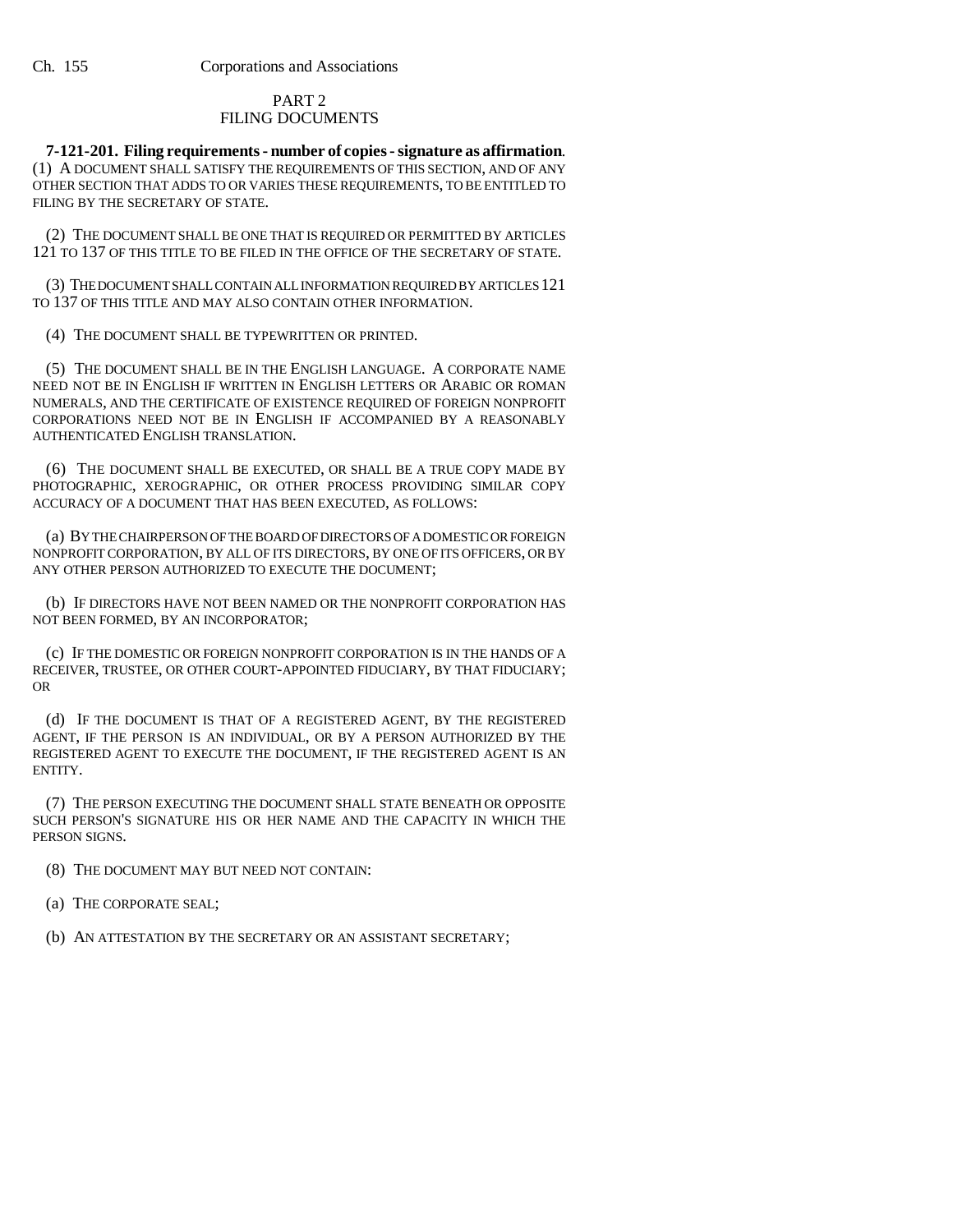## PART 2
## FILING DOCUMENTS

**7-121-201. Filing requirements - number of copies - signature as affirmation.** (1) A DOCUMENT SHALL SATISFY THE REQUIREMENTS OF THIS SECTION, AND OF ANY OTHER SECTION THAT ADDS TO OR VARIES THESE REQUIREMENTS, TO BE ENTITLED TO FILING BY THE SECRETARY OF STATE.

(2) THE DOCUMENT SHALL BE ONE THAT IS REQUIRED OR PERMITTED BY ARTICLES 121 TO 137 OF THIS TITLE TO BE FILED IN THE OFFICE OF THE SECRETARY OF STATE.

(3) THE DOCUMENT SHALL CONTAIN ALL INFORMATION REQUIRED BY ARTICLES 121 TO 137 OF THIS TITLE AND MAY ALSO CONTAIN OTHER INFORMATION.

(4) THE DOCUMENT SHALL BE TYPEWRITTEN OR PRINTED.

(5) THE DOCUMENT SHALL BE IN THE ENGLISH LANGUAGE. A CORPORATE NAME NEED NOT BE IN ENGLISH IF WRITTEN IN ENGLISH LETTERS OR ARABIC OR ROMAN NUMERALS, AND THE CERTIFICATE OF EXISTENCE REQUIRED OF FOREIGN NONPROFIT CORPORATIONS NEED NOT BE IN ENGLISH IF ACCOMPANIED BY A REASONABLY AUTHENTICATED ENGLISH TRANSLATION.

(6) THE DOCUMENT SHALL BE EXECUTED, OR SHALL BE A TRUE COPY MADE BY PHOTOGRAPHIC, XEROGRAPHIC, OR OTHER PROCESS PROVIDING SIMILAR COPY ACCURACY OF A DOCUMENT THAT HAS BEEN EXECUTED, AS FOLLOWS:

(a) BY THE CHAIRPERSON OF THE BOARD OF DIRECTORS OF A DOMESTIC OR FOREIGN NONPROFIT CORPORATION, BY ALL OF ITS DIRECTORS, BY ONE OF ITS OFFICERS, OR BY ANY OTHER PERSON AUTHORIZED TO EXECUTE THE DOCUMENT;

(b) IF DIRECTORS HAVE NOT BEEN NAMED OR THE NONPROFIT CORPORATION HAS NOT BEEN FORMED, BY AN INCORPORATOR;

(c) IF THE DOMESTIC OR FOREIGN NONPROFIT CORPORATION IS IN THE HANDS OF A RECEIVER, TRUSTEE, OR OTHER COURT-APPOINTED FIDUCIARY, BY THAT FIDUCIARY; OR

(d) IF THE DOCUMENT IS THAT OF A REGISTERED AGENT, BY THE REGISTERED AGENT, IF THE PERSON IS AN INDIVIDUAL, OR BY A PERSON AUTHORIZED BY THE REGISTERED AGENT TO EXECUTE THE DOCUMENT, IF THE REGISTERED AGENT IS AN ENTITY.

(7) THE PERSON EXECUTING THE DOCUMENT SHALL STATE BENEATH OR OPPOSITE SUCH PERSON'S SIGNATURE HIS OR HER NAME AND THE CAPACITY IN WHICH THE PERSON SIGNS.

(8) THE DOCUMENT MAY BUT NEED NOT CONTAIN:

(a) THE CORPORATE SEAL;

(b) AN ATTESTATION BY THE SECRETARY OR AN ASSISTANT SECRETARY;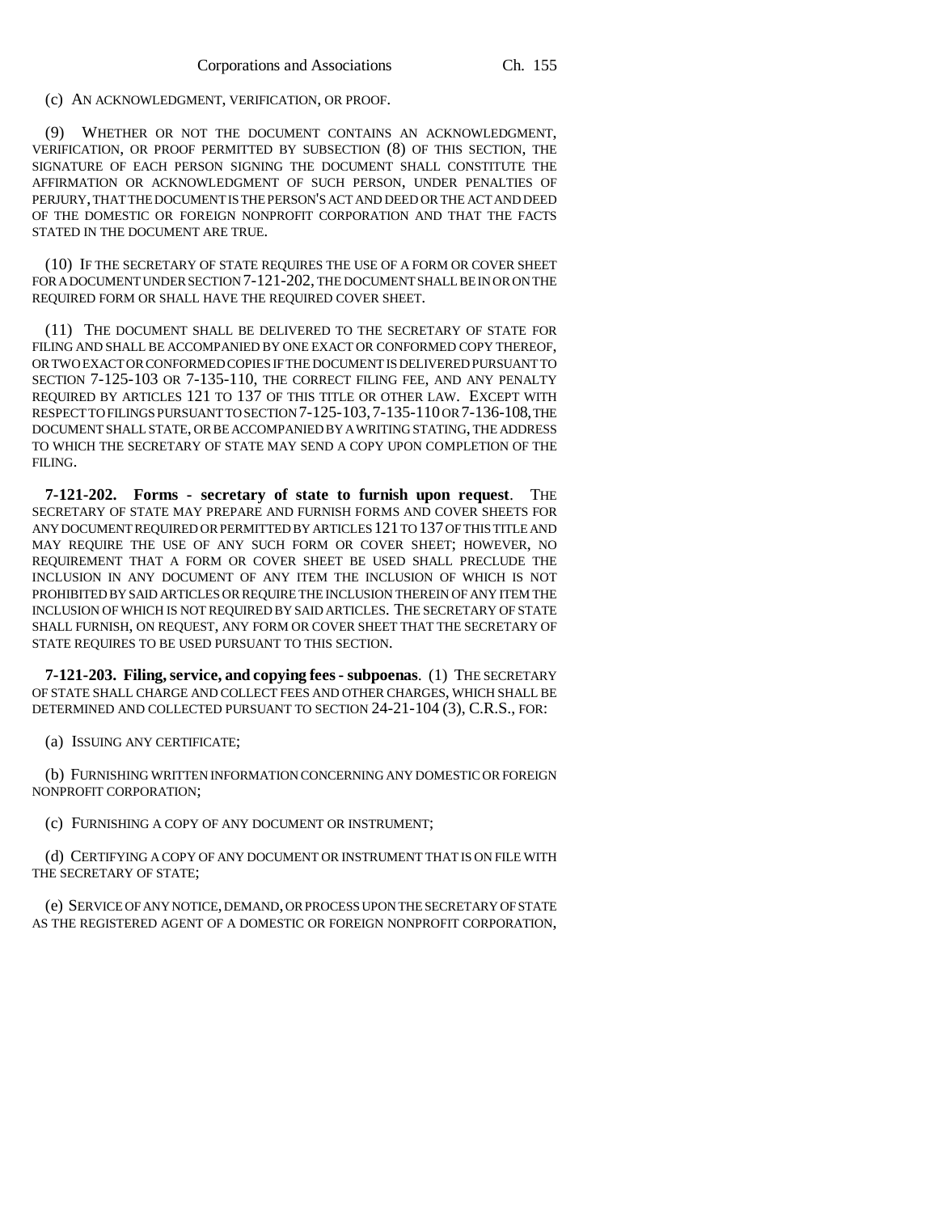(c) AN ACKNOWLEDGMENT, VERIFICATION, OR PROOF.

(9) WHETHER OR NOT THE DOCUMENT CONTAINS AN ACKNOWLEDGMENT, VERIFICATION, OR PROOF PERMITTED BY SUBSECTION (8) OF THIS SECTION, THE SIGNATURE OF EACH PERSON SIGNING THE DOCUMENT SHALL CONSTITUTE THE AFFIRMATION OR ACKNOWLEDGMENT OF SUCH PERSON, UNDER PENALTIES OF PERJURY, THAT THE DOCUMENT IS THE PERSON'S ACT AND DEED OR THE ACT AND DEED OF THE DOMESTIC OR FOREIGN NONPROFIT CORPORATION AND THAT THE FACTS STATED IN THE DOCUMENT ARE TRUE.

(10) IF THE SECRETARY OF STATE REQUIRES THE USE OF A FORM OR COVER SHEET FOR A DOCUMENT UNDER SECTION 7-121-202, THE DOCUMENT SHALL BE IN OR ON THE REQUIRED FORM OR SHALL HAVE THE REQUIRED COVER SHEET.

(11) THE DOCUMENT SHALL BE DELIVERED TO THE SECRETARY OF STATE FOR FILING AND SHALL BE ACCOMPANIED BY ONE EXACT OR CONFORMED COPY THEREOF, OR TWO EXACT OR CONFORMED COPIES IF THE DOCUMENT IS DELIVERED PURSUANT TO SECTION 7-125-103 OR 7-135-110, THE CORRECT FILING FEE, AND ANY PENALTY REQUIRED BY ARTICLES 121 TO 137 OF THIS TITLE OR OTHER LAW. EXCEPT WITH RESPECT TO FILINGS PURSUANT TO SECTION 7-125-103, 7-135-110 OR 7-136-108, THE DOCUMENT SHALL STATE, OR BE ACCOMPANIED BY A WRITING STATING, THE ADDRESS TO WHICH THE SECRETARY OF STATE MAY SEND A COPY UPON COMPLETION OF THE FILING.

**7-121-202. Forms - secretary of state to furnish upon request**. THE SECRETARY OF STATE MAY PREPARE AND FURNISH FORMS AND COVER SHEETS FOR ANY DOCUMENT REQUIRED OR PERMITTED BY ARTICLES 121 TO 137 OF THIS TITLE AND MAY REQUIRE THE USE OF ANY SUCH FORM OR COVER SHEET; HOWEVER, NO REQUIREMENT THAT A FORM OR COVER SHEET BE USED SHALL PRECLUDE THE INCLUSION IN ANY DOCUMENT OF ANY ITEM THE INCLUSION OF WHICH IS NOT PROHIBITED BY SAID ARTICLES OR REQUIRE THE INCLUSION THEREIN OF ANY ITEM THE INCLUSION OF WHICH IS NOT REQUIRED BY SAID ARTICLES. THE SECRETARY OF STATE SHALL FURNISH, ON REQUEST, ANY FORM OR COVER SHEET THAT THE SECRETARY OF STATE REQUIRES TO BE USED PURSUANT TO THIS SECTION.

**7-121-203. Filing, service, and copying fees - subpoenas**. (1) THE SECRETARY OF STATE SHALL CHARGE AND COLLECT FEES AND OTHER CHARGES, WHICH SHALL BE DETERMINED AND COLLECTED PURSUANT TO SECTION 24-21-104 (3), C.R.S., FOR:

(a) ISSUING ANY CERTIFICATE;

(b) FURNISHING WRITTEN INFORMATION CONCERNING ANY DOMESTIC OR FOREIGN NONPROFIT CORPORATION;

(c) FURNISHING A COPY OF ANY DOCUMENT OR INSTRUMENT;

(d) CERTIFYING A COPY OF ANY DOCUMENT OR INSTRUMENT THAT IS ON FILE WITH THE SECRETARY OF STATE;

(e) SERVICE OF ANY NOTICE, DEMAND, OR PROCESS UPON THE SECRETARY OF STATE AS THE REGISTERED AGENT OF A DOMESTIC OR FOREIGN NONPROFIT CORPORATION,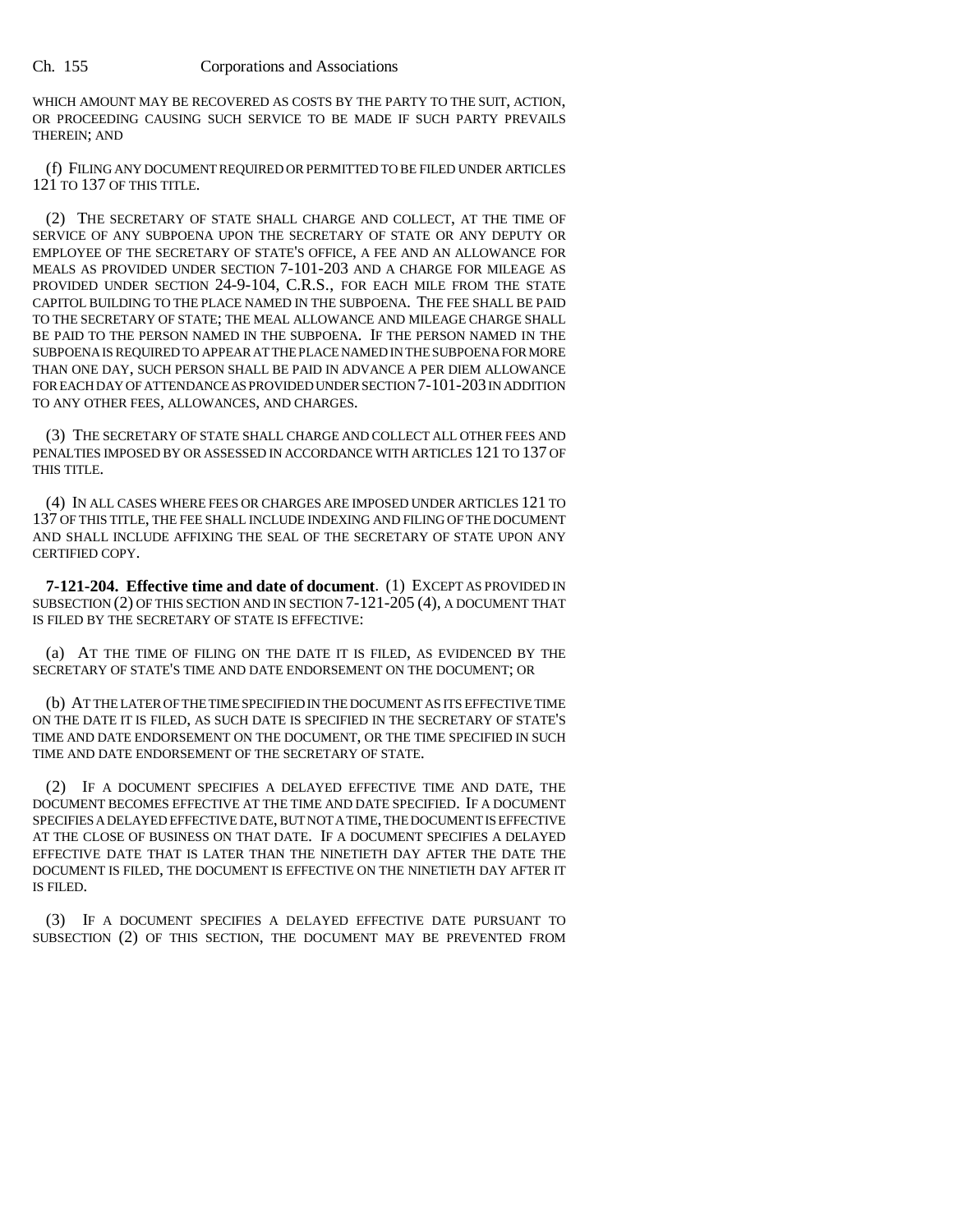WHICH AMOUNT MAY BE RECOVERED AS COSTS BY THE PARTY TO THE SUIT, ACTION, OR PROCEEDING CAUSING SUCH SERVICE TO BE MADE IF SUCH PARTY PREVAILS THEREIN; AND

(f) FILING ANY DOCUMENT REQUIRED OR PERMITTED TO BE FILED UNDER ARTICLES 121 TO 137 OF THIS TITLE.

(2) THE SECRETARY OF STATE SHALL CHARGE AND COLLECT, AT THE TIME OF SERVICE OF ANY SUBPOENA UPON THE SECRETARY OF STATE OR ANY DEPUTY OR EMPLOYEE OF THE SECRETARY OF STATE'S OFFICE, A FEE AND AN ALLOWANCE FOR MEALS AS PROVIDED UNDER SECTION 7-101-203 AND A CHARGE FOR MILEAGE AS PROVIDED UNDER SECTION 24-9-104, C.R.S., FOR EACH MILE FROM THE STATE CAPITOL BUILDING TO THE PLACE NAMED IN THE SUBPOENA. THE FEE SHALL BE PAID TO THE SECRETARY OF STATE; THE MEAL ALLOWANCE AND MILEAGE CHARGE SHALL BE PAID TO THE PERSON NAMED IN THE SUBPOENA. IF THE PERSON NAMED IN THE SUBPOENA IS REQUIRED TO APPEAR AT THE PLACE NAMED IN THE SUBPOENA FOR MORE THAN ONE DAY, SUCH PERSON SHALL BE PAID IN ADVANCE A PER DIEM ALLOWANCE FOR EACH DAY OF ATTENDANCE AS PROVIDED UNDER SECTION 7-101-203 IN ADDITION TO ANY OTHER FEES, ALLOWANCES, AND CHARGES.

(3) THE SECRETARY OF STATE SHALL CHARGE AND COLLECT ALL OTHER FEES AND PENALTIES IMPOSED BY OR ASSESSED IN ACCORDANCE WITH ARTICLES 121 TO 137 OF THIS TITLE.

(4) IN ALL CASES WHERE FEES OR CHARGES ARE IMPOSED UNDER ARTICLES 121 TO 137 OF THIS TITLE, THE FEE SHALL INCLUDE INDEXING AND FILING OF THE DOCUMENT AND SHALL INCLUDE AFFIXING THE SEAL OF THE SECRETARY OF STATE UPON ANY CERTIFIED COPY.

**7-121-204. Effective time and date of document**. (1) EXCEPT AS PROVIDED IN SUBSECTION (2) OF THIS SECTION AND IN SECTION 7-121-205 (4), A DOCUMENT THAT IS FILED BY THE SECRETARY OF STATE IS EFFECTIVE:

(a) AT THE TIME OF FILING ON THE DATE IT IS FILED, AS EVIDENCED BY THE SECRETARY OF STATE'S TIME AND DATE ENDORSEMENT ON THE DOCUMENT; OR

(b) AT THE LATER OF THE TIME SPECIFIED IN THE DOCUMENT AS ITS EFFECTIVE TIME ON THE DATE IT IS FILED, AS SUCH DATE IS SPECIFIED IN THE SECRETARY OF STATE'S TIME AND DATE ENDORSEMENT ON THE DOCUMENT, OR THE TIME SPECIFIED IN SUCH TIME AND DATE ENDORSEMENT OF THE SECRETARY OF STATE.

(2) IF A DOCUMENT SPECIFIES A DELAYED EFFECTIVE TIME AND DATE, THE DOCUMENT BECOMES EFFECTIVE AT THE TIME AND DATE SPECIFIED. IF A DOCUMENT SPECIFIES A DELAYED EFFECTIVE DATE, BUT NOT A TIME, THE DOCUMENT IS EFFECTIVE AT THE CLOSE OF BUSINESS ON THAT DATE. IF A DOCUMENT SPECIFIES A DELAYED EFFECTIVE DATE THAT IS LATER THAN THE NINETIETH DAY AFTER THE DATE THE DOCUMENT IS FILED, THE DOCUMENT IS EFFECTIVE ON THE NINETIETH DAY AFTER IT IS FILED.

(3) IF A DOCUMENT SPECIFIES A DELAYED EFFECTIVE DATE PURSUANT TO SUBSECTION (2) OF THIS SECTION, THE DOCUMENT MAY BE PREVENTED FROM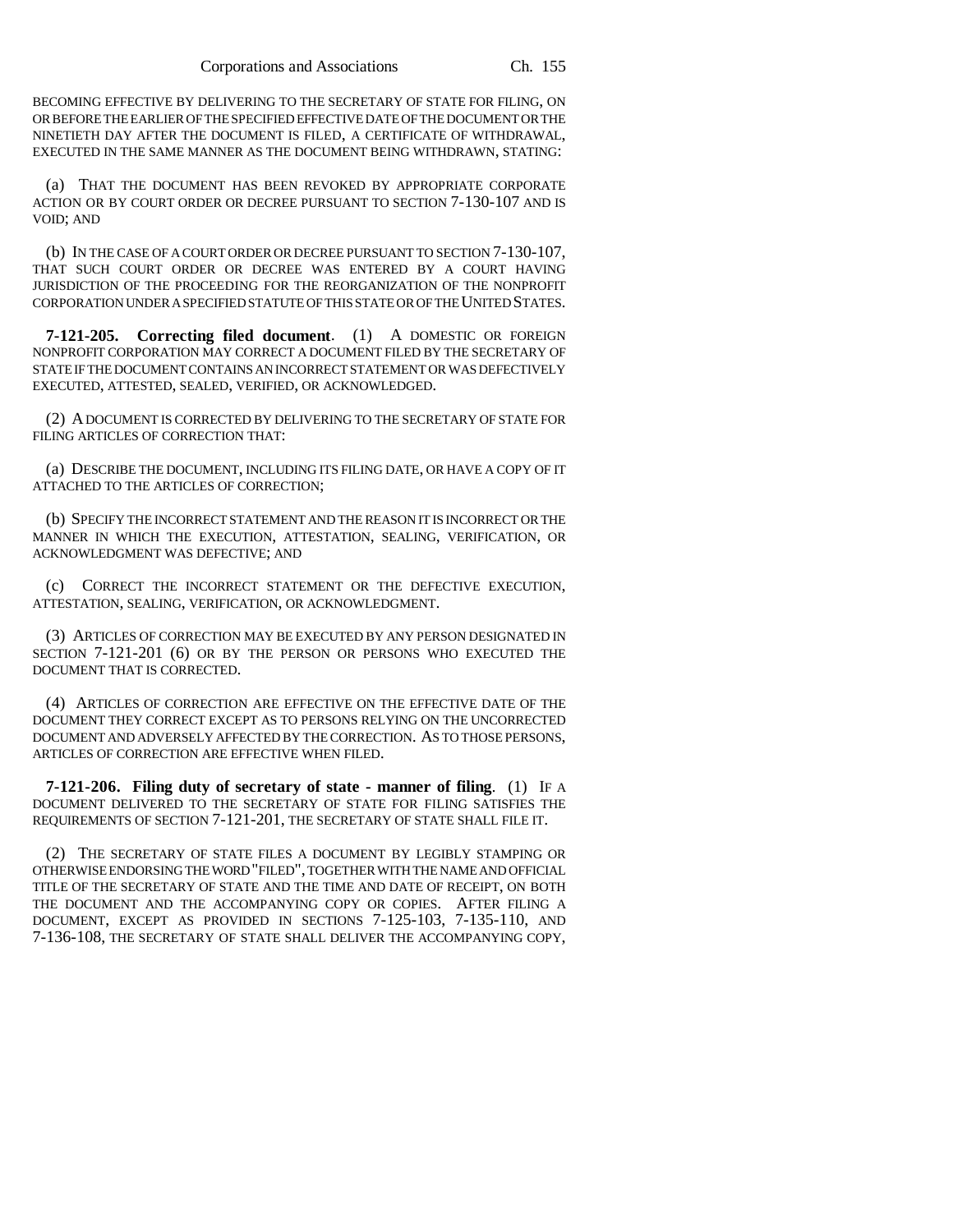BECOMING EFFECTIVE BY DELIVERING TO THE SECRETARY OF STATE FOR FILING, ON OR BEFORE THE EARLIER OF THE SPECIFIED EFFECTIVE DATE OF THE DOCUMENT OR THE NINETIETH DAY AFTER THE DOCUMENT IS FILED, A CERTIFICATE OF WITHDRAWAL, EXECUTED IN THE SAME MANNER AS THE DOCUMENT BEING WITHDRAWN, STATING:

(a) THAT THE DOCUMENT HAS BEEN REVOKED BY APPROPRIATE CORPORATE ACTION OR BY COURT ORDER OR DECREE PURSUANT TO SECTION 7-130-107 AND IS VOID; AND

(b) IN THE CASE OF A COURT ORDER OR DECREE PURSUANT TO SECTION 7-130-107, THAT SUCH COURT ORDER OR DECREE WAS ENTERED BY A COURT HAVING JURISDICTION OF THE PROCEEDING FOR THE REORGANIZATION OF THE NONPROFIT CORPORATION UNDER A SPECIFIED STATUTE OF THIS STATE OR OF THE UNITED STATES.

**7-121-205. Correcting filed document**. (1) A DOMESTIC OR FOREIGN NONPROFIT CORPORATION MAY CORRECT A DOCUMENT FILED BY THE SECRETARY OF STATE IF THE DOCUMENT CONTAINS AN INCORRECT STATEMENT OR WAS DEFECTIVELY EXECUTED, ATTESTED, SEALED, VERIFIED, OR ACKNOWLEDGED.

(2) A DOCUMENT IS CORRECTED BY DELIVERING TO THE SECRETARY OF STATE FOR FILING ARTICLES OF CORRECTION THAT:

(a) DESCRIBE THE DOCUMENT, INCLUDING ITS FILING DATE, OR HAVE A COPY OF IT ATTACHED TO THE ARTICLES OF CORRECTION;

(b) SPECIFY THE INCORRECT STATEMENT AND THE REASON IT IS INCORRECT OR THE MANNER IN WHICH THE EXECUTION, ATTESTATION, SEALING, VERIFICATION, OR ACKNOWLEDGMENT WAS DEFECTIVE; AND

(c) CORRECT THE INCORRECT STATEMENT OR THE DEFECTIVE EXECUTION, ATTESTATION, SEALING, VERIFICATION, OR ACKNOWLEDGMENT.

(3) ARTICLES OF CORRECTION MAY BE EXECUTED BY ANY PERSON DESIGNATED IN SECTION 7-121-201 (6) OR BY THE PERSON OR PERSONS WHO EXECUTED THE DOCUMENT THAT IS CORRECTED.

(4) ARTICLES OF CORRECTION ARE EFFECTIVE ON THE EFFECTIVE DATE OF THE DOCUMENT THEY CORRECT EXCEPT AS TO PERSONS RELYING ON THE UNCORRECTED DOCUMENT AND ADVERSELY AFFECTED BY THE CORRECTION. AS TO THOSE PERSONS, ARTICLES OF CORRECTION ARE EFFECTIVE WHEN FILED.

**7-121-206. Filing duty of secretary of state - manner of filing**. (1) IF A DOCUMENT DELIVERED TO THE SECRETARY OF STATE FOR FILING SATISFIES THE REQUIREMENTS OF SECTION 7-121-201, THE SECRETARY OF STATE SHALL FILE IT.

(2) THE SECRETARY OF STATE FILES A DOCUMENT BY LEGIBLY STAMPING OR OTHERWISE ENDORSING THE WORD "FILED", TOGETHER WITH THE NAME AND OFFICIAL TITLE OF THE SECRETARY OF STATE AND THE TIME AND DATE OF RECEIPT, ON BOTH THE DOCUMENT AND THE ACCOMPANYING COPY OR COPIES. AFTER FILING A DOCUMENT, EXCEPT AS PROVIDED IN SECTIONS 7-125-103, 7-135-110, AND 7-136-108, THE SECRETARY OF STATE SHALL DELIVER THE ACCOMPANYING COPY,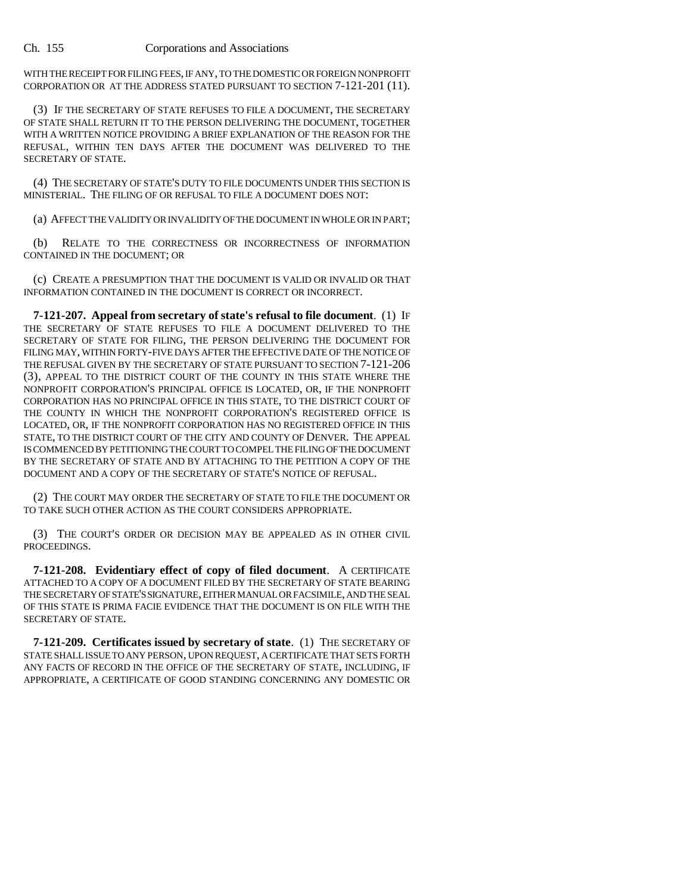WITH THE RECEIPT FOR FILING FEES, IF ANY, TO THE DOMESTIC OR FOREIGN NONPROFIT CORPORATION OR AT THE ADDRESS STATED PURSUANT TO SECTION 7-121-201 (11).

(3) IF THE SECRETARY OF STATE REFUSES TO FILE A DOCUMENT, THE SECRETARY OF STATE SHALL RETURN IT TO THE PERSON DELIVERING THE DOCUMENT, TOGETHER WITH A WRITTEN NOTICE PROVIDING A BRIEF EXPLANATION OF THE REASON FOR THE REFUSAL, WITHIN TEN DAYS AFTER THE DOCUMENT WAS DELIVERED TO THE SECRETARY OF STATE.

(4) THE SECRETARY OF STATE'S DUTY TO FILE DOCUMENTS UNDER THIS SECTION IS MINISTERIAL. THE FILING OF OR REFUSAL TO FILE A DOCUMENT DOES NOT:

(a) AFFECT THE VALIDITY OR INVALIDITY OF THE DOCUMENT IN WHOLE OR IN PART;

(b) RELATE TO THE CORRECTNESS OR INCORRECTNESS OF INFORMATION CONTAINED IN THE DOCUMENT; OR

(c) CREATE A PRESUMPTION THAT THE DOCUMENT IS VALID OR INVALID OR THAT INFORMATION CONTAINED IN THE DOCUMENT IS CORRECT OR INCORRECT.

**7-121-207. Appeal from secretary of state's refusal to file document**. (1) IF THE SECRETARY OF STATE REFUSES TO FILE A DOCUMENT DELIVERED TO THE SECRETARY OF STATE FOR FILING, THE PERSON DELIVERING THE DOCUMENT FOR FILING MAY, WITHIN FORTY-FIVE DAYS AFTER THE EFFECTIVE DATE OF THE NOTICE OF THE REFUSAL GIVEN BY THE SECRETARY OF STATE PURSUANT TO SECTION 7-121-206 (3), APPEAL TO THE DISTRICT COURT OF THE COUNTY IN THIS STATE WHERE THE NONPROFIT CORPORATION'S PRINCIPAL OFFICE IS LOCATED, OR, IF THE NONPROFIT CORPORATION HAS NO PRINCIPAL OFFICE IN THIS STATE, TO THE DISTRICT COURT OF THE COUNTY IN WHICH THE NONPROFIT CORPORATION'S REGISTERED OFFICE IS LOCATED, OR, IF THE NONPROFIT CORPORATION HAS NO REGISTERED OFFICE IN THIS STATE, TO THE DISTRICT COURT OF THE CITY AND COUNTY OF DENVER. THE APPEAL IS COMMENCED BY PETITIONING THE COURT TO COMPEL THE FILING OF THE DOCUMENT BY THE SECRETARY OF STATE AND BY ATTACHING TO THE PETITION A COPY OF THE DOCUMENT AND A COPY OF THE SECRETARY OF STATE'S NOTICE OF REFUSAL.

(2) THE COURT MAY ORDER THE SECRETARY OF STATE TO FILE THE DOCUMENT OR TO TAKE SUCH OTHER ACTION AS THE COURT CONSIDERS APPROPRIATE.

(3) THE COURT'S ORDER OR DECISION MAY BE APPEALED AS IN OTHER CIVIL PROCEEDINGS.

**7-121-208. Evidentiary effect of copy of filed document**. A CERTIFICATE ATTACHED TO A COPY OF A DOCUMENT FILED BY THE SECRETARY OF STATE BEARING THE SECRETARY OF STATE'S SIGNATURE, EITHER MANUAL OR FACSIMILE, AND THE SEAL OF THIS STATE IS PRIMA FACIE EVIDENCE THAT THE DOCUMENT IS ON FILE WITH THE SECRETARY OF STATE.

**7-121-209. Certificates issued by secretary of state**. (1) THE SECRETARY OF STATE SHALL ISSUE TO ANY PERSON, UPON REQUEST, A CERTIFICATE THAT SETS FORTH ANY FACTS OF RECORD IN THE OFFICE OF THE SECRETARY OF STATE, INCLUDING, IF APPROPRIATE, A CERTIFICATE OF GOOD STANDING CONCERNING ANY DOMESTIC OR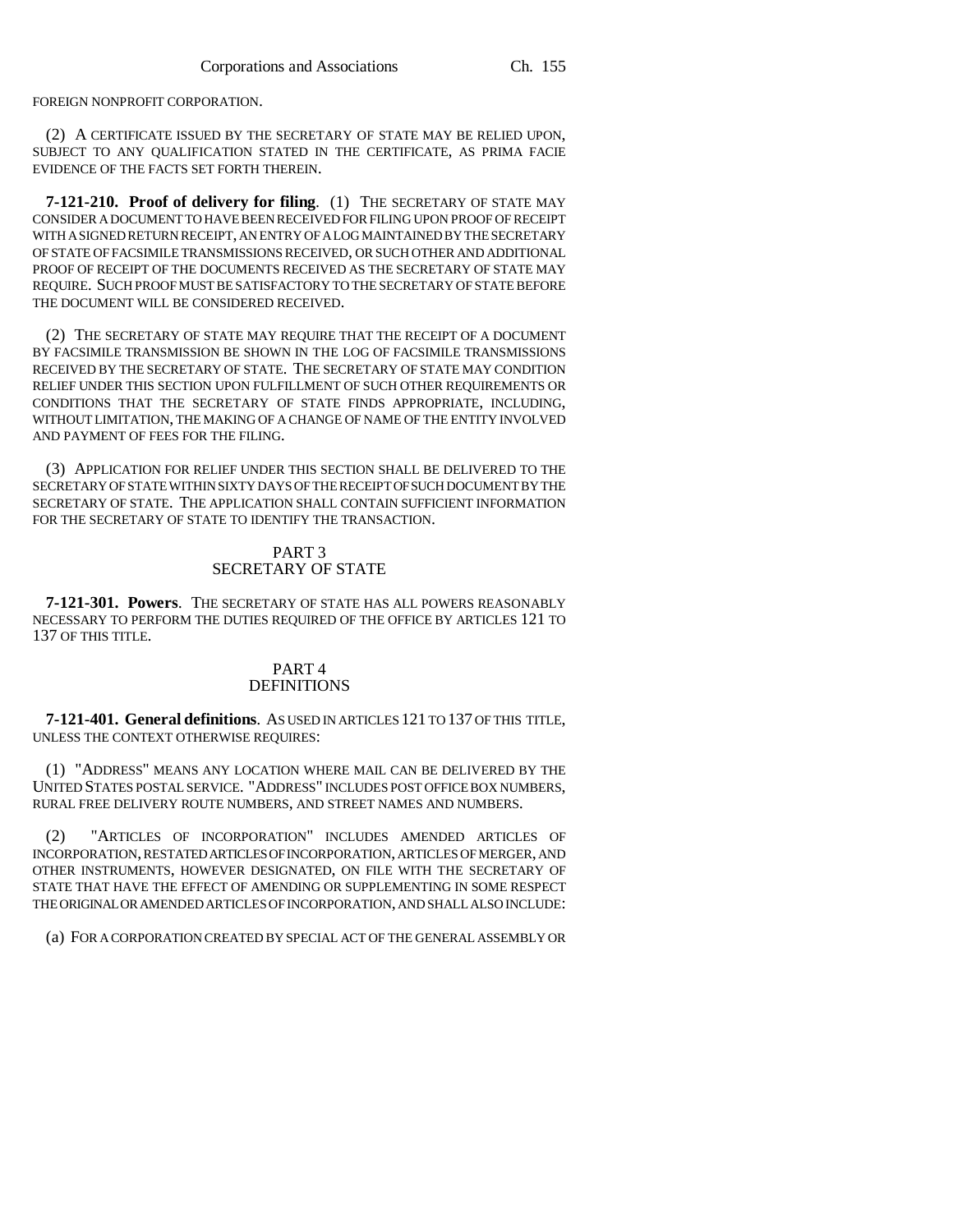FOREIGN NONPROFIT CORPORATION.

(2) A CERTIFICATE ISSUED BY THE SECRETARY OF STATE MAY BE RELIED UPON, SUBJECT TO ANY QUALIFICATION STATED IN THE CERTIFICATE, AS PRIMA FACIE EVIDENCE OF THE FACTS SET FORTH THEREIN.

**7-121-210. Proof of delivery for filing**. (1) THE SECRETARY OF STATE MAY CONSIDER A DOCUMENT TO HAVE BEEN RECEIVED FOR FILING UPON PROOF OF RECEIPT WITH A SIGNED RETURN RECEIPT, AN ENTRY OF A LOG MAINTAINED BY THE SECRETARY OF STATE OF FACSIMILE TRANSMISSIONS RECEIVED, OR SUCH OTHER AND ADDITIONAL PROOF OF RECEIPT OF THE DOCUMENTS RECEIVED AS THE SECRETARY OF STATE MAY REQUIRE. SUCH PROOF MUST BE SATISFACTORY TO THE SECRETARY OF STATE BEFORE THE DOCUMENT WILL BE CONSIDERED RECEIVED.

(2) THE SECRETARY OF STATE MAY REQUIRE THAT THE RECEIPT OF A DOCUMENT BY FACSIMILE TRANSMISSION BE SHOWN IN THE LOG OF FACSIMILE TRANSMISSIONS RECEIVED BY THE SECRETARY OF STATE. THE SECRETARY OF STATE MAY CONDITION RELIEF UNDER THIS SECTION UPON FULFILLMENT OF SUCH OTHER REQUIREMENTS OR CONDITIONS THAT THE SECRETARY OF STATE FINDS APPROPRIATE, INCLUDING, WITHOUT LIMITATION, THE MAKING OF A CHANGE OF NAME OF THE ENTITY INVOLVED AND PAYMENT OF FEES FOR THE FILING.

(3) APPLICATION FOR RELIEF UNDER THIS SECTION SHALL BE DELIVERED TO THE SECRETARY OF STATE WITHIN SIXTY DAYS OF THE RECEIPT OF SUCH DOCUMENT BY THE SECRETARY OF STATE. THE APPLICATION SHALL CONTAIN SUFFICIENT INFORMATION FOR THE SECRETARY OF STATE TO IDENTIFY THE TRANSACTION.

## PART 3
## SECRETARY OF STATE

**7-121-301. Powers**. THE SECRETARY OF STATE HAS ALL POWERS REASONABLY NECESSARY TO PERFORM THE DUTIES REQUIRED OF THE OFFICE BY ARTICLES 121 TO 137 OF THIS TITLE.

## PART 4
## DEFINITIONS

**7-121-401. General definitions**. AS USED IN ARTICLES 121 TO 137 OF THIS TITLE, UNLESS THE CONTEXT OTHERWISE REQUIRES:

(1) "ADDRESS" MEANS ANY LOCATION WHERE MAIL CAN BE DELIVERED BY THE UNITED STATES POSTAL SERVICE. "ADDRESS" INCLUDES POST OFFICE BOX NUMBERS, RURAL FREE DELIVERY ROUTE NUMBERS, AND STREET NAMES AND NUMBERS.

(2) "ARTICLES OF INCORPORATION" INCLUDES AMENDED ARTICLES OF INCORPORATION, RESTATED ARTICLES OF INCORPORATION, ARTICLES OF MERGER, AND OTHER INSTRUMENTS, HOWEVER DESIGNATED, ON FILE WITH THE SECRETARY OF STATE THAT HAVE THE EFFECT OF AMENDING OR SUPPLEMENTING IN SOME RESPECT THE ORIGINAL OR AMENDED ARTICLES OF INCORPORATION, AND SHALL ALSO INCLUDE:

(a) FOR A CORPORATION CREATED BY SPECIAL ACT OF THE GENERAL ASSEMBLY OR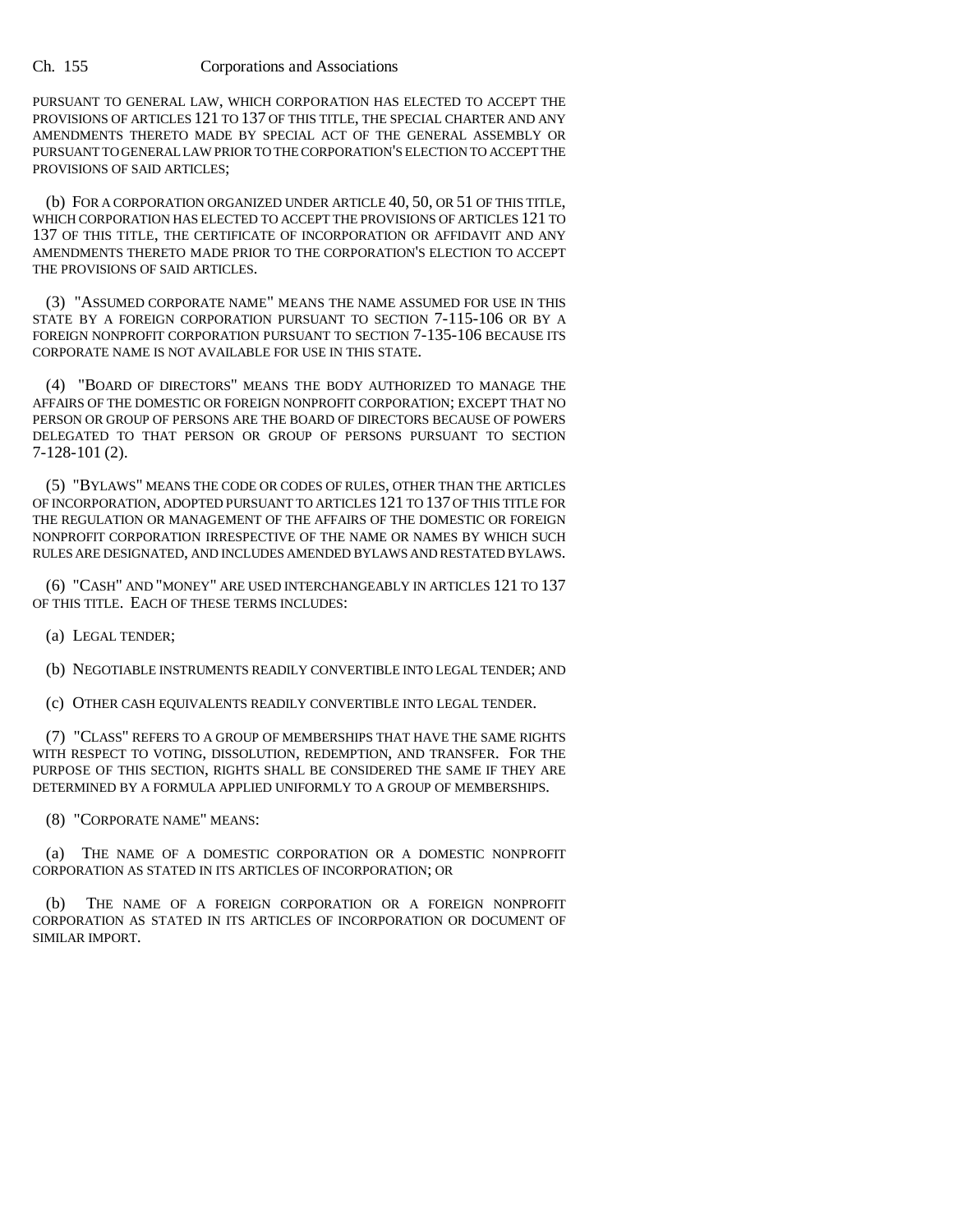PURSUANT TO GENERAL LAW, WHICH CORPORATION HAS ELECTED TO ACCEPT THE PROVISIONS OF ARTICLES 121 TO 137 OF THIS TITLE, THE SPECIAL CHARTER AND ANY AMENDMENTS THERETO MADE BY SPECIAL ACT OF THE GENERAL ASSEMBLY OR PURSUANT TO GENERAL LAW PRIOR TO THE CORPORATION'S ELECTION TO ACCEPT THE PROVISIONS OF SAID ARTICLES;

(b) FOR A CORPORATION ORGANIZED UNDER ARTICLE 40, 50, OR 51 OF THIS TITLE, WHICH CORPORATION HAS ELECTED TO ACCEPT THE PROVISIONS OF ARTICLES 121 TO 137 OF THIS TITLE, THE CERTIFICATE OF INCORPORATION OR AFFIDAVIT AND ANY AMENDMENTS THERETO MADE PRIOR TO THE CORPORATION'S ELECTION TO ACCEPT THE PROVISIONS OF SAID ARTICLES.

(3) "ASSUMED CORPORATE NAME" MEANS THE NAME ASSUMED FOR USE IN THIS STATE BY A FOREIGN CORPORATION PURSUANT TO SECTION 7-115-106 OR BY A FOREIGN NONPROFIT CORPORATION PURSUANT TO SECTION 7-135-106 BECAUSE ITS CORPORATE NAME IS NOT AVAILABLE FOR USE IN THIS STATE.

(4) "BOARD OF DIRECTORS" MEANS THE BODY AUTHORIZED TO MANAGE THE AFFAIRS OF THE DOMESTIC OR FOREIGN NONPROFIT CORPORATION; EXCEPT THAT NO PERSON OR GROUP OF PERSONS ARE THE BOARD OF DIRECTORS BECAUSE OF POWERS DELEGATED TO THAT PERSON OR GROUP OF PERSONS PURSUANT TO SECTION 7-128-101 (2).

(5) "BYLAWS" MEANS THE CODE OR CODES OF RULES, OTHER THAN THE ARTICLES OF INCORPORATION, ADOPTED PURSUANT TO ARTICLES 121 TO 137 OF THIS TITLE FOR THE REGULATION OR MANAGEMENT OF THE AFFAIRS OF THE DOMESTIC OR FOREIGN NONPROFIT CORPORATION IRRESPECTIVE OF THE NAME OR NAMES BY WHICH SUCH RULES ARE DESIGNATED, AND INCLUDES AMENDED BYLAWS AND RESTATED BYLAWS.

(6) "CASH" AND "MONEY" ARE USED INTERCHANGEABLY IN ARTICLES 121 TO 137 OF THIS TITLE. EACH OF THESE TERMS INCLUDES:

(a) LEGAL TENDER;

(b) NEGOTIABLE INSTRUMENTS READILY CONVERTIBLE INTO LEGAL TENDER; AND

(c) OTHER CASH EQUIVALENTS READILY CONVERTIBLE INTO LEGAL TENDER.

(7) "CLASS" REFERS TO A GROUP OF MEMBERSHIPS THAT HAVE THE SAME RIGHTS WITH RESPECT TO VOTING, DISSOLUTION, REDEMPTION, AND TRANSFER. FOR THE PURPOSE OF THIS SECTION, RIGHTS SHALL BE CONSIDERED THE SAME IF THEY ARE DETERMINED BY A FORMULA APPLIED UNIFORMLY TO A GROUP OF MEMBERSHIPS.

(8) "CORPORATE NAME" MEANS:

(a) THE NAME OF A DOMESTIC CORPORATION OR A DOMESTIC NONPROFIT CORPORATION AS STATED IN ITS ARTICLES OF INCORPORATION; OR

(b) THE NAME OF A FOREIGN CORPORATION OR A FOREIGN NONPROFIT CORPORATION AS STATED IN ITS ARTICLES OF INCORPORATION OR DOCUMENT OF SIMILAR IMPORT.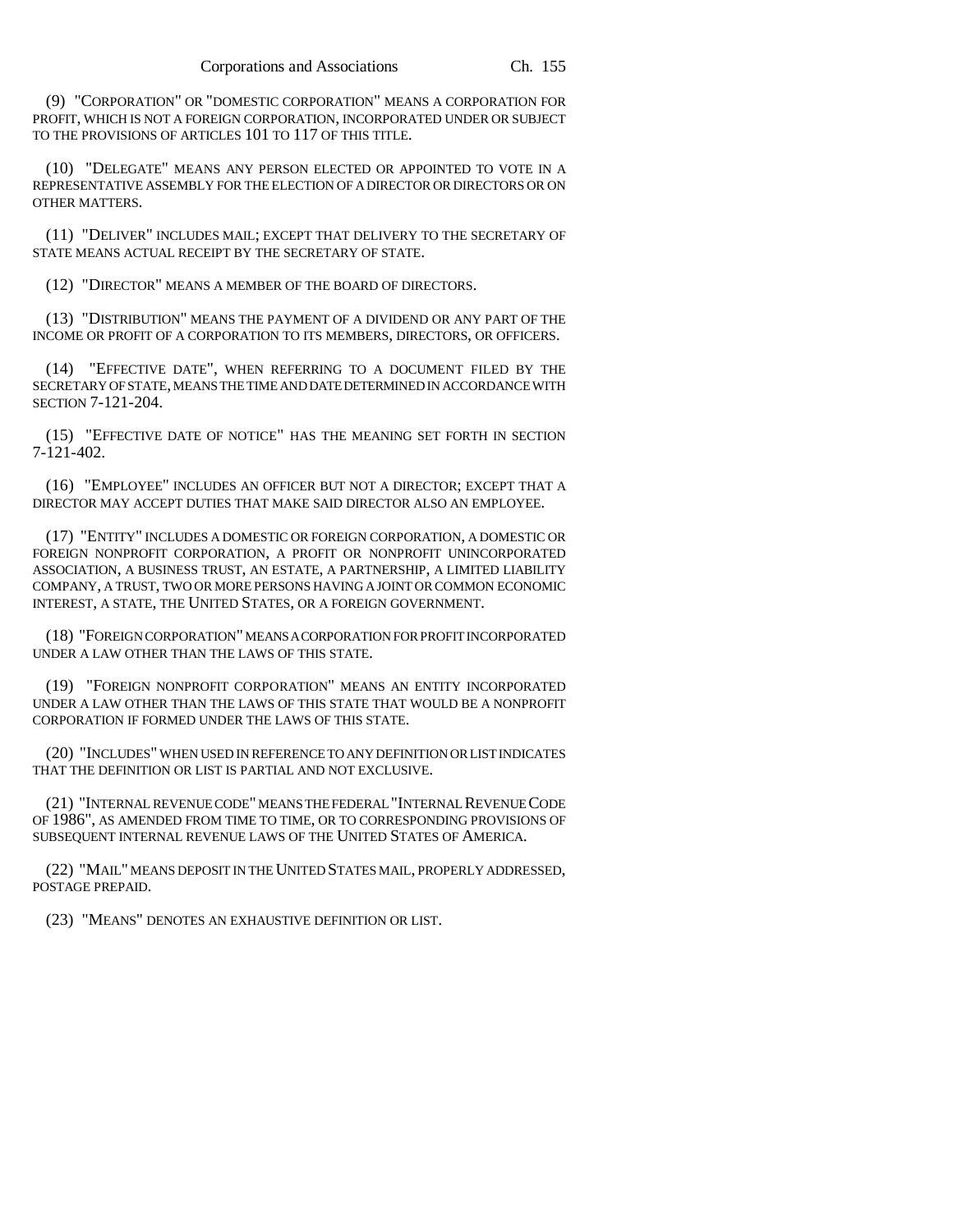(9) "CORPORATION" OR "DOMESTIC CORPORATION" MEANS A CORPORATION FOR PROFIT, WHICH IS NOT A FOREIGN CORPORATION, INCORPORATED UNDER OR SUBJECT TO THE PROVISIONS OF ARTICLES 101 TO 117 OF THIS TITLE.

(10) "DELEGATE" MEANS ANY PERSON ELECTED OR APPOINTED TO VOTE IN A REPRESENTATIVE ASSEMBLY FOR THE ELECTION OF A DIRECTOR OR DIRECTORS OR ON OTHER MATTERS.

(11) "DELIVER" INCLUDES MAIL; EXCEPT THAT DELIVERY TO THE SECRETARY OF STATE MEANS ACTUAL RECEIPT BY THE SECRETARY OF STATE.

(12) "DIRECTOR" MEANS A MEMBER OF THE BOARD OF DIRECTORS.

(13) "DISTRIBUTION" MEANS THE PAYMENT OF A DIVIDEND OR ANY PART OF THE INCOME OR PROFIT OF A CORPORATION TO ITS MEMBERS, DIRECTORS, OR OFFICERS.

(14) "EFFECTIVE DATE", WHEN REFERRING TO A DOCUMENT FILED BY THE SECRETARY OF STATE, MEANS THE TIME AND DATE DETERMINED IN ACCORDANCE WITH SECTION 7-121-204.

(15) "EFFECTIVE DATE OF NOTICE" HAS THE MEANING SET FORTH IN SECTION 7-121-402.

(16) "EMPLOYEE" INCLUDES AN OFFICER BUT NOT A DIRECTOR; EXCEPT THAT A DIRECTOR MAY ACCEPT DUTIES THAT MAKE SAID DIRECTOR ALSO AN EMPLOYEE.

(17) "ENTITY" INCLUDES A DOMESTIC OR FOREIGN CORPORATION, A DOMESTIC OR FOREIGN NONPROFIT CORPORATION, A PROFIT OR NONPROFIT UNINCORPORATED ASSOCIATION, A BUSINESS TRUST, AN ESTATE, A PARTNERSHIP, A LIMITED LIABILITY COMPANY, A TRUST, TWO OR MORE PERSONS HAVING A JOINT OR COMMON ECONOMIC INTEREST, A STATE, THE UNITED STATES, OR A FOREIGN GOVERNMENT.

(18) "FOREIGN CORPORATION" MEANS A CORPORATION FOR PROFIT INCORPORATED UNDER A LAW OTHER THAN THE LAWS OF THIS STATE.

(19) "FOREIGN NONPROFIT CORPORATION" MEANS AN ENTITY INCORPORATED UNDER A LAW OTHER THAN THE LAWS OF THIS STATE THAT WOULD BE A NONPROFIT CORPORATION IF FORMED UNDER THE LAWS OF THIS STATE.

(20) "INCLUDES" WHEN USED IN REFERENCE TO ANY DEFINITION OR LIST INDICATES THAT THE DEFINITION OR LIST IS PARTIAL AND NOT EXCLUSIVE.

(21) "INTERNAL REVENUE CODE" MEANS THE FEDERAL "INTERNAL REVENUE CODE OF 1986", AS AMENDED FROM TIME TO TIME, OR TO CORRESPONDING PROVISIONS OF SUBSEQUENT INTERNAL REVENUE LAWS OF THE UNITED STATES OF AMERICA.

(22) "MAIL" MEANS DEPOSIT IN THE UNITED STATES MAIL, PROPERLY ADDRESSED, POSTAGE PREPAID.

(23) "MEANS" DENOTES AN EXHAUSTIVE DEFINITION OR LIST.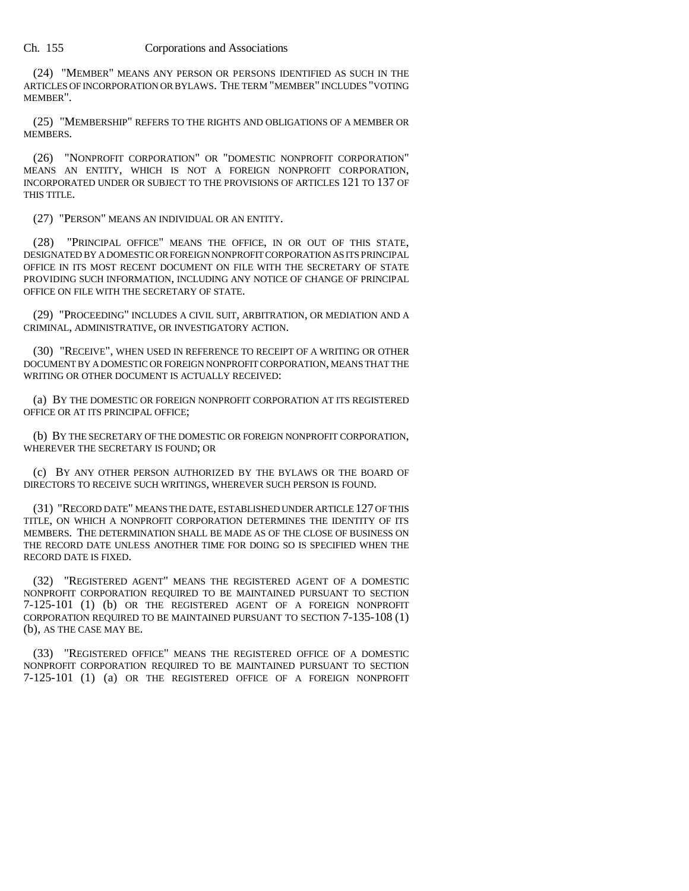(24) "MEMBER" MEANS ANY PERSON OR PERSONS IDENTIFIED AS SUCH IN THE ARTICLES OF INCORPORATION OR BYLAWS. THE TERM "MEMBER" INCLUDES "VOTING MEMBER".

(25) "MEMBERSHIP" REFERS TO THE RIGHTS AND OBLIGATIONS OF A MEMBER OR MEMBERS.

(26) "NONPROFIT CORPORATION" OR "DOMESTIC NONPROFIT CORPORATION" MEANS AN ENTITY, WHICH IS NOT A FOREIGN NONPROFIT CORPORATION, INCORPORATED UNDER OR SUBJECT TO THE PROVISIONS OF ARTICLES 121 TO 137 OF THIS TITLE.

(27) "PERSON" MEANS AN INDIVIDUAL OR AN ENTITY.

(28) "PRINCIPAL OFFICE" MEANS THE OFFICE, IN OR OUT OF THIS STATE, DESIGNATED BY A DOMESTIC OR FOREIGN NONPROFIT CORPORATION AS ITS PRINCIPAL OFFICE IN ITS MOST RECENT DOCUMENT ON FILE WITH THE SECRETARY OF STATE PROVIDING SUCH INFORMATION, INCLUDING ANY NOTICE OF CHANGE OF PRINCIPAL OFFICE ON FILE WITH THE SECRETARY OF STATE.

(29) "PROCEEDING" INCLUDES A CIVIL SUIT, ARBITRATION, OR MEDIATION AND A CRIMINAL, ADMINISTRATIVE, OR INVESTIGATORY ACTION.

(30) "RECEIVE", WHEN USED IN REFERENCE TO RECEIPT OF A WRITING OR OTHER DOCUMENT BY A DOMESTIC OR FOREIGN NONPROFIT CORPORATION, MEANS THAT THE WRITING OR OTHER DOCUMENT IS ACTUALLY RECEIVED:

(a) BY THE DOMESTIC OR FOREIGN NONPROFIT CORPORATION AT ITS REGISTERED OFFICE OR AT ITS PRINCIPAL OFFICE;

(b) BY THE SECRETARY OF THE DOMESTIC OR FOREIGN NONPROFIT CORPORATION, WHEREVER THE SECRETARY IS FOUND; OR

(c) BY ANY OTHER PERSON AUTHORIZED BY THE BYLAWS OR THE BOARD OF DIRECTORS TO RECEIVE SUCH WRITINGS, WHEREVER SUCH PERSON IS FOUND.

(31) "RECORD DATE" MEANS THE DATE, ESTABLISHED UNDER ARTICLE 127 OF THIS TITLE, ON WHICH A NONPROFIT CORPORATION DETERMINES THE IDENTITY OF ITS MEMBERS. THE DETERMINATION SHALL BE MADE AS OF THE CLOSE OF BUSINESS ON THE RECORD DATE UNLESS ANOTHER TIME FOR DOING SO IS SPECIFIED WHEN THE RECORD DATE IS FIXED.

(32) "REGISTERED AGENT" MEANS THE REGISTERED AGENT OF A DOMESTIC NONPROFIT CORPORATION REQUIRED TO BE MAINTAINED PURSUANT TO SECTION 7-125-101 (1) (b) OR THE REGISTERED AGENT OF A FOREIGN NONPROFIT CORPORATION REQUIRED TO BE MAINTAINED PURSUANT TO SECTION 7-135-108 (1) (b), AS THE CASE MAY BE.

(33) "REGISTERED OFFICE" MEANS THE REGISTERED OFFICE OF A DOMESTIC NONPROFIT CORPORATION REQUIRED TO BE MAINTAINED PURSUANT TO SECTION 7-125-101 (1) (a) OR THE REGISTERED OFFICE OF A FOREIGN NONPROFIT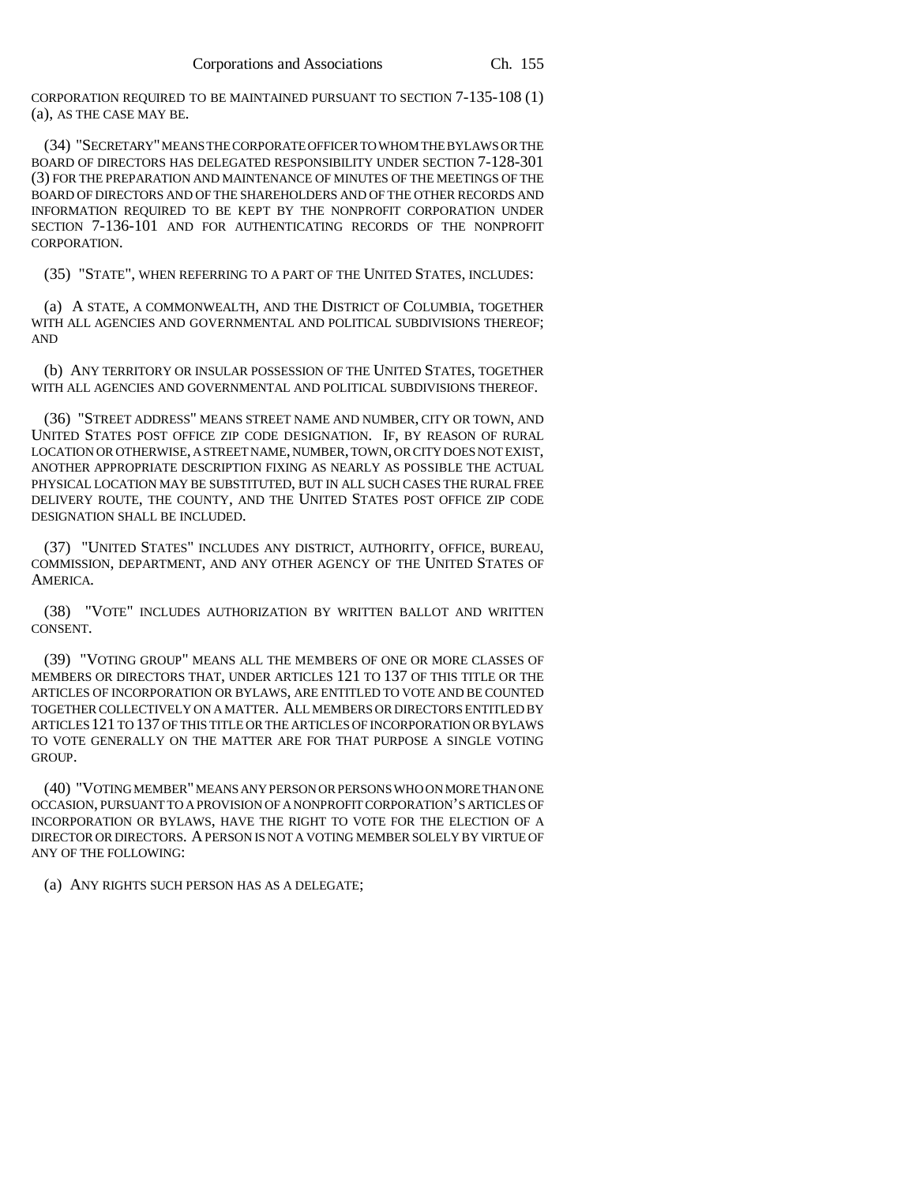CORPORATION REQUIRED TO BE MAINTAINED PURSUANT TO SECTION 7-135-108 (1) (a), AS THE CASE MAY BE.

(34) "SECRETARY" MEANS THE CORPORATE OFFICER TO WHOM THE BYLAWS OR THE BOARD OF DIRECTORS HAS DELEGATED RESPONSIBILITY UNDER SECTION 7-128-301 (3) FOR THE PREPARATION AND MAINTENANCE OF MINUTES OF THE MEETINGS OF THE BOARD OF DIRECTORS AND OF THE SHAREHOLDERS AND OF THE OTHER RECORDS AND INFORMATION REQUIRED TO BE KEPT BY THE NONPROFIT CORPORATION UNDER SECTION 7-136-101 AND FOR AUTHENTICATING RECORDS OF THE NONPROFIT CORPORATION.

(35) "STATE", WHEN REFERRING TO A PART OF THE UNITED STATES, INCLUDES:

(a) A STATE, A COMMONWEALTH, AND THE DISTRICT OF COLUMBIA, TOGETHER WITH ALL AGENCIES AND GOVERNMENTAL AND POLITICAL SUBDIVISIONS THEREOF; AND

(b) ANY TERRITORY OR INSULAR POSSESSION OF THE UNITED STATES, TOGETHER WITH ALL AGENCIES AND GOVERNMENTAL AND POLITICAL SUBDIVISIONS THEREOF.

(36) "STREET ADDRESS" MEANS STREET NAME AND NUMBER, CITY OR TOWN, AND UNITED STATES POST OFFICE ZIP CODE DESIGNATION. IF, BY REASON OF RURAL LOCATION OR OTHERWISE, A STREET NAME, NUMBER, TOWN, OR CITY DOES NOT EXIST, ANOTHER APPROPRIATE DESCRIPTION FIXING AS NEARLY AS POSSIBLE THE ACTUAL PHYSICAL LOCATION MAY BE SUBSTITUTED, BUT IN ALL SUCH CASES THE RURAL FREE DELIVERY ROUTE, THE COUNTY, AND THE UNITED STATES POST OFFICE ZIP CODE DESIGNATION SHALL BE INCLUDED.

(37) "UNITED STATES" INCLUDES ANY DISTRICT, AUTHORITY, OFFICE, BUREAU, COMMISSION, DEPARTMENT, AND ANY OTHER AGENCY OF THE UNITED STATES OF AMERICA.

(38) "VOTE" INCLUDES AUTHORIZATION BY WRITTEN BALLOT AND WRITTEN CONSENT.

(39) "VOTING GROUP" MEANS ALL THE MEMBERS OF ONE OR MORE CLASSES OF MEMBERS OR DIRECTORS THAT, UNDER ARTICLES 121 TO 137 OF THIS TITLE OR THE ARTICLES OF INCORPORATION OR BYLAWS, ARE ENTITLED TO VOTE AND BE COUNTED TOGETHER COLLECTIVELY ON A MATTER. ALL MEMBERS OR DIRECTORS ENTITLED BY ARTICLES 121 TO 137 OF THIS TITLE OR THE ARTICLES OF INCORPORATION OR BYLAWS TO VOTE GENERALLY ON THE MATTER ARE FOR THAT PURPOSE A SINGLE VOTING GROUP.

(40) "VOTING MEMBER" MEANS ANY PERSON OR PERSONS WHO ON MORE THAN ONE OCCASION, PURSUANT TO A PROVISION OF A NONPROFIT CORPORATION'S ARTICLES OF INCORPORATION OR BYLAWS, HAVE THE RIGHT TO VOTE FOR THE ELECTION OF A DIRECTOR OR DIRECTORS. A PERSON IS NOT A VOTING MEMBER SOLELY BY VIRTUE OF ANY OF THE FOLLOWING:

(a) ANY RIGHTS SUCH PERSON HAS AS A DELEGATE;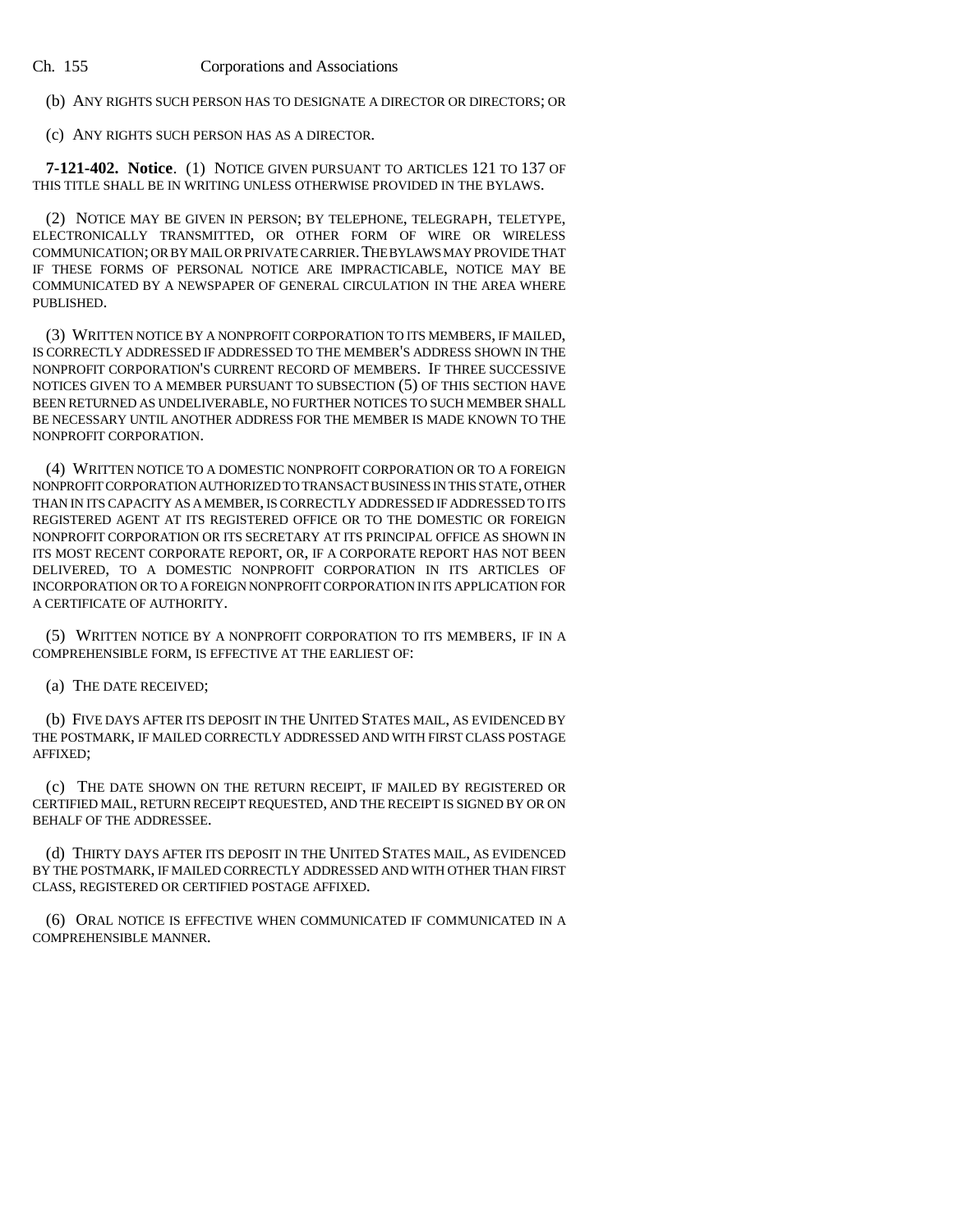(b) ANY RIGHTS SUCH PERSON HAS TO DESIGNATE A DIRECTOR OR DIRECTORS; OR

(c) ANY RIGHTS SUCH PERSON HAS AS A DIRECTOR.

**7-121-402. Notice**. (1) NOTICE GIVEN PURSUANT TO ARTICLES 121 TO 137 OF THIS TITLE SHALL BE IN WRITING UNLESS OTHERWISE PROVIDED IN THE BYLAWS.

(2) NOTICE MAY BE GIVEN IN PERSON; BY TELEPHONE, TELEGRAPH, TELETYPE, ELECTRONICALLY TRANSMITTED, OR OTHER FORM OF WIRE OR WIRELESS COMMUNICATION; OR BY MAIL OR PRIVATE CARRIER. THE BYLAWS MAY PROVIDE THAT IF THESE FORMS OF PERSONAL NOTICE ARE IMPRACTICABLE, NOTICE MAY BE COMMUNICATED BY A NEWSPAPER OF GENERAL CIRCULATION IN THE AREA WHERE PUBLISHED.

(3) WRITTEN NOTICE BY A NONPROFIT CORPORATION TO ITS MEMBERS, IF MAILED, IS CORRECTLY ADDRESSED IF ADDRESSED TO THE MEMBER'S ADDRESS SHOWN IN THE NONPROFIT CORPORATION'S CURRENT RECORD OF MEMBERS. IF THREE SUCCESSIVE NOTICES GIVEN TO A MEMBER PURSUANT TO SUBSECTION (5) OF THIS SECTION HAVE BEEN RETURNED AS UNDELIVERABLE, NO FURTHER NOTICES TO SUCH MEMBER SHALL BE NECESSARY UNTIL ANOTHER ADDRESS FOR THE MEMBER IS MADE KNOWN TO THE NONPROFIT CORPORATION.

(4) WRITTEN NOTICE TO A DOMESTIC NONPROFIT CORPORATION OR TO A FOREIGN NONPROFIT CORPORATION AUTHORIZED TO TRANSACT BUSINESS IN THIS STATE, OTHER THAN IN ITS CAPACITY AS A MEMBER, IS CORRECTLY ADDRESSED IF ADDRESSED TO ITS REGISTERED AGENT AT ITS REGISTERED OFFICE OR TO THE DOMESTIC OR FOREIGN NONPROFIT CORPORATION OR ITS SECRETARY AT ITS PRINCIPAL OFFICE AS SHOWN IN ITS MOST RECENT CORPORATE REPORT, OR, IF A CORPORATE REPORT HAS NOT BEEN DELIVERED, TO A DOMESTIC NONPROFIT CORPORATION IN ITS ARTICLES OF INCORPORATION OR TO A FOREIGN NONPROFIT CORPORATION IN ITS APPLICATION FOR A CERTIFICATE OF AUTHORITY.

(5) WRITTEN NOTICE BY A NONPROFIT CORPORATION TO ITS MEMBERS, IF IN A COMPREHENSIBLE FORM, IS EFFECTIVE AT THE EARLIEST OF:

(a) THE DATE RECEIVED;

(b) FIVE DAYS AFTER ITS DEPOSIT IN THE UNITED STATES MAIL, AS EVIDENCED BY THE POSTMARK, IF MAILED CORRECTLY ADDRESSED AND WITH FIRST CLASS POSTAGE AFFIXED;

(c) THE DATE SHOWN ON THE RETURN RECEIPT, IF MAILED BY REGISTERED OR CERTIFIED MAIL, RETURN RECEIPT REQUESTED, AND THE RECEIPT IS SIGNED BY OR ON BEHALF OF THE ADDRESSEE.

(d) THIRTY DAYS AFTER ITS DEPOSIT IN THE UNITED STATES MAIL, AS EVIDENCED BY THE POSTMARK, IF MAILED CORRECTLY ADDRESSED AND WITH OTHER THAN FIRST CLASS, REGISTERED OR CERTIFIED POSTAGE AFFIXED.

(6) ORAL NOTICE IS EFFECTIVE WHEN COMMUNICATED IF COMMUNICATED IN A COMPREHENSIBLE MANNER.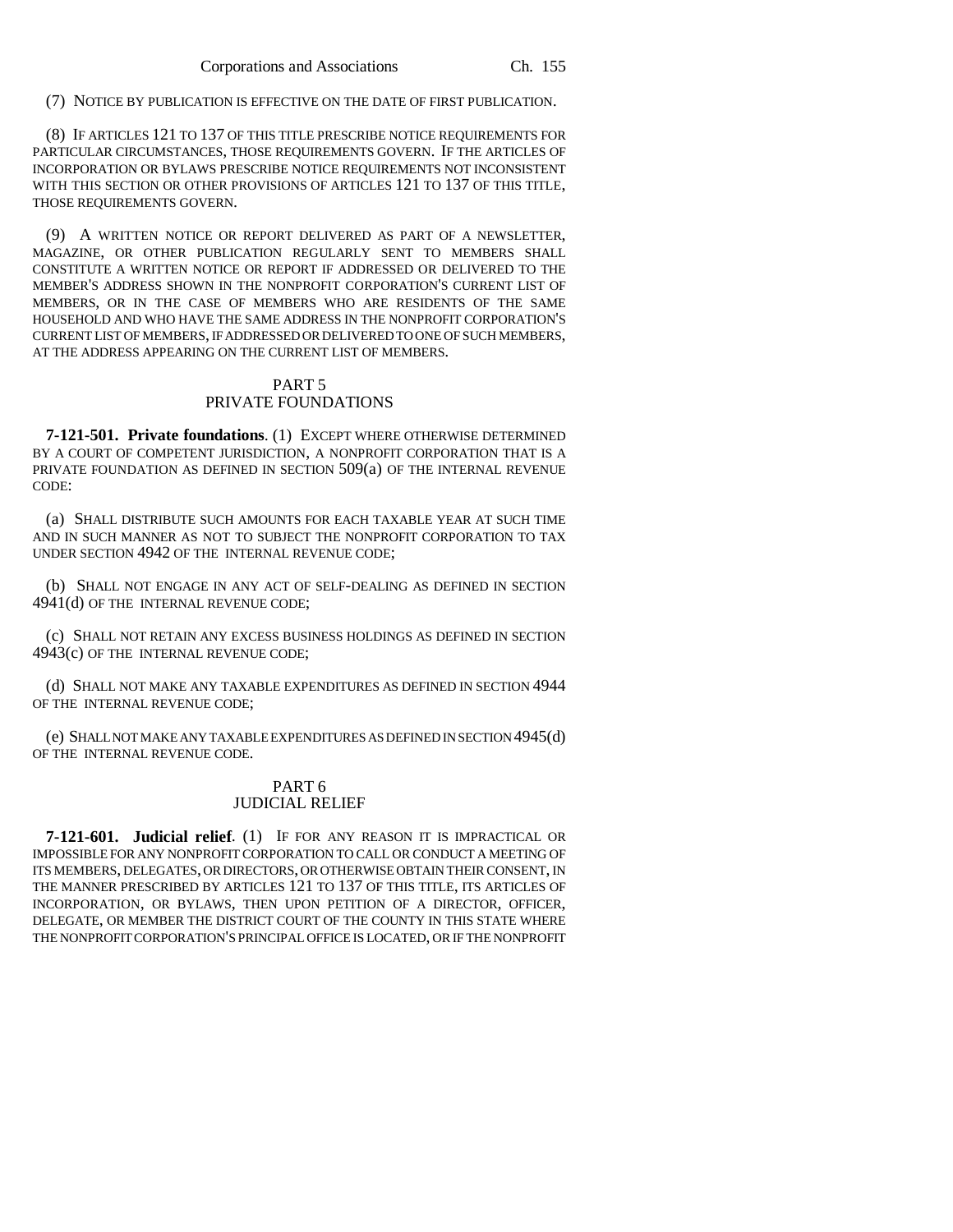(7) NOTICE BY PUBLICATION IS EFFECTIVE ON THE DATE OF FIRST PUBLICATION.

(8) IF ARTICLES 121 TO 137 OF THIS TITLE PRESCRIBE NOTICE REQUIREMENTS FOR PARTICULAR CIRCUMSTANCES, THOSE REQUIREMENTS GOVERN. IF THE ARTICLES OF INCORPORATION OR BYLAWS PRESCRIBE NOTICE REQUIREMENTS NOT INCONSISTENT WITH THIS SECTION OR OTHER PROVISIONS OF ARTICLES 121 TO 137 OF THIS TITLE, THOSE REQUIREMENTS GOVERN.

(9) A WRITTEN NOTICE OR REPORT DELIVERED AS PART OF A NEWSLETTER, MAGAZINE, OR OTHER PUBLICATION REGULARLY SENT TO MEMBERS SHALL CONSTITUTE A WRITTEN NOTICE OR REPORT IF ADDRESSED OR DELIVERED TO THE MEMBER'S ADDRESS SHOWN IN THE NONPROFIT CORPORATION'S CURRENT LIST OF MEMBERS, OR IN THE CASE OF MEMBERS WHO ARE RESIDENTS OF THE SAME HOUSEHOLD AND WHO HAVE THE SAME ADDRESS IN THE NONPROFIT CORPORATION'S CURRENT LIST OF MEMBERS, IF ADDRESSED OR DELIVERED TO ONE OF SUCH MEMBERS, AT THE ADDRESS APPEARING ON THE CURRENT LIST OF MEMBERS.

## PART 5
## PRIVATE FOUNDATIONS

**7-121-501. Private foundations**. (1) EXCEPT WHERE OTHERWISE DETERMINED BY A COURT OF COMPETENT JURISDICTION, A NONPROFIT CORPORATION THAT IS A PRIVATE FOUNDATION AS DEFINED IN SECTION 509(a) OF THE INTERNAL REVENUE CODE:

(a) SHALL DISTRIBUTE SUCH AMOUNTS FOR EACH TAXABLE YEAR AT SUCH TIME AND IN SUCH MANNER AS NOT TO SUBJECT THE NONPROFIT CORPORATION TO TAX UNDER SECTION 4942 OF THE INTERNAL REVENUE CODE;

(b) SHALL NOT ENGAGE IN ANY ACT OF SELF-DEALING AS DEFINED IN SECTION 4941(d) OF THE INTERNAL REVENUE CODE;

(c) SHALL NOT RETAIN ANY EXCESS BUSINESS HOLDINGS AS DEFINED IN SECTION 4943(c) OF THE INTERNAL REVENUE CODE;

(d) SHALL NOT MAKE ANY TAXABLE EXPENDITURES AS DEFINED IN SECTION 4944 OF THE INTERNAL REVENUE CODE;

(e) SHALL NOT MAKE ANY TAXABLE EXPENDITURES AS DEFINED IN SECTION 4945(d) OF THE INTERNAL REVENUE CODE.

## PART 6
## JUDICIAL RELIEF

**7-121-601. Judicial relief**. (1) IF FOR ANY REASON IT IS IMPRACTICAL OR IMPOSSIBLE FOR ANY NONPROFIT CORPORATION TO CALL OR CONDUCT A MEETING OF ITS MEMBERS, DELEGATES, OR DIRECTORS, OR OTHERWISE OBTAIN THEIR CONSENT, IN THE MANNER PRESCRIBED BY ARTICLES 121 TO 137 OF THIS TITLE, ITS ARTICLES OF INCORPORATION, OR BYLAWS, THEN UPON PETITION OF A DIRECTOR, OFFICER, DELEGATE, OR MEMBER THE DISTRICT COURT OF THE COUNTY IN THIS STATE WHERE THE NONPROFIT CORPORATION'S PRINCIPAL OFFICE IS LOCATED, OR IF THE NONPROFIT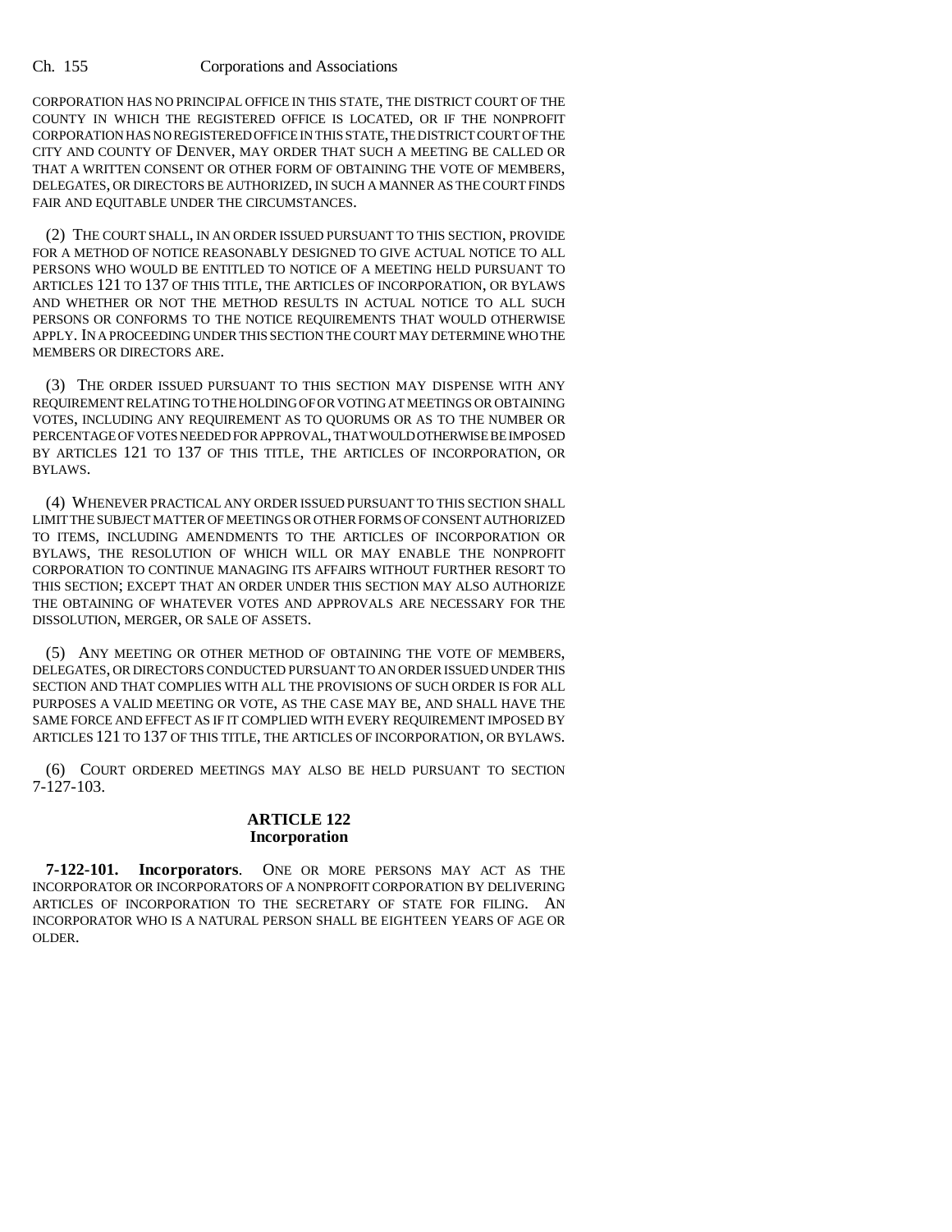CORPORATION HAS NO PRINCIPAL OFFICE IN THIS STATE, THE DISTRICT COURT OF THE COUNTY IN WHICH THE REGISTERED OFFICE IS LOCATED, OR IF THE NONPROFIT CORPORATION HAS NO REGISTERED OFFICE IN THIS STATE, THE DISTRICT COURT OF THE CITY AND COUNTY OF DENVER, MAY ORDER THAT SUCH A MEETING BE CALLED OR THAT A WRITTEN CONSENT OR OTHER FORM OF OBTAINING THE VOTE OF MEMBERS, DELEGATES, OR DIRECTORS BE AUTHORIZED, IN SUCH A MANNER AS THE COURT FINDS FAIR AND EQUITABLE UNDER THE CIRCUMSTANCES.

(2) THE COURT SHALL, IN AN ORDER ISSUED PURSUANT TO THIS SECTION, PROVIDE FOR A METHOD OF NOTICE REASONABLY DESIGNED TO GIVE ACTUAL NOTICE TO ALL PERSONS WHO WOULD BE ENTITLED TO NOTICE OF A MEETING HELD PURSUANT TO ARTICLES 121 TO 137 OF THIS TITLE, THE ARTICLES OF INCORPORATION, OR BYLAWS AND WHETHER OR NOT THE METHOD RESULTS IN ACTUAL NOTICE TO ALL SUCH PERSONS OR CONFORMS TO THE NOTICE REQUIREMENTS THAT WOULD OTHERWISE APPLY. IN A PROCEEDING UNDER THIS SECTION THE COURT MAY DETERMINE WHO THE MEMBERS OR DIRECTORS ARE.

(3) THE ORDER ISSUED PURSUANT TO THIS SECTION MAY DISPENSE WITH ANY REQUIREMENT RELATING TO THE HOLDING OF OR VOTING AT MEETINGS OR OBTAINING VOTES, INCLUDING ANY REQUIREMENT AS TO QUORUMS OR AS TO THE NUMBER OR PERCENTAGE OF VOTES NEEDED FOR APPROVAL, THAT WOULD OTHERWISE BE IMPOSED BY ARTICLES 121 TO 137 OF THIS TITLE, THE ARTICLES OF INCORPORATION, OR BYLAWS.

(4) WHENEVER PRACTICAL ANY ORDER ISSUED PURSUANT TO THIS SECTION SHALL LIMIT THE SUBJECT MATTER OF MEETINGS OR OTHER FORMS OF CONSENT AUTHORIZED TO ITEMS, INCLUDING AMENDMENTS TO THE ARTICLES OF INCORPORATION OR BYLAWS, THE RESOLUTION OF WHICH WILL OR MAY ENABLE THE NONPROFIT CORPORATION TO CONTINUE MANAGING ITS AFFAIRS WITHOUT FURTHER RESORT TO THIS SECTION; EXCEPT THAT AN ORDER UNDER THIS SECTION MAY ALSO AUTHORIZE THE OBTAINING OF WHATEVER VOTES AND APPROVALS ARE NECESSARY FOR THE DISSOLUTION, MERGER, OR SALE OF ASSETS.

(5) ANY MEETING OR OTHER METHOD OF OBTAINING THE VOTE OF MEMBERS, DELEGATES, OR DIRECTORS CONDUCTED PURSUANT TO AN ORDER ISSUED UNDER THIS SECTION AND THAT COMPLIES WITH ALL THE PROVISIONS OF SUCH ORDER IS FOR ALL PURPOSES A VALID MEETING OR VOTE, AS THE CASE MAY BE, AND SHALL HAVE THE SAME FORCE AND EFFECT AS IF IT COMPLIED WITH EVERY REQUIREMENT IMPOSED BY ARTICLES 121 TO 137 OF THIS TITLE, THE ARTICLES OF INCORPORATION, OR BYLAWS.

(6) COURT ORDERED MEETINGS MAY ALSO BE HELD PURSUANT TO SECTION 7-127-103.

## ARTICLE 122
## Incorporation

**7-122-101. Incorporators**. ONE OR MORE PERSONS MAY ACT AS THE INCORPORATOR OR INCORPORATORS OF A NONPROFIT CORPORATION BY DELIVERING ARTICLES OF INCORPORATION TO THE SECRETARY OF STATE FOR FILING. AN INCORPORATOR WHO IS A NATURAL PERSON SHALL BE EIGHTEEN YEARS OF AGE OR OLDER.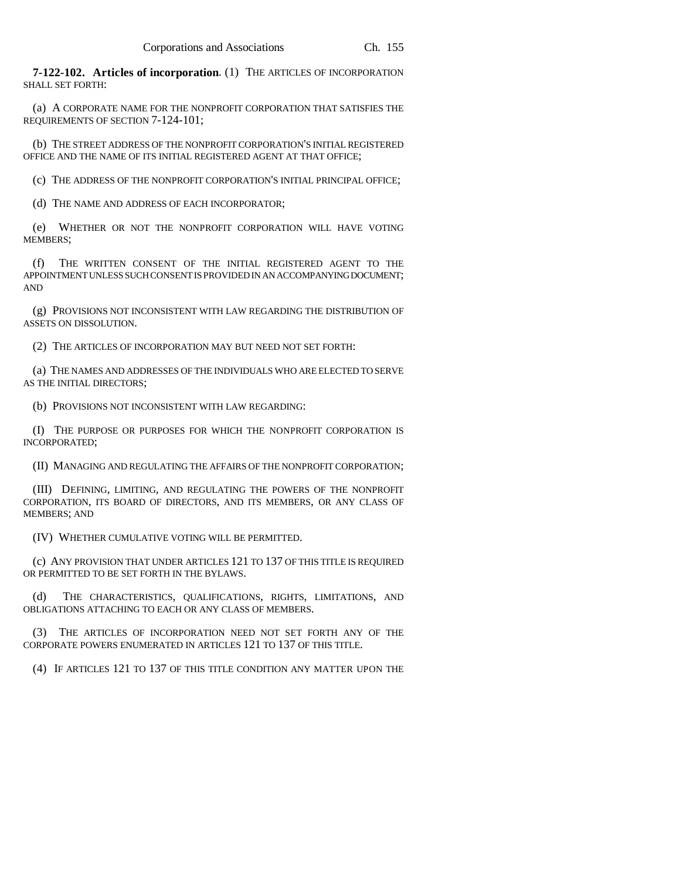**7-122-102. Articles of incorporation**. (1) THE ARTICLES OF INCORPORATION SHALL SET FORTH:

(a) A CORPORATE NAME FOR THE NONPROFIT CORPORATION THAT SATISFIES THE REQUIREMENTS OF SECTION 7-124-101;

(b) THE STREET ADDRESS OF THE NONPROFIT CORPORATION'S INITIAL REGISTERED OFFICE AND THE NAME OF ITS INITIAL REGISTERED AGENT AT THAT OFFICE;

(c) THE ADDRESS OF THE NONPROFIT CORPORATION'S INITIAL PRINCIPAL OFFICE;

(d) THE NAME AND ADDRESS OF EACH INCORPORATOR;

(e) WHETHER OR NOT THE NONPROFIT CORPORATION WILL HAVE VOTING MEMBERS;

(f) THE WRITTEN CONSENT OF THE INITIAL REGISTERED AGENT TO THE APPOINTMENT UNLESS SUCH CONSENT IS PROVIDED IN AN ACCOMPANYING DOCUMENT; AND

(g) PROVISIONS NOT INCONSISTENT WITH LAW REGARDING THE DISTRIBUTION OF ASSETS ON DISSOLUTION.

(2) THE ARTICLES OF INCORPORATION MAY BUT NEED NOT SET FORTH:

(a) THE NAMES AND ADDRESSES OF THE INDIVIDUALS WHO ARE ELECTED TO SERVE AS THE INITIAL DIRECTORS;

(b) PROVISIONS NOT INCONSISTENT WITH LAW REGARDING:

(I) THE PURPOSE OR PURPOSES FOR WHICH THE NONPROFIT CORPORATION IS INCORPORATED;

(II) MANAGING AND REGULATING THE AFFAIRS OF THE NONPROFIT CORPORATION;

(III) DEFINING, LIMITING, AND REGULATING THE POWERS OF THE NONPROFIT CORPORATION, ITS BOARD OF DIRECTORS, AND ITS MEMBERS, OR ANY CLASS OF MEMBERS; AND

(IV) WHETHER CUMULATIVE VOTING WILL BE PERMITTED.

(c) ANY PROVISION THAT UNDER ARTICLES 121 TO 137 OF THIS TITLE IS REQUIRED OR PERMITTED TO BE SET FORTH IN THE BYLAWS.

(d) THE CHARACTERISTICS, QUALIFICATIONS, RIGHTS, LIMITATIONS, AND OBLIGATIONS ATTACHING TO EACH OR ANY CLASS OF MEMBERS.

(3) THE ARTICLES OF INCORPORATION NEED NOT SET FORTH ANY OF THE CORPORATE POWERS ENUMERATED IN ARTICLES 121 TO 137 OF THIS TITLE.

(4) IF ARTICLES 121 TO 137 OF THIS TITLE CONDITION ANY MATTER UPON THE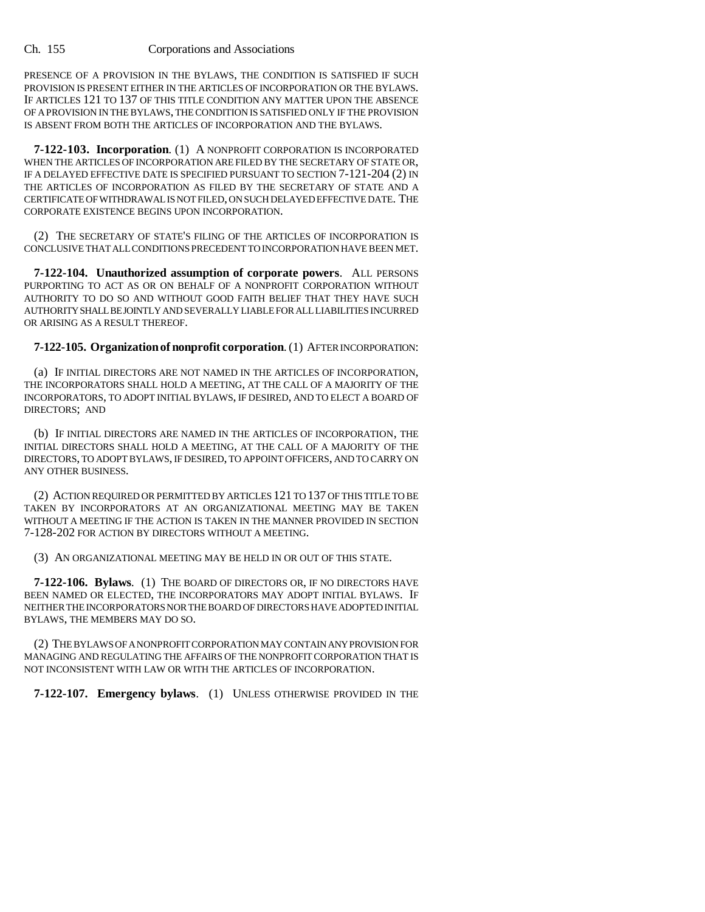PRESENCE OF A PROVISION IN THE BYLAWS, THE CONDITION IS SATISFIED IF SUCH PROVISION IS PRESENT EITHER IN THE ARTICLES OF INCORPORATION OR THE BYLAWS. IF ARTICLES 121 TO 137 OF THIS TITLE CONDITION ANY MATTER UPON THE ABSENCE OF A PROVISION IN THE BYLAWS, THE CONDITION IS SATISFIED ONLY IF THE PROVISION IS ABSENT FROM BOTH THE ARTICLES OF INCORPORATION AND THE BYLAWS.

**7-122-103. Incorporation**. (1) A NONPROFIT CORPORATION IS INCORPORATED WHEN THE ARTICLES OF INCORPORATION ARE FILED BY THE SECRETARY OF STATE OR, IF A DELAYED EFFECTIVE DATE IS SPECIFIED PURSUANT TO SECTION 7-121-204 (2) IN THE ARTICLES OF INCORPORATION AS FILED BY THE SECRETARY OF STATE AND A CERTIFICATE OF WITHDRAWAL IS NOT FILED, ON SUCH DELAYED EFFECTIVE DATE. THE CORPORATE EXISTENCE BEGINS UPON INCORPORATION.

(2) THE SECRETARY OF STATE'S FILING OF THE ARTICLES OF INCORPORATION IS CONCLUSIVE THAT ALL CONDITIONS PRECEDENT TO INCORPORATION HAVE BEEN MET.

**7-122-104. Unauthorized assumption of corporate powers**. ALL PERSONS PURPORTING TO ACT AS OR ON BEHALF OF A NONPROFIT CORPORATION WITHOUT AUTHORITY TO DO SO AND WITHOUT GOOD FAITH BELIEF THAT THEY HAVE SUCH AUTHORITY SHALL BE JOINTLY AND SEVERALLY LIABLE FOR ALL LIABILITIES INCURRED OR ARISING AS A RESULT THEREOF.

**7-122-105. Organization of nonprofit corporation**. (1) AFTER INCORPORATION:

(a) IF INITIAL DIRECTORS ARE NOT NAMED IN THE ARTICLES OF INCORPORATION, THE INCORPORATORS SHALL HOLD A MEETING, AT THE CALL OF A MAJORITY OF THE INCORPORATORS, TO ADOPT INITIAL BYLAWS, IF DESIRED, AND TO ELECT A BOARD OF DIRECTORS; AND

(b) IF INITIAL DIRECTORS ARE NAMED IN THE ARTICLES OF INCORPORATION, THE INITIAL DIRECTORS SHALL HOLD A MEETING, AT THE CALL OF A MAJORITY OF THE DIRECTORS, TO ADOPT BYLAWS, IF DESIRED, TO APPOINT OFFICERS, AND TO CARRY ON ANY OTHER BUSINESS.

(2) ACTION REQUIRED OR PERMITTED BY ARTICLES 121 TO 137 OF THIS TITLE TO BE TAKEN BY INCORPORATORS AT AN ORGANIZATIONAL MEETING MAY BE TAKEN WITHOUT A MEETING IF THE ACTION IS TAKEN IN THE MANNER PROVIDED IN SECTION 7-128-202 FOR ACTION BY DIRECTORS WITHOUT A MEETING.

(3) AN ORGANIZATIONAL MEETING MAY BE HELD IN OR OUT OF THIS STATE.

**7-122-106. Bylaws**. (1) THE BOARD OF DIRECTORS OR, IF NO DIRECTORS HAVE BEEN NAMED OR ELECTED, THE INCORPORATORS MAY ADOPT INITIAL BYLAWS. IF NEITHER THE INCORPORATORS NOR THE BOARD OF DIRECTORS HAVE ADOPTED INITIAL BYLAWS, THE MEMBERS MAY DO SO.

(2) THE BYLAWS OF A NONPROFIT CORPORATION MAY CONTAIN ANY PROVISION FOR MANAGING AND REGULATING THE AFFAIRS OF THE NONPROFIT CORPORATION THAT IS NOT INCONSISTENT WITH LAW OR WITH THE ARTICLES OF INCORPORATION.

**7-122-107. Emergency bylaws**. (1) UNLESS OTHERWISE PROVIDED IN THE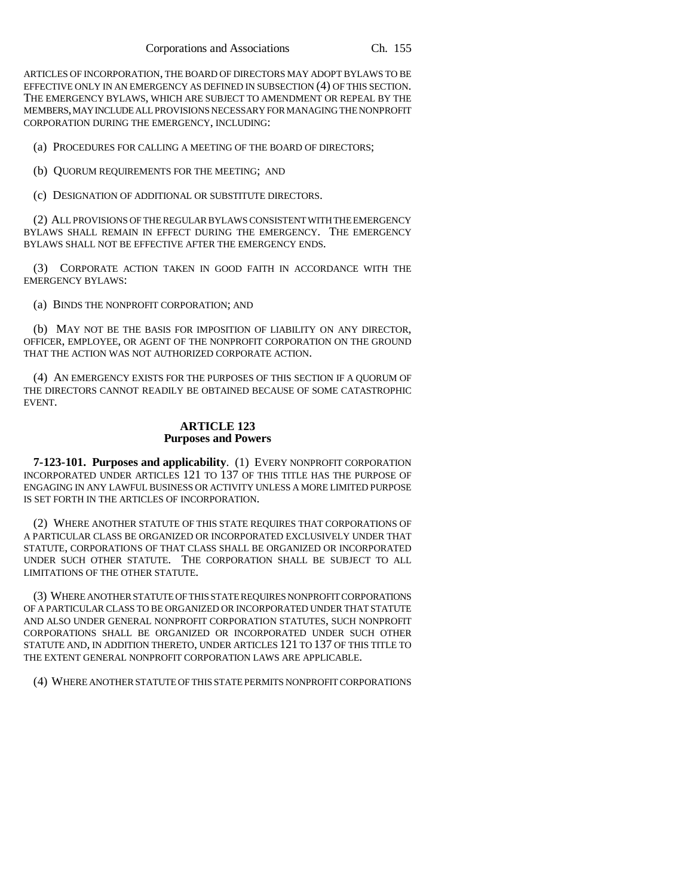ARTICLES OF INCORPORATION, THE BOARD OF DIRECTORS MAY ADOPT BYLAWS TO BE EFFECTIVE ONLY IN AN EMERGENCY AS DEFINED IN SUBSECTION (4) OF THIS SECTION. THE EMERGENCY BYLAWS, WHICH ARE SUBJECT TO AMENDMENT OR REPEAL BY THE MEMBERS, MAY INCLUDE ALL PROVISIONS NECESSARY FOR MANAGING THE NONPROFIT CORPORATION DURING THE EMERGENCY, INCLUDING:

(a) PROCEDURES FOR CALLING A MEETING OF THE BOARD OF DIRECTORS;

(b) QUORUM REQUIREMENTS FOR THE MEETING; AND

(c) DESIGNATION OF ADDITIONAL OR SUBSTITUTE DIRECTORS.

(2) ALL PROVISIONS OF THE REGULAR BYLAWS CONSISTENT WITH THE EMERGENCY BYLAWS SHALL REMAIN IN EFFECT DURING THE EMERGENCY. THE EMERGENCY BYLAWS SHALL NOT BE EFFECTIVE AFTER THE EMERGENCY ENDS.

(3) CORPORATE ACTION TAKEN IN GOOD FAITH IN ACCORDANCE WITH THE EMERGENCY BYLAWS:

(a) BINDS THE NONPROFIT CORPORATION; AND

(b) MAY NOT BE THE BASIS FOR IMPOSITION OF LIABILITY ON ANY DIRECTOR, OFFICER, EMPLOYEE, OR AGENT OF THE NONPROFIT CORPORATION ON THE GROUND THAT THE ACTION WAS NOT AUTHORIZED CORPORATE ACTION.

(4) AN EMERGENCY EXISTS FOR THE PURPOSES OF THIS SECTION IF A QUORUM OF THE DIRECTORS CANNOT READILY BE OBTAINED BECAUSE OF SOME CATASTROPHIC EVENT.

## ARTICLE 123
## Purposes and Powers

**7-123-101. Purposes and applicability**. (1) EVERY NONPROFIT CORPORATION INCORPORATED UNDER ARTICLES 121 TO 137 OF THIS TITLE HAS THE PURPOSE OF ENGAGING IN ANY LAWFUL BUSINESS OR ACTIVITY UNLESS A MORE LIMITED PURPOSE IS SET FORTH IN THE ARTICLES OF INCORPORATION.

(2) WHERE ANOTHER STATUTE OF THIS STATE REQUIRES THAT CORPORATIONS OF A PARTICULAR CLASS BE ORGANIZED OR INCORPORATED EXCLUSIVELY UNDER THAT STATUTE, CORPORATIONS OF THAT CLASS SHALL BE ORGANIZED OR INCORPORATED UNDER SUCH OTHER STATUTE. THE CORPORATION SHALL BE SUBJECT TO ALL LIMITATIONS OF THE OTHER STATUTE.

(3) WHERE ANOTHER STATUTE OF THIS STATE REQUIRES NONPROFIT CORPORATIONS OF A PARTICULAR CLASS TO BE ORGANIZED OR INCORPORATED UNDER THAT STATUTE AND ALSO UNDER GENERAL NONPROFIT CORPORATION STATUTES, SUCH NONPROFIT CORPORATIONS SHALL BE ORGANIZED OR INCORPORATED UNDER SUCH OTHER STATUTE AND, IN ADDITION THERETO, UNDER ARTICLES 121 TO 137 OF THIS TITLE TO THE EXTENT GENERAL NONPROFIT CORPORATION LAWS ARE APPLICABLE.

(4) WHERE ANOTHER STATUTE OF THIS STATE PERMITS NONPROFIT CORPORATIONS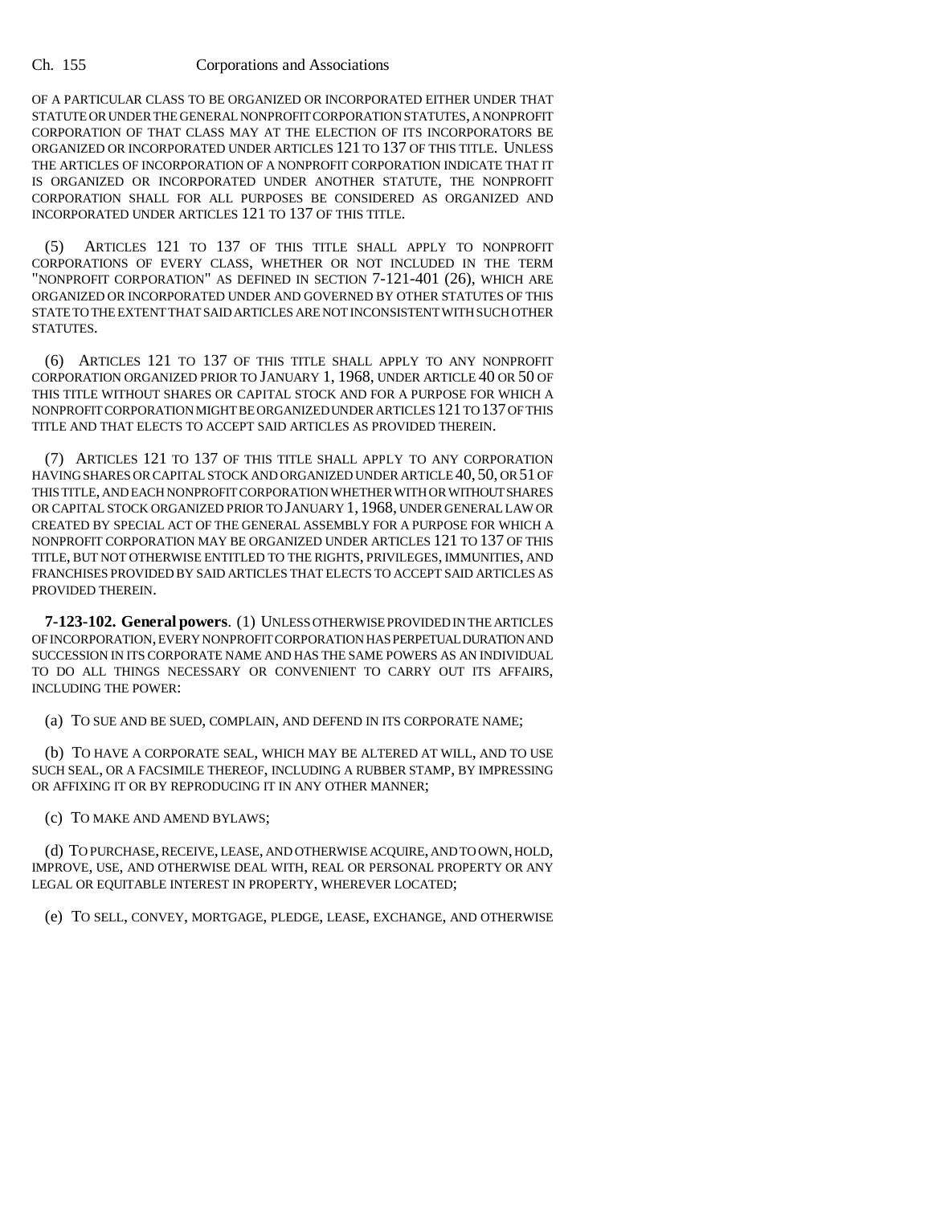OF A PARTICULAR CLASS TO BE ORGANIZED OR INCORPORATED EITHER UNDER THAT STATUTE OR UNDER THE GENERAL NONPROFIT CORPORATION STATUTES, A NONPROFIT CORPORATION OF THAT CLASS MAY AT THE ELECTION OF ITS INCORPORATORS BE ORGANIZED OR INCORPORATED UNDER ARTICLES 121 TO 137 OF THIS TITLE. UNLESS THE ARTICLES OF INCORPORATION OF A NONPROFIT CORPORATION INDICATE THAT IT IS ORGANIZED OR INCORPORATED UNDER ANOTHER STATUTE, THE NONPROFIT CORPORATION SHALL FOR ALL PURPOSES BE CONSIDERED AS ORGANIZED AND INCORPORATED UNDER ARTICLES 121 TO 137 OF THIS TITLE.

(5) ARTICLES 121 TO 137 OF THIS TITLE SHALL APPLY TO NONPROFIT CORPORATIONS OF EVERY CLASS, WHETHER OR NOT INCLUDED IN THE TERM "NONPROFIT CORPORATION" AS DEFINED IN SECTION 7-121-401 (26), WHICH ARE ORGANIZED OR INCORPORATED UNDER AND GOVERNED BY OTHER STATUTES OF THIS STATE TO THE EXTENT THAT SAID ARTICLES ARE NOT INCONSISTENT WITH SUCH OTHER STATUTES.

(6) ARTICLES 121 TO 137 OF THIS TITLE SHALL APPLY TO ANY NONPROFIT CORPORATION ORGANIZED PRIOR TO JANUARY 1, 1968, UNDER ARTICLE 40 OR 50 OF THIS TITLE WITHOUT SHARES OR CAPITAL STOCK AND FOR A PURPOSE FOR WHICH A NONPROFIT CORPORATION MIGHT BE ORGANIZED UNDER ARTICLES 121 TO 137 OF THIS TITLE AND THAT ELECTS TO ACCEPT SAID ARTICLES AS PROVIDED THEREIN.

(7) ARTICLES 121 TO 137 OF THIS TITLE SHALL APPLY TO ANY CORPORATION HAVING SHARES OR CAPITAL STOCK AND ORGANIZED UNDER ARTICLE 40, 50, OR 51 OF THIS TITLE, AND EACH NONPROFIT CORPORATION WHETHER WITH OR WITHOUT SHARES OR CAPITAL STOCK ORGANIZED PRIOR TO JANUARY 1, 1968, UNDER GENERAL LAW OR CREATED BY SPECIAL ACT OF THE GENERAL ASSEMBLY FOR A PURPOSE FOR WHICH A NONPROFIT CORPORATION MAY BE ORGANIZED UNDER ARTICLES 121 TO 137 OF THIS TITLE, BUT NOT OTHERWISE ENTITLED TO THE RIGHTS, PRIVILEGES, IMMUNITIES, AND FRANCHISES PROVIDED BY SAID ARTICLES THAT ELECTS TO ACCEPT SAID ARTICLES AS PROVIDED THEREIN.

**7-123-102. General powers**. (1) UNLESS OTHERWISE PROVIDED IN THE ARTICLES OF INCORPORATION, EVERY NONPROFIT CORPORATION HAS PERPETUAL DURATION AND SUCCESSION IN ITS CORPORATE NAME AND HAS THE SAME POWERS AS AN INDIVIDUAL TO DO ALL THINGS NECESSARY OR CONVENIENT TO CARRY OUT ITS AFFAIRS, INCLUDING THE POWER:

(a) TO SUE AND BE SUED, COMPLAIN, AND DEFEND IN ITS CORPORATE NAME;

(b) TO HAVE A CORPORATE SEAL, WHICH MAY BE ALTERED AT WILL, AND TO USE SUCH SEAL, OR A FACSIMILE THEREOF, INCLUDING A RUBBER STAMP, BY IMPRESSING OR AFFIXING IT OR BY REPRODUCING IT IN ANY OTHER MANNER;

(c) TO MAKE AND AMEND BYLAWS;

(d) TO PURCHASE, RECEIVE, LEASE, AND OTHERWISE ACQUIRE, AND TO OWN, HOLD, IMPROVE, USE, AND OTHERWISE DEAL WITH, REAL OR PERSONAL PROPERTY OR ANY LEGAL OR EQUITABLE INTEREST IN PROPERTY, WHEREVER LOCATED;

(e) TO SELL, CONVEY, MORTGAGE, PLEDGE, LEASE, EXCHANGE, AND OTHERWISE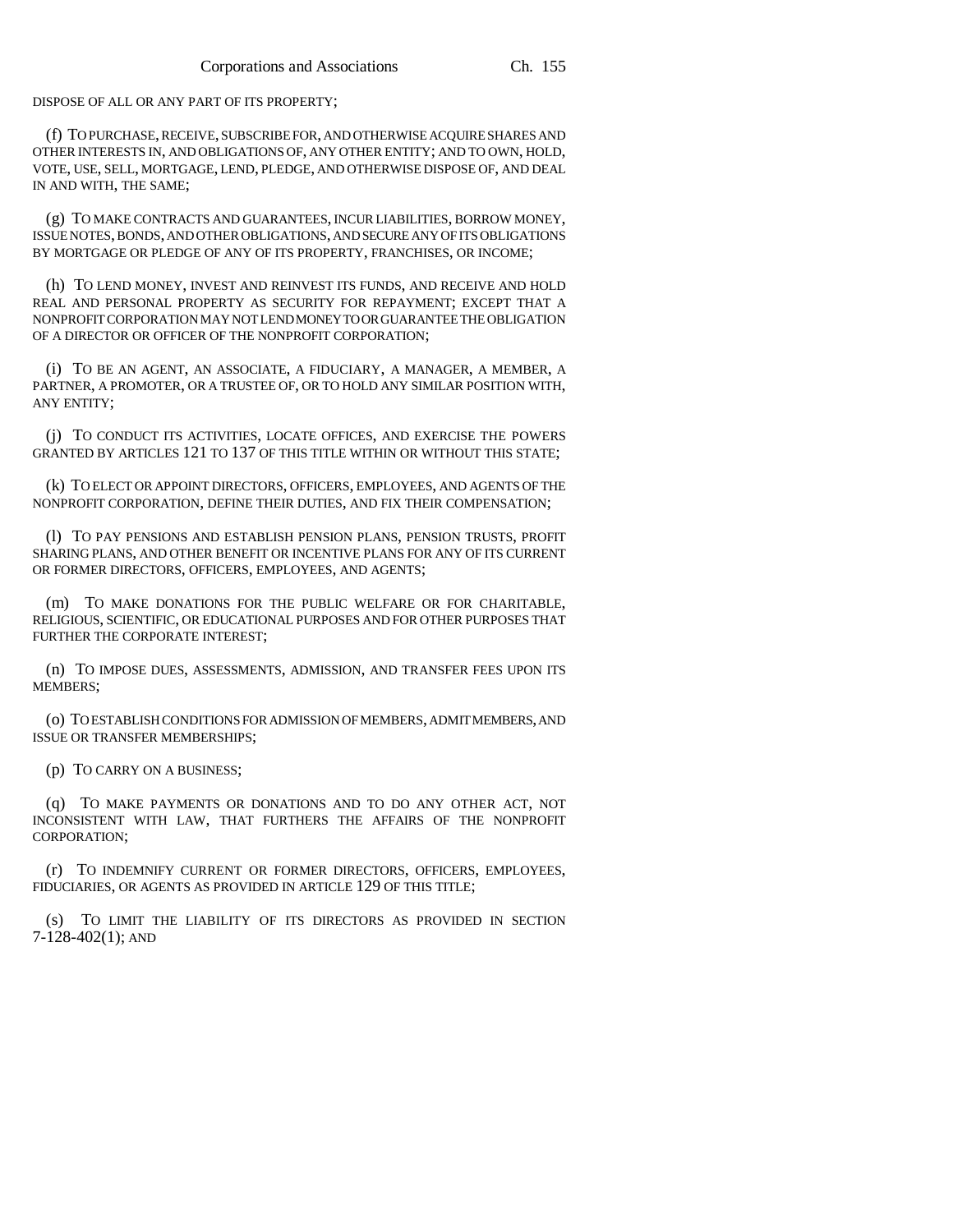DISPOSE OF ALL OR ANY PART OF ITS PROPERTY;

(f) TO PURCHASE, RECEIVE, SUBSCRIBE FOR, AND OTHERWISE ACQUIRE SHARES AND OTHER INTERESTS IN, AND OBLIGATIONS OF, ANY OTHER ENTITY; AND TO OWN, HOLD, VOTE, USE, SELL, MORTGAGE, LEND, PLEDGE, AND OTHERWISE DISPOSE OF, AND DEAL IN AND WITH, THE SAME;

(g) TO MAKE CONTRACTS AND GUARANTEES, INCUR LIABILITIES, BORROW MONEY, ISSUE NOTES, BONDS, AND OTHER OBLIGATIONS, AND SECURE ANY OF ITS OBLIGATIONS BY MORTGAGE OR PLEDGE OF ANY OF ITS PROPERTY, FRANCHISES, OR INCOME;

(h) TO LEND MONEY, INVEST AND REINVEST ITS FUNDS, AND RECEIVE AND HOLD REAL AND PERSONAL PROPERTY AS SECURITY FOR REPAYMENT; EXCEPT THAT A NONPROFIT CORPORATION MAY NOT LEND MONEY TO OR GUARANTEE THE OBLIGATION OF A DIRECTOR OR OFFICER OF THE NONPROFIT CORPORATION;

(i) TO BE AN AGENT, AN ASSOCIATE, A FIDUCIARY, A MANAGER, A MEMBER, A PARTNER, A PROMOTER, OR A TRUSTEE OF, OR TO HOLD ANY SIMILAR POSITION WITH, ANY ENTITY;

(j) TO CONDUCT ITS ACTIVITIES, LOCATE OFFICES, AND EXERCISE THE POWERS GRANTED BY ARTICLES 121 TO 137 OF THIS TITLE WITHIN OR WITHOUT THIS STATE;

(k) TO ELECT OR APPOINT DIRECTORS, OFFICERS, EMPLOYEES, AND AGENTS OF THE NONPROFIT CORPORATION, DEFINE THEIR DUTIES, AND FIX THEIR COMPENSATION;

(l) TO PAY PENSIONS AND ESTABLISH PENSION PLANS, PENSION TRUSTS, PROFIT SHARING PLANS, AND OTHER BENEFIT OR INCENTIVE PLANS FOR ANY OF ITS CURRENT OR FORMER DIRECTORS, OFFICERS, EMPLOYEES, AND AGENTS;

(m) TO MAKE DONATIONS FOR THE PUBLIC WELFARE OR FOR CHARITABLE, RELIGIOUS, SCIENTIFIC, OR EDUCATIONAL PURPOSES AND FOR OTHER PURPOSES THAT FURTHER THE CORPORATE INTEREST;

(n) TO IMPOSE DUES, ASSESSMENTS, ADMISSION, AND TRANSFER FEES UPON ITS MEMBERS;

(o) TO ESTABLISH CONDITIONS FOR ADMISSION OF MEMBERS, ADMIT MEMBERS, AND ISSUE OR TRANSFER MEMBERSHIPS;

(p) TO CARRY ON A BUSINESS;

(q) TO MAKE PAYMENTS OR DONATIONS AND TO DO ANY OTHER ACT, NOT INCONSISTENT WITH LAW, THAT FURTHERS THE AFFAIRS OF THE NONPROFIT CORPORATION;

(r) TO INDEMNIFY CURRENT OR FORMER DIRECTORS, OFFICERS, EMPLOYEES, FIDUCIARIES, OR AGENTS AS PROVIDED IN ARTICLE 129 OF THIS TITLE;

(s) TO LIMIT THE LIABILITY OF ITS DIRECTORS AS PROVIDED IN SECTION 7-128-402(1); AND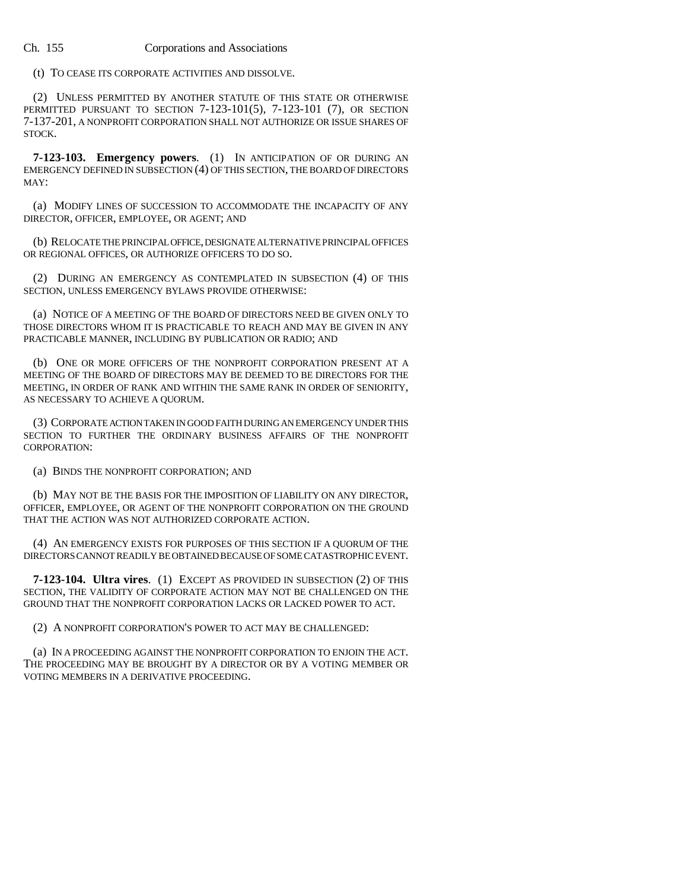(t) TO CEASE ITS CORPORATE ACTIVITIES AND DISSOLVE.

(2) UNLESS PERMITTED BY ANOTHER STATUTE OF THIS STATE OR OTHERWISE PERMITTED PURSUANT TO SECTION 7-123-101(5), 7-123-101 (7), OR SECTION 7-137-201, A NONPROFIT CORPORATION SHALL NOT AUTHORIZE OR ISSUE SHARES OF STOCK.

**7-123-103. Emergency powers**. (1) IN ANTICIPATION OF OR DURING AN EMERGENCY DEFINED IN SUBSECTION (4) OF THIS SECTION, THE BOARD OF DIRECTORS MAY:

(a) MODIFY LINES OF SUCCESSION TO ACCOMMODATE THE INCAPACITY OF ANY DIRECTOR, OFFICER, EMPLOYEE, OR AGENT; AND

(b) RELOCATE THE PRINCIPAL OFFICE, DESIGNATE ALTERNATIVE PRINCIPAL OFFICES OR REGIONAL OFFICES, OR AUTHORIZE OFFICERS TO DO SO.

(2) DURING AN EMERGENCY AS CONTEMPLATED IN SUBSECTION (4) OF THIS SECTION, UNLESS EMERGENCY BYLAWS PROVIDE OTHERWISE:

(a) NOTICE OF A MEETING OF THE BOARD OF DIRECTORS NEED BE GIVEN ONLY TO THOSE DIRECTORS WHOM IT IS PRACTICABLE TO REACH AND MAY BE GIVEN IN ANY PRACTICABLE MANNER, INCLUDING BY PUBLICATION OR RADIO; AND

(b) ONE OR MORE OFFICERS OF THE NONPROFIT CORPORATION PRESENT AT A MEETING OF THE BOARD OF DIRECTORS MAY BE DEEMED TO BE DIRECTORS FOR THE MEETING, IN ORDER OF RANK AND WITHIN THE SAME RANK IN ORDER OF SENIORITY, AS NECESSARY TO ACHIEVE A QUORUM.

(3) CORPORATE ACTION TAKEN IN GOOD FAITH DURING AN EMERGENCY UNDER THIS SECTION TO FURTHER THE ORDINARY BUSINESS AFFAIRS OF THE NONPROFIT CORPORATION:

(a) BINDS THE NONPROFIT CORPORATION; AND

(b) MAY NOT BE THE BASIS FOR THE IMPOSITION OF LIABILITY ON ANY DIRECTOR, OFFICER, EMPLOYEE, OR AGENT OF THE NONPROFIT CORPORATION ON THE GROUND THAT THE ACTION WAS NOT AUTHORIZED CORPORATE ACTION.

(4) AN EMERGENCY EXISTS FOR PURPOSES OF THIS SECTION IF A QUORUM OF THE DIRECTORS CANNOT READILY BE OBTAINED BECAUSE OF SOME CATASTROPHIC EVENT.

**7-123-104. Ultra vires**. (1) EXCEPT AS PROVIDED IN SUBSECTION (2) OF THIS SECTION, THE VALIDITY OF CORPORATE ACTION MAY NOT BE CHALLENGED ON THE GROUND THAT THE NONPROFIT CORPORATION LACKS OR LACKED POWER TO ACT.

(2) A NONPROFIT CORPORATION'S POWER TO ACT MAY BE CHALLENGED:

(a) IN A PROCEEDING AGAINST THE NONPROFIT CORPORATION TO ENJOIN THE ACT. THE PROCEEDING MAY BE BROUGHT BY A DIRECTOR OR BY A VOTING MEMBER OR VOTING MEMBERS IN A DERIVATIVE PROCEEDING.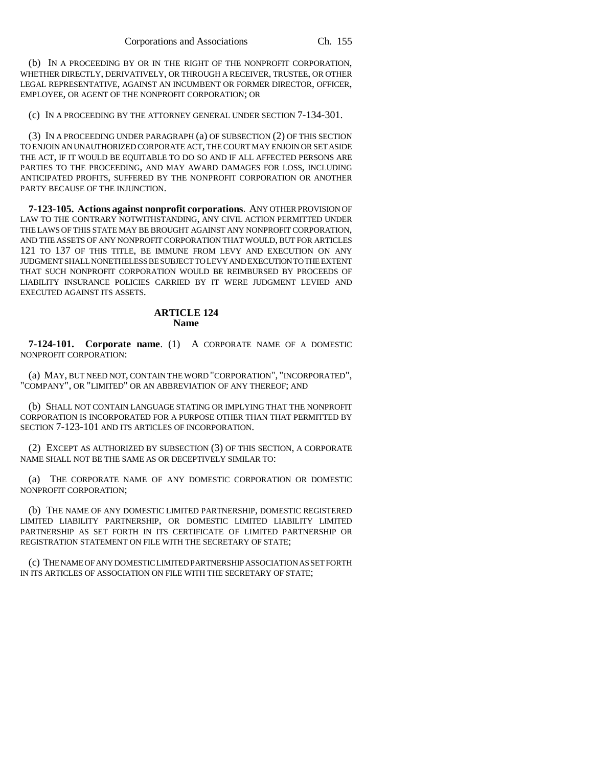(b) IN A PROCEEDING BY OR IN THE RIGHT OF THE NONPROFIT CORPORATION, WHETHER DIRECTLY, DERIVATIVELY, OR THROUGH A RECEIVER, TRUSTEE, OR OTHER LEGAL REPRESENTATIVE, AGAINST AN INCUMBENT OR FORMER DIRECTOR, OFFICER, EMPLOYEE, OR AGENT OF THE NONPROFIT CORPORATION; OR

(c) IN A PROCEEDING BY THE ATTORNEY GENERAL UNDER SECTION 7-134-301.

(3) IN A PROCEEDING UNDER PARAGRAPH (a) OF SUBSECTION (2) OF THIS SECTION TO ENJOIN AN UNAUTHORIZED CORPORATE ACT, THE COURT MAY ENJOIN OR SET ASIDE THE ACT, IF IT WOULD BE EQUITABLE TO DO SO AND IF ALL AFFECTED PERSONS ARE PARTIES TO THE PROCEEDING, AND MAY AWARD DAMAGES FOR LOSS, INCLUDING ANTICIPATED PROFITS, SUFFERED BY THE NONPROFIT CORPORATION OR ANOTHER PARTY BECAUSE OF THE INJUNCTION.

**7-123-105. Actions against nonprofit corporations**. ANY OTHER PROVISION OF LAW TO THE CONTRARY NOTWITHSTANDING, ANY CIVIL ACTION PERMITTED UNDER THE LAWS OF THIS STATE MAY BE BROUGHT AGAINST ANY NONPROFIT CORPORATION, AND THE ASSETS OF ANY NONPROFIT CORPORATION THAT WOULD, BUT FOR ARTICLES 121 TO 137 OF THIS TITLE, BE IMMUNE FROM LEVY AND EXECUTION ON ANY JUDGMENT SHALL NONETHELESS BE SUBJECT TO LEVY AND EXECUTION TO THE EXTENT THAT SUCH NONPROFIT CORPORATION WOULD BE REIMBURSED BY PROCEEDS OF LIABILITY INSURANCE POLICIES CARRIED BY IT WERE JUDGMENT LEVIED AND EXECUTED AGAINST ITS ASSETS.

## ARTICLE 124
## Name

**7-124-101. Corporate name**. (1) A CORPORATE NAME OF A DOMESTIC NONPROFIT CORPORATION:

(a) MAY, BUT NEED NOT, CONTAIN THE WORD "CORPORATION", "INCORPORATED", "COMPANY", OR "LIMITED" OR AN ABBREVIATION OF ANY THEREOF; AND

(b) SHALL NOT CONTAIN LANGUAGE STATING OR IMPLYING THAT THE NONPROFIT CORPORATION IS INCORPORATED FOR A PURPOSE OTHER THAN THAT PERMITTED BY SECTION 7-123-101 AND ITS ARTICLES OF INCORPORATION.

(2) EXCEPT AS AUTHORIZED BY SUBSECTION (3) OF THIS SECTION, A CORPORATE NAME SHALL NOT BE THE SAME AS OR DECEPTIVELY SIMILAR TO:

(a) THE CORPORATE NAME OF ANY DOMESTIC CORPORATION OR DOMESTIC NONPROFIT CORPORATION;

(b) THE NAME OF ANY DOMESTIC LIMITED PARTNERSHIP, DOMESTIC REGISTERED LIMITED LIABILITY PARTNERSHIP, OR DOMESTIC LIMITED LIABILITY LIMITED PARTNERSHIP AS SET FORTH IN ITS CERTIFICATE OF LIMITED PARTNERSHIP OR REGISTRATION STATEMENT ON FILE WITH THE SECRETARY OF STATE;

(c) THE NAME OF ANY DOMESTIC LIMITED PARTNERSHIP ASSOCIATION AS SET FORTH IN ITS ARTICLES OF ASSOCIATION ON FILE WITH THE SECRETARY OF STATE;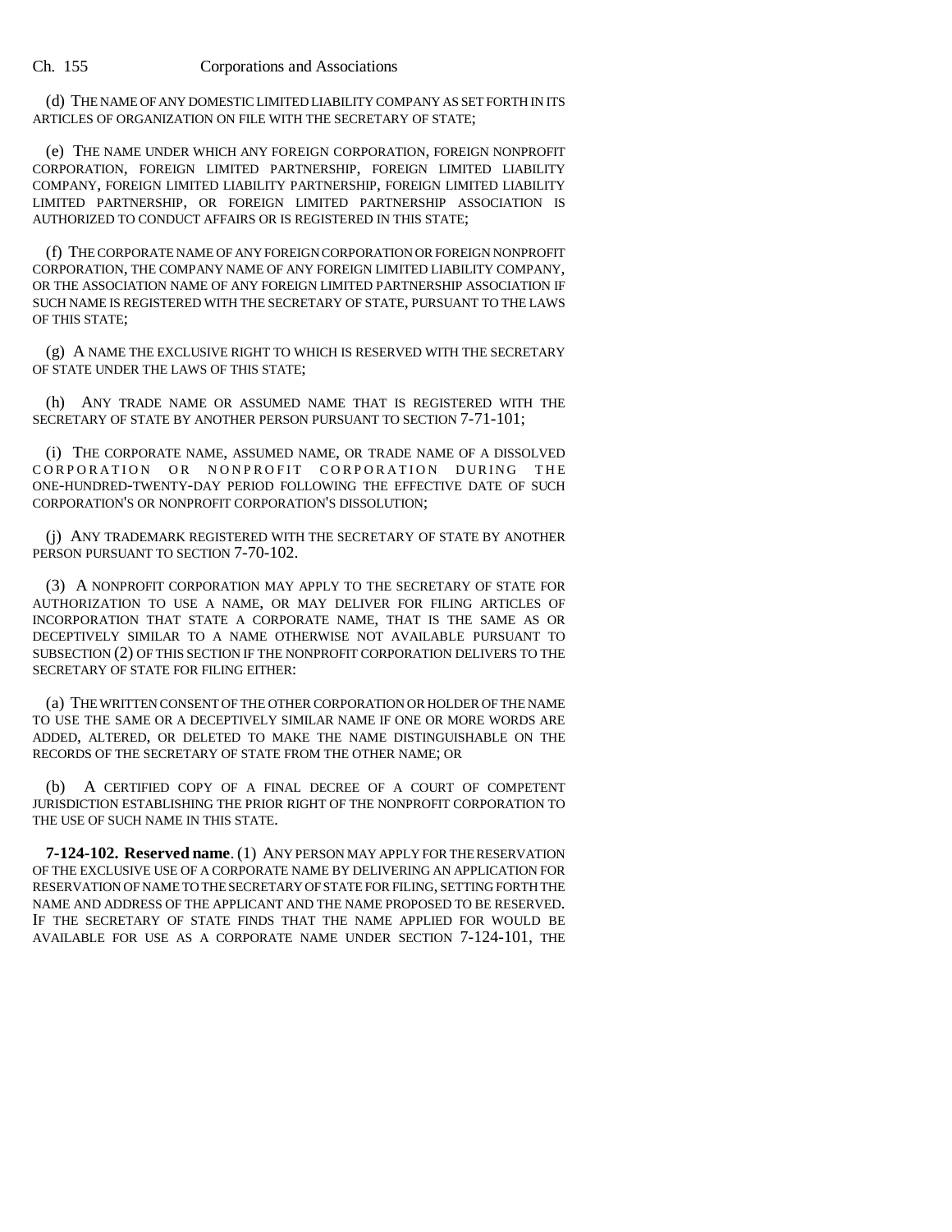(d) THE NAME OF ANY DOMESTIC LIMITED LIABILITY COMPANY AS SET FORTH IN ITS ARTICLES OF ORGANIZATION ON FILE WITH THE SECRETARY OF STATE;

(e) THE NAME UNDER WHICH ANY FOREIGN CORPORATION, FOREIGN NONPROFIT CORPORATION, FOREIGN LIMITED PARTNERSHIP, FOREIGN LIMITED LIABILITY COMPANY, FOREIGN LIMITED LIABILITY PARTNERSHIP, FOREIGN LIMITED LIABILITY LIMITED PARTNERSHIP, OR FOREIGN LIMITED PARTNERSHIP ASSOCIATION IS AUTHORIZED TO CONDUCT AFFAIRS OR IS REGISTERED IN THIS STATE;

(f) THE CORPORATE NAME OF ANY FOREIGN CORPORATION OR FOREIGN NONPROFIT CORPORATION, THE COMPANY NAME OF ANY FOREIGN LIMITED LIABILITY COMPANY, OR THE ASSOCIATION NAME OF ANY FOREIGN LIMITED PARTNERSHIP ASSOCIATION IF SUCH NAME IS REGISTERED WITH THE SECRETARY OF STATE, PURSUANT TO THE LAWS OF THIS STATE;

(g) A NAME THE EXCLUSIVE RIGHT TO WHICH IS RESERVED WITH THE SECRETARY OF STATE UNDER THE LAWS OF THIS STATE;

(h) ANY TRADE NAME OR ASSUMED NAME THAT IS REGISTERED WITH THE SECRETARY OF STATE BY ANOTHER PERSON PURSUANT TO SECTION 7-71-101;

(i) THE CORPORATE NAME, ASSUMED NAME, OR TRADE NAME OF A DISSOLVED CORPORATION OR NONPROFIT CORPORATION DURING THE ONE-HUNDRED-TWENTY-DAY PERIOD FOLLOWING THE EFFECTIVE DATE OF SUCH CORPORATION'S OR NONPROFIT CORPORATION'S DISSOLUTION;

(j) ANY TRADEMARK REGISTERED WITH THE SECRETARY OF STATE BY ANOTHER PERSON PURSUANT TO SECTION 7-70-102.

(3) A NONPROFIT CORPORATION MAY APPLY TO THE SECRETARY OF STATE FOR AUTHORIZATION TO USE A NAME, OR MAY DELIVER FOR FILING ARTICLES OF INCORPORATION THAT STATE A CORPORATE NAME, THAT IS THE SAME AS OR DECEPTIVELY SIMILAR TO A NAME OTHERWISE NOT AVAILABLE PURSUANT TO SUBSECTION (2) OF THIS SECTION IF THE NONPROFIT CORPORATION DELIVERS TO THE SECRETARY OF STATE FOR FILING EITHER:

(a) THE WRITTEN CONSENT OF THE OTHER CORPORATION OR HOLDER OF THE NAME TO USE THE SAME OR A DECEPTIVELY SIMILAR NAME IF ONE OR MORE WORDS ARE ADDED, ALTERED, OR DELETED TO MAKE THE NAME DISTINGUISHABLE ON THE RECORDS OF THE SECRETARY OF STATE FROM THE OTHER NAME; OR

(b) A CERTIFIED COPY OF A FINAL DECREE OF A COURT OF COMPETENT JURISDICTION ESTABLISHING THE PRIOR RIGHT OF THE NONPROFIT CORPORATION TO THE USE OF SUCH NAME IN THIS STATE.

**7-124-102. Reserved name**. (1) ANY PERSON MAY APPLY FOR THE RESERVATION OF THE EXCLUSIVE USE OF A CORPORATE NAME BY DELIVERING AN APPLICATION FOR RESERVATION OF NAME TO THE SECRETARY OF STATE FOR FILING, SETTING FORTH THE NAME AND ADDRESS OF THE APPLICANT AND THE NAME PROPOSED TO BE RESERVED. IF THE SECRETARY OF STATE FINDS THAT THE NAME APPLIED FOR WOULD BE AVAILABLE FOR USE AS A CORPORATE NAME UNDER SECTION 7-124-101, THE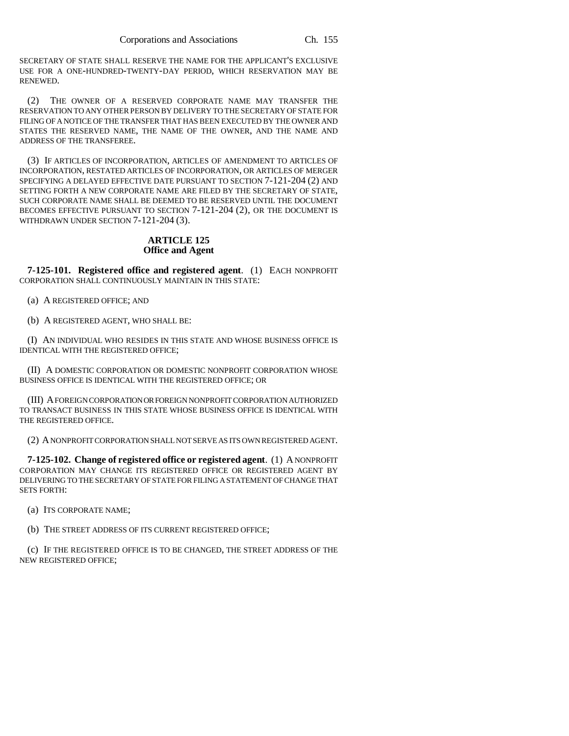SECRETARY OF STATE SHALL RESERVE THE NAME FOR THE APPLICANT'S EXCLUSIVE USE FOR A ONE-HUNDRED-TWENTY-DAY PERIOD, WHICH RESERVATION MAY BE RENEWED.

(2) THE OWNER OF A RESERVED CORPORATE NAME MAY TRANSFER THE RESERVATION TO ANY OTHER PERSON BY DELIVERY TO THE SECRETARY OF STATE FOR FILING OF A NOTICE OF THE TRANSFER THAT HAS BEEN EXECUTED BY THE OWNER AND STATES THE RESERVED NAME, THE NAME OF THE OWNER, AND THE NAME AND ADDRESS OF THE TRANSFEREE.

(3) IF ARTICLES OF INCORPORATION, ARTICLES OF AMENDMENT TO ARTICLES OF INCORPORATION, RESTATED ARTICLES OF INCORPORATION, OR ARTICLES OF MERGER SPECIFYING A DELAYED EFFECTIVE DATE PURSUANT TO SECTION 7-121-204 (2) AND SETTING FORTH A NEW CORPORATE NAME ARE FILED BY THE SECRETARY OF STATE, SUCH CORPORATE NAME SHALL BE DEEMED TO BE RESERVED UNTIL THE DOCUMENT BECOMES EFFECTIVE PURSUANT TO SECTION 7-121-204 (2), OR THE DOCUMENT IS WITHDRAWN UNDER SECTION 7-121-204 (3).

## ARTICLE 125
## Office and Agent

**7-125-101. Registered office and registered agent**. (1) EACH NONPROFIT CORPORATION SHALL CONTINUOUSLY MAINTAIN IN THIS STATE:

(a) A REGISTERED OFFICE; AND

(b) A REGISTERED AGENT, WHO SHALL BE:

(I) AN INDIVIDUAL WHO RESIDES IN THIS STATE AND WHOSE BUSINESS OFFICE IS IDENTICAL WITH THE REGISTERED OFFICE;

(II) A DOMESTIC CORPORATION OR DOMESTIC NONPROFIT CORPORATION WHOSE BUSINESS OFFICE IS IDENTICAL WITH THE REGISTERED OFFICE; OR

(III) A FOREIGN CORPORATION OR FOREIGN NONPROFIT CORPORATION AUTHORIZED TO TRANSACT BUSINESS IN THIS STATE WHOSE BUSINESS OFFICE IS IDENTICAL WITH THE REGISTERED OFFICE.

(2) A NONPROFIT CORPORATION SHALL NOT SERVE AS ITS OWN REGISTERED AGENT.

**7-125-102. Change of registered office or registered agent**. (1) A NONPROFIT CORPORATION MAY CHANGE ITS REGISTERED OFFICE OR REGISTERED AGENT BY DELIVERING TO THE SECRETARY OF STATE FOR FILING A STATEMENT OF CHANGE THAT SETS FORTH:

(a) ITS CORPORATE NAME;

(b) THE STREET ADDRESS OF ITS CURRENT REGISTERED OFFICE;

(c) IF THE REGISTERED OFFICE IS TO BE CHANGED, THE STREET ADDRESS OF THE NEW REGISTERED OFFICE;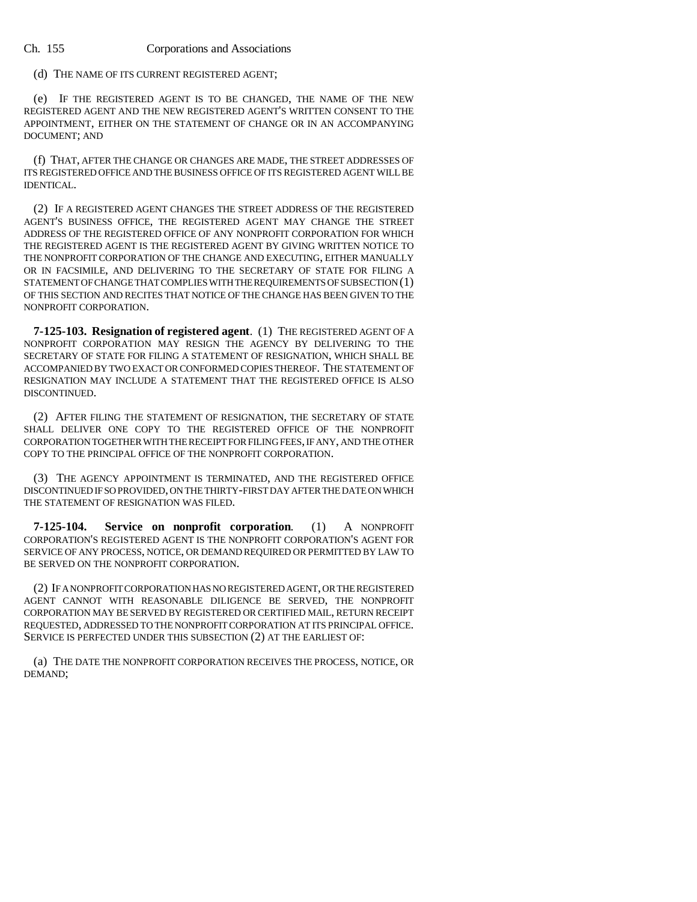(d) THE NAME OF ITS CURRENT REGISTERED AGENT;

(e) IF THE REGISTERED AGENT IS TO BE CHANGED, THE NAME OF THE NEW REGISTERED AGENT AND THE NEW REGISTERED AGENT'S WRITTEN CONSENT TO THE APPOINTMENT, EITHER ON THE STATEMENT OF CHANGE OR IN AN ACCOMPANYING DOCUMENT; AND

(f) THAT, AFTER THE CHANGE OR CHANGES ARE MADE, THE STREET ADDRESSES OF ITS REGISTERED OFFICE AND THE BUSINESS OFFICE OF ITS REGISTERED AGENT WILL BE IDENTICAL.

(2) IF A REGISTERED AGENT CHANGES THE STREET ADDRESS OF THE REGISTERED AGENT'S BUSINESS OFFICE, THE REGISTERED AGENT MAY CHANGE THE STREET ADDRESS OF THE REGISTERED OFFICE OF ANY NONPROFIT CORPORATION FOR WHICH THE REGISTERED AGENT IS THE REGISTERED AGENT BY GIVING WRITTEN NOTICE TO THE NONPROFIT CORPORATION OF THE CHANGE AND EXECUTING, EITHER MANUALLY OR IN FACSIMILE, AND DELIVERING TO THE SECRETARY OF STATE FOR FILING A STATEMENT OF CHANGE THAT COMPLIES WITH THE REQUIREMENTS OF SUBSECTION (1) OF THIS SECTION AND RECITES THAT NOTICE OF THE CHANGE HAS BEEN GIVEN TO THE NONPROFIT CORPORATION.

**7-125-103. Resignation of registered agent**. (1) THE REGISTERED AGENT OF A NONPROFIT CORPORATION MAY RESIGN THE AGENCY BY DELIVERING TO THE SECRETARY OF STATE FOR FILING A STATEMENT OF RESIGNATION, WHICH SHALL BE ACCOMPANIED BY TWO EXACT OR CONFORMED COPIES THEREOF. THE STATEMENT OF RESIGNATION MAY INCLUDE A STATEMENT THAT THE REGISTERED OFFICE IS ALSO DISCONTINUED.

(2) AFTER FILING THE STATEMENT OF RESIGNATION, THE SECRETARY OF STATE SHALL DELIVER ONE COPY TO THE REGISTERED OFFICE OF THE NONPROFIT CORPORATION TOGETHER WITH THE RECEIPT FOR FILING FEES, IF ANY, AND THE OTHER COPY TO THE PRINCIPAL OFFICE OF THE NONPROFIT CORPORATION.

(3) THE AGENCY APPOINTMENT IS TERMINATED, AND THE REGISTERED OFFICE DISCONTINUED IF SO PROVIDED, ON THE THIRTY-FIRST DAY AFTER THE DATE ON WHICH THE STATEMENT OF RESIGNATION WAS FILED.

**7-125-104. Service on nonprofit corporation**. (1) A NONPROFIT CORPORATION'S REGISTERED AGENT IS THE NONPROFIT CORPORATION'S AGENT FOR SERVICE OF ANY PROCESS, NOTICE, OR DEMAND REQUIRED OR PERMITTED BY LAW TO BE SERVED ON THE NONPROFIT CORPORATION.

(2) IF A NONPROFIT CORPORATION HAS NO REGISTERED AGENT, OR THE REGISTERED AGENT CANNOT WITH REASONABLE DILIGENCE BE SERVED, THE NONPROFIT CORPORATION MAY BE SERVED BY REGISTERED OR CERTIFIED MAIL, RETURN RECEIPT REQUESTED, ADDRESSED TO THE NONPROFIT CORPORATION AT ITS PRINCIPAL OFFICE. SERVICE IS PERFECTED UNDER THIS SUBSECTION (2) AT THE EARLIEST OF:

(a) THE DATE THE NONPROFIT CORPORATION RECEIVES THE PROCESS, NOTICE, OR DEMAND;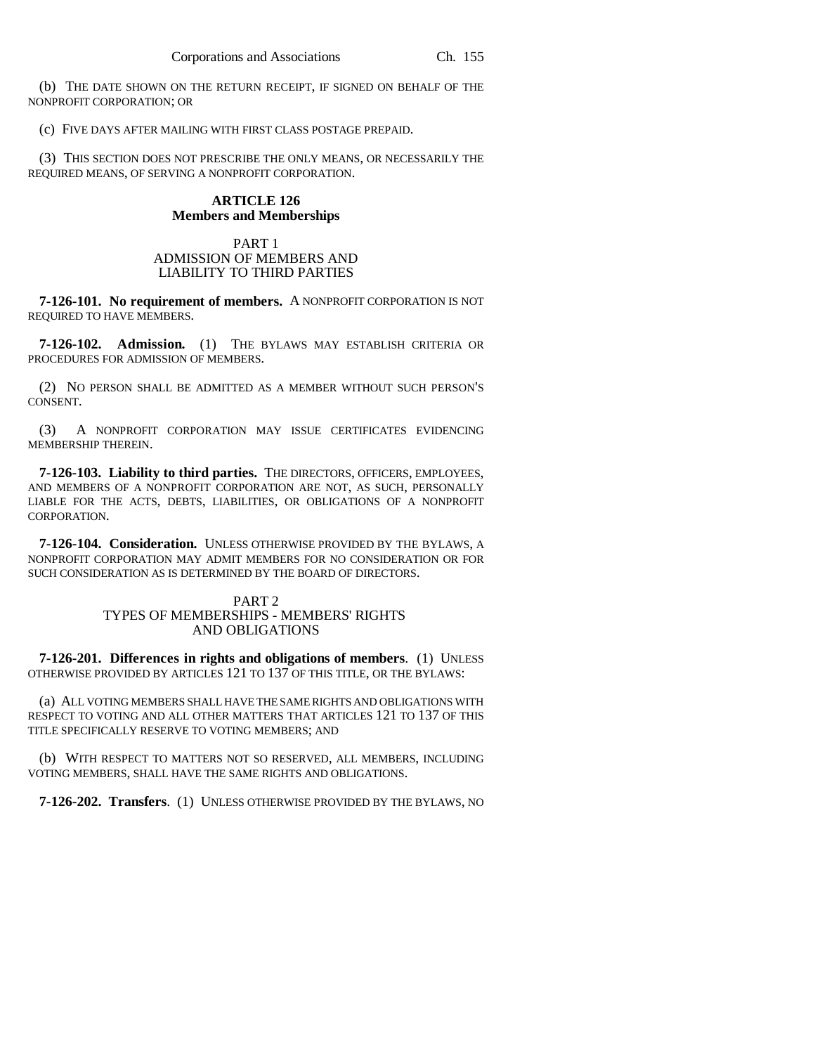(b) THE DATE SHOWN ON THE RETURN RECEIPT, IF SIGNED ON BEHALF OF THE NONPROFIT CORPORATION; OR

(c) FIVE DAYS AFTER MAILING WITH FIRST CLASS POSTAGE PREPAID.

(3) THIS SECTION DOES NOT PRESCRIBE THE ONLY MEANS, OR NECESSARILY THE REQUIRED MEANS, OF SERVING A NONPROFIT CORPORATION.

## ARTICLE 126
## Members and Memberships

### PART 1
### ADMISSION OF MEMBERS AND LIABILITY TO THIRD PARTIES

**7-126-101. No requirement of members.** A NONPROFIT CORPORATION IS NOT REQUIRED TO HAVE MEMBERS.

**7-126-102. Admission.** (1) THE BYLAWS MAY ESTABLISH CRITERIA OR PROCEDURES FOR ADMISSION OF MEMBERS.

(2) NO PERSON SHALL BE ADMITTED AS A MEMBER WITHOUT SUCH PERSON'S CONSENT.

(3) A NONPROFIT CORPORATION MAY ISSUE CERTIFICATES EVIDENCING MEMBERSHIP THEREIN.

**7-126-103. Liability to third parties.** THE DIRECTORS, OFFICERS, EMPLOYEES, AND MEMBERS OF A NONPROFIT CORPORATION ARE NOT, AS SUCH, PERSONALLY LIABLE FOR THE ACTS, DEBTS, LIABILITIES, OR OBLIGATIONS OF A NONPROFIT CORPORATION.

**7-126-104. Consideration.** UNLESS OTHERWISE PROVIDED BY THE BYLAWS, A NONPROFIT CORPORATION MAY ADMIT MEMBERS FOR NO CONSIDERATION OR FOR SUCH CONSIDERATION AS IS DETERMINED BY THE BOARD OF DIRECTORS.

### PART 2
### TYPES OF MEMBERSHIPS - MEMBERS' RIGHTS AND OBLIGATIONS

**7-126-201. Differences in rights and obligations of members**. (1) UNLESS OTHERWISE PROVIDED BY ARTICLES 121 TO 137 OF THIS TITLE, OR THE BYLAWS:

(a) ALL VOTING MEMBERS SHALL HAVE THE SAME RIGHTS AND OBLIGATIONS WITH RESPECT TO VOTING AND ALL OTHER MATTERS THAT ARTICLES 121 TO 137 OF THIS TITLE SPECIFICALLY RESERVE TO VOTING MEMBERS; AND

(b) WITH RESPECT TO MATTERS NOT SO RESERVED, ALL MEMBERS, INCLUDING VOTING MEMBERS, SHALL HAVE THE SAME RIGHTS AND OBLIGATIONS.

**7-126-202. Transfers**. (1) UNLESS OTHERWISE PROVIDED BY THE BYLAWS, NO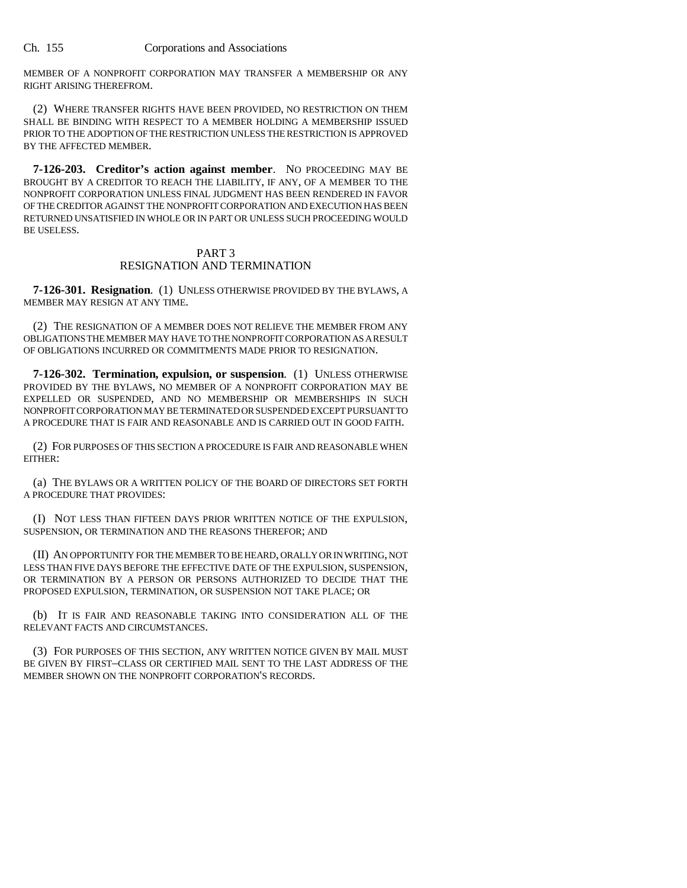MEMBER OF A NONPROFIT CORPORATION MAY TRANSFER A MEMBERSHIP OR ANY RIGHT ARISING THEREFROM.

(2) WHERE TRANSFER RIGHTS HAVE BEEN PROVIDED, NO RESTRICTION ON THEM SHALL BE BINDING WITH RESPECT TO A MEMBER HOLDING A MEMBERSHIP ISSUED PRIOR TO THE ADOPTION OF THE RESTRICTION UNLESS THE RESTRICTION IS APPROVED BY THE AFFECTED MEMBER.

**7-126-203. Creditor's action against member**. NO PROCEEDING MAY BE BROUGHT BY A CREDITOR TO REACH THE LIABILITY, IF ANY, OF A MEMBER TO THE NONPROFIT CORPORATION UNLESS FINAL JUDGMENT HAS BEEN RENDERED IN FAVOR OF THE CREDITOR AGAINST THE NONPROFIT CORPORATION AND EXECUTION HAS BEEN RETURNED UNSATISFIED IN WHOLE OR IN PART OR UNLESS SUCH PROCEEDING WOULD BE USELESS.

## PART 3
## RESIGNATION AND TERMINATION

**7-126-301. Resignation**. (1) UNLESS OTHERWISE PROVIDED BY THE BYLAWS, A MEMBER MAY RESIGN AT ANY TIME.

(2) THE RESIGNATION OF A MEMBER DOES NOT RELIEVE THE MEMBER FROM ANY OBLIGATIONS THE MEMBER MAY HAVE TO THE NONPROFIT CORPORATION AS A RESULT OF OBLIGATIONS INCURRED OR COMMITMENTS MADE PRIOR TO RESIGNATION.

**7-126-302. Termination, expulsion, or suspension**. (1) UNLESS OTHERWISE PROVIDED BY THE BYLAWS, NO MEMBER OF A NONPROFIT CORPORATION MAY BE EXPELLED OR SUSPENDED, AND NO MEMBERSHIP OR MEMBERSHIPS IN SUCH NONPROFIT CORPORATION MAY BE TERMINATED OR SUSPENDED EXCEPT PURSUANT TO A PROCEDURE THAT IS FAIR AND REASONABLE AND IS CARRIED OUT IN GOOD FAITH.

(2) FOR PURPOSES OF THIS SECTION A PROCEDURE IS FAIR AND REASONABLE WHEN EITHER:

(a) THE BYLAWS OR A WRITTEN POLICY OF THE BOARD OF DIRECTORS SET FORTH A PROCEDURE THAT PROVIDES:

(I) NOT LESS THAN FIFTEEN DAYS PRIOR WRITTEN NOTICE OF THE EXPULSION, SUSPENSION, OR TERMINATION AND THE REASONS THEREFOR; AND

(II) AN OPPORTUNITY FOR THE MEMBER TO BE HEARD, ORALLY OR IN WRITING, NOT LESS THAN FIVE DAYS BEFORE THE EFFECTIVE DATE OF THE EXPULSION, SUSPENSION, OR TERMINATION BY A PERSON OR PERSONS AUTHORIZED TO DECIDE THAT THE PROPOSED EXPULSION, TERMINATION, OR SUSPENSION NOT TAKE PLACE; OR

(b) IT IS FAIR AND REASONABLE TAKING INTO CONSIDERATION ALL OF THE RELEVANT FACTS AND CIRCUMSTANCES.

(3) FOR PURPOSES OF THIS SECTION, ANY WRITTEN NOTICE GIVEN BY MAIL MUST BE GIVEN BY FIRST-CLASS OR CERTIFIED MAIL SENT TO THE LAST ADDRESS OF THE MEMBER SHOWN ON THE NONPROFIT CORPORATION'S RECORDS.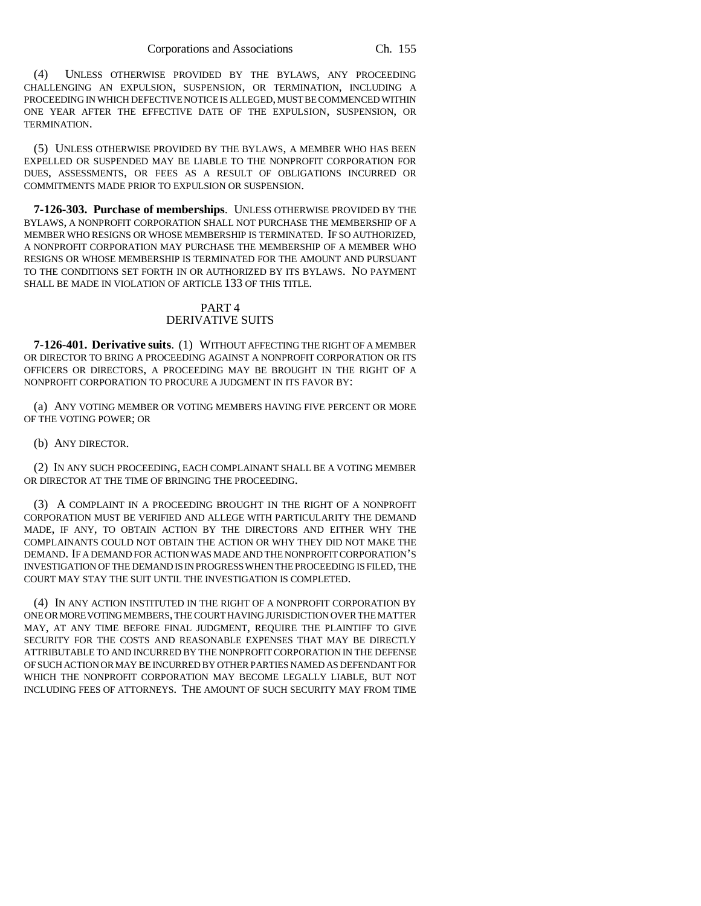(4) UNLESS OTHERWISE PROVIDED BY THE BYLAWS, ANY PROCEEDING CHALLENGING AN EXPULSION, SUSPENSION, OR TERMINATION, INCLUDING A PROCEEDING IN WHICH DEFECTIVE NOTICE IS ALLEGED, MUST BE COMMENCED WITHIN ONE YEAR AFTER THE EFFECTIVE DATE OF THE EXPULSION, SUSPENSION, OR TERMINATION.

(5) UNLESS OTHERWISE PROVIDED BY THE BYLAWS, A MEMBER WHO HAS BEEN EXPELLED OR SUSPENDED MAY BE LIABLE TO THE NONPROFIT CORPORATION FOR DUES, ASSESSMENTS, OR FEES AS A RESULT OF OBLIGATIONS INCURRED OR COMMITMENTS MADE PRIOR TO EXPULSION OR SUSPENSION.

**7-126-303. Purchase of memberships**. UNLESS OTHERWISE PROVIDED BY THE BYLAWS, A NONPROFIT CORPORATION SHALL NOT PURCHASE THE MEMBERSHIP OF A MEMBER WHO RESIGNS OR WHOSE MEMBERSHIP IS TERMINATED. IF SO AUTHORIZED, A NONPROFIT CORPORATION MAY PURCHASE THE MEMBERSHIP OF A MEMBER WHO RESIGNS OR WHOSE MEMBERSHIP IS TERMINATED FOR THE AMOUNT AND PURSUANT TO THE CONDITIONS SET FORTH IN OR AUTHORIZED BY ITS BYLAWS. NO PAYMENT SHALL BE MADE IN VIOLATION OF ARTICLE 133 OF THIS TITLE.

## PART 4
## DERIVATIVE SUITS

**7-126-401. Derivative suits**. (1) WITHOUT AFFECTING THE RIGHT OF A MEMBER OR DIRECTOR TO BRING A PROCEEDING AGAINST A NONPROFIT CORPORATION OR ITS OFFICERS OR DIRECTORS, A PROCEEDING MAY BE BROUGHT IN THE RIGHT OF A NONPROFIT CORPORATION TO PROCURE A JUDGMENT IN ITS FAVOR BY:

(a) ANY VOTING MEMBER OR VOTING MEMBERS HAVING FIVE PERCENT OR MORE OF THE VOTING POWER; OR

(b) ANY DIRECTOR.

(2) IN ANY SUCH PROCEEDING, EACH COMPLAINANT SHALL BE A VOTING MEMBER OR DIRECTOR AT THE TIME OF BRINGING THE PROCEEDING.

(3) A COMPLAINT IN A PROCEEDING BROUGHT IN THE RIGHT OF A NONPROFIT CORPORATION MUST BE VERIFIED AND ALLEGE WITH PARTICULARITY THE DEMAND MADE, IF ANY, TO OBTAIN ACTION BY THE DIRECTORS AND EITHER WHY THE COMPLAINANTS COULD NOT OBTAIN THE ACTION OR WHY THEY DID NOT MAKE THE DEMAND. IF A DEMAND FOR ACTION WAS MADE AND THE NONPROFIT CORPORATION'S INVESTIGATION OF THE DEMAND IS IN PROGRESS WHEN THE PROCEEDING IS FILED, THE COURT MAY STAY THE SUIT UNTIL THE INVESTIGATION IS COMPLETED.

(4) IN ANY ACTION INSTITUTED IN THE RIGHT OF A NONPROFIT CORPORATION BY ONE OR MORE VOTING MEMBERS, THE COURT HAVING JURISDICTION OVER THE MATTER MAY, AT ANY TIME BEFORE FINAL JUDGMENT, REQUIRE THE PLAINTIFF TO GIVE SECURITY FOR THE COSTS AND REASONABLE EXPENSES THAT MAY BE DIRECTLY ATTRIBUTABLE TO AND INCURRED BY THE NONPROFIT CORPORATION IN THE DEFENSE OF SUCH ACTION OR MAY BE INCURRED BY OTHER PARTIES NAMED AS DEFENDANT FOR WHICH THE NONPROFIT CORPORATION MAY BECOME LEGALLY LIABLE, BUT NOT INCLUDING FEES OF ATTORNEYS. THE AMOUNT OF SUCH SECURITY MAY FROM TIME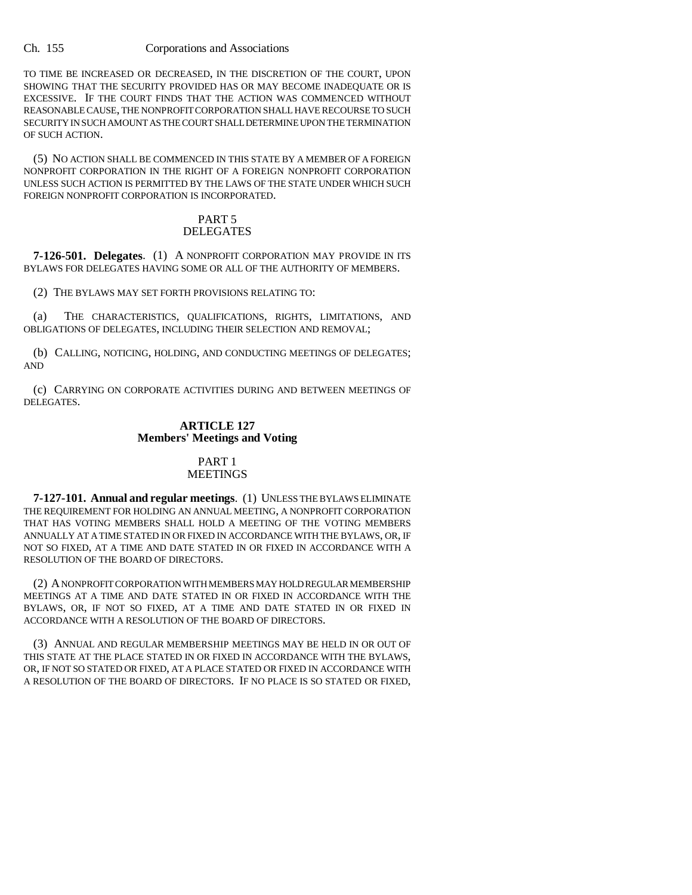TO TIME BE INCREASED OR DECREASED, IN THE DISCRETION OF THE COURT, UPON SHOWING THAT THE SECURITY PROVIDED HAS OR MAY BECOME INADEQUATE OR IS EXCESSIVE. IF THE COURT FINDS THAT THE ACTION WAS COMMENCED WITHOUT REASONABLE CAUSE, THE NONPROFIT CORPORATION SHALL HAVE RECOURSE TO SUCH SECURITY IN SUCH AMOUNT AS THE COURT SHALL DETERMINE UPON THE TERMINATION OF SUCH ACTION.

(5) NO ACTION SHALL BE COMMENCED IN THIS STATE BY A MEMBER OF A FOREIGN NONPROFIT CORPORATION IN THE RIGHT OF A FOREIGN NONPROFIT CORPORATION UNLESS SUCH ACTION IS PERMITTED BY THE LAWS OF THE STATE UNDER WHICH SUCH FOREIGN NONPROFIT CORPORATION IS INCORPORATED.

## PART 5
## DELEGATES

**7-126-501. Delegates**. (1) A NONPROFIT CORPORATION MAY PROVIDE IN ITS BYLAWS FOR DELEGATES HAVING SOME OR ALL OF THE AUTHORITY OF MEMBERS.

(2) THE BYLAWS MAY SET FORTH PROVISIONS RELATING TO:

(a) THE CHARACTERISTICS, QUALIFICATIONS, RIGHTS, LIMITATIONS, AND OBLIGATIONS OF DELEGATES, INCLUDING THEIR SELECTION AND REMOVAL;

(b) CALLING, NOTICING, HOLDING, AND CONDUCTING MEETINGS OF DELEGATES; AND

(c) CARRYING ON CORPORATE ACTIVITIES DURING AND BETWEEN MEETINGS OF DELEGATES.

## ARTICLE 127
## Members' Meetings and Voting

## PART 1
## MEETINGS

**7-127-101. Annual and regular meetings**. (1) UNLESS THE BYLAWS ELIMINATE THE REQUIREMENT FOR HOLDING AN ANNUAL MEETING, A NONPROFIT CORPORATION THAT HAS VOTING MEMBERS SHALL HOLD A MEETING OF THE VOTING MEMBERS ANNUALLY AT A TIME STATED IN OR FIXED IN ACCORDANCE WITH THE BYLAWS, OR, IF NOT SO FIXED, AT A TIME AND DATE STATED IN OR FIXED IN ACCORDANCE WITH A RESOLUTION OF THE BOARD OF DIRECTORS.

(2) A NONPROFIT CORPORATION WITH MEMBERS MAY HOLD REGULAR MEMBERSHIP MEETINGS AT A TIME AND DATE STATED IN OR FIXED IN ACCORDANCE WITH THE BYLAWS, OR, IF NOT SO FIXED, AT A TIME AND DATE STATED IN OR FIXED IN ACCORDANCE WITH A RESOLUTION OF THE BOARD OF DIRECTORS.

(3) ANNUAL AND REGULAR MEMBERSHIP MEETINGS MAY BE HELD IN OR OUT OF THIS STATE AT THE PLACE STATED IN OR FIXED IN ACCORDANCE WITH THE BYLAWS, OR, IF NOT SO STATED OR FIXED, AT A PLACE STATED OR FIXED IN ACCORDANCE WITH A RESOLUTION OF THE BOARD OF DIRECTORS. IF NO PLACE IS SO STATED OR FIXED,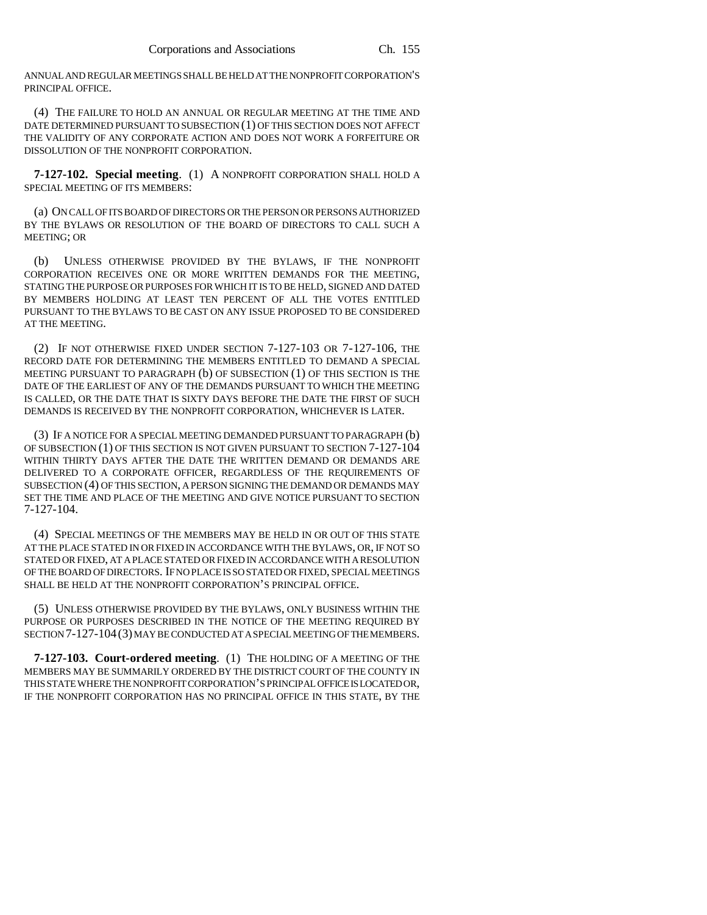ANNUAL AND REGULAR MEETINGS SHALL BE HELD AT THE NONPROFIT CORPORATION'S PRINCIPAL OFFICE.

(4) THE FAILURE TO HOLD AN ANNUAL OR REGULAR MEETING AT THE TIME AND DATE DETERMINED PURSUANT TO SUBSECTION (1) OF THIS SECTION DOES NOT AFFECT THE VALIDITY OF ANY CORPORATE ACTION AND DOES NOT WORK A FORFEITURE OR DISSOLUTION OF THE NONPROFIT CORPORATION.

**7-127-102. Special meeting**. (1) A NONPROFIT CORPORATION SHALL HOLD A SPECIAL MEETING OF ITS MEMBERS:

(a) ON CALL OF ITS BOARD OF DIRECTORS OR THE PERSON OR PERSONS AUTHORIZED BY THE BYLAWS OR RESOLUTION OF THE BOARD OF DIRECTORS TO CALL SUCH A MEETING; OR

(b) UNLESS OTHERWISE PROVIDED BY THE BYLAWS, IF THE NONPROFIT CORPORATION RECEIVES ONE OR MORE WRITTEN DEMANDS FOR THE MEETING, STATING THE PURPOSE OR PURPOSES FOR WHICH IT IS TO BE HELD, SIGNED AND DATED BY MEMBERS HOLDING AT LEAST TEN PERCENT OF ALL THE VOTES ENTITLED PURSUANT TO THE BYLAWS TO BE CAST ON ANY ISSUE PROPOSED TO BE CONSIDERED AT THE MEETING.

(2) IF NOT OTHERWISE FIXED UNDER SECTION 7-127-103 OR 7-127-106, THE RECORD DATE FOR DETERMINING THE MEMBERS ENTITLED TO DEMAND A SPECIAL MEETING PURSUANT TO PARAGRAPH (b) OF SUBSECTION (1) OF THIS SECTION IS THE DATE OF THE EARLIEST OF ANY OF THE DEMANDS PURSUANT TO WHICH THE MEETING IS CALLED, OR THE DATE THAT IS SIXTY DAYS BEFORE THE DATE THE FIRST OF SUCH DEMANDS IS RECEIVED BY THE NONPROFIT CORPORATION, WHICHEVER IS LATER.

(3) IF A NOTICE FOR A SPECIAL MEETING DEMANDED PURSUANT TO PARAGRAPH (b) OF SUBSECTION (1) OF THIS SECTION IS NOT GIVEN PURSUANT TO SECTION 7-127-104 WITHIN THIRTY DAYS AFTER THE DATE THE WRITTEN DEMAND OR DEMANDS ARE DELIVERED TO A CORPORATE OFFICER, REGARDLESS OF THE REQUIREMENTS OF SUBSECTION (4) OF THIS SECTION, A PERSON SIGNING THE DEMAND OR DEMANDS MAY SET THE TIME AND PLACE OF THE MEETING AND GIVE NOTICE PURSUANT TO SECTION 7-127-104.

(4) SPECIAL MEETINGS OF THE MEMBERS MAY BE HELD IN OR OUT OF THIS STATE AT THE PLACE STATED IN OR FIXED IN ACCORDANCE WITH THE BYLAWS, OR, IF NOT SO STATED OR FIXED, AT A PLACE STATED OR FIXED IN ACCORDANCE WITH A RESOLUTION OF THE BOARD OF DIRECTORS. IF NO PLACE IS SO STATED OR FIXED, SPECIAL MEETINGS SHALL BE HELD AT THE NONPROFIT CORPORATION'S PRINCIPAL OFFICE.

(5) UNLESS OTHERWISE PROVIDED BY THE BYLAWS, ONLY BUSINESS WITHIN THE PURPOSE OR PURPOSES DESCRIBED IN THE NOTICE OF THE MEETING REQUIRED BY SECTION 7-127-104 (3) MAY BE CONDUCTED AT A SPECIAL MEETING OF THE MEMBERS.

**7-127-103. Court-ordered meeting**. (1) THE HOLDING OF A MEETING OF THE MEMBERS MAY BE SUMMARILY ORDERED BY THE DISTRICT COURT OF THE COUNTY IN THIS STATE WHERE THE NONPROFIT CORPORATION'S PRINCIPAL OFFICE IS LOCATED OR, IF THE NONPROFIT CORPORATION HAS NO PRINCIPAL OFFICE IN THIS STATE, BY THE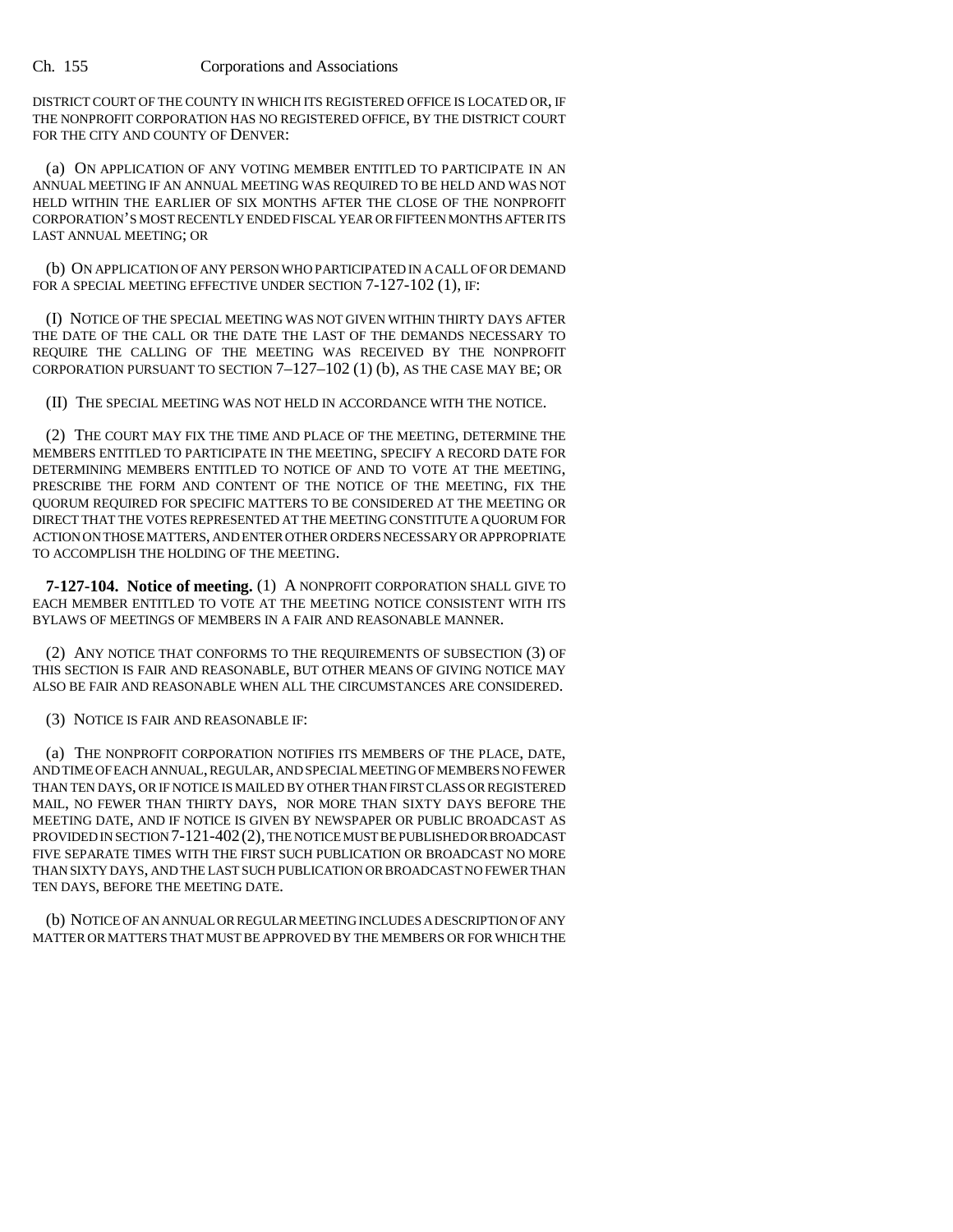DISTRICT COURT OF THE COUNTY IN WHICH ITS REGISTERED OFFICE IS LOCATED OR, IF THE NONPROFIT CORPORATION HAS NO REGISTERED OFFICE, BY THE DISTRICT COURT FOR THE CITY AND COUNTY OF DENVER:

(a) ON APPLICATION OF ANY VOTING MEMBER ENTITLED TO PARTICIPATE IN AN ANNUAL MEETING IF AN ANNUAL MEETING WAS REQUIRED TO BE HELD AND WAS NOT HELD WITHIN THE EARLIER OF SIX MONTHS AFTER THE CLOSE OF THE NONPROFIT CORPORATION'S MOST RECENTLY ENDED FISCAL YEAR OR FIFTEEN MONTHS AFTER ITS LAST ANNUAL MEETING; OR

(b) ON APPLICATION OF ANY PERSON WHO PARTICIPATED IN A CALL OF OR DEMAND FOR A SPECIAL MEETING EFFECTIVE UNDER SECTION 7-127-102 (1), IF:

(I) NOTICE OF THE SPECIAL MEETING WAS NOT GIVEN WITHIN THIRTY DAYS AFTER THE DATE OF THE CALL OR THE DATE THE LAST OF THE DEMANDS NECESSARY TO REQUIRE THE CALLING OF THE MEETING WAS RECEIVED BY THE NONPROFIT CORPORATION PURSUANT TO SECTION 7–127–102 (1) (b), AS THE CASE MAY BE; OR

(II) THE SPECIAL MEETING WAS NOT HELD IN ACCORDANCE WITH THE NOTICE.

(2) THE COURT MAY FIX THE TIME AND PLACE OF THE MEETING, DETERMINE THE MEMBERS ENTITLED TO PARTICIPATE IN THE MEETING, SPECIFY A RECORD DATE FOR DETERMINING MEMBERS ENTITLED TO NOTICE OF AND TO VOTE AT THE MEETING, PRESCRIBE THE FORM AND CONTENT OF THE NOTICE OF THE MEETING, FIX THE QUORUM REQUIRED FOR SPECIFIC MATTERS TO BE CONSIDERED AT THE MEETING OR DIRECT THAT THE VOTES REPRESENTED AT THE MEETING CONSTITUTE A QUORUM FOR ACTION ON THOSE MATTERS, AND ENTER OTHER ORDERS NECESSARY OR APPROPRIATE TO ACCOMPLISH THE HOLDING OF THE MEETING.

**7-127-104. Notice of meeting.** (1) A NONPROFIT CORPORATION SHALL GIVE TO EACH MEMBER ENTITLED TO VOTE AT THE MEETING NOTICE CONSISTENT WITH ITS BYLAWS OF MEETINGS OF MEMBERS IN A FAIR AND REASONABLE MANNER.

(2) ANY NOTICE THAT CONFORMS TO THE REQUIREMENTS OF SUBSECTION (3) OF THIS SECTION IS FAIR AND REASONABLE, BUT OTHER MEANS OF GIVING NOTICE MAY ALSO BE FAIR AND REASONABLE WHEN ALL THE CIRCUMSTANCES ARE CONSIDERED.

(3) NOTICE IS FAIR AND REASONABLE IF:

(a) THE NONPROFIT CORPORATION NOTIFIES ITS MEMBERS OF THE PLACE, DATE, AND TIME OF EACH ANNUAL, REGULAR, AND SPECIAL MEETING OF MEMBERS NO FEWER THAN TEN DAYS, OR IF NOTICE IS MAILED BY OTHER THAN FIRST CLASS OR REGISTERED MAIL, NO FEWER THAN THIRTY DAYS, NOR MORE THAN SIXTY DAYS BEFORE THE MEETING DATE, AND IF NOTICE IS GIVEN BY NEWSPAPER OR PUBLIC BROADCAST AS PROVIDED IN SECTION 7-121-402 (2), THE NOTICE MUST BE PUBLISHED OR BROADCAST FIVE SEPARATE TIMES WITH THE FIRST SUCH PUBLICATION OR BROADCAST NO MORE THAN SIXTY DAYS, AND THE LAST SUCH PUBLICATION OR BROADCAST NO FEWER THAN TEN DAYS, BEFORE THE MEETING DATE.

(b) NOTICE OF AN ANNUAL OR REGULAR MEETING INCLUDES A DESCRIPTION OF ANY MATTER OR MATTERS THAT MUST BE APPROVED BY THE MEMBERS OR FOR WHICH THE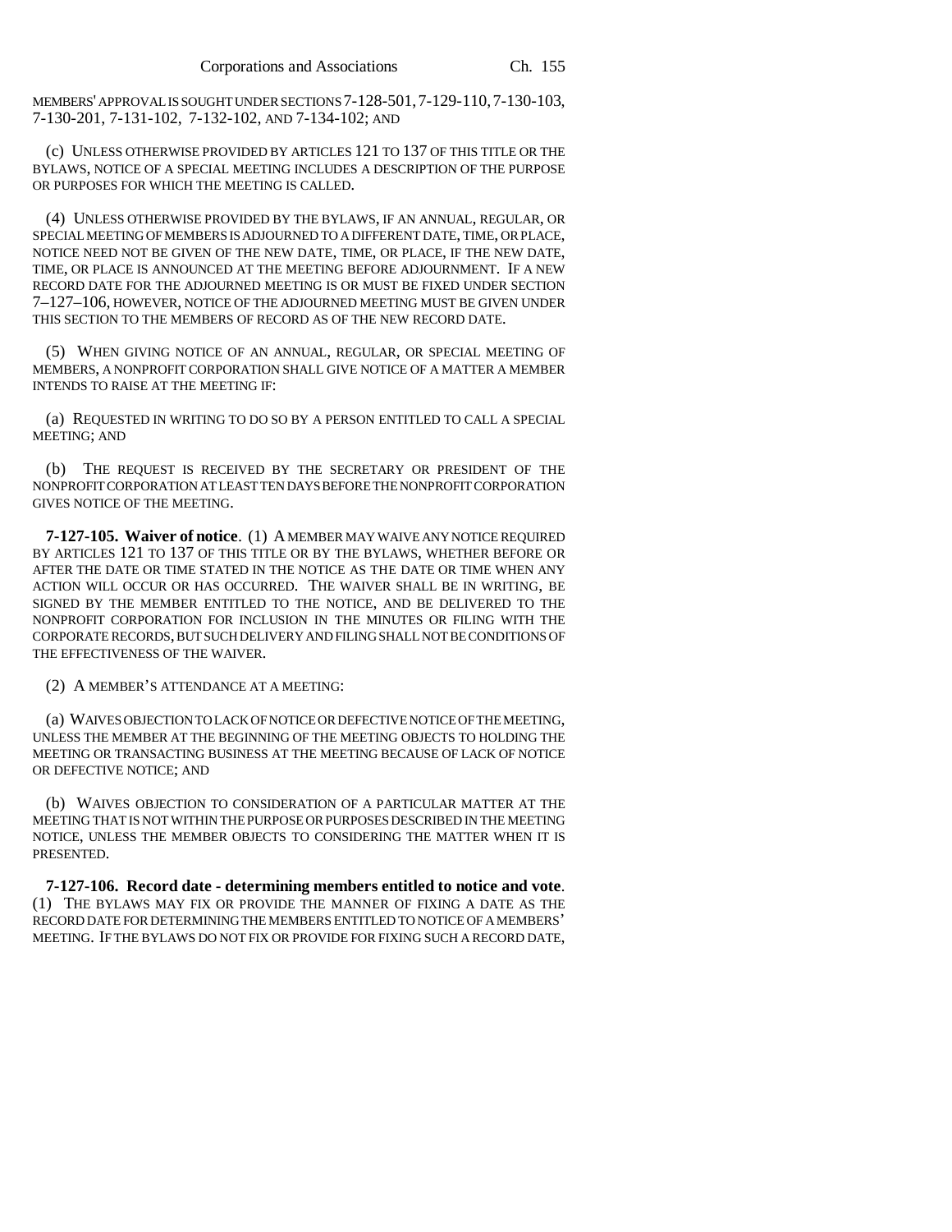MEMBERS' APPROVAL IS SOUGHT UNDER SECTIONS 7-128-501, 7-129-110, 7-130-103, 7-130-201, 7-131-102, 7-132-102, AND 7-134-102; AND

(c) UNLESS OTHERWISE PROVIDED BY ARTICLES 121 TO 137 OF THIS TITLE OR THE BYLAWS, NOTICE OF A SPECIAL MEETING INCLUDES A DESCRIPTION OF THE PURPOSE OR PURPOSES FOR WHICH THE MEETING IS CALLED.

(4) UNLESS OTHERWISE PROVIDED BY THE BYLAWS, IF AN ANNUAL, REGULAR, OR SPECIAL MEETING OF MEMBERS IS ADJOURNED TO A DIFFERENT DATE, TIME, OR PLACE, NOTICE NEED NOT BE GIVEN OF THE NEW DATE, TIME, OR PLACE, IF THE NEW DATE, TIME, OR PLACE IS ANNOUNCED AT THE MEETING BEFORE ADJOURNMENT. IF A NEW RECORD DATE FOR THE ADJOURNED MEETING IS OR MUST BE FIXED UNDER SECTION 7–127–106, HOWEVER, NOTICE OF THE ADJOURNED MEETING MUST BE GIVEN UNDER THIS SECTION TO THE MEMBERS OF RECORD AS OF THE NEW RECORD DATE.

(5) WHEN GIVING NOTICE OF AN ANNUAL, REGULAR, OR SPECIAL MEETING OF MEMBERS, A NONPROFIT CORPORATION SHALL GIVE NOTICE OF A MATTER A MEMBER INTENDS TO RAISE AT THE MEETING IF:

(a) REQUESTED IN WRITING TO DO SO BY A PERSON ENTITLED TO CALL A SPECIAL MEETING; AND

(b) THE REQUEST IS RECEIVED BY THE SECRETARY OR PRESIDENT OF THE NONPROFIT CORPORATION AT LEAST TEN DAYS BEFORE THE NONPROFIT CORPORATION GIVES NOTICE OF THE MEETING.

**7-127-105. Waiver of notice**. (1) A MEMBER MAY WAIVE ANY NOTICE REQUIRED BY ARTICLES 121 TO 137 OF THIS TITLE OR BY THE BYLAWS, WHETHER BEFORE OR AFTER THE DATE OR TIME STATED IN THE NOTICE AS THE DATE OR TIME WHEN ANY ACTION WILL OCCUR OR HAS OCCURRED. THE WAIVER SHALL BE IN WRITING, BE SIGNED BY THE MEMBER ENTITLED TO THE NOTICE, AND BE DELIVERED TO THE NONPROFIT CORPORATION FOR INCLUSION IN THE MINUTES OR FILING WITH THE CORPORATE RECORDS, BUT SUCH DELIVERY AND FILING SHALL NOT BE CONDITIONS OF THE EFFECTIVENESS OF THE WAIVER.

(2) A MEMBER'S ATTENDANCE AT A MEETING:

(a) WAIVES OBJECTION TO LACK OF NOTICE OR DEFECTIVE NOTICE OF THE MEETING, UNLESS THE MEMBER AT THE BEGINNING OF THE MEETING OBJECTS TO HOLDING THE MEETING OR TRANSACTING BUSINESS AT THE MEETING BECAUSE OF LACK OF NOTICE OR DEFECTIVE NOTICE; AND

(b) WAIVES OBJECTION TO CONSIDERATION OF A PARTICULAR MATTER AT THE MEETING THAT IS NOT WITHIN THE PURPOSE OR PURPOSES DESCRIBED IN THE MEETING NOTICE, UNLESS THE MEMBER OBJECTS TO CONSIDERING THE MATTER WHEN IT IS PRESENTED.

**7-127-106. Record date - determining members entitled to notice and vote**. (1) THE BYLAWS MAY FIX OR PROVIDE THE MANNER OF FIXING A DATE AS THE RECORD DATE FOR DETERMINING THE MEMBERS ENTITLED TO NOTICE OF A MEMBERS' MEETING. IF THE BYLAWS DO NOT FIX OR PROVIDE FOR FIXING SUCH A RECORD DATE,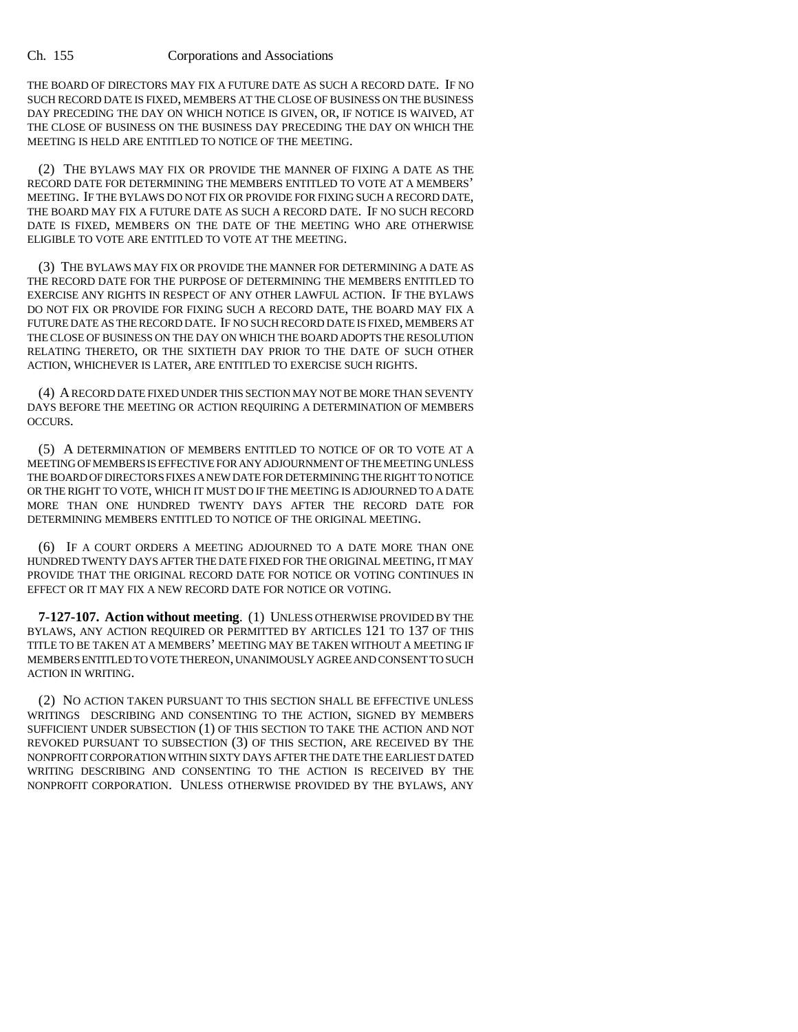THE BOARD OF DIRECTORS MAY FIX A FUTURE DATE AS SUCH A RECORD DATE. IF NO SUCH RECORD DATE IS FIXED, MEMBERS AT THE CLOSE OF BUSINESS ON THE BUSINESS DAY PRECEDING THE DAY ON WHICH NOTICE IS GIVEN, OR, IF NOTICE IS WAIVED, AT THE CLOSE OF BUSINESS ON THE BUSINESS DAY PRECEDING THE DAY ON WHICH THE MEETING IS HELD ARE ENTITLED TO NOTICE OF THE MEETING.

(2) THE BYLAWS MAY FIX OR PROVIDE THE MANNER OF FIXING A DATE AS THE RECORD DATE FOR DETERMINING THE MEMBERS ENTITLED TO VOTE AT A MEMBERS' MEETING. IF THE BYLAWS DO NOT FIX OR PROVIDE FOR FIXING SUCH A RECORD DATE, THE BOARD MAY FIX A FUTURE DATE AS SUCH A RECORD DATE. IF NO SUCH RECORD DATE IS FIXED, MEMBERS ON THE DATE OF THE MEETING WHO ARE OTHERWISE ELIGIBLE TO VOTE ARE ENTITLED TO VOTE AT THE MEETING.

(3) THE BYLAWS MAY FIX OR PROVIDE THE MANNER FOR DETERMINING A DATE AS THE RECORD DATE FOR THE PURPOSE OF DETERMINING THE MEMBERS ENTITLED TO EXERCISE ANY RIGHTS IN RESPECT OF ANY OTHER LAWFUL ACTION. IF THE BYLAWS DO NOT FIX OR PROVIDE FOR FIXING SUCH A RECORD DATE, THE BOARD MAY FIX A FUTURE DATE AS THE RECORD DATE. IF NO SUCH RECORD DATE IS FIXED, MEMBERS AT THE CLOSE OF BUSINESS ON THE DAY ON WHICH THE BOARD ADOPTS THE RESOLUTION RELATING THERETO, OR THE SIXTIETH DAY PRIOR TO THE DATE OF SUCH OTHER ACTION, WHICHEVER IS LATER, ARE ENTITLED TO EXERCISE SUCH RIGHTS.

(4) A RECORD DATE FIXED UNDER THIS SECTION MAY NOT BE MORE THAN SEVENTY DAYS BEFORE THE MEETING OR ACTION REQUIRING A DETERMINATION OF MEMBERS OCCURS.

(5) A DETERMINATION OF MEMBERS ENTITLED TO NOTICE OF OR TO VOTE AT A MEETING OF MEMBERS IS EFFECTIVE FOR ANY ADJOURNMENT OF THE MEETING UNLESS THE BOARD OF DIRECTORS FIXES A NEW DATE FOR DETERMINING THE RIGHT TO NOTICE OR THE RIGHT TO VOTE, WHICH IT MUST DO IF THE MEETING IS ADJOURNED TO A DATE MORE THAN ONE HUNDRED TWENTY DAYS AFTER THE RECORD DATE FOR DETERMINING MEMBERS ENTITLED TO NOTICE OF THE ORIGINAL MEETING.

(6) IF A COURT ORDERS A MEETING ADJOURNED TO A DATE MORE THAN ONE HUNDRED TWENTY DAYS AFTER THE DATE FIXED FOR THE ORIGINAL MEETING, IT MAY PROVIDE THAT THE ORIGINAL RECORD DATE FOR NOTICE OR VOTING CONTINUES IN EFFECT OR IT MAY FIX A NEW RECORD DATE FOR NOTICE OR VOTING.

**7-127-107. Action without meeting**. (1) UNLESS OTHERWISE PROVIDED BY THE BYLAWS, ANY ACTION REQUIRED OR PERMITTED BY ARTICLES 121 TO 137 OF THIS TITLE TO BE TAKEN AT A MEMBERS' MEETING MAY BE TAKEN WITHOUT A MEETING IF MEMBERS ENTITLED TO VOTE THEREON, UNANIMOUSLY AGREE AND CONSENT TO SUCH ACTION IN WRITING.

(2) NO ACTION TAKEN PURSUANT TO THIS SECTION SHALL BE EFFECTIVE UNLESS WRITINGS DESCRIBING AND CONSENTING TO THE ACTION, SIGNED BY MEMBERS SUFFICIENT UNDER SUBSECTION (1) OF THIS SECTION TO TAKE THE ACTION AND NOT REVOKED PURSUANT TO SUBSECTION (3) OF THIS SECTION, ARE RECEIVED BY THE NONPROFIT CORPORATION WITHIN SIXTY DAYS AFTER THE DATE THE EARLIEST DATED WRITING DESCRIBING AND CONSENTING TO THE ACTION IS RECEIVED BY THE NONPROFIT CORPORATION. UNLESS OTHERWISE PROVIDED BY THE BYLAWS, ANY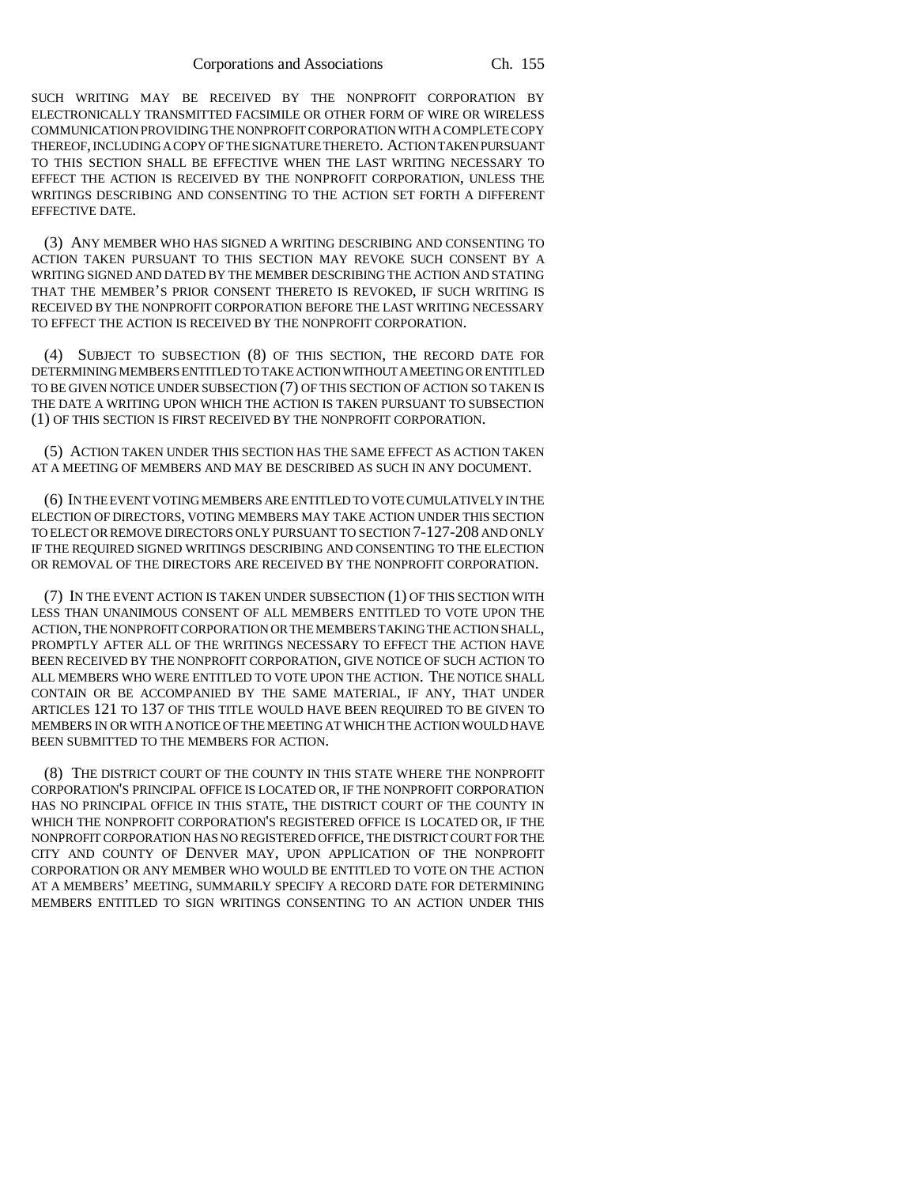SUCH WRITING MAY BE RECEIVED BY THE NONPROFIT CORPORATION BY ELECTRONICALLY TRANSMITTED FACSIMILE OR OTHER FORM OF WIRE OR WIRELESS COMMUNICATION PROVIDING THE NONPROFIT CORPORATION WITH A COMPLETE COPY THEREOF, INCLUDING A COPY OF THE SIGNATURE THERETO. ACTION TAKEN PURSUANT TO THIS SECTION SHALL BE EFFECTIVE WHEN THE LAST WRITING NECESSARY TO EFFECT THE ACTION IS RECEIVED BY THE NONPROFIT CORPORATION, UNLESS THE WRITINGS DESCRIBING AND CONSENTING TO THE ACTION SET FORTH A DIFFERENT EFFECTIVE DATE.

(3) ANY MEMBER WHO HAS SIGNED A WRITING DESCRIBING AND CONSENTING TO ACTION TAKEN PURSUANT TO THIS SECTION MAY REVOKE SUCH CONSENT BY A WRITING SIGNED AND DATED BY THE MEMBER DESCRIBING THE ACTION AND STATING THAT THE MEMBER'S PRIOR CONSENT THERETO IS REVOKED, IF SUCH WRITING IS RECEIVED BY THE NONPROFIT CORPORATION BEFORE THE LAST WRITING NECESSARY TO EFFECT THE ACTION IS RECEIVED BY THE NONPROFIT CORPORATION.

(4) SUBJECT TO SUBSECTION (8) OF THIS SECTION, THE RECORD DATE FOR DETERMINING MEMBERS ENTITLED TO TAKE ACTION WITHOUT A MEETING OR ENTITLED TO BE GIVEN NOTICE UNDER SUBSECTION (7) OF THIS SECTION OF ACTION SO TAKEN IS THE DATE A WRITING UPON WHICH THE ACTION IS TAKEN PURSUANT TO SUBSECTION (1) OF THIS SECTION IS FIRST RECEIVED BY THE NONPROFIT CORPORATION.

(5) ACTION TAKEN UNDER THIS SECTION HAS THE SAME EFFECT AS ACTION TAKEN AT A MEETING OF MEMBERS AND MAY BE DESCRIBED AS SUCH IN ANY DOCUMENT.

(6) IN THE EVENT VOTING MEMBERS ARE ENTITLED TO VOTE CUMULATIVELY IN THE ELECTION OF DIRECTORS, VOTING MEMBERS MAY TAKE ACTION UNDER THIS SECTION TO ELECT OR REMOVE DIRECTORS ONLY PURSUANT TO SECTION 7-127-208 AND ONLY IF THE REQUIRED SIGNED WRITINGS DESCRIBING AND CONSENTING TO THE ELECTION OR REMOVAL OF THE DIRECTORS ARE RECEIVED BY THE NONPROFIT CORPORATION.

(7) IN THE EVENT ACTION IS TAKEN UNDER SUBSECTION (1) OF THIS SECTION WITH LESS THAN UNANIMOUS CONSENT OF ALL MEMBERS ENTITLED TO VOTE UPON THE ACTION, THE NONPROFIT CORPORATION OR THE MEMBERS TAKING THE ACTION SHALL, PROMPTLY AFTER ALL OF THE WRITINGS NECESSARY TO EFFECT THE ACTION HAVE BEEN RECEIVED BY THE NONPROFIT CORPORATION, GIVE NOTICE OF SUCH ACTION TO ALL MEMBERS WHO WERE ENTITLED TO VOTE UPON THE ACTION. THE NOTICE SHALL CONTAIN OR BE ACCOMPANIED BY THE SAME MATERIAL, IF ANY, THAT UNDER ARTICLES 121 TO 137 OF THIS TITLE WOULD HAVE BEEN REQUIRED TO BE GIVEN TO MEMBERS IN OR WITH A NOTICE OF THE MEETING AT WHICH THE ACTION WOULD HAVE BEEN SUBMITTED TO THE MEMBERS FOR ACTION.

(8) THE DISTRICT COURT OF THE COUNTY IN THIS STATE WHERE THE NONPROFIT CORPORATION'S PRINCIPAL OFFICE IS LOCATED OR, IF THE NONPROFIT CORPORATION HAS NO PRINCIPAL OFFICE IN THIS STATE, THE DISTRICT COURT OF THE COUNTY IN WHICH THE NONPROFIT CORPORATION'S REGISTERED OFFICE IS LOCATED OR, IF THE NONPROFIT CORPORATION HAS NO REGISTERED OFFICE, THE DISTRICT COURT FOR THE CITY AND COUNTY OF DENVER MAY, UPON APPLICATION OF THE NONPROFIT CORPORATION OR ANY MEMBER WHO WOULD BE ENTITLED TO VOTE ON THE ACTION AT A MEMBERS' MEETING, SUMMARILY SPECIFY A RECORD DATE FOR DETERMINING MEMBERS ENTITLED TO SIGN WRITINGS CONSENTING TO AN ACTION UNDER THIS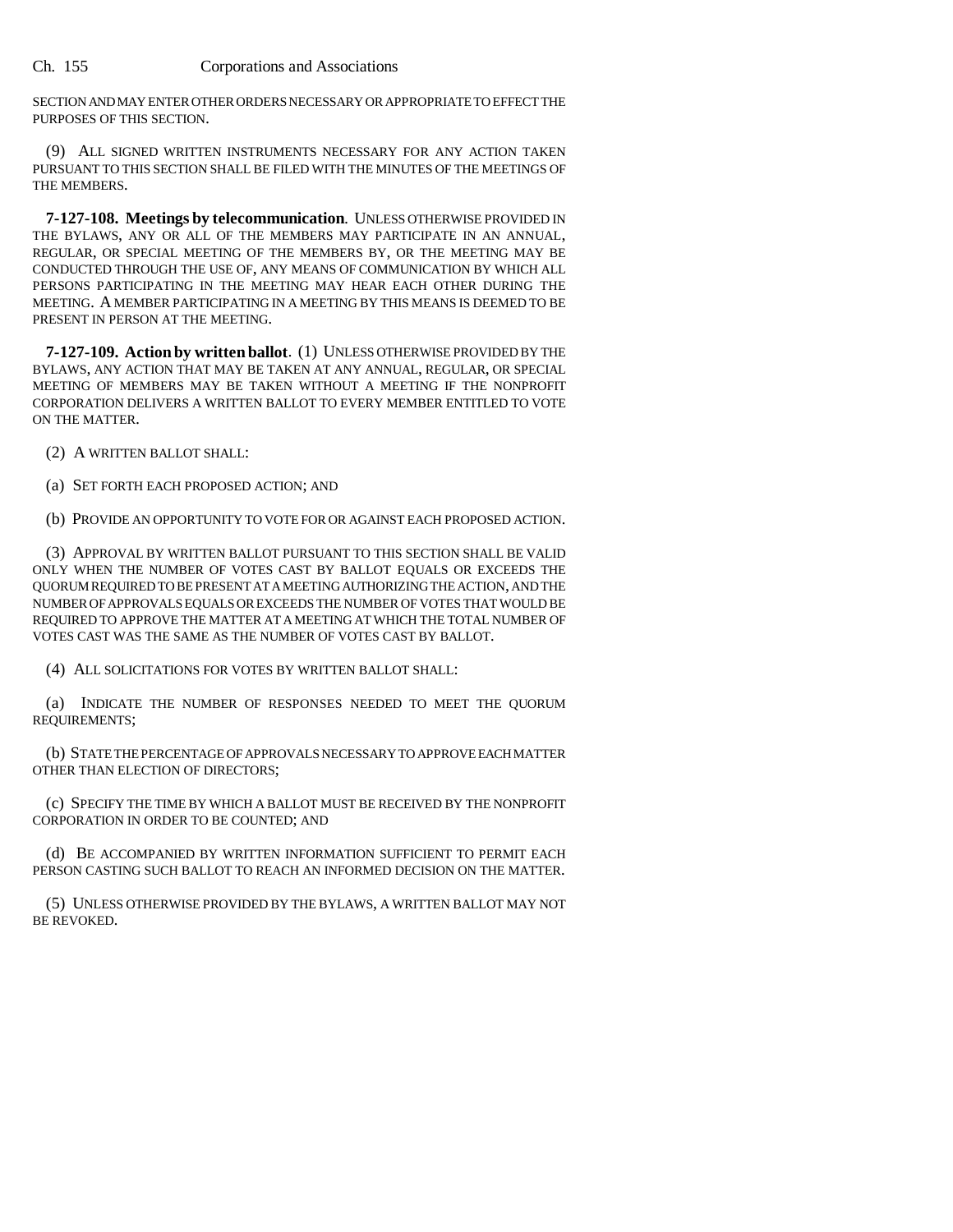SECTION AND MAY ENTER OTHER ORDERS NECESSARY OR APPROPRIATE TO EFFECT THE PURPOSES OF THIS SECTION.

(9) ALL SIGNED WRITTEN INSTRUMENTS NECESSARY FOR ANY ACTION TAKEN PURSUANT TO THIS SECTION SHALL BE FILED WITH THE MINUTES OF THE MEETINGS OF THE MEMBERS.

**7-127-108. Meetings by telecommunication**. UNLESS OTHERWISE PROVIDED IN THE BYLAWS, ANY OR ALL OF THE MEMBERS MAY PARTICIPATE IN AN ANNUAL, REGULAR, OR SPECIAL MEETING OF THE MEMBERS BY, OR THE MEETING MAY BE CONDUCTED THROUGH THE USE OF, ANY MEANS OF COMMUNICATION BY WHICH ALL PERSONS PARTICIPATING IN THE MEETING MAY HEAR EACH OTHER DURING THE MEETING. A MEMBER PARTICIPATING IN A MEETING BY THIS MEANS IS DEEMED TO BE PRESENT IN PERSON AT THE MEETING.

**7-127-109. Action by written ballot**. (1) UNLESS OTHERWISE PROVIDED BY THE BYLAWS, ANY ACTION THAT MAY BE TAKEN AT ANY ANNUAL, REGULAR, OR SPECIAL MEETING OF MEMBERS MAY BE TAKEN WITHOUT A MEETING IF THE NONPROFIT CORPORATION DELIVERS A WRITTEN BALLOT TO EVERY MEMBER ENTITLED TO VOTE ON THE MATTER.

(2) A WRITTEN BALLOT SHALL:

(a) SET FORTH EACH PROPOSED ACTION; AND

(b) PROVIDE AN OPPORTUNITY TO VOTE FOR OR AGAINST EACH PROPOSED ACTION.

(3) APPROVAL BY WRITTEN BALLOT PURSUANT TO THIS SECTION SHALL BE VALID ONLY WHEN THE NUMBER OF VOTES CAST BY BALLOT EQUALS OR EXCEEDS THE QUORUM REQUIRED TO BE PRESENT AT A MEETING AUTHORIZING THE ACTION, AND THE NUMBER OF APPROVALS EQUALS OR EXCEEDS THE NUMBER OF VOTES THAT WOULD BE REQUIRED TO APPROVE THE MATTER AT A MEETING AT WHICH THE TOTAL NUMBER OF VOTES CAST WAS THE SAME AS THE NUMBER OF VOTES CAST BY BALLOT.

(4) ALL SOLICITATIONS FOR VOTES BY WRITTEN BALLOT SHALL:

(a) INDICATE THE NUMBER OF RESPONSES NEEDED TO MEET THE QUORUM REQUIREMENTS;

(b) STATE THE PERCENTAGE OF APPROVALS NECESSARY TO APPROVE EACH MATTER OTHER THAN ELECTION OF DIRECTORS;

(c) SPECIFY THE TIME BY WHICH A BALLOT MUST BE RECEIVED BY THE NONPROFIT CORPORATION IN ORDER TO BE COUNTED; AND

(d) BE ACCOMPANIED BY WRITTEN INFORMATION SUFFICIENT TO PERMIT EACH PERSON CASTING SUCH BALLOT TO REACH AN INFORMED DECISION ON THE MATTER.

(5) UNLESS OTHERWISE PROVIDED BY THE BYLAWS, A WRITTEN BALLOT MAY NOT BE REVOKED.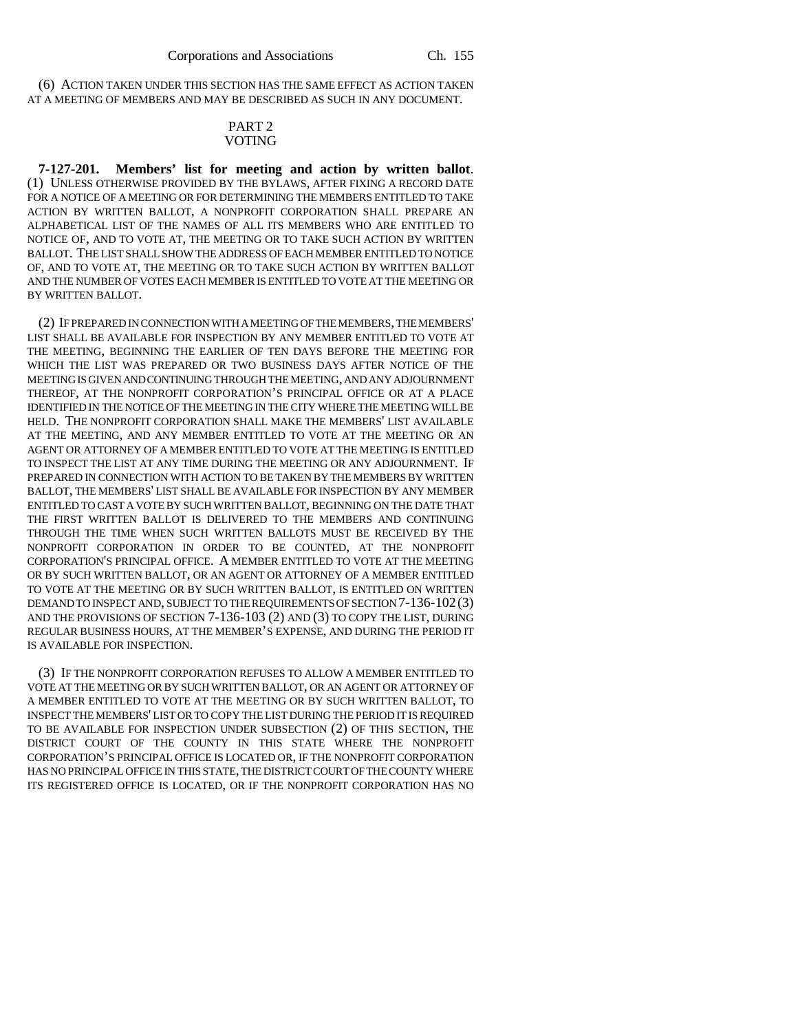(6) ACTION TAKEN UNDER THIS SECTION HAS THE SAME EFFECT AS ACTION TAKEN AT A MEETING OF MEMBERS AND MAY BE DESCRIBED AS SUCH IN ANY DOCUMENT.

## PART 2
## VOTING

**7-127-201. Members' list for meeting and action by written ballot**. (1) UNLESS OTHERWISE PROVIDED BY THE BYLAWS, AFTER FIXING A RECORD DATE FOR A NOTICE OF A MEETING OR FOR DETERMINING THE MEMBERS ENTITLED TO TAKE ACTION BY WRITTEN BALLOT, A NONPROFIT CORPORATION SHALL PREPARE AN ALPHABETICAL LIST OF THE NAMES OF ALL ITS MEMBERS WHO ARE ENTITLED TO NOTICE OF, AND TO VOTE AT, THE MEETING OR TO TAKE SUCH ACTION BY WRITTEN BALLOT. THE LIST SHALL SHOW THE ADDRESS OF EACH MEMBER ENTITLED TO NOTICE OF, AND TO VOTE AT, THE MEETING OR TO TAKE SUCH ACTION BY WRITTEN BALLOT AND THE NUMBER OF VOTES EACH MEMBER IS ENTITLED TO VOTE AT THE MEETING OR BY WRITTEN BALLOT.

(2) IF PREPARED IN CONNECTION WITH A MEETING OF THE MEMBERS, THE MEMBERS' LIST SHALL BE AVAILABLE FOR INSPECTION BY ANY MEMBER ENTITLED TO VOTE AT THE MEETING, BEGINNING THE EARLIER OF TEN DAYS BEFORE THE MEETING FOR WHICH THE LIST WAS PREPARED OR TWO BUSINESS DAYS AFTER NOTICE OF THE MEETING IS GIVEN AND CONTINUING THROUGH THE MEETING, AND ANY ADJOURNMENT THEREOF, AT THE NONPROFIT CORPORATION'S PRINCIPAL OFFICE OR AT A PLACE IDENTIFIED IN THE NOTICE OF THE MEETING IN THE CITY WHERE THE MEETING WILL BE HELD. THE NONPROFIT CORPORATION SHALL MAKE THE MEMBERS' LIST AVAILABLE AT THE MEETING, AND ANY MEMBER ENTITLED TO VOTE AT THE MEETING OR AN AGENT OR ATTORNEY OF A MEMBER ENTITLED TO VOTE AT THE MEETING IS ENTITLED TO INSPECT THE LIST AT ANY TIME DURING THE MEETING OR ANY ADJOURNMENT. IF PREPARED IN CONNECTION WITH ACTION TO BE TAKEN BY THE MEMBERS BY WRITTEN BALLOT, THE MEMBERS' LIST SHALL BE AVAILABLE FOR INSPECTION BY ANY MEMBER ENTITLED TO CAST A VOTE BY SUCH WRITTEN BALLOT, BEGINNING ON THE DATE THAT THE FIRST WRITTEN BALLOT IS DELIVERED TO THE MEMBERS AND CONTINUING THROUGH THE TIME WHEN SUCH WRITTEN BALLOTS MUST BE RECEIVED BY THE NONPROFIT CORPORATION IN ORDER TO BE COUNTED, AT THE NONPROFIT CORPORATION'S PRINCIPAL OFFICE. A MEMBER ENTITLED TO VOTE AT THE MEETING OR BY SUCH WRITTEN BALLOT, OR AN AGENT OR ATTORNEY OF A MEMBER ENTITLED TO VOTE AT THE MEETING OR BY SUCH WRITTEN BALLOT, IS ENTITLED ON WRITTEN DEMAND TO INSPECT AND, SUBJECT TO THE REQUIREMENTS OF SECTION 7-136-102 (3) AND THE PROVISIONS OF SECTION 7-136-103 (2) AND (3) TO COPY THE LIST, DURING REGULAR BUSINESS HOURS, AT THE MEMBER'S EXPENSE, AND DURING THE PERIOD IT IS AVAILABLE FOR INSPECTION.

(3) IF THE NONPROFIT CORPORATION REFUSES TO ALLOW A MEMBER ENTITLED TO VOTE AT THE MEETING OR BY SUCH WRITTEN BALLOT, OR AN AGENT OR ATTORNEY OF A MEMBER ENTITLED TO VOTE AT THE MEETING OR BY SUCH WRITTEN BALLOT, TO INSPECT THE MEMBERS' LIST OR TO COPY THE LIST DURING THE PERIOD IT IS REQUIRED TO BE AVAILABLE FOR INSPECTION UNDER SUBSECTION (2) OF THIS SECTION, THE DISTRICT COURT OF THE COUNTY IN THIS STATE WHERE THE NONPROFIT CORPORATION'S PRINCIPAL OFFICE IS LOCATED OR, IF THE NONPROFIT CORPORATION HAS NO PRINCIPAL OFFICE IN THIS STATE, THE DISTRICT COURT OF THE COUNTY WHERE ITS REGISTERED OFFICE IS LOCATED, OR IF THE NONPROFIT CORPORATION HAS NO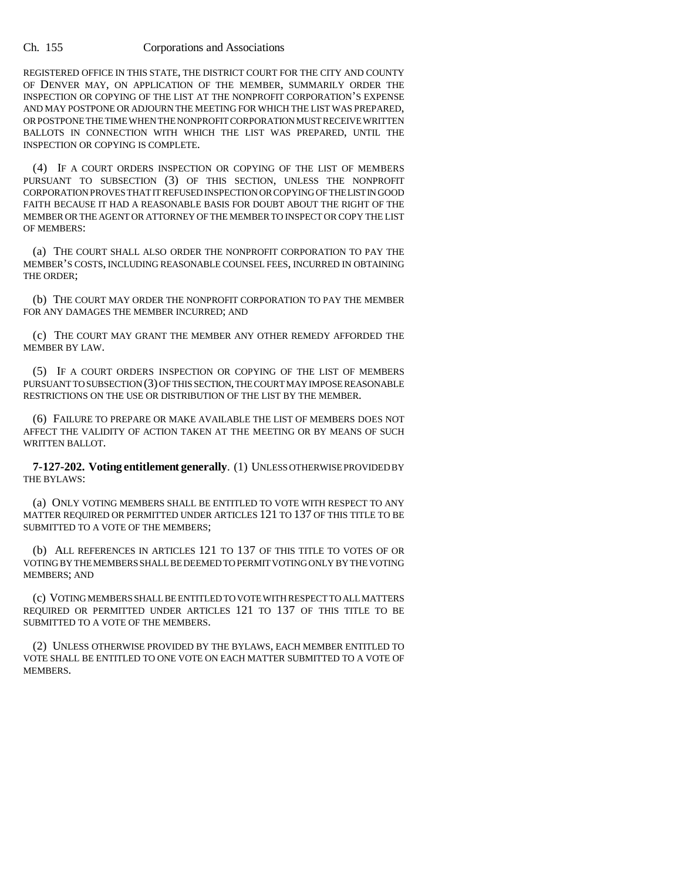REGISTERED OFFICE IN THIS STATE, THE DISTRICT COURT FOR THE CITY AND COUNTY OF DENVER MAY, ON APPLICATION OF THE MEMBER, SUMMARILY ORDER THE INSPECTION OR COPYING OF THE LIST AT THE NONPROFIT CORPORATION'S EXPENSE AND MAY POSTPONE OR ADJOURN THE MEETING FOR WHICH THE LIST WAS PREPARED, OR POSTPONE THE TIME WHEN THE NONPROFIT CORPORATION MUST RECEIVE WRITTEN BALLOTS IN CONNECTION WITH WHICH THE LIST WAS PREPARED, UNTIL THE INSPECTION OR COPYING IS COMPLETE.

(4) IF A COURT ORDERS INSPECTION OR COPYING OF THE LIST OF MEMBERS PURSUANT TO SUBSECTION (3) OF THIS SECTION, UNLESS THE NONPROFIT CORPORATION PROVES THAT IT REFUSED INSPECTION OR COPYING OF THE LIST IN GOOD FAITH BECAUSE IT HAD A REASONABLE BASIS FOR DOUBT ABOUT THE RIGHT OF THE MEMBER OR THE AGENT OR ATTORNEY OF THE MEMBER TO INSPECT OR COPY THE LIST OF MEMBERS:

(a) THE COURT SHALL ALSO ORDER THE NONPROFIT CORPORATION TO PAY THE MEMBER'S COSTS, INCLUDING REASONABLE COUNSEL FEES, INCURRED IN OBTAINING THE ORDER;

(b) THE COURT MAY ORDER THE NONPROFIT CORPORATION TO PAY THE MEMBER FOR ANY DAMAGES THE MEMBER INCURRED; AND

(c) THE COURT MAY GRANT THE MEMBER ANY OTHER REMEDY AFFORDED THE MEMBER BY LAW.

(5) IF A COURT ORDERS INSPECTION OR COPYING OF THE LIST OF MEMBERS PURSUANT TO SUBSECTION (3) OF THIS SECTION, THE COURT MAY IMPOSE REASONABLE RESTRICTIONS ON THE USE OR DISTRIBUTION OF THE LIST BY THE MEMBER.

(6) FAILURE TO PREPARE OR MAKE AVAILABLE THE LIST OF MEMBERS DOES NOT AFFECT THE VALIDITY OF ACTION TAKEN AT THE MEETING OR BY MEANS OF SUCH WRITTEN BALLOT.

**7-127-202. Voting entitlement generally**. (1) UNLESS OTHERWISE PROVIDED BY THE BYLAWS:

(a) ONLY VOTING MEMBERS SHALL BE ENTITLED TO VOTE WITH RESPECT TO ANY MATTER REQUIRED OR PERMITTED UNDER ARTICLES 121 TO 137 OF THIS TITLE TO BE SUBMITTED TO A VOTE OF THE MEMBERS;

(b) ALL REFERENCES IN ARTICLES 121 TO 137 OF THIS TITLE TO VOTES OF OR VOTING BY THE MEMBERS SHALL BE DEEMED TO PERMIT VOTING ONLY BY THE VOTING MEMBERS; AND

(c) VOTING MEMBERS SHALL BE ENTITLED TO VOTE WITH RESPECT TO ALL MATTERS REQUIRED OR PERMITTED UNDER ARTICLES 121 TO 137 OF THIS TITLE TO BE SUBMITTED TO A VOTE OF THE MEMBERS.

(2) UNLESS OTHERWISE PROVIDED BY THE BYLAWS, EACH MEMBER ENTITLED TO VOTE SHALL BE ENTITLED TO ONE VOTE ON EACH MATTER SUBMITTED TO A VOTE OF MEMBERS.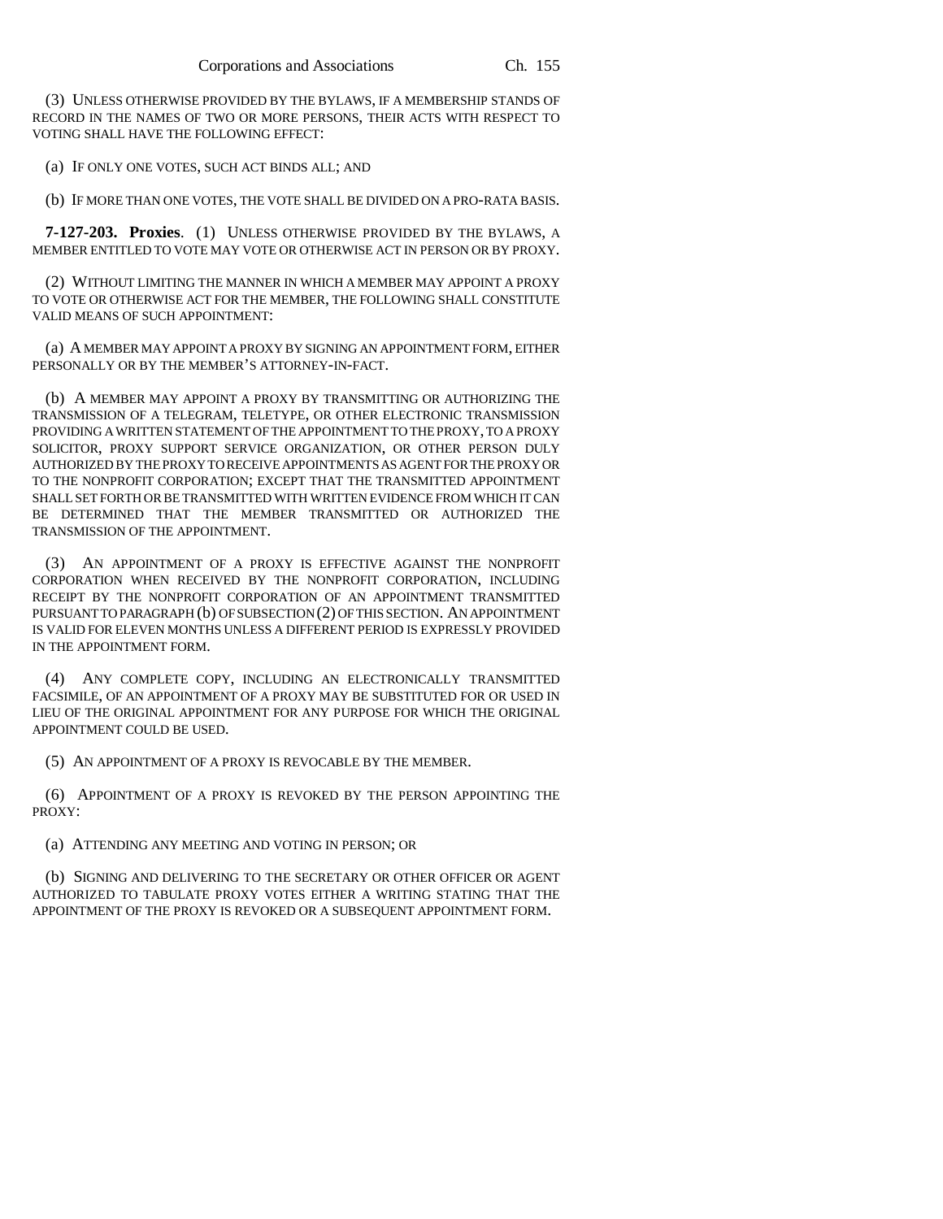(3) UNLESS OTHERWISE PROVIDED BY THE BYLAWS, IF A MEMBERSHIP STANDS OF RECORD IN THE NAMES OF TWO OR MORE PERSONS, THEIR ACTS WITH RESPECT TO VOTING SHALL HAVE THE FOLLOWING EFFECT:

(a) IF ONLY ONE VOTES, SUCH ACT BINDS ALL; AND

(b) IF MORE THAN ONE VOTES, THE VOTE SHALL BE DIVIDED ON A PRO-RATA BASIS.

**7-127-203. Proxies**. (1) UNLESS OTHERWISE PROVIDED BY THE BYLAWS, A MEMBER ENTITLED TO VOTE MAY VOTE OR OTHERWISE ACT IN PERSON OR BY PROXY.

(2) WITHOUT LIMITING THE MANNER IN WHICH A MEMBER MAY APPOINT A PROXY TO VOTE OR OTHERWISE ACT FOR THE MEMBER, THE FOLLOWING SHALL CONSTITUTE VALID MEANS OF SUCH APPOINTMENT:

(a) A MEMBER MAY APPOINT A PROXY BY SIGNING AN APPOINTMENT FORM, EITHER PERSONALLY OR BY THE MEMBER'S ATTORNEY-IN-FACT.

(b) A MEMBER MAY APPOINT A PROXY BY TRANSMITTING OR AUTHORIZING THE TRANSMISSION OF A TELEGRAM, TELETYPE, OR OTHER ELECTRONIC TRANSMISSION PROVIDING A WRITTEN STATEMENT OF THE APPOINTMENT TO THE PROXY, TO A PROXY SOLICITOR, PROXY SUPPORT SERVICE ORGANIZATION, OR OTHER PERSON DULY AUTHORIZED BY THE PROXY TO RECEIVE APPOINTMENTS AS AGENT FOR THE PROXY OR TO THE NONPROFIT CORPORATION; EXCEPT THAT THE TRANSMITTED APPOINTMENT SHALL SET FORTH OR BE TRANSMITTED WITH WRITTEN EVIDENCE FROM WHICH IT CAN BE DETERMINED THAT THE MEMBER TRANSMITTED OR AUTHORIZED THE TRANSMISSION OF THE APPOINTMENT.

(3) AN APPOINTMENT OF A PROXY IS EFFECTIVE AGAINST THE NONPROFIT CORPORATION WHEN RECEIVED BY THE NONPROFIT CORPORATION, INCLUDING RECEIPT BY THE NONPROFIT CORPORATION OF AN APPOINTMENT TRANSMITTED PURSUANT TO PARAGRAPH (b) OF SUBSECTION (2) OF THIS SECTION. AN APPOINTMENT IS VALID FOR ELEVEN MONTHS UNLESS A DIFFERENT PERIOD IS EXPRESSLY PROVIDED IN THE APPOINTMENT FORM.

(4) ANY COMPLETE COPY, INCLUDING AN ELECTRONICALLY TRANSMITTED FACSIMILE, OF AN APPOINTMENT OF A PROXY MAY BE SUBSTITUTED FOR OR USED IN LIEU OF THE ORIGINAL APPOINTMENT FOR ANY PURPOSE FOR WHICH THE ORIGINAL APPOINTMENT COULD BE USED.

(5) AN APPOINTMENT OF A PROXY IS REVOCABLE BY THE MEMBER.

(6) APPOINTMENT OF A PROXY IS REVOKED BY THE PERSON APPOINTING THE PROXY:

(a) ATTENDING ANY MEETING AND VOTING IN PERSON; OR

(b) SIGNING AND DELIVERING TO THE SECRETARY OR OTHER OFFICER OR AGENT AUTHORIZED TO TABULATE PROXY VOTES EITHER A WRITING STATING THAT THE APPOINTMENT OF THE PROXY IS REVOKED OR A SUBSEQUENT APPOINTMENT FORM.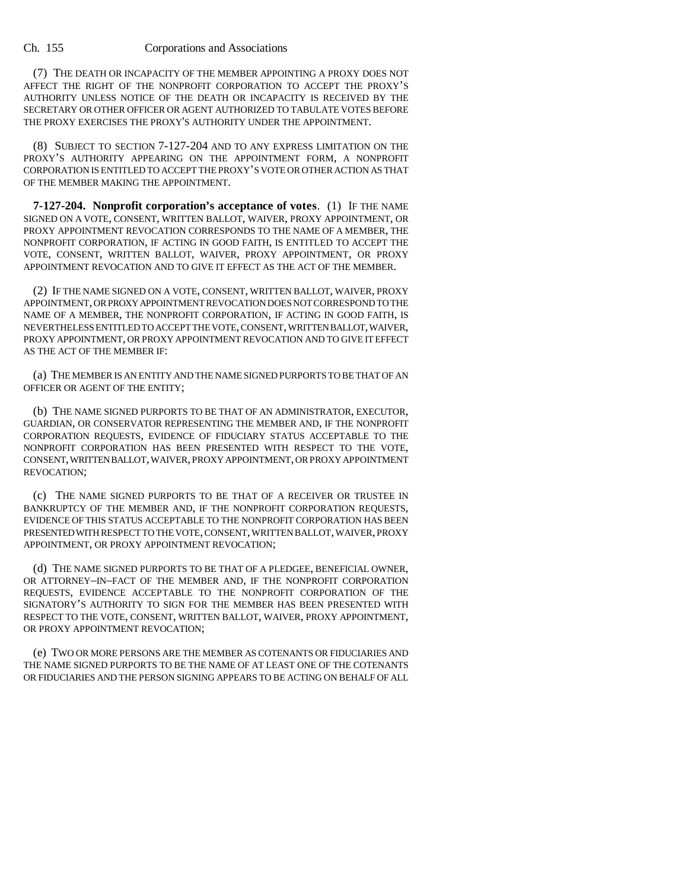(7) THE DEATH OR INCAPACITY OF THE MEMBER APPOINTING A PROXY DOES NOT AFFECT THE RIGHT OF THE NONPROFIT CORPORATION TO ACCEPT THE PROXY'S AUTHORITY UNLESS NOTICE OF THE DEATH OR INCAPACITY IS RECEIVED BY THE SECRETARY OR OTHER OFFICER OR AGENT AUTHORIZED TO TABULATE VOTES BEFORE THE PROXY EXERCISES THE PROXY'S AUTHORITY UNDER THE APPOINTMENT.

(8) SUBJECT TO SECTION 7-127-204 AND TO ANY EXPRESS LIMITATION ON THE PROXY'S AUTHORITY APPEARING ON THE APPOINTMENT FORM, A NONPROFIT CORPORATION IS ENTITLED TO ACCEPT THE PROXY'S VOTE OR OTHER ACTION AS THAT OF THE MEMBER MAKING THE APPOINTMENT.

**7-127-204. Nonprofit corporation's acceptance of votes**. (1) IF THE NAME SIGNED ON A VOTE, CONSENT, WRITTEN BALLOT, WAIVER, PROXY APPOINTMENT, OR PROXY APPOINTMENT REVOCATION CORRESPONDS TO THE NAME OF A MEMBER, THE NONPROFIT CORPORATION, IF ACTING IN GOOD FAITH, IS ENTITLED TO ACCEPT THE VOTE, CONSENT, WRITTEN BALLOT, WAIVER, PROXY APPOINTMENT, OR PROXY APPOINTMENT REVOCATION AND TO GIVE IT EFFECT AS THE ACT OF THE MEMBER.

(2) IF THE NAME SIGNED ON A VOTE, CONSENT, WRITTEN BALLOT, WAIVER, PROXY APPOINTMENT, OR PROXY APPOINTMENT REVOCATION DOES NOT CORRESPOND TO THE NAME OF A MEMBER, THE NONPROFIT CORPORATION, IF ACTING IN GOOD FAITH, IS NEVERTHELESS ENTITLED TO ACCEPT THE VOTE, CONSENT, WRITTEN BALLOT, WAIVER, PROXY APPOINTMENT, OR PROXY APPOINTMENT REVOCATION AND TO GIVE IT EFFECT AS THE ACT OF THE MEMBER IF:

(a) THE MEMBER IS AN ENTITY AND THE NAME SIGNED PURPORTS TO BE THAT OF AN OFFICER OR AGENT OF THE ENTITY;

(b) THE NAME SIGNED PURPORTS TO BE THAT OF AN ADMINISTRATOR, EXECUTOR, GUARDIAN, OR CONSERVATOR REPRESENTING THE MEMBER AND, IF THE NONPROFIT CORPORATION REQUESTS, EVIDENCE OF FIDUCIARY STATUS ACCEPTABLE TO THE NONPROFIT CORPORATION HAS BEEN PRESENTED WITH RESPECT TO THE VOTE, CONSENT, WRITTEN BALLOT, WAIVER, PROXY APPOINTMENT, OR PROXY APPOINTMENT REVOCATION;

(c) THE NAME SIGNED PURPORTS TO BE THAT OF A RECEIVER OR TRUSTEE IN BANKRUPTCY OF THE MEMBER AND, IF THE NONPROFIT CORPORATION REQUESTS, EVIDENCE OF THIS STATUS ACCEPTABLE TO THE NONPROFIT CORPORATION HAS BEEN PRESENTED WITH RESPECT TO THE VOTE, CONSENT, WRITTEN BALLOT, WAIVER, PROXY APPOINTMENT, OR PROXY APPOINTMENT REVOCATION;

(d) THE NAME SIGNED PURPORTS TO BE THAT OF A PLEDGEE, BENEFICIAL OWNER, OR ATTORNEY-IN-FACT OF THE MEMBER AND, IF THE NONPROFIT CORPORATION REQUESTS, EVIDENCE ACCEPTABLE TO THE NONPROFIT CORPORATION OF THE SIGNATORY'S AUTHORITY TO SIGN FOR THE MEMBER HAS BEEN PRESENTED WITH RESPECT TO THE VOTE, CONSENT, WRITTEN BALLOT, WAIVER, PROXY APPOINTMENT, OR PROXY APPOINTMENT REVOCATION;

(e) TWO OR MORE PERSONS ARE THE MEMBER AS COTENANTS OR FIDUCIARIES AND THE NAME SIGNED PURPORTS TO BE THE NAME OF AT LEAST ONE OF THE COTENANTS OR FIDUCIARIES AND THE PERSON SIGNING APPEARS TO BE ACTING ON BEHALF OF ALL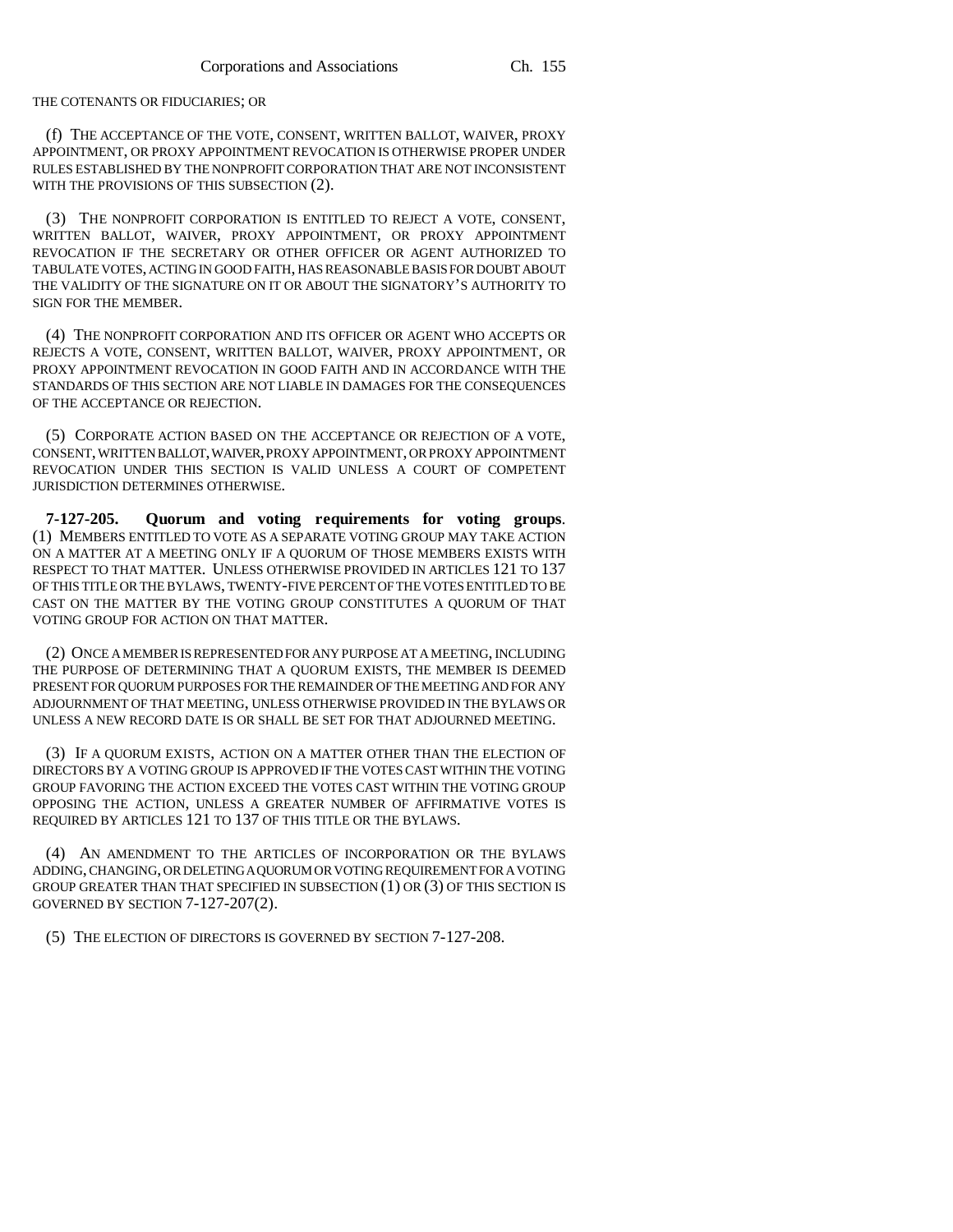THE COTENANTS OR FIDUCIARIES; OR

(f) THE ACCEPTANCE OF THE VOTE, CONSENT, WRITTEN BALLOT, WAIVER, PROXY APPOINTMENT, OR PROXY APPOINTMENT REVOCATION IS OTHERWISE PROPER UNDER RULES ESTABLISHED BY THE NONPROFIT CORPORATION THAT ARE NOT INCONSISTENT WITH THE PROVISIONS OF THIS SUBSECTION (2).

(3) THE NONPROFIT CORPORATION IS ENTITLED TO REJECT A VOTE, CONSENT, WRITTEN BALLOT, WAIVER, PROXY APPOINTMENT, OR PROXY APPOINTMENT REVOCATION IF THE SECRETARY OR OTHER OFFICER OR AGENT AUTHORIZED TO TABULATE VOTES, ACTING IN GOOD FAITH, HAS REASONABLE BASIS FOR DOUBT ABOUT THE VALIDITY OF THE SIGNATURE ON IT OR ABOUT THE SIGNATORY'S AUTHORITY TO SIGN FOR THE MEMBER.

(4) THE NONPROFIT CORPORATION AND ITS OFFICER OR AGENT WHO ACCEPTS OR REJECTS A VOTE, CONSENT, WRITTEN BALLOT, WAIVER, PROXY APPOINTMENT, OR PROXY APPOINTMENT REVOCATION IN GOOD FAITH AND IN ACCORDANCE WITH THE STANDARDS OF THIS SECTION ARE NOT LIABLE IN DAMAGES FOR THE CONSEQUENCES OF THE ACCEPTANCE OR REJECTION.

(5) CORPORATE ACTION BASED ON THE ACCEPTANCE OR REJECTION OF A VOTE, CONSENT, WRITTEN BALLOT, WAIVER, PROXY APPOINTMENT, OR PROXY APPOINTMENT REVOCATION UNDER THIS SECTION IS VALID UNLESS A COURT OF COMPETENT JURISDICTION DETERMINES OTHERWISE.

**7-127-205. Quorum and voting requirements for voting groups.** (1) MEMBERS ENTITLED TO VOTE AS A SEPARATE VOTING GROUP MAY TAKE ACTION ON A MATTER AT A MEETING ONLY IF A QUORUM OF THOSE MEMBERS EXISTS WITH RESPECT TO THAT MATTER. UNLESS OTHERWISE PROVIDED IN ARTICLES 121 TO 137 OF THIS TITLE OR THE BYLAWS, TWENTY-FIVE PERCENT OF THE VOTES ENTITLED TO BE CAST ON THE MATTER BY THE VOTING GROUP CONSTITUTES A QUORUM OF THAT VOTING GROUP FOR ACTION ON THAT MATTER.

(2) ONCE A MEMBER IS REPRESENTED FOR ANY PURPOSE AT A MEETING, INCLUDING THE PURPOSE OF DETERMINING THAT A QUORUM EXISTS, THE MEMBER IS DEEMED PRESENT FOR QUORUM PURPOSES FOR THE REMAINDER OF THE MEETING AND FOR ANY ADJOURNMENT OF THAT MEETING, UNLESS OTHERWISE PROVIDED IN THE BYLAWS OR UNLESS A NEW RECORD DATE IS OR SHALL BE SET FOR THAT ADJOURNED MEETING.

(3) IF A QUORUM EXISTS, ACTION ON A MATTER OTHER THAN THE ELECTION OF DIRECTORS BY A VOTING GROUP IS APPROVED IF THE VOTES CAST WITHIN THE VOTING GROUP FAVORING THE ACTION EXCEED THE VOTES CAST WITHIN THE VOTING GROUP OPPOSING THE ACTION, UNLESS A GREATER NUMBER OF AFFIRMATIVE VOTES IS REQUIRED BY ARTICLES 121 TO 137 OF THIS TITLE OR THE BYLAWS.

(4) AN AMENDMENT TO THE ARTICLES OF INCORPORATION OR THE BYLAWS ADDING, CHANGING, OR DELETING A QUORUM OR VOTING REQUIREMENT FOR A VOTING GROUP GREATER THAN THAT SPECIFIED IN SUBSECTION (1) OR (3) OF THIS SECTION IS GOVERNED BY SECTION 7-127-207(2).

(5) THE ELECTION OF DIRECTORS IS GOVERNED BY SECTION 7-127-208.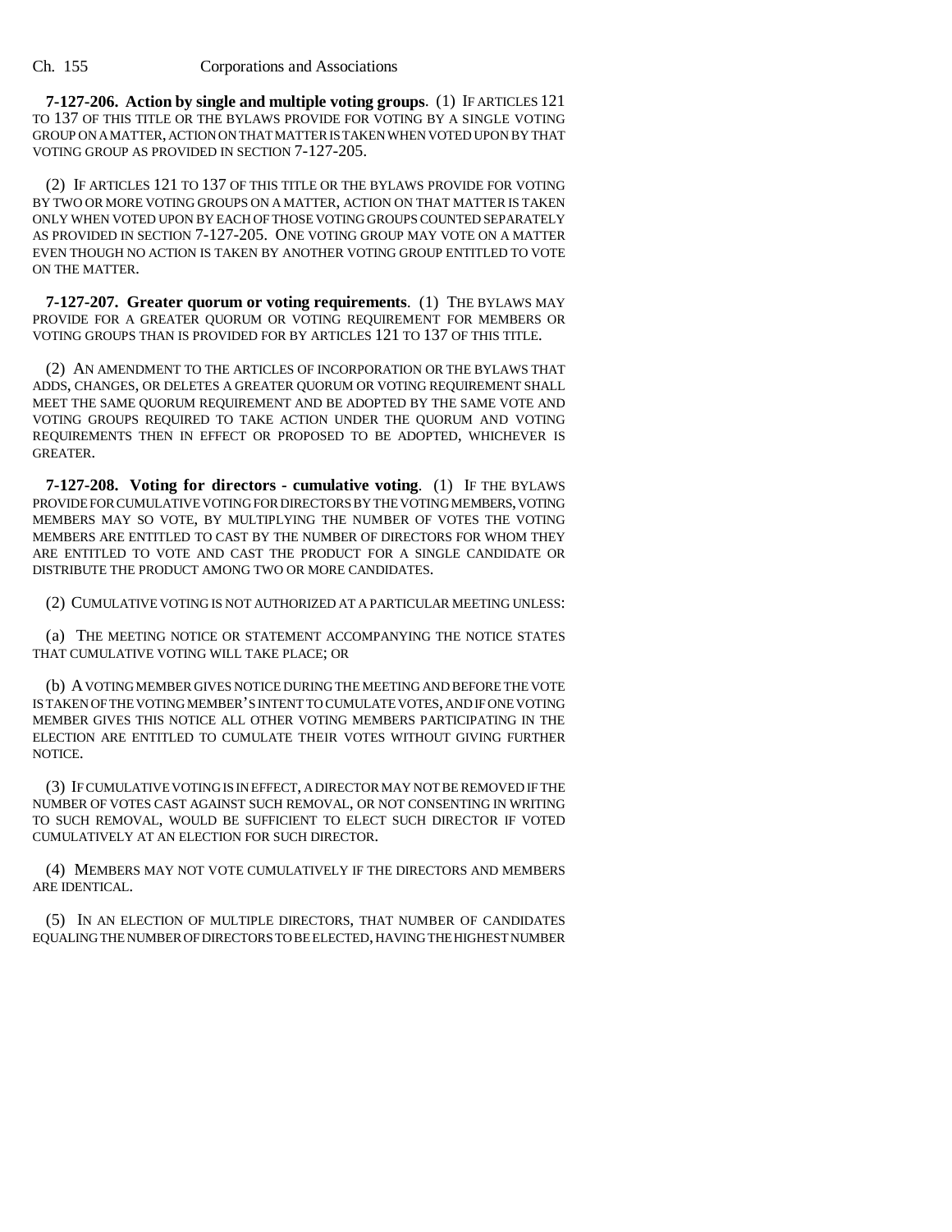**7-127-206. Action by single and multiple voting groups**. (1) IF ARTICLES 121 TO 137 OF THIS TITLE OR THE BYLAWS PROVIDE FOR VOTING BY A SINGLE VOTING GROUP ON A MATTER, ACTION ON THAT MATTER IS TAKEN WHEN VOTED UPON BY THAT VOTING GROUP AS PROVIDED IN SECTION 7-127-205.

(2) IF ARTICLES 121 TO 137 OF THIS TITLE OR THE BYLAWS PROVIDE FOR VOTING BY TWO OR MORE VOTING GROUPS ON A MATTER, ACTION ON THAT MATTER IS TAKEN ONLY WHEN VOTED UPON BY EACH OF THOSE VOTING GROUPS COUNTED SEPARATELY AS PROVIDED IN SECTION 7-127-205. ONE VOTING GROUP MAY VOTE ON A MATTER EVEN THOUGH NO ACTION IS TAKEN BY ANOTHER VOTING GROUP ENTITLED TO VOTE ON THE MATTER.

**7-127-207. Greater quorum or voting requirements**. (1) THE BYLAWS MAY PROVIDE FOR A GREATER QUORUM OR VOTING REQUIREMENT FOR MEMBERS OR VOTING GROUPS THAN IS PROVIDED FOR BY ARTICLES 121 TO 137 OF THIS TITLE.

(2) AN AMENDMENT TO THE ARTICLES OF INCORPORATION OR THE BYLAWS THAT ADDS, CHANGES, OR DELETES A GREATER QUORUM OR VOTING REQUIREMENT SHALL MEET THE SAME QUORUM REQUIREMENT AND BE ADOPTED BY THE SAME VOTE AND VOTING GROUPS REQUIRED TO TAKE ACTION UNDER THE QUORUM AND VOTING REQUIREMENTS THEN IN EFFECT OR PROPOSED TO BE ADOPTED, WHICHEVER IS GREATER.

**7-127-208. Voting for directors - cumulative voting**. (1) IF THE BYLAWS PROVIDE FOR CUMULATIVE VOTING FOR DIRECTORS BY THE VOTING MEMBERS, VOTING MEMBERS MAY SO VOTE, BY MULTIPLYING THE NUMBER OF VOTES THE VOTING MEMBERS ARE ENTITLED TO CAST BY THE NUMBER OF DIRECTORS FOR WHOM THEY ARE ENTITLED TO VOTE AND CAST THE PRODUCT FOR A SINGLE CANDIDATE OR DISTRIBUTE THE PRODUCT AMONG TWO OR MORE CANDIDATES.

(2) CUMULATIVE VOTING IS NOT AUTHORIZED AT A PARTICULAR MEETING UNLESS:

(a) THE MEETING NOTICE OR STATEMENT ACCOMPANYING THE NOTICE STATES THAT CUMULATIVE VOTING WILL TAKE PLACE; OR

(b) A VOTING MEMBER GIVES NOTICE DURING THE MEETING AND BEFORE THE VOTE IS TAKEN OF THE VOTING MEMBER'S INTENT TO CUMULATE VOTES, AND IF ONE VOTING MEMBER GIVES THIS NOTICE ALL OTHER VOTING MEMBERS PARTICIPATING IN THE ELECTION ARE ENTITLED TO CUMULATE THEIR VOTES WITHOUT GIVING FURTHER NOTICE.

(3) IF CUMULATIVE VOTING IS IN EFFECT, A DIRECTOR MAY NOT BE REMOVED IF THE NUMBER OF VOTES CAST AGAINST SUCH REMOVAL, OR NOT CONSENTING IN WRITING TO SUCH REMOVAL, WOULD BE SUFFICIENT TO ELECT SUCH DIRECTOR IF VOTED CUMULATIVELY AT AN ELECTION FOR SUCH DIRECTOR.

(4) MEMBERS MAY NOT VOTE CUMULATIVELY IF THE DIRECTORS AND MEMBERS ARE IDENTICAL.

(5) IN AN ELECTION OF MULTIPLE DIRECTORS, THAT NUMBER OF CANDIDATES EQUALING THE NUMBER OF DIRECTORS TO BE ELECTED, HAVING THE HIGHEST NUMBER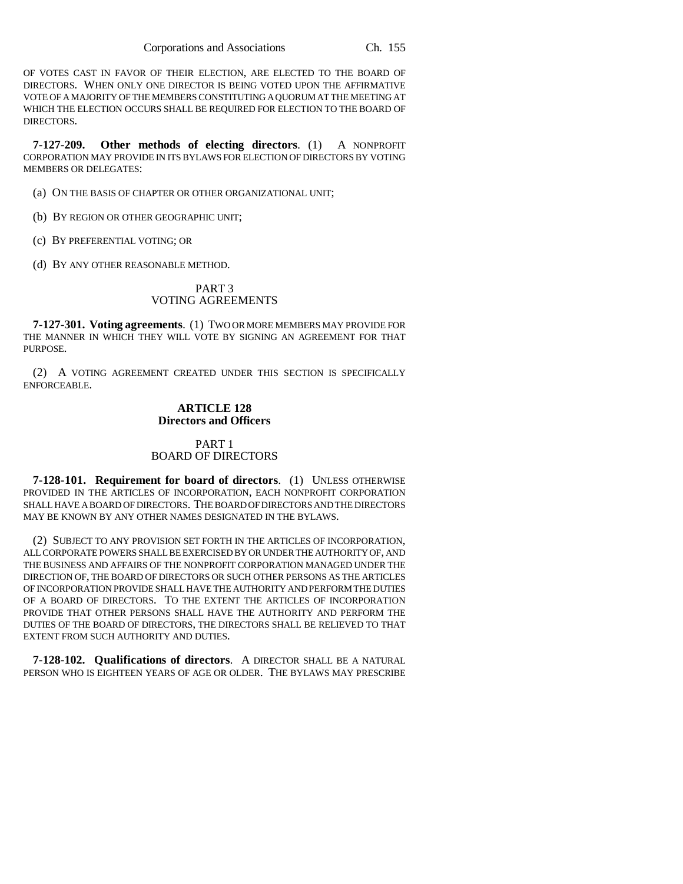OF VOTES CAST IN FAVOR OF THEIR ELECTION, ARE ELECTED TO THE BOARD OF DIRECTORS. WHEN ONLY ONE DIRECTOR IS BEING VOTED UPON THE AFFIRMATIVE VOTE OF A MAJORITY OF THE MEMBERS CONSTITUTING A QUORUM AT THE MEETING AT WHICH THE ELECTION OCCURS SHALL BE REQUIRED FOR ELECTION TO THE BOARD OF DIRECTORS.

**7-127-209. Other methods of electing directors**. (1) A NONPROFIT CORPORATION MAY PROVIDE IN ITS BYLAWS FOR ELECTION OF DIRECTORS BY VOTING MEMBERS OR DELEGATES:

(a) ON THE BASIS OF CHAPTER OR OTHER ORGANIZATIONAL UNIT;

(b) BY REGION OR OTHER GEOGRAPHIC UNIT;

(c) BY PREFERENTIAL VOTING; OR

(d) BY ANY OTHER REASONABLE METHOD.

## PART 3
## VOTING AGREEMENTS

**7-127-301. Voting agreements**. (1) TWO OR MORE MEMBERS MAY PROVIDE FOR THE MANNER IN WHICH THEY WILL VOTE BY SIGNING AN AGREEMENT FOR THAT PURPOSE.

(2) A VOTING AGREEMENT CREATED UNDER THIS SECTION IS SPECIFICALLY ENFORCEABLE.

## ARTICLE 128
## Directors and Officers

## PART 1
## BOARD OF DIRECTORS

**7-128-101. Requirement for board of directors**. (1) UNLESS OTHERWISE PROVIDED IN THE ARTICLES OF INCORPORATION, EACH NONPROFIT CORPORATION SHALL HAVE A BOARD OF DIRECTORS. THE BOARD OF DIRECTORS AND THE DIRECTORS MAY BE KNOWN BY ANY OTHER NAMES DESIGNATED IN THE BYLAWS.

(2) SUBJECT TO ANY PROVISION SET FORTH IN THE ARTICLES OF INCORPORATION, ALL CORPORATE POWERS SHALL BE EXERCISED BY OR UNDER THE AUTHORITY OF, AND THE BUSINESS AND AFFAIRS OF THE NONPROFIT CORPORATION MANAGED UNDER THE DIRECTION OF, THE BOARD OF DIRECTORS OR SUCH OTHER PERSONS AS THE ARTICLES OF INCORPORATION PROVIDE SHALL HAVE THE AUTHORITY AND PERFORM THE DUTIES OF A BOARD OF DIRECTORS. TO THE EXTENT THE ARTICLES OF INCORPORATION PROVIDE THAT OTHER PERSONS SHALL HAVE THE AUTHORITY AND PERFORM THE DUTIES OF THE BOARD OF DIRECTORS, THE DIRECTORS SHALL BE RELIEVED TO THAT EXTENT FROM SUCH AUTHORITY AND DUTIES.

**7-128-102. Qualifications of directors**. A DIRECTOR SHALL BE A NATURAL PERSON WHO IS EIGHTEEN YEARS OF AGE OR OLDER. THE BYLAWS MAY PRESCRIBE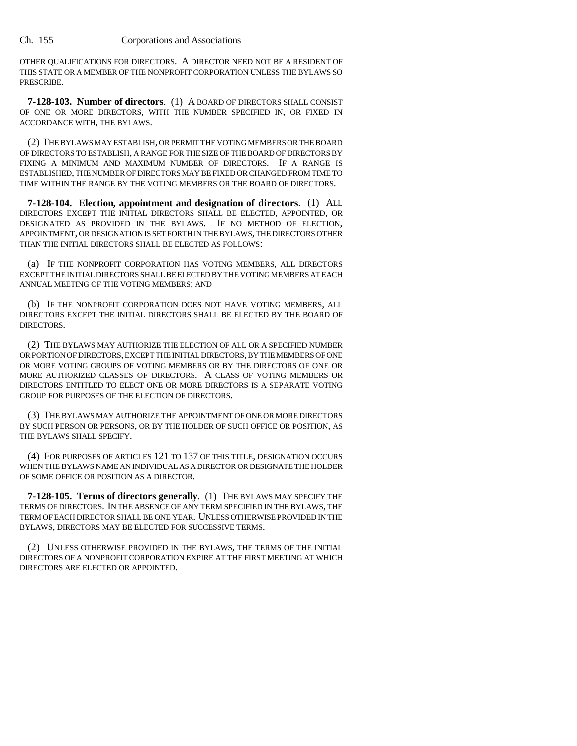OTHER QUALIFICATIONS FOR DIRECTORS. A DIRECTOR NEED NOT BE A RESIDENT OF THIS STATE OR A MEMBER OF THE NONPROFIT CORPORATION UNLESS THE BYLAWS SO PRESCRIBE.

**7-128-103. Number of directors**. (1) A BOARD OF DIRECTORS SHALL CONSIST OF ONE OR MORE DIRECTORS, WITH THE NUMBER SPECIFIED IN, OR FIXED IN ACCORDANCE WITH, THE BYLAWS.

(2) THE BYLAWS MAY ESTABLISH, OR PERMIT THE VOTING MEMBERS OR THE BOARD OF DIRECTORS TO ESTABLISH, A RANGE FOR THE SIZE OF THE BOARD OF DIRECTORS BY FIXING A MINIMUM AND MAXIMUM NUMBER OF DIRECTORS. IF A RANGE IS ESTABLISHED, THE NUMBER OF DIRECTORS MAY BE FIXED OR CHANGED FROM TIME TO TIME WITHIN THE RANGE BY THE VOTING MEMBERS OR THE BOARD OF DIRECTORS.

**7-128-104. Election, appointment and designation of directors**. (1) ALL DIRECTORS EXCEPT THE INITIAL DIRECTORS SHALL BE ELECTED, APPOINTED, OR DESIGNATED AS PROVIDED IN THE BYLAWS. IF NO METHOD OF ELECTION, APPOINTMENT, OR DESIGNATION IS SET FORTH IN THE BYLAWS, THE DIRECTORS OTHER THAN THE INITIAL DIRECTORS SHALL BE ELECTED AS FOLLOWS:

(a) IF THE NONPROFIT CORPORATION HAS VOTING MEMBERS, ALL DIRECTORS EXCEPT THE INITIAL DIRECTORS SHALL BE ELECTED BY THE VOTING MEMBERS AT EACH ANNUAL MEETING OF THE VOTING MEMBERS; AND

(b) IF THE NONPROFIT CORPORATION DOES NOT HAVE VOTING MEMBERS, ALL DIRECTORS EXCEPT THE INITIAL DIRECTORS SHALL BE ELECTED BY THE BOARD OF DIRECTORS.

(2) THE BYLAWS MAY AUTHORIZE THE ELECTION OF ALL OR A SPECIFIED NUMBER OR PORTION OF DIRECTORS, EXCEPT THE INITIAL DIRECTORS, BY THE MEMBERS OF ONE OR MORE VOTING GROUPS OF VOTING MEMBERS OR BY THE DIRECTORS OF ONE OR MORE AUTHORIZED CLASSES OF DIRECTORS. A CLASS OF VOTING MEMBERS OR DIRECTORS ENTITLED TO ELECT ONE OR MORE DIRECTORS IS A SEPARATE VOTING GROUP FOR PURPOSES OF THE ELECTION OF DIRECTORS.

(3) THE BYLAWS MAY AUTHORIZE THE APPOINTMENT OF ONE OR MORE DIRECTORS BY SUCH PERSON OR PERSONS, OR BY THE HOLDER OF SUCH OFFICE OR POSITION, AS THE BYLAWS SHALL SPECIFY.

(4) FOR PURPOSES OF ARTICLES 121 TO 137 OF THIS TITLE, DESIGNATION OCCURS WHEN THE BYLAWS NAME AN INDIVIDUAL AS A DIRECTOR OR DESIGNATE THE HOLDER OF SOME OFFICE OR POSITION AS A DIRECTOR.

**7-128-105. Terms of directors generally**. (1) THE BYLAWS MAY SPECIFY THE TERMS OF DIRECTORS. IN THE ABSENCE OF ANY TERM SPECIFIED IN THE BYLAWS, THE TERM OF EACH DIRECTOR SHALL BE ONE YEAR. UNLESS OTHERWISE PROVIDED IN THE BYLAWS, DIRECTORS MAY BE ELECTED FOR SUCCESSIVE TERMS.

(2) UNLESS OTHERWISE PROVIDED IN THE BYLAWS, THE TERMS OF THE INITIAL DIRECTORS OF A NONPROFIT CORPORATION EXPIRE AT THE FIRST MEETING AT WHICH DIRECTORS ARE ELECTED OR APPOINTED.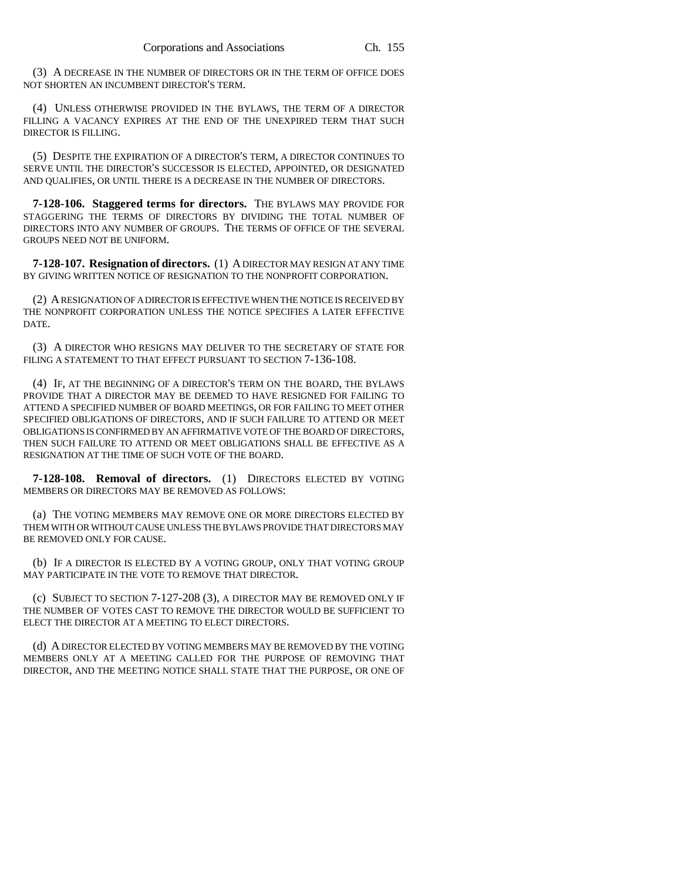(3) A DECREASE IN THE NUMBER OF DIRECTORS OR IN THE TERM OF OFFICE DOES NOT SHORTEN AN INCUMBENT DIRECTOR'S TERM.

(4) UNLESS OTHERWISE PROVIDED IN THE BYLAWS, THE TERM OF A DIRECTOR FILLING A VACANCY EXPIRES AT THE END OF THE UNEXPIRED TERM THAT SUCH DIRECTOR IS FILLING.

(5) DESPITE THE EXPIRATION OF A DIRECTOR'S TERM, A DIRECTOR CONTINUES TO SERVE UNTIL THE DIRECTOR'S SUCCESSOR IS ELECTED, APPOINTED, OR DESIGNATED AND QUALIFIES, OR UNTIL THERE IS A DECREASE IN THE NUMBER OF DIRECTORS.

**7-128-106. Staggered terms for directors.** THE BYLAWS MAY PROVIDE FOR STAGGERING THE TERMS OF DIRECTORS BY DIVIDING THE TOTAL NUMBER OF DIRECTORS INTO ANY NUMBER OF GROUPS. THE TERMS OF OFFICE OF THE SEVERAL GROUPS NEED NOT BE UNIFORM.

**7-128-107. Resignation of directors.** (1) A DIRECTOR MAY RESIGN AT ANY TIME BY GIVING WRITTEN NOTICE OF RESIGNATION TO THE NONPROFIT CORPORATION.

(2) A RESIGNATION OF A DIRECTOR IS EFFECTIVE WHEN THE NOTICE IS RECEIVED BY THE NONPROFIT CORPORATION UNLESS THE NOTICE SPECIFIES A LATER EFFECTIVE DATE.

(3) A DIRECTOR WHO RESIGNS MAY DELIVER TO THE SECRETARY OF STATE FOR FILING A STATEMENT TO THAT EFFECT PURSUANT TO SECTION 7-136-108.

(4) IF, AT THE BEGINNING OF A DIRECTOR'S TERM ON THE BOARD, THE BYLAWS PROVIDE THAT A DIRECTOR MAY BE DEEMED TO HAVE RESIGNED FOR FAILING TO ATTEND A SPECIFIED NUMBER OF BOARD MEETINGS, OR FOR FAILING TO MEET OTHER SPECIFIED OBLIGATIONS OF DIRECTORS, AND IF SUCH FAILURE TO ATTEND OR MEET OBLIGATIONS IS CONFIRMED BY AN AFFIRMATIVE VOTE OF THE BOARD OF DIRECTORS, THEN SUCH FAILURE TO ATTEND OR MEET OBLIGATIONS SHALL BE EFFECTIVE AS A RESIGNATION AT THE TIME OF SUCH VOTE OF THE BOARD.

**7-128-108. Removal of directors.** (1) DIRECTORS ELECTED BY VOTING MEMBERS OR DIRECTORS MAY BE REMOVED AS FOLLOWS:

(a) THE VOTING MEMBERS MAY REMOVE ONE OR MORE DIRECTORS ELECTED BY THEM WITH OR WITHOUT CAUSE UNLESS THE BYLAWS PROVIDE THAT DIRECTORS MAY BE REMOVED ONLY FOR CAUSE.

(b) IF A DIRECTOR IS ELECTED BY A VOTING GROUP, ONLY THAT VOTING GROUP MAY PARTICIPATE IN THE VOTE TO REMOVE THAT DIRECTOR.

(c) SUBJECT TO SECTION 7-127-208 (3), A DIRECTOR MAY BE REMOVED ONLY IF THE NUMBER OF VOTES CAST TO REMOVE THE DIRECTOR WOULD BE SUFFICIENT TO ELECT THE DIRECTOR AT A MEETING TO ELECT DIRECTORS.

(d) A DIRECTOR ELECTED BY VOTING MEMBERS MAY BE REMOVED BY THE VOTING MEMBERS ONLY AT A MEETING CALLED FOR THE PURPOSE OF REMOVING THAT DIRECTOR, AND THE MEETING NOTICE SHALL STATE THAT THE PURPOSE, OR ONE OF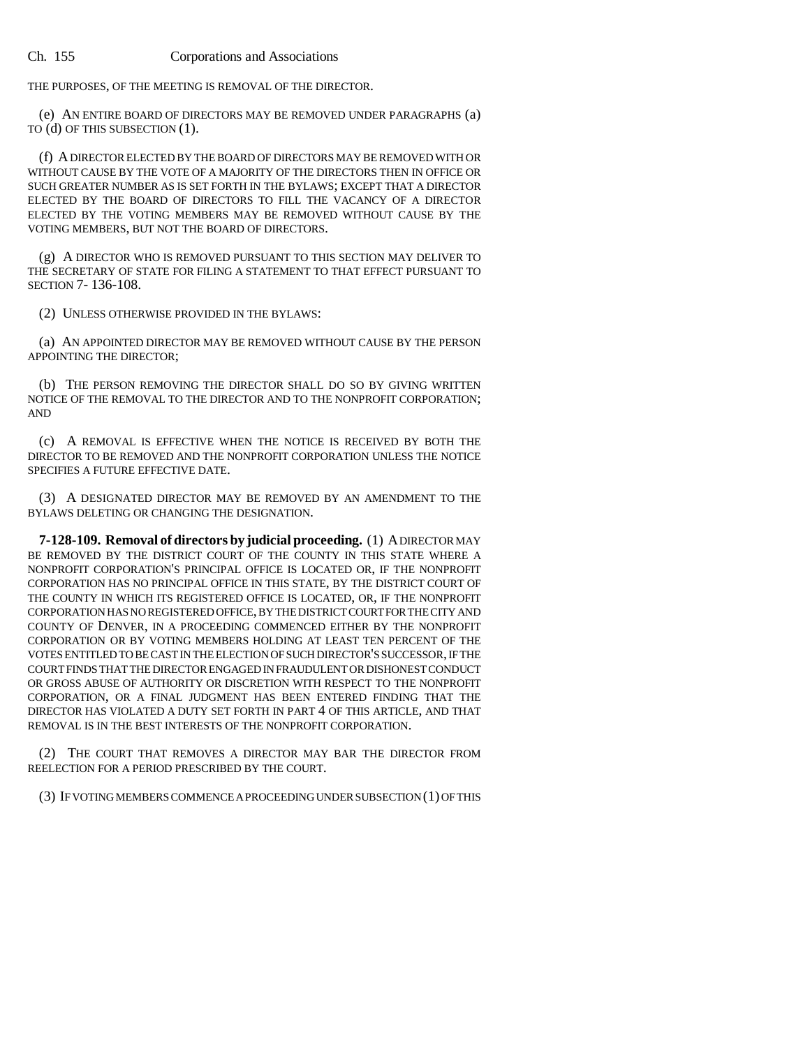THE PURPOSES, OF THE MEETING IS REMOVAL OF THE DIRECTOR.

(e) AN ENTIRE BOARD OF DIRECTORS MAY BE REMOVED UNDER PARAGRAPHS (a) TO (d) OF THIS SUBSECTION (1).

(f) A DIRECTOR ELECTED BY THE BOARD OF DIRECTORS MAY BE REMOVED WITH OR WITHOUT CAUSE BY THE VOTE OF A MAJORITY OF THE DIRECTORS THEN IN OFFICE OR SUCH GREATER NUMBER AS IS SET FORTH IN THE BYLAWS; EXCEPT THAT A DIRECTOR ELECTED BY THE BOARD OF DIRECTORS TO FILL THE VACANCY OF A DIRECTOR ELECTED BY THE VOTING MEMBERS MAY BE REMOVED WITHOUT CAUSE BY THE VOTING MEMBERS, BUT NOT THE BOARD OF DIRECTORS.

(g) A DIRECTOR WHO IS REMOVED PURSUANT TO THIS SECTION MAY DELIVER TO THE SECRETARY OF STATE FOR FILING A STATEMENT TO THAT EFFECT PURSUANT TO SECTION 7- 136-108.

(2) UNLESS OTHERWISE PROVIDED IN THE BYLAWS:

(a) AN APPOINTED DIRECTOR MAY BE REMOVED WITHOUT CAUSE BY THE PERSON APPOINTING THE DIRECTOR;

(b) THE PERSON REMOVING THE DIRECTOR SHALL DO SO BY GIVING WRITTEN NOTICE OF THE REMOVAL TO THE DIRECTOR AND TO THE NONPROFIT CORPORATION; AND

(c) A REMOVAL IS EFFECTIVE WHEN THE NOTICE IS RECEIVED BY BOTH THE DIRECTOR TO BE REMOVED AND THE NONPROFIT CORPORATION UNLESS THE NOTICE SPECIFIES A FUTURE EFFECTIVE DATE.

(3) A DESIGNATED DIRECTOR MAY BE REMOVED BY AN AMENDMENT TO THE BYLAWS DELETING OR CHANGING THE DESIGNATION.

**7-128-109. Removal of directors by judicial proceeding.** (1) A DIRECTOR MAY BE REMOVED BY THE DISTRICT COURT OF THE COUNTY IN THIS STATE WHERE A NONPROFIT CORPORATION'S PRINCIPAL OFFICE IS LOCATED OR, IF THE NONPROFIT CORPORATION HAS NO PRINCIPAL OFFICE IN THIS STATE, BY THE DISTRICT COURT OF THE COUNTY IN WHICH ITS REGISTERED OFFICE IS LOCATED, OR, IF THE NONPROFIT CORPORATION HAS NO REGISTERED OFFICE, BY THE DISTRICT COURT FOR THE CITY AND COUNTY OF DENVER, IN A PROCEEDING COMMENCED EITHER BY THE NONPROFIT CORPORATION OR BY VOTING MEMBERS HOLDING AT LEAST TEN PERCENT OF THE VOTES ENTITLED TO BE CAST IN THE ELECTION OF SUCH DIRECTOR'S SUCCESSOR, IF THE COURT FINDS THAT THE DIRECTOR ENGAGED IN FRAUDULENT OR DISHONEST CONDUCT OR GROSS ABUSE OF AUTHORITY OR DISCRETION WITH RESPECT TO THE NONPROFIT CORPORATION, OR A FINAL JUDGMENT HAS BEEN ENTERED FINDING THAT THE DIRECTOR HAS VIOLATED A DUTY SET FORTH IN PART 4 OF THIS ARTICLE, AND THAT REMOVAL IS IN THE BEST INTERESTS OF THE NONPROFIT CORPORATION.

(2) THE COURT THAT REMOVES A DIRECTOR MAY BAR THE DIRECTOR FROM REELECTION FOR A PERIOD PRESCRIBED BY THE COURT.

(3) IF VOTING MEMBERS COMMENCE A PROCEEDING UNDER SUBSECTION (1) OF THIS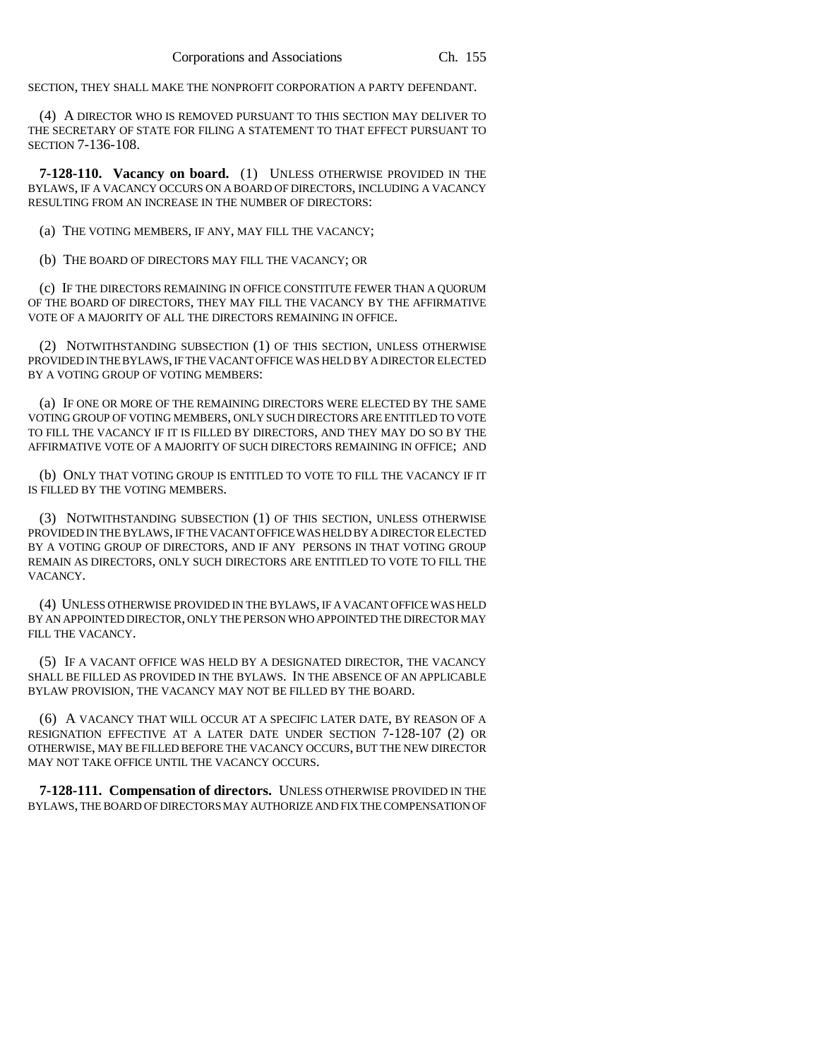SECTION, THEY SHALL MAKE THE NONPROFIT CORPORATION A PARTY DEFENDANT.

(4) A DIRECTOR WHO IS REMOVED PURSUANT TO THIS SECTION MAY DELIVER TO THE SECRETARY OF STATE FOR FILING A STATEMENT TO THAT EFFECT PURSUANT TO SECTION 7-136-108.

**7-128-110. Vacancy on board.** (1) UNLESS OTHERWISE PROVIDED IN THE BYLAWS, IF A VACANCY OCCURS ON A BOARD OF DIRECTORS, INCLUDING A VACANCY RESULTING FROM AN INCREASE IN THE NUMBER OF DIRECTORS:

(a) THE VOTING MEMBERS, IF ANY, MAY FILL THE VACANCY;

(b) THE BOARD OF DIRECTORS MAY FILL THE VACANCY; OR

(c) IF THE DIRECTORS REMAINING IN OFFICE CONSTITUTE FEWER THAN A QUORUM OF THE BOARD OF DIRECTORS, THEY MAY FILL THE VACANCY BY THE AFFIRMATIVE VOTE OF A MAJORITY OF ALL THE DIRECTORS REMAINING IN OFFICE.

(2) NOTWITHSTANDING SUBSECTION (1) OF THIS SECTION, UNLESS OTHERWISE PROVIDED IN THE BYLAWS, IF THE VACANT OFFICE WAS HELD BY A DIRECTOR ELECTED BY A VOTING GROUP OF VOTING MEMBERS:

(a) IF ONE OR MORE OF THE REMAINING DIRECTORS WERE ELECTED BY THE SAME VOTING GROUP OF VOTING MEMBERS, ONLY SUCH DIRECTORS ARE ENTITLED TO VOTE TO FILL THE VACANCY IF IT IS FILLED BY DIRECTORS, AND THEY MAY DO SO BY THE AFFIRMATIVE VOTE OF A MAJORITY OF SUCH DIRECTORS REMAINING IN OFFICE; AND

(b) ONLY THAT VOTING GROUP IS ENTITLED TO VOTE TO FILL THE VACANCY IF IT IS FILLED BY THE VOTING MEMBERS.

(3) NOTWITHSTANDING SUBSECTION (1) OF THIS SECTION, UNLESS OTHERWISE PROVIDED IN THE BYLAWS, IF THE VACANT OFFICE WAS HELD BY A DIRECTOR ELECTED BY A VOTING GROUP OF DIRECTORS, AND IF ANY PERSONS IN THAT VOTING GROUP REMAIN AS DIRECTORS, ONLY SUCH DIRECTORS ARE ENTITLED TO VOTE TO FILL THE VACANCY.

(4) UNLESS OTHERWISE PROVIDED IN THE BYLAWS, IF A VACANT OFFICE WAS HELD BY AN APPOINTED DIRECTOR, ONLY THE PERSON WHO APPOINTED THE DIRECTOR MAY FILL THE VACANCY.

(5) IF A VACANT OFFICE WAS HELD BY A DESIGNATED DIRECTOR, THE VACANCY SHALL BE FILLED AS PROVIDED IN THE BYLAWS. IN THE ABSENCE OF AN APPLICABLE BYLAW PROVISION, THE VACANCY MAY NOT BE FILLED BY THE BOARD.

(6) A VACANCY THAT WILL OCCUR AT A SPECIFIC LATER DATE, BY REASON OF A RESIGNATION EFFECTIVE AT A LATER DATE UNDER SECTION 7-128-107 (2) OR OTHERWISE, MAY BE FILLED BEFORE THE VACANCY OCCURS, BUT THE NEW DIRECTOR MAY NOT TAKE OFFICE UNTIL THE VACANCY OCCURS.

**7-128-111. Compensation of directors.** UNLESS OTHERWISE PROVIDED IN THE BYLAWS, THE BOARD OF DIRECTORS MAY AUTHORIZE AND FIX THE COMPENSATION OF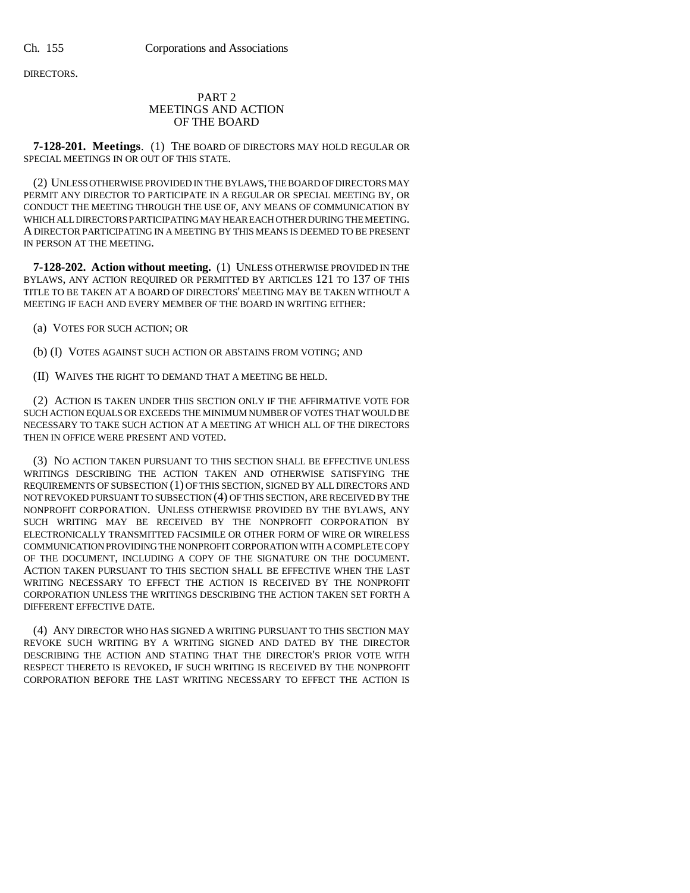DIRECTORS.

## PART 2
## MEETINGS AND ACTION OF THE BOARD

**7-128-201. Meetings**. (1) THE BOARD OF DIRECTORS MAY HOLD REGULAR OR SPECIAL MEETINGS IN OR OUT OF THIS STATE.

(2) UNLESS OTHERWISE PROVIDED IN THE BYLAWS, THE BOARD OF DIRECTORS MAY PERMIT ANY DIRECTOR TO PARTICIPATE IN A REGULAR OR SPECIAL MEETING BY, OR CONDUCT THE MEETING THROUGH THE USE OF, ANY MEANS OF COMMUNICATION BY WHICH ALL DIRECTORS PARTICIPATING MAY HEAR EACH OTHER DURING THE MEETING. A DIRECTOR PARTICIPATING IN A MEETING BY THIS MEANS IS DEEMED TO BE PRESENT IN PERSON AT THE MEETING.

**7-128-202. Action without meeting.** (1) UNLESS OTHERWISE PROVIDED IN THE BYLAWS, ANY ACTION REQUIRED OR PERMITTED BY ARTICLES 121 TO 137 OF THIS TITLE TO BE TAKEN AT A BOARD OF DIRECTORS' MEETING MAY BE TAKEN WITHOUT A MEETING IF EACH AND EVERY MEMBER OF THE BOARD IN WRITING EITHER:

(a) VOTES FOR SUCH ACTION; OR

(b) (I) VOTES AGAINST SUCH ACTION OR ABSTAINS FROM VOTING; AND

(II) WAIVES THE RIGHT TO DEMAND THAT A MEETING BE HELD.

(2) ACTION IS TAKEN UNDER THIS SECTION ONLY IF THE AFFIRMATIVE VOTE FOR SUCH ACTION EQUALS OR EXCEEDS THE MINIMUM NUMBER OF VOTES THAT WOULD BE NECESSARY TO TAKE SUCH ACTION AT A MEETING AT WHICH ALL OF THE DIRECTORS THEN IN OFFICE WERE PRESENT AND VOTED.

(3) NO ACTION TAKEN PURSUANT TO THIS SECTION SHALL BE EFFECTIVE UNLESS WRITINGS DESCRIBING THE ACTION TAKEN AND OTHERWISE SATISFYING THE REQUIREMENTS OF SUBSECTION (1) OF THIS SECTION, SIGNED BY ALL DIRECTORS AND NOT REVOKED PURSUANT TO SUBSECTION (4) OF THIS SECTION, ARE RECEIVED BY THE NONPROFIT CORPORATION. UNLESS OTHERWISE PROVIDED BY THE BYLAWS, ANY SUCH WRITING MAY BE RECEIVED BY THE NONPROFIT CORPORATION BY ELECTRONICALLY TRANSMITTED FACSIMILE OR OTHER FORM OF WIRE OR WIRELESS COMMUNICATION PROVIDING THE NONPROFIT CORPORATION WITH A COMPLETE COPY OF THE DOCUMENT, INCLUDING A COPY OF THE SIGNATURE ON THE DOCUMENT. ACTION TAKEN PURSUANT TO THIS SECTION SHALL BE EFFECTIVE WHEN THE LAST WRITING NECESSARY TO EFFECT THE ACTION IS RECEIVED BY THE NONPROFIT CORPORATION UNLESS THE WRITINGS DESCRIBING THE ACTION TAKEN SET FORTH A DIFFERENT EFFECTIVE DATE.

(4) ANY DIRECTOR WHO HAS SIGNED A WRITING PURSUANT TO THIS SECTION MAY REVOKE SUCH WRITING BY A WRITING SIGNED AND DATED BY THE DIRECTOR DESCRIBING THE ACTION AND STATING THAT THE DIRECTOR'S PRIOR VOTE WITH RESPECT THERETO IS REVOKED, IF SUCH WRITING IS RECEIVED BY THE NONPROFIT CORPORATION BEFORE THE LAST WRITING NECESSARY TO EFFECT THE ACTION IS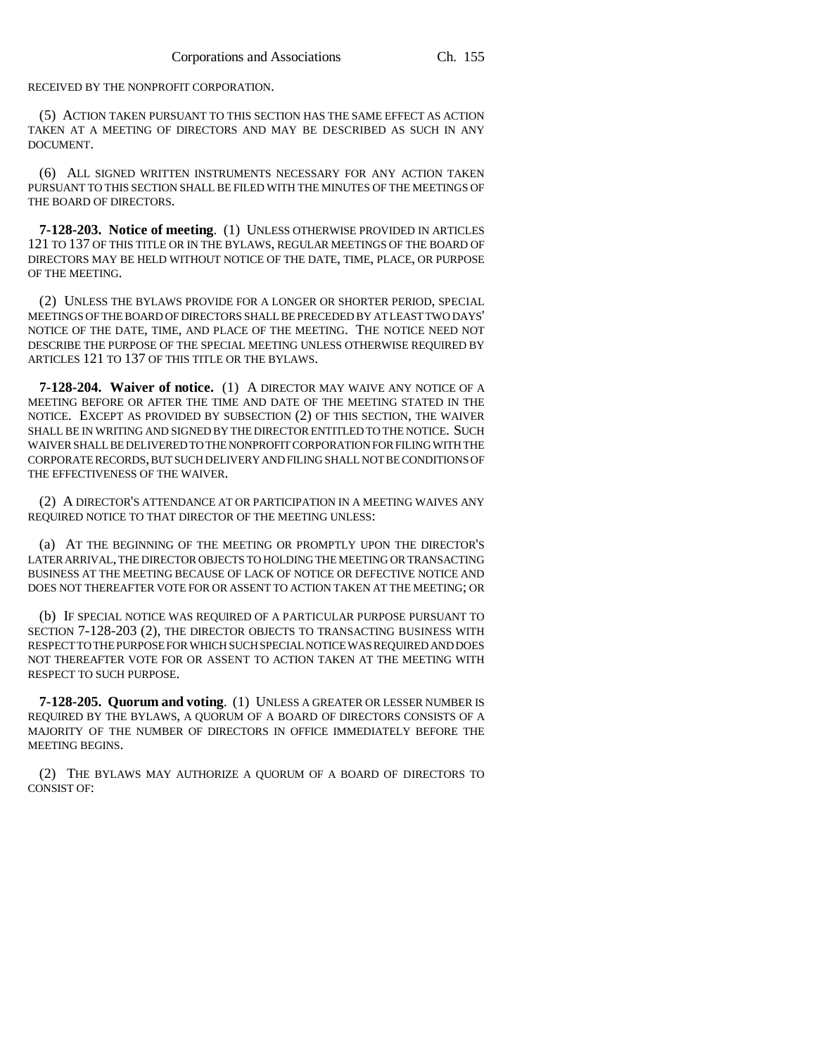RECEIVED BY THE NONPROFIT CORPORATION.

(5) ACTION TAKEN PURSUANT TO THIS SECTION HAS THE SAME EFFECT AS ACTION TAKEN AT A MEETING OF DIRECTORS AND MAY BE DESCRIBED AS SUCH IN ANY DOCUMENT.

(6) ALL SIGNED WRITTEN INSTRUMENTS NECESSARY FOR ANY ACTION TAKEN PURSUANT TO THIS SECTION SHALL BE FILED WITH THE MINUTES OF THE MEETINGS OF THE BOARD OF DIRECTORS.

**7-128-203. Notice of meeting**. (1) UNLESS OTHERWISE PROVIDED IN ARTICLES 121 TO 137 OF THIS TITLE OR IN THE BYLAWS, REGULAR MEETINGS OF THE BOARD OF DIRECTORS MAY BE HELD WITHOUT NOTICE OF THE DATE, TIME, PLACE, OR PURPOSE OF THE MEETING.

(2) UNLESS THE BYLAWS PROVIDE FOR A LONGER OR SHORTER PERIOD, SPECIAL MEETINGS OF THE BOARD OF DIRECTORS SHALL BE PRECEDED BY AT LEAST TWO DAYS' NOTICE OF THE DATE, TIME, AND PLACE OF THE MEETING. THE NOTICE NEED NOT DESCRIBE THE PURPOSE OF THE SPECIAL MEETING UNLESS OTHERWISE REQUIRED BY ARTICLES 121 TO 137 OF THIS TITLE OR THE BYLAWS.

**7-128-204. Waiver of notice.** (1) A DIRECTOR MAY WAIVE ANY NOTICE OF A MEETING BEFORE OR AFTER THE TIME AND DATE OF THE MEETING STATED IN THE NOTICE. EXCEPT AS PROVIDED BY SUBSECTION (2) OF THIS SECTION, THE WAIVER SHALL BE IN WRITING AND SIGNED BY THE DIRECTOR ENTITLED TO THE NOTICE. SUCH WAIVER SHALL BE DELIVERED TO THE NONPROFIT CORPORATION FOR FILING WITH THE CORPORATE RECORDS, BUT SUCH DELIVERY AND FILING SHALL NOT BE CONDITIONS OF THE EFFECTIVENESS OF THE WAIVER.

(2) A DIRECTOR'S ATTENDANCE AT OR PARTICIPATION IN A MEETING WAIVES ANY REQUIRED NOTICE TO THAT DIRECTOR OF THE MEETING UNLESS:

(a) AT THE BEGINNING OF THE MEETING OR PROMPTLY UPON THE DIRECTOR'S LATER ARRIVAL, THE DIRECTOR OBJECTS TO HOLDING THE MEETING OR TRANSACTING BUSINESS AT THE MEETING BECAUSE OF LACK OF NOTICE OR DEFECTIVE NOTICE AND DOES NOT THEREAFTER VOTE FOR OR ASSENT TO ACTION TAKEN AT THE MEETING; OR

(b) IF SPECIAL NOTICE WAS REQUIRED OF A PARTICULAR PURPOSE PURSUANT TO SECTION 7-128-203 (2), THE DIRECTOR OBJECTS TO TRANSACTING BUSINESS WITH RESPECT TO THE PURPOSE FOR WHICH SUCH SPECIAL NOTICE WAS REQUIRED AND DOES NOT THEREAFTER VOTE FOR OR ASSENT TO ACTION TAKEN AT THE MEETING WITH RESPECT TO SUCH PURPOSE.

**7-128-205. Quorum and voting**. (1) UNLESS A GREATER OR LESSER NUMBER IS REQUIRED BY THE BYLAWS, A QUORUM OF A BOARD OF DIRECTORS CONSISTS OF A MAJORITY OF THE NUMBER OF DIRECTORS IN OFFICE IMMEDIATELY BEFORE THE MEETING BEGINS.

(2) THE BYLAWS MAY AUTHORIZE A QUORUM OF A BOARD OF DIRECTORS TO CONSIST OF: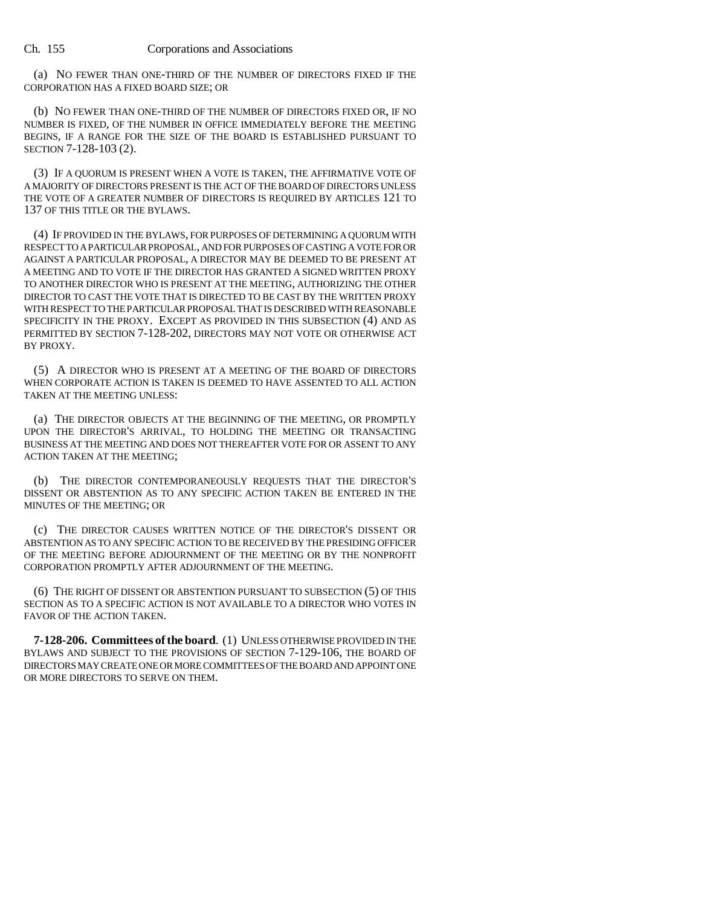(a) NO FEWER THAN ONE-THIRD OF THE NUMBER OF DIRECTORS FIXED IF THE CORPORATION HAS A FIXED BOARD SIZE; OR

(b) NO FEWER THAN ONE-THIRD OF THE NUMBER OF DIRECTORS FIXED OR, IF NO NUMBER IS FIXED, OF THE NUMBER IN OFFICE IMMEDIATELY BEFORE THE MEETING BEGINS, IF A RANGE FOR THE SIZE OF THE BOARD IS ESTABLISHED PURSUANT TO SECTION 7-128-103 (2).

(3) IF A QUORUM IS PRESENT WHEN A VOTE IS TAKEN, THE AFFIRMATIVE VOTE OF A MAJORITY OF DIRECTORS PRESENT IS THE ACT OF THE BOARD OF DIRECTORS UNLESS THE VOTE OF A GREATER NUMBER OF DIRECTORS IS REQUIRED BY ARTICLES 121 TO 137 OF THIS TITLE OR THE BYLAWS.

(4) IF PROVIDED IN THE BYLAWS, FOR PURPOSES OF DETERMINING A QUORUM WITH RESPECT TO A PARTICULAR PROPOSAL, AND FOR PURPOSES OF CASTING A VOTE FOR OR AGAINST A PARTICULAR PROPOSAL, A DIRECTOR MAY BE DEEMED TO BE PRESENT AT A MEETING AND TO VOTE IF THE DIRECTOR HAS GRANTED A SIGNED WRITTEN PROXY TO ANOTHER DIRECTOR WHO IS PRESENT AT THE MEETING, AUTHORIZING THE OTHER DIRECTOR TO CAST THE VOTE THAT IS DIRECTED TO BE CAST BY THE WRITTEN PROXY WITH RESPECT TO THE PARTICULAR PROPOSAL THAT IS DESCRIBED WITH REASONABLE SPECIFICITY IN THE PROXY. EXCEPT AS PROVIDED IN THIS SUBSECTION (4) AND AS PERMITTED BY SECTION 7-128-202, DIRECTORS MAY NOT VOTE OR OTHERWISE ACT BY PROXY.

(5) A DIRECTOR WHO IS PRESENT AT A MEETING OF THE BOARD OF DIRECTORS WHEN CORPORATE ACTION IS TAKEN IS DEEMED TO HAVE ASSENTED TO ALL ACTION TAKEN AT THE MEETING UNLESS:

(a) THE DIRECTOR OBJECTS AT THE BEGINNING OF THE MEETING, OR PROMPTLY UPON THE DIRECTOR'S ARRIVAL, TO HOLDING THE MEETING OR TRANSACTING BUSINESS AT THE MEETING AND DOES NOT THEREAFTER VOTE FOR OR ASSENT TO ANY ACTION TAKEN AT THE MEETING;

(b) THE DIRECTOR CONTEMPORANEOUSLY REQUESTS THAT THE DIRECTOR'S DISSENT OR ABSTENTION AS TO ANY SPECIFIC ACTION TAKEN BE ENTERED IN THE MINUTES OF THE MEETING; OR

(c) THE DIRECTOR CAUSES WRITTEN NOTICE OF THE DIRECTOR'S DISSENT OR ABSTENTION AS TO ANY SPECIFIC ACTION TO BE RECEIVED BY THE PRESIDING OFFICER OF THE MEETING BEFORE ADJOURNMENT OF THE MEETING OR BY THE NONPROFIT CORPORATION PROMPTLY AFTER ADJOURNMENT OF THE MEETING.

(6) THE RIGHT OF DISSENT OR ABSTENTION PURSUANT TO SUBSECTION (5) OF THIS SECTION AS TO A SPECIFIC ACTION IS NOT AVAILABLE TO A DIRECTOR WHO VOTES IN FAVOR OF THE ACTION TAKEN.

**7-128-206. Committees of the board**. (1) UNLESS OTHERWISE PROVIDED IN THE BYLAWS AND SUBJECT TO THE PROVISIONS OF SECTION 7-129-106, THE BOARD OF DIRECTORS MAY CREATE ONE OR MORE COMMITTEES OF THE BOARD AND APPOINT ONE OR MORE DIRECTORS TO SERVE ON THEM.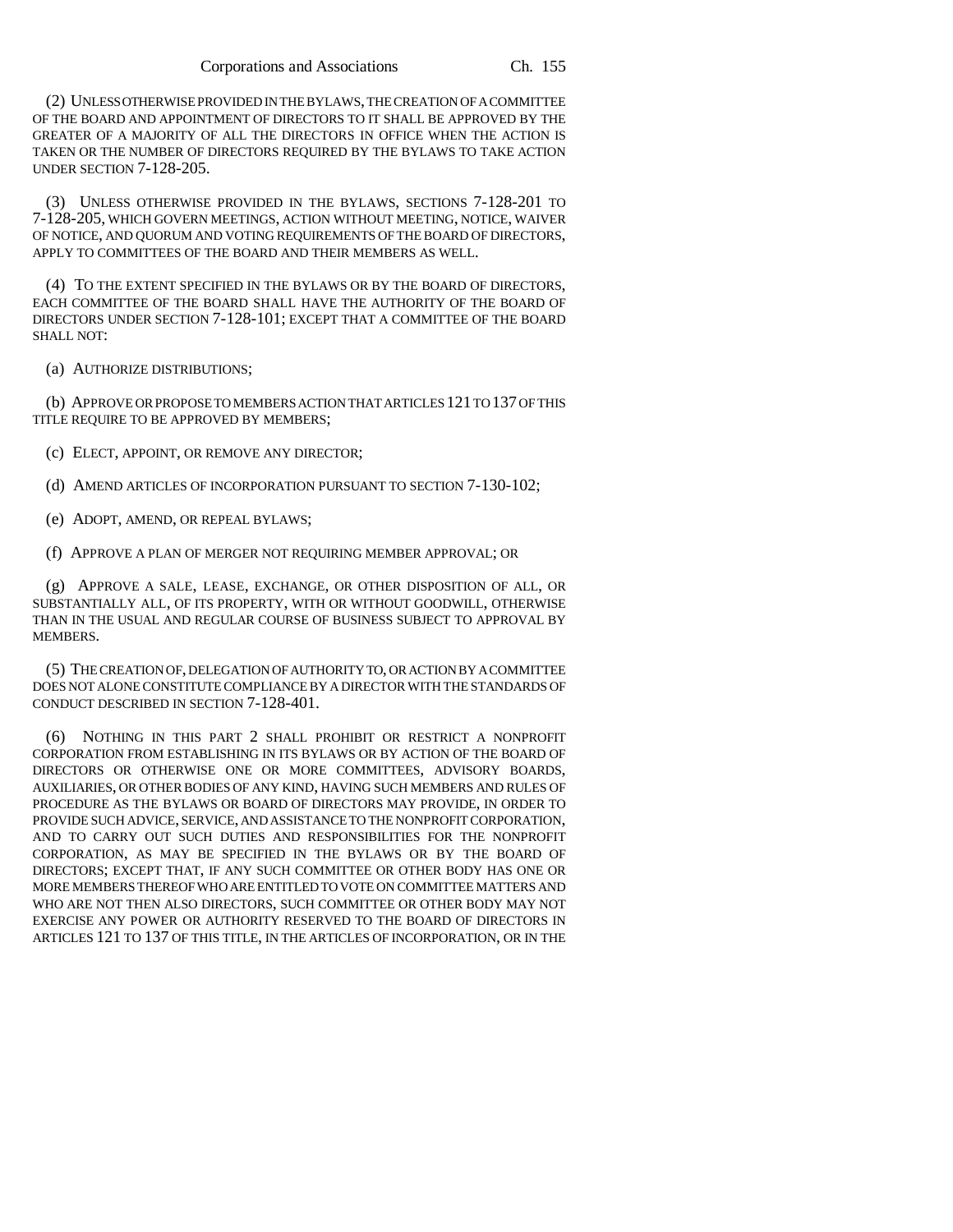(2) UNLESS OTHERWISE PROVIDED IN THE BYLAWS, THE CREATION OF A COMMITTEE OF THE BOARD AND APPOINTMENT OF DIRECTORS TO IT SHALL BE APPROVED BY THE GREATER OF A MAJORITY OF ALL THE DIRECTORS IN OFFICE WHEN THE ACTION IS TAKEN OR THE NUMBER OF DIRECTORS REQUIRED BY THE BYLAWS TO TAKE ACTION UNDER SECTION 7-128-205.

(3) UNLESS OTHERWISE PROVIDED IN THE BYLAWS, SECTIONS 7-128-201 TO 7-128-205, WHICH GOVERN MEETINGS, ACTION WITHOUT MEETING, NOTICE, WAIVER OF NOTICE, AND QUORUM AND VOTING REQUIREMENTS OF THE BOARD OF DIRECTORS, APPLY TO COMMITTEES OF THE BOARD AND THEIR MEMBERS AS WELL.

(4) TO THE EXTENT SPECIFIED IN THE BYLAWS OR BY THE BOARD OF DIRECTORS, EACH COMMITTEE OF THE BOARD SHALL HAVE THE AUTHORITY OF THE BOARD OF DIRECTORS UNDER SECTION 7-128-101; EXCEPT THAT A COMMITTEE OF THE BOARD SHALL NOT:

(a) AUTHORIZE DISTRIBUTIONS;

(b) APPROVE OR PROPOSE TO MEMBERS ACTION THAT ARTICLES 121 TO 137 OF THIS TITLE REQUIRE TO BE APPROVED BY MEMBERS;

(c) ELECT, APPOINT, OR REMOVE ANY DIRECTOR;

(d) AMEND ARTICLES OF INCORPORATION PURSUANT TO SECTION 7-130-102;

(e) ADOPT, AMEND, OR REPEAL BYLAWS;

(f) APPROVE A PLAN OF MERGER NOT REQUIRING MEMBER APPROVAL; OR

(g) APPROVE A SALE, LEASE, EXCHANGE, OR OTHER DISPOSITION OF ALL, OR SUBSTANTIALLY ALL, OF ITS PROPERTY, WITH OR WITHOUT GOODWILL, OTHERWISE THAN IN THE USUAL AND REGULAR COURSE OF BUSINESS SUBJECT TO APPROVAL BY MEMBERS.

(5) THE CREATION OF, DELEGATION OF AUTHORITY TO, OR ACTION BY A COMMITTEE DOES NOT ALONE CONSTITUTE COMPLIANCE BY A DIRECTOR WITH THE STANDARDS OF CONDUCT DESCRIBED IN SECTION 7-128-401.

(6) NOTHING IN THIS PART 2 SHALL PROHIBIT OR RESTRICT A NONPROFIT CORPORATION FROM ESTABLISHING IN ITS BYLAWS OR BY ACTION OF THE BOARD OF DIRECTORS OR OTHERWISE ONE OR MORE COMMITTEES, ADVISORY BOARDS, AUXILIARIES, OR OTHER BODIES OF ANY KIND, HAVING SUCH MEMBERS AND RULES OF PROCEDURE AS THE BYLAWS OR BOARD OF DIRECTORS MAY PROVIDE, IN ORDER TO PROVIDE SUCH ADVICE, SERVICE, AND ASSISTANCE TO THE NONPROFIT CORPORATION, AND TO CARRY OUT SUCH DUTIES AND RESPONSIBILITIES FOR THE NONPROFIT CORPORATION, AS MAY BE SPECIFIED IN THE BYLAWS OR BY THE BOARD OF DIRECTORS; EXCEPT THAT, IF ANY SUCH COMMITTEE OR OTHER BODY HAS ONE OR MORE MEMBERS THEREOF WHO ARE ENTITLED TO VOTE ON COMMITTEE MATTERS AND WHO ARE NOT THEN ALSO DIRECTORS, SUCH COMMITTEE OR OTHER BODY MAY NOT EXERCISE ANY POWER OR AUTHORITY RESERVED TO THE BOARD OF DIRECTORS IN ARTICLES 121 TO 137 OF THIS TITLE, IN THE ARTICLES OF INCORPORATION, OR IN THE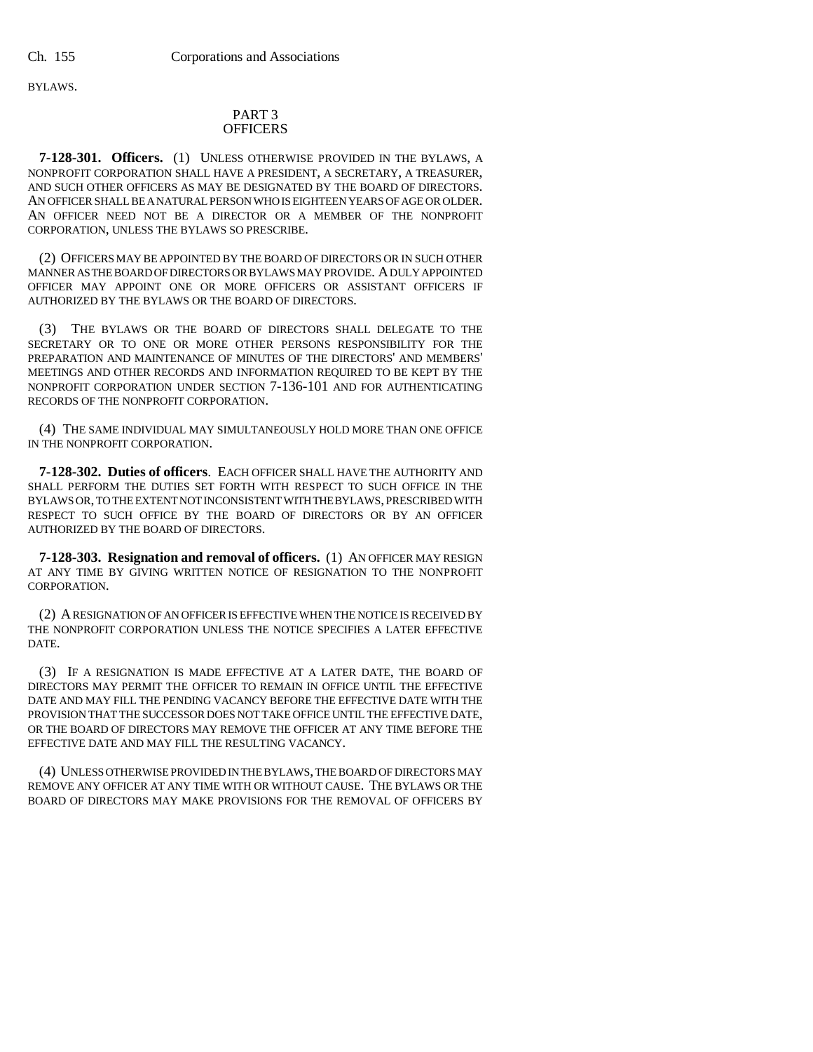BYLAWS.

## PART 3
## OFFICERS

**7-128-301. Officers.** (1) UNLESS OTHERWISE PROVIDED IN THE BYLAWS, A NONPROFIT CORPORATION SHALL HAVE A PRESIDENT, A SECRETARY, A TREASURER, AND SUCH OTHER OFFICERS AS MAY BE DESIGNATED BY THE BOARD OF DIRECTORS. AN OFFICER SHALL BE A NATURAL PERSON WHO IS EIGHTEEN YEARS OF AGE OR OLDER. AN OFFICER NEED NOT BE A DIRECTOR OR A MEMBER OF THE NONPROFIT CORPORATION, UNLESS THE BYLAWS SO PRESCRIBE.

(2) OFFICERS MAY BE APPOINTED BY THE BOARD OF DIRECTORS OR IN SUCH OTHER MANNER AS THE BOARD OF DIRECTORS OR BYLAWS MAY PROVIDE. A DULY APPOINTED OFFICER MAY APPOINT ONE OR MORE OFFICERS OR ASSISTANT OFFICERS IF AUTHORIZED BY THE BYLAWS OR THE BOARD OF DIRECTORS.

(3) THE BYLAWS OR THE BOARD OF DIRECTORS SHALL DELEGATE TO THE SECRETARY OR TO ONE OR MORE OTHER PERSONS RESPONSIBILITY FOR THE PREPARATION AND MAINTENANCE OF MINUTES OF THE DIRECTORS' AND MEMBERS' MEETINGS AND OTHER RECORDS AND INFORMATION REQUIRED TO BE KEPT BY THE NONPROFIT CORPORATION UNDER SECTION 7-136-101 AND FOR AUTHENTICATING RECORDS OF THE NONPROFIT CORPORATION.

(4) THE SAME INDIVIDUAL MAY SIMULTANEOUSLY HOLD MORE THAN ONE OFFICE IN THE NONPROFIT CORPORATION.

**7-128-302. Duties of officers**. EACH OFFICER SHALL HAVE THE AUTHORITY AND SHALL PERFORM THE DUTIES SET FORTH WITH RESPECT TO SUCH OFFICE IN THE BYLAWS OR, TO THE EXTENT NOT INCONSISTENT WITH THE BYLAWS, PRESCRIBED WITH RESPECT TO SUCH OFFICE BY THE BOARD OF DIRECTORS OR BY AN OFFICER AUTHORIZED BY THE BOARD OF DIRECTORS.

**7-128-303. Resignation and removal of officers.** (1) AN OFFICER MAY RESIGN AT ANY TIME BY GIVING WRITTEN NOTICE OF RESIGNATION TO THE NONPROFIT CORPORATION.

(2) A RESIGNATION OF AN OFFICER IS EFFECTIVE WHEN THE NOTICE IS RECEIVED BY THE NONPROFIT CORPORATION UNLESS THE NOTICE SPECIFIES A LATER EFFECTIVE DATE.

(3) IF A RESIGNATION IS MADE EFFECTIVE AT A LATER DATE, THE BOARD OF DIRECTORS MAY PERMIT THE OFFICER TO REMAIN IN OFFICE UNTIL THE EFFECTIVE DATE AND MAY FILL THE PENDING VACANCY BEFORE THE EFFECTIVE DATE WITH THE PROVISION THAT THE SUCCESSOR DOES NOT TAKE OFFICE UNTIL THE EFFECTIVE DATE, OR THE BOARD OF DIRECTORS MAY REMOVE THE OFFICER AT ANY TIME BEFORE THE EFFECTIVE DATE AND MAY FILL THE RESULTING VACANCY.

(4) UNLESS OTHERWISE PROVIDED IN THE BYLAWS, THE BOARD OF DIRECTORS MAY REMOVE ANY OFFICER AT ANY TIME WITH OR WITHOUT CAUSE. THE BYLAWS OR THE BOARD OF DIRECTORS MAY MAKE PROVISIONS FOR THE REMOVAL OF OFFICERS BY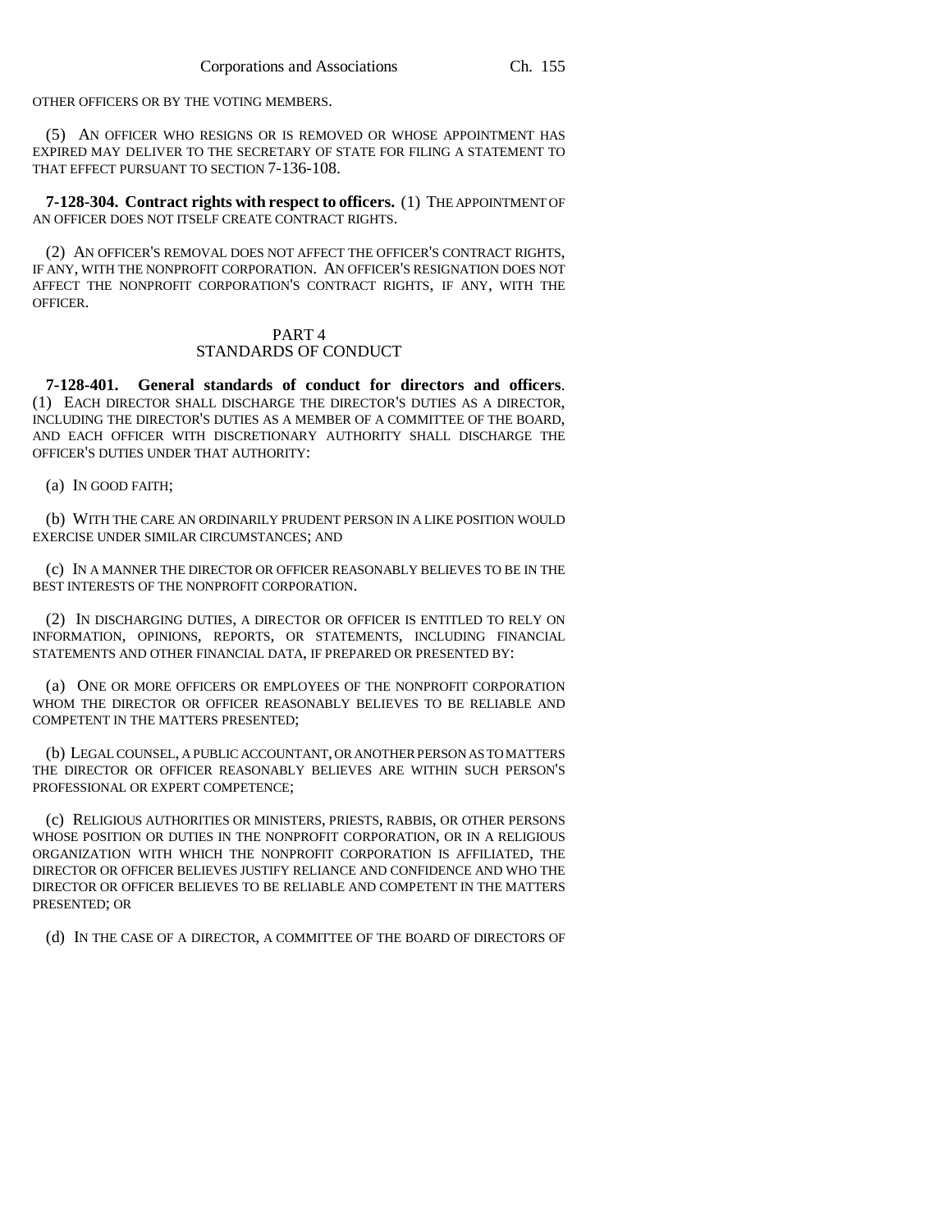OTHER OFFICERS OR BY THE VOTING MEMBERS.

(5) AN OFFICER WHO RESIGNS OR IS REMOVED OR WHOSE APPOINTMENT HAS EXPIRED MAY DELIVER TO THE SECRETARY OF STATE FOR FILING A STATEMENT TO THAT EFFECT PURSUANT TO SECTION 7-136-108.

**7-128-304. Contract rights with respect to officers.** (1) THE APPOINTMENT OF AN OFFICER DOES NOT ITSELF CREATE CONTRACT RIGHTS.

(2) AN OFFICER'S REMOVAL DOES NOT AFFECT THE OFFICER'S CONTRACT RIGHTS, IF ANY, WITH THE NONPROFIT CORPORATION. AN OFFICER'S RESIGNATION DOES NOT AFFECT THE NONPROFIT CORPORATION'S CONTRACT RIGHTS, IF ANY, WITH THE OFFICER.

PART 4
STANDARDS OF CONDUCT

**7-128-401. General standards of conduct for directors and officers**. (1) EACH DIRECTOR SHALL DISCHARGE THE DIRECTOR'S DUTIES AS A DIRECTOR, INCLUDING THE DIRECTOR'S DUTIES AS A MEMBER OF A COMMITTEE OF THE BOARD, AND EACH OFFICER WITH DISCRETIONARY AUTHORITY SHALL DISCHARGE THE OFFICER'S DUTIES UNDER THAT AUTHORITY:

(a) IN GOOD FAITH;

(b) WITH THE CARE AN ORDINARILY PRUDENT PERSON IN A LIKE POSITION WOULD EXERCISE UNDER SIMILAR CIRCUMSTANCES; AND

(c) IN A MANNER THE DIRECTOR OR OFFICER REASONABLY BELIEVES TO BE IN THE BEST INTERESTS OF THE NONPROFIT CORPORATION.

(2) IN DISCHARGING DUTIES, A DIRECTOR OR OFFICER IS ENTITLED TO RELY ON INFORMATION, OPINIONS, REPORTS, OR STATEMENTS, INCLUDING FINANCIAL STATEMENTS AND OTHER FINANCIAL DATA, IF PREPARED OR PRESENTED BY:

(a) ONE OR MORE OFFICERS OR EMPLOYEES OF THE NONPROFIT CORPORATION WHOM THE DIRECTOR OR OFFICER REASONABLY BELIEVES TO BE RELIABLE AND COMPETENT IN THE MATTERS PRESENTED;

(b) LEGAL COUNSEL, A PUBLIC ACCOUNTANT, OR ANOTHER PERSON AS TO MATTERS THE DIRECTOR OR OFFICER REASONABLY BELIEVES ARE WITHIN SUCH PERSON'S PROFESSIONAL OR EXPERT COMPETENCE;

(c) RELIGIOUS AUTHORITIES OR MINISTERS, PRIESTS, RABBIS, OR OTHER PERSONS WHOSE POSITION OR DUTIES IN THE NONPROFIT CORPORATION, OR IN A RELIGIOUS ORGANIZATION WITH WHICH THE NONPROFIT CORPORATION IS AFFILIATED, THE DIRECTOR OR OFFICER BELIEVES JUSTIFY RELIANCE AND CONFIDENCE AND WHO THE DIRECTOR OR OFFICER BELIEVES TO BE RELIABLE AND COMPETENT IN THE MATTERS PRESENTED; OR

(d) IN THE CASE OF A DIRECTOR, A COMMITTEE OF THE BOARD OF DIRECTORS OF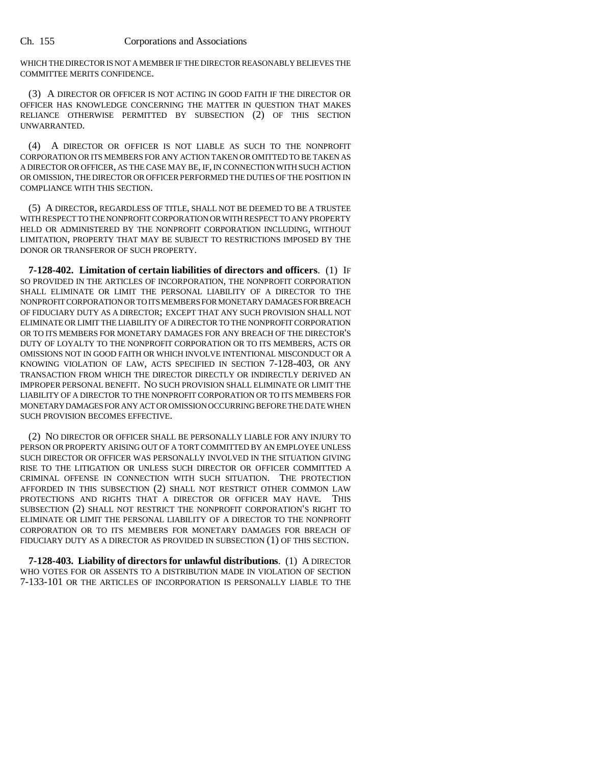WHICH THE DIRECTOR IS NOT A MEMBER IF THE DIRECTOR REASONABLY BELIEVES THE COMMITTEE MERITS CONFIDENCE.

(3) A DIRECTOR OR OFFICER IS NOT ACTING IN GOOD FAITH IF THE DIRECTOR OR OFFICER HAS KNOWLEDGE CONCERNING THE MATTER IN QUESTION THAT MAKES RELIANCE OTHERWISE PERMITTED BY SUBSECTION (2) OF THIS SECTION UNWARRANTED.

(4) A DIRECTOR OR OFFICER IS NOT LIABLE AS SUCH TO THE NONPROFIT CORPORATION OR ITS MEMBERS FOR ANY ACTION TAKEN OR OMITTED TO BE TAKEN AS A DIRECTOR OR OFFICER, AS THE CASE MAY BE, IF, IN CONNECTION WITH SUCH ACTION OR OMISSION, THE DIRECTOR OR OFFICER PERFORMED THE DUTIES OF THE POSITION IN COMPLIANCE WITH THIS SECTION.

(5) A DIRECTOR, REGARDLESS OF TITLE, SHALL NOT BE DEEMED TO BE A TRUSTEE WITH RESPECT TO THE NONPROFIT CORPORATION OR WITH RESPECT TO ANY PROPERTY HELD OR ADMINISTERED BY THE NONPROFIT CORPORATION INCLUDING, WITHOUT LIMITATION, PROPERTY THAT MAY BE SUBJECT TO RESTRICTIONS IMPOSED BY THE DONOR OR TRANSFEROR OF SUCH PROPERTY.

**7-128-402. Limitation of certain liabilities of directors and officers**. (1) IF SO PROVIDED IN THE ARTICLES OF INCORPORATION, THE NONPROFIT CORPORATION SHALL ELIMINATE OR LIMIT THE PERSONAL LIABILITY OF A DIRECTOR TO THE NONPROFIT CORPORATION OR TO ITS MEMBERS FOR MONETARY DAMAGES FOR BREACH OF FIDUCIARY DUTY AS A DIRECTOR; EXCEPT THAT ANY SUCH PROVISION SHALL NOT ELIMINATE OR LIMIT THE LIABILITY OF A DIRECTOR TO THE NONPROFIT CORPORATION OR TO ITS MEMBERS FOR MONETARY DAMAGES FOR ANY BREACH OF THE DIRECTOR'S DUTY OF LOYALTY TO THE NONPROFIT CORPORATION OR TO ITS MEMBERS, ACTS OR OMISSIONS NOT IN GOOD FAITH OR WHICH INVOLVE INTENTIONAL MISCONDUCT OR A KNOWING VIOLATION OF LAW, ACTS SPECIFIED IN SECTION 7-128-403, OR ANY TRANSACTION FROM WHICH THE DIRECTOR DIRECTLY OR INDIRECTLY DERIVED AN IMPROPER PERSONAL BENEFIT. NO SUCH PROVISION SHALL ELIMINATE OR LIMIT THE LIABILITY OF A DIRECTOR TO THE NONPROFIT CORPORATION OR TO ITS MEMBERS FOR MONETARY DAMAGES FOR ANY ACT OR OMISSION OCCURRING BEFORE THE DATE WHEN SUCH PROVISION BECOMES EFFECTIVE.

(2) NO DIRECTOR OR OFFICER SHALL BE PERSONALLY LIABLE FOR ANY INJURY TO PERSON OR PROPERTY ARISING OUT OF A TORT COMMITTED BY AN EMPLOYEE UNLESS SUCH DIRECTOR OR OFFICER WAS PERSONALLY INVOLVED IN THE SITUATION GIVING RISE TO THE LITIGATION OR UNLESS SUCH DIRECTOR OR OFFICER COMMITTED A CRIMINAL OFFENSE IN CONNECTION WITH SUCH SITUATION. THE PROTECTION AFFORDED IN THIS SUBSECTION (2) SHALL NOT RESTRICT OTHER COMMON LAW PROTECTIONS AND RIGHTS THAT A DIRECTOR OR OFFICER MAY HAVE. THIS SUBSECTION (2) SHALL NOT RESTRICT THE NONPROFIT CORPORATION'S RIGHT TO ELIMINATE OR LIMIT THE PERSONAL LIABILITY OF A DIRECTOR TO THE NONPROFIT CORPORATION OR TO ITS MEMBERS FOR MONETARY DAMAGES FOR BREACH OF FIDUCIARY DUTY AS A DIRECTOR AS PROVIDED IN SUBSECTION (1) OF THIS SECTION.

**7-128-403. Liability of directors for unlawful distributions**. (1) A DIRECTOR WHO VOTES FOR OR ASSENTS TO A DISTRIBUTION MADE IN VIOLATION OF SECTION 7-133-101 OR THE ARTICLES OF INCORPORATION IS PERSONALLY LIABLE TO THE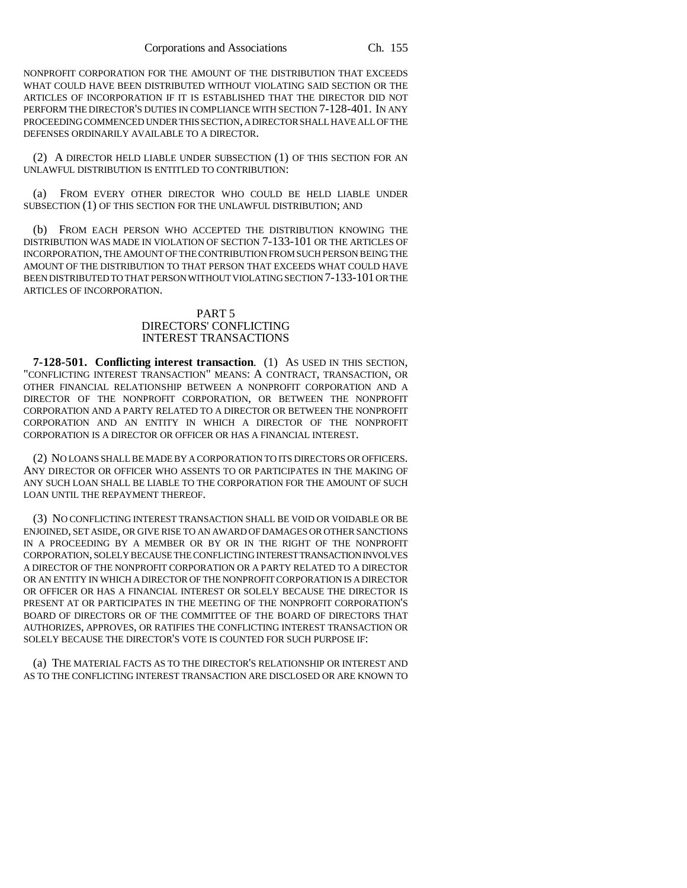NONPROFIT CORPORATION FOR THE AMOUNT OF THE DISTRIBUTION THAT EXCEEDS WHAT COULD HAVE BEEN DISTRIBUTED WITHOUT VIOLATING SAID SECTION OR THE ARTICLES OF INCORPORATION IF IT IS ESTABLISHED THAT THE DIRECTOR DID NOT PERFORM THE DIRECTOR'S DUTIES IN COMPLIANCE WITH SECTION 7-128-401. IN ANY PROCEEDING COMMENCED UNDER THIS SECTION, A DIRECTOR SHALL HAVE ALL OF THE DEFENSES ORDINARILY AVAILABLE TO A DIRECTOR.

(2) A DIRECTOR HELD LIABLE UNDER SUBSECTION (1) OF THIS SECTION FOR AN UNLAWFUL DISTRIBUTION IS ENTITLED TO CONTRIBUTION:

(a) FROM EVERY OTHER DIRECTOR WHO COULD BE HELD LIABLE UNDER SUBSECTION (1) OF THIS SECTION FOR THE UNLAWFUL DISTRIBUTION; AND

(b) FROM EACH PERSON WHO ACCEPTED THE DISTRIBUTION KNOWING THE DISTRIBUTION WAS MADE IN VIOLATION OF SECTION 7-133-101 OR THE ARTICLES OF INCORPORATION, THE AMOUNT OF THE CONTRIBUTION FROM SUCH PERSON BEING THE AMOUNT OF THE DISTRIBUTION TO THAT PERSON THAT EXCEEDS WHAT COULD HAVE BEEN DISTRIBUTED TO THAT PERSON WITHOUT VIOLATING SECTION 7-133-101 OR THE ARTICLES OF INCORPORATION.

## PART 5
## DIRECTORS' CONFLICTING INTEREST TRANSACTIONS

**7-128-501. Conflicting interest transaction**. (1) AS USED IN THIS SECTION, "CONFLICTING INTEREST TRANSACTION" MEANS: A CONTRACT, TRANSACTION, OR OTHER FINANCIAL RELATIONSHIP BETWEEN A NONPROFIT CORPORATION AND A DIRECTOR OF THE NONPROFIT CORPORATION, OR BETWEEN THE NONPROFIT CORPORATION AND A PARTY RELATED TO A DIRECTOR OR BETWEEN THE NONPROFIT CORPORATION AND AN ENTITY IN WHICH A DIRECTOR OF THE NONPROFIT CORPORATION IS A DIRECTOR OR OFFICER OR HAS A FINANCIAL INTEREST.

(2) NO LOANS SHALL BE MADE BY A CORPORATION TO ITS DIRECTORS OR OFFICERS. ANY DIRECTOR OR OFFICER WHO ASSENTS TO OR PARTICIPATES IN THE MAKING OF ANY SUCH LOAN SHALL BE LIABLE TO THE CORPORATION FOR THE AMOUNT OF SUCH LOAN UNTIL THE REPAYMENT THEREOF.

(3) NO CONFLICTING INTEREST TRANSACTION SHALL BE VOID OR VOIDABLE OR BE ENJOINED, SET ASIDE, OR GIVE RISE TO AN AWARD OF DAMAGES OR OTHER SANCTIONS IN A PROCEEDING BY A MEMBER OR BY OR IN THE RIGHT OF THE NONPROFIT CORPORATION, SOLELY BECAUSE THE CONFLICTING INTEREST TRANSACTION INVOLVES A DIRECTOR OF THE NONPROFIT CORPORATION OR A PARTY RELATED TO A DIRECTOR OR AN ENTITY IN WHICH A DIRECTOR OF THE NONPROFIT CORPORATION IS A DIRECTOR OR OFFICER OR HAS A FINANCIAL INTEREST OR SOLELY BECAUSE THE DIRECTOR IS PRESENT AT OR PARTICIPATES IN THE MEETING OF THE NONPROFIT CORPORATION'S BOARD OF DIRECTORS OR OF THE COMMITTEE OF THE BOARD OF DIRECTORS THAT AUTHORIZES, APPROVES, OR RATIFIES THE CONFLICTING INTEREST TRANSACTION OR SOLELY BECAUSE THE DIRECTOR'S VOTE IS COUNTED FOR SUCH PURPOSE IF:

(a) THE MATERIAL FACTS AS TO THE DIRECTOR'S RELATIONSHIP OR INTEREST AND AS TO THE CONFLICTING INTEREST TRANSACTION ARE DISCLOSED OR ARE KNOWN TO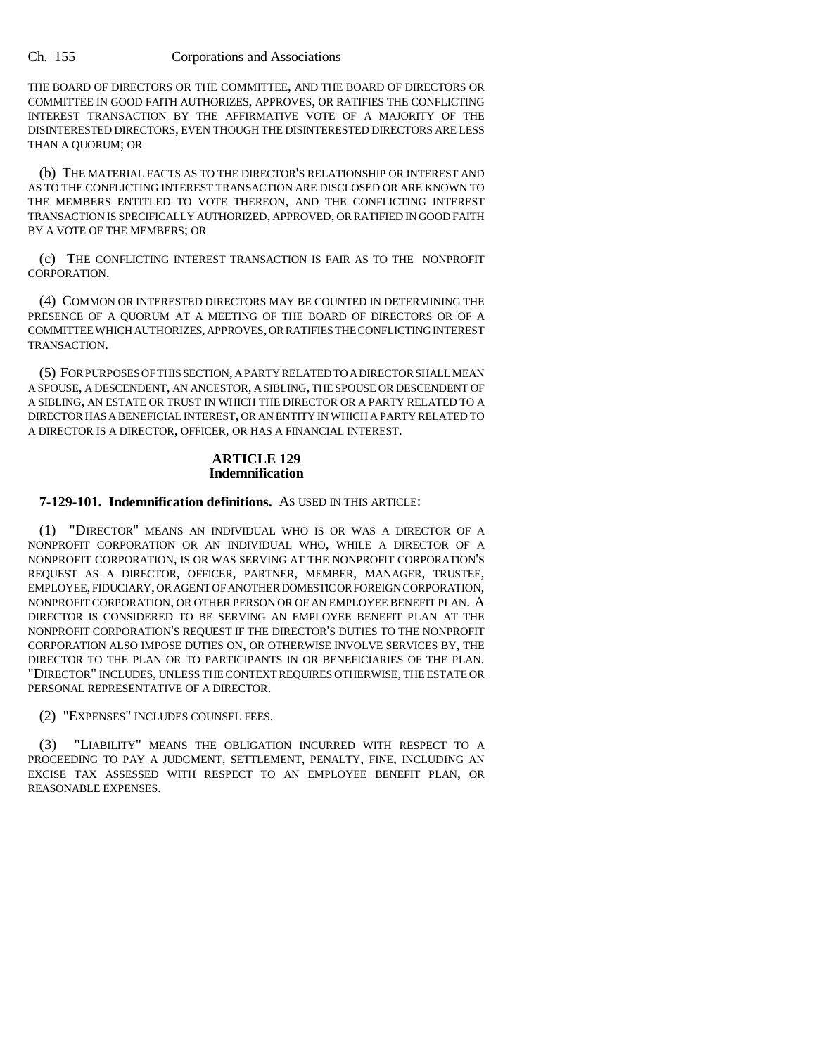THE BOARD OF DIRECTORS OR THE COMMITTEE, AND THE BOARD OF DIRECTORS OR COMMITTEE IN GOOD FAITH AUTHORIZES, APPROVES, OR RATIFIES THE CONFLICTING INTEREST TRANSACTION BY THE AFFIRMATIVE VOTE OF A MAJORITY OF THE DISINTERESTED DIRECTORS, EVEN THOUGH THE DISINTERESTED DIRECTORS ARE LESS THAN A QUORUM; OR

(b) THE MATERIAL FACTS AS TO THE DIRECTOR'S RELATIONSHIP OR INTEREST AND AS TO THE CONFLICTING INTEREST TRANSACTION ARE DISCLOSED OR ARE KNOWN TO THE MEMBERS ENTITLED TO VOTE THEREON, AND THE CONFLICTING INTEREST TRANSACTION IS SPECIFICALLY AUTHORIZED, APPROVED, OR RATIFIED IN GOOD FAITH BY A VOTE OF THE MEMBERS; OR

(c) THE CONFLICTING INTEREST TRANSACTION IS FAIR AS TO THE NONPROFIT CORPORATION.

(4) COMMON OR INTERESTED DIRECTORS MAY BE COUNTED IN DETERMINING THE PRESENCE OF A QUORUM AT A MEETING OF THE BOARD OF DIRECTORS OR OF A COMMITTEE WHICH AUTHORIZES, APPROVES, OR RATIFIES THE CONFLICTING INTEREST TRANSACTION.

(5) FOR PURPOSES OF THIS SECTION, A PARTY RELATED TO A DIRECTOR SHALL MEAN A SPOUSE, A DESCENDENT, AN ANCESTOR, A SIBLING, THE SPOUSE OR DESCENDENT OF A SIBLING, AN ESTATE OR TRUST IN WHICH THE DIRECTOR OR A PARTY RELATED TO A DIRECTOR HAS A BENEFICIAL INTEREST, OR AN ENTITY IN WHICH A PARTY RELATED TO A DIRECTOR IS A DIRECTOR, OFFICER, OR HAS A FINANCIAL INTEREST.

## ARTICLE 129
## Indemnification

**7-129-101. Indemnification definitions.** AS USED IN THIS ARTICLE:

(1) "DIRECTOR" MEANS AN INDIVIDUAL WHO IS OR WAS A DIRECTOR OF A NONPROFIT CORPORATION OR AN INDIVIDUAL WHO, WHILE A DIRECTOR OF A NONPROFIT CORPORATION, IS OR WAS SERVING AT THE NONPROFIT CORPORATION'S REQUEST AS A DIRECTOR, OFFICER, PARTNER, MEMBER, MANAGER, TRUSTEE, EMPLOYEE, FIDUCIARY, OR AGENT OF ANOTHER DOMESTIC OR FOREIGN CORPORATION, NONPROFIT CORPORATION, OR OTHER PERSON OR OF AN EMPLOYEE BENEFIT PLAN. A DIRECTOR IS CONSIDERED TO BE SERVING AN EMPLOYEE BENEFIT PLAN AT THE NONPROFIT CORPORATION'S REQUEST IF THE DIRECTOR'S DUTIES TO THE NONPROFIT CORPORATION ALSO IMPOSE DUTIES ON, OR OTHERWISE INVOLVE SERVICES BY, THE DIRECTOR TO THE PLAN OR TO PARTICIPANTS IN OR BENEFICIARIES OF THE PLAN. "DIRECTOR" INCLUDES, UNLESS THE CONTEXT REQUIRES OTHERWISE, THE ESTATE OR PERSONAL REPRESENTATIVE OF A DIRECTOR.

(2) "EXPENSES" INCLUDES COUNSEL FEES.

(3) "LIABILITY" MEANS THE OBLIGATION INCURRED WITH RESPECT TO A PROCEEDING TO PAY A JUDGMENT, SETTLEMENT, PENALTY, FINE, INCLUDING AN EXCISE TAX ASSESSED WITH RESPECT TO AN EMPLOYEE BENEFIT PLAN, OR REASONABLE EXPENSES.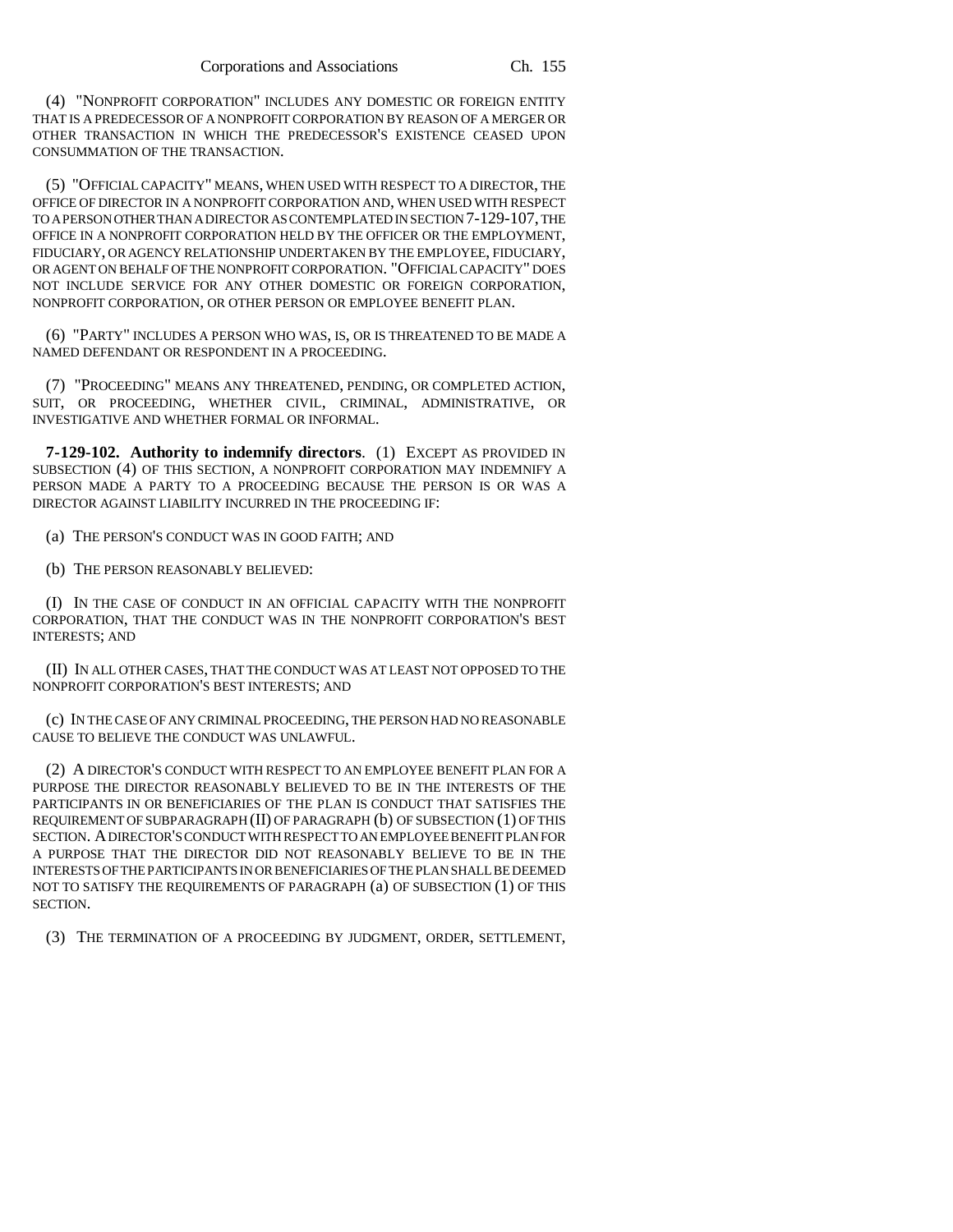(4) "NONPROFIT CORPORATION" INCLUDES ANY DOMESTIC OR FOREIGN ENTITY THAT IS A PREDECESSOR OF A NONPROFIT CORPORATION BY REASON OF A MERGER OR OTHER TRANSACTION IN WHICH THE PREDECESSOR'S EXISTENCE CEASED UPON CONSUMMATION OF THE TRANSACTION.

(5) "OFFICIAL CAPACITY" MEANS, WHEN USED WITH RESPECT TO A DIRECTOR, THE OFFICE OF DIRECTOR IN A NONPROFIT CORPORATION AND, WHEN USED WITH RESPECT TO A PERSON OTHER THAN A DIRECTOR AS CONTEMPLATED IN SECTION 7-129-107, THE OFFICE IN A NONPROFIT CORPORATION HELD BY THE OFFICER OR THE EMPLOYMENT, FIDUCIARY, OR AGENCY RELATIONSHIP UNDERTAKEN BY THE EMPLOYEE, FIDUCIARY, OR AGENT ON BEHALF OF THE NONPROFIT CORPORATION. "OFFICIAL CAPACITY" DOES NOT INCLUDE SERVICE FOR ANY OTHER DOMESTIC OR FOREIGN CORPORATION, NONPROFIT CORPORATION, OR OTHER PERSON OR EMPLOYEE BENEFIT PLAN.

(6) "PARTY" INCLUDES A PERSON WHO WAS, IS, OR IS THREATENED TO BE MADE A NAMED DEFENDANT OR RESPONDENT IN A PROCEEDING.

(7) "PROCEEDING" MEANS ANY THREATENED, PENDING, OR COMPLETED ACTION, SUIT, OR PROCEEDING, WHETHER CIVIL, CRIMINAL, ADMINISTRATIVE, OR INVESTIGATIVE AND WHETHER FORMAL OR INFORMAL.

**7-129-102. Authority to indemnify directors**. (1) EXCEPT AS PROVIDED IN SUBSECTION (4) OF THIS SECTION, A NONPROFIT CORPORATION MAY INDEMNIFY A PERSON MADE A PARTY TO A PROCEEDING BECAUSE THE PERSON IS OR WAS A DIRECTOR AGAINST LIABILITY INCURRED IN THE PROCEEDING IF:

(a) THE PERSON'S CONDUCT WAS IN GOOD FAITH; AND

(b) THE PERSON REASONABLY BELIEVED:

(I) IN THE CASE OF CONDUCT IN AN OFFICIAL CAPACITY WITH THE NONPROFIT CORPORATION, THAT THE CONDUCT WAS IN THE NONPROFIT CORPORATION'S BEST INTERESTS; AND

(II) IN ALL OTHER CASES, THAT THE CONDUCT WAS AT LEAST NOT OPPOSED TO THE NONPROFIT CORPORATION'S BEST INTERESTS; AND

(c) IN THE CASE OF ANY CRIMINAL PROCEEDING, THE PERSON HAD NO REASONABLE CAUSE TO BELIEVE THE CONDUCT WAS UNLAWFUL.

(2) A DIRECTOR'S CONDUCT WITH RESPECT TO AN EMPLOYEE BENEFIT PLAN FOR A PURPOSE THE DIRECTOR REASONABLY BELIEVED TO BE IN THE INTERESTS OF THE PARTICIPANTS IN OR BENEFICIARIES OF THE PLAN IS CONDUCT THAT SATISFIES THE REQUIREMENT OF SUBPARAGRAPH (II) OF PARAGRAPH (b) OF SUBSECTION (1) OF THIS SECTION. A DIRECTOR'S CONDUCT WITH RESPECT TO AN EMPLOYEE BENEFIT PLAN FOR A PURPOSE THAT THE DIRECTOR DID NOT REASONABLY BELIEVE TO BE IN THE INTERESTS OF THE PARTICIPANTS IN OR BENEFICIARIES OF THE PLAN SHALL BE DEEMED NOT TO SATISFY THE REQUIREMENTS OF PARAGRAPH (a) OF SUBSECTION (1) OF THIS SECTION.

(3) THE TERMINATION OF A PROCEEDING BY JUDGMENT, ORDER, SETTLEMENT,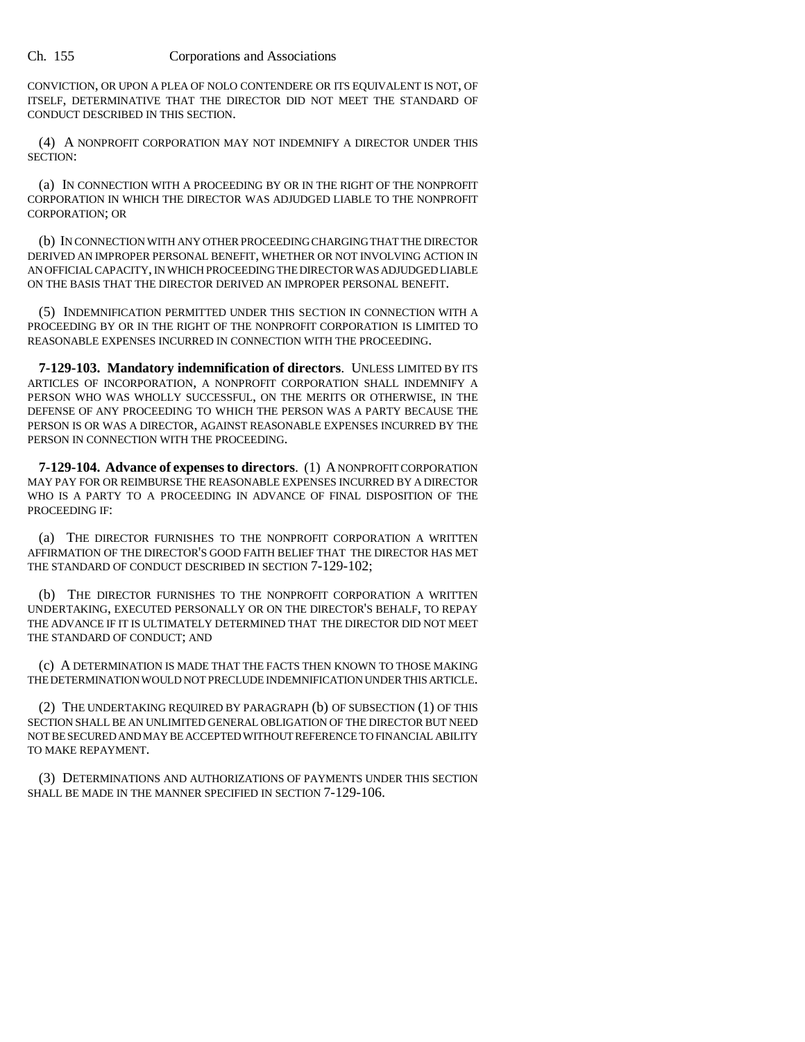CONVICTION, OR UPON A PLEA OF NOLO CONTENDERE OR ITS EQUIVALENT IS NOT, OF ITSELF, DETERMINATIVE THAT THE DIRECTOR DID NOT MEET THE STANDARD OF CONDUCT DESCRIBED IN THIS SECTION.

(4) A NONPROFIT CORPORATION MAY NOT INDEMNIFY A DIRECTOR UNDER THIS SECTION:

(a) IN CONNECTION WITH A PROCEEDING BY OR IN THE RIGHT OF THE NONPROFIT CORPORATION IN WHICH THE DIRECTOR WAS ADJUDGED LIABLE TO THE NONPROFIT CORPORATION; OR

(b) IN CONNECTION WITH ANY OTHER PROCEEDING CHARGING THAT THE DIRECTOR DERIVED AN IMPROPER PERSONAL BENEFIT, WHETHER OR NOT INVOLVING ACTION IN AN OFFICIAL CAPACITY, IN WHICH PROCEEDING THE DIRECTOR WAS ADJUDGED LIABLE ON THE BASIS THAT THE DIRECTOR DERIVED AN IMPROPER PERSONAL BENEFIT.

(5) INDEMNIFICATION PERMITTED UNDER THIS SECTION IN CONNECTION WITH A PROCEEDING BY OR IN THE RIGHT OF THE NONPROFIT CORPORATION IS LIMITED TO REASONABLE EXPENSES INCURRED IN CONNECTION WITH THE PROCEEDING.

**7-129-103. Mandatory indemnification of directors**. UNLESS LIMITED BY ITS ARTICLES OF INCORPORATION, A NONPROFIT CORPORATION SHALL INDEMNIFY A PERSON WHO WAS WHOLLY SUCCESSFUL, ON THE MERITS OR OTHERWISE, IN THE DEFENSE OF ANY PROCEEDING TO WHICH THE PERSON WAS A PARTY BECAUSE THE PERSON IS OR WAS A DIRECTOR, AGAINST REASONABLE EXPENSES INCURRED BY THE PERSON IN CONNECTION WITH THE PROCEEDING.

**7-129-104. Advance of expenses to directors**. (1) A NONPROFIT CORPORATION MAY PAY FOR OR REIMBURSE THE REASONABLE EXPENSES INCURRED BY A DIRECTOR WHO IS A PARTY TO A PROCEEDING IN ADVANCE OF FINAL DISPOSITION OF THE PROCEEDING IF:

(a) THE DIRECTOR FURNISHES TO THE NONPROFIT CORPORATION A WRITTEN AFFIRMATION OF THE DIRECTOR'S GOOD FAITH BELIEF THAT THE DIRECTOR HAS MET THE STANDARD OF CONDUCT DESCRIBED IN SECTION 7-129-102;

(b) THE DIRECTOR FURNISHES TO THE NONPROFIT CORPORATION A WRITTEN UNDERTAKING, EXECUTED PERSONALLY OR ON THE DIRECTOR'S BEHALF, TO REPAY THE ADVANCE IF IT IS ULTIMATELY DETERMINED THAT THE DIRECTOR DID NOT MEET THE STANDARD OF CONDUCT; AND

(c) A DETERMINATION IS MADE THAT THE FACTS THEN KNOWN TO THOSE MAKING THE DETERMINATION WOULD NOT PRECLUDE INDEMNIFICATION UNDER THIS ARTICLE.

(2) THE UNDERTAKING REQUIRED BY PARAGRAPH (b) OF SUBSECTION (1) OF THIS SECTION SHALL BE AN UNLIMITED GENERAL OBLIGATION OF THE DIRECTOR BUT NEED NOT BE SECURED AND MAY BE ACCEPTED WITHOUT REFERENCE TO FINANCIAL ABILITY TO MAKE REPAYMENT.

(3) DETERMINATIONS AND AUTHORIZATIONS OF PAYMENTS UNDER THIS SECTION SHALL BE MADE IN THE MANNER SPECIFIED IN SECTION 7-129-106.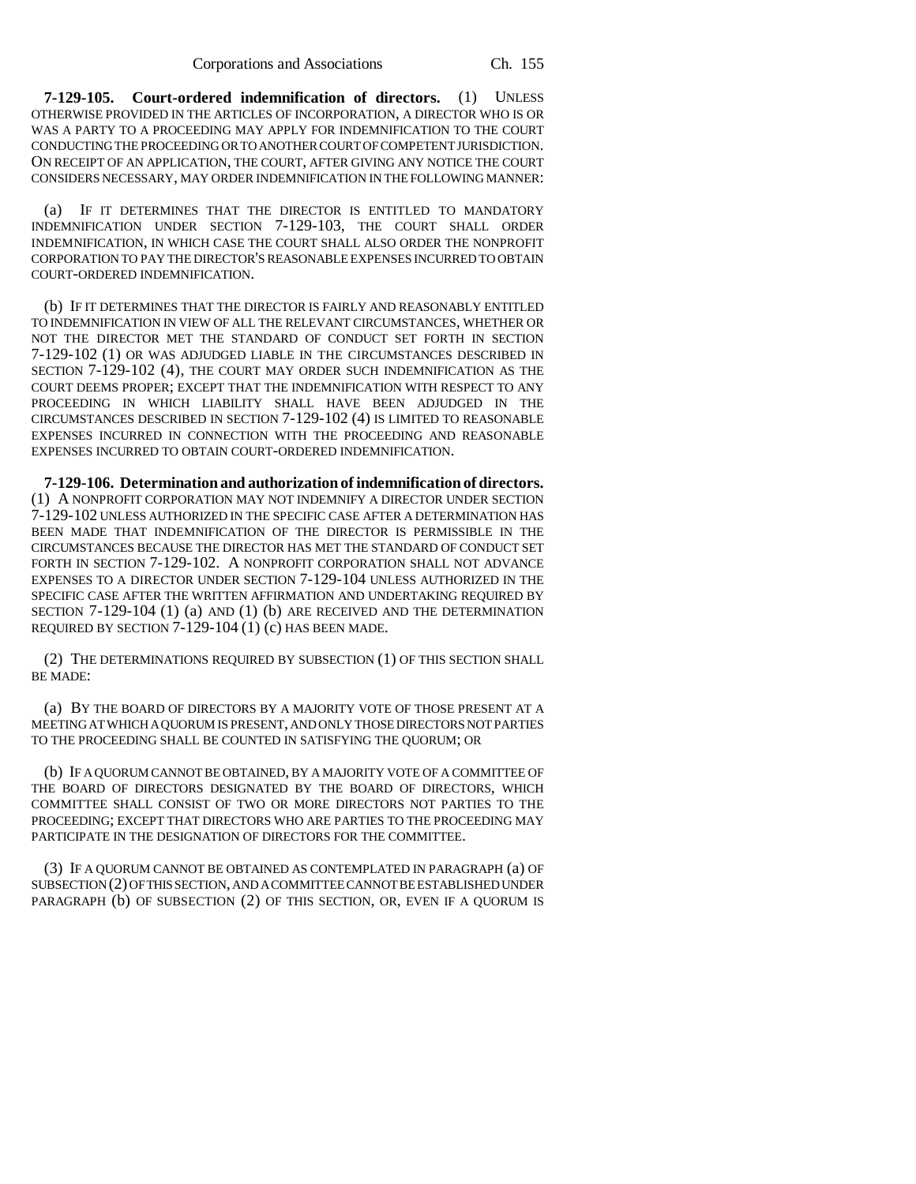**7-129-105. Court-ordered indemnification of directors.** (1) UNLESS OTHERWISE PROVIDED IN THE ARTICLES OF INCORPORATION, A DIRECTOR WHO IS OR WAS A PARTY TO A PROCEEDING MAY APPLY FOR INDEMNIFICATION TO THE COURT CONDUCTING THE PROCEEDING OR TO ANOTHER COURT OF COMPETENT JURISDICTION. ON RECEIPT OF AN APPLICATION, THE COURT, AFTER GIVING ANY NOTICE THE COURT CONSIDERS NECESSARY, MAY ORDER INDEMNIFICATION IN THE FOLLOWING MANNER:

(a) IF IT DETERMINES THAT THE DIRECTOR IS ENTITLED TO MANDATORY INDEMNIFICATION UNDER SECTION 7-129-103, THE COURT SHALL ORDER INDEMNIFICATION, IN WHICH CASE THE COURT SHALL ALSO ORDER THE NONPROFIT CORPORATION TO PAY THE DIRECTOR'S REASONABLE EXPENSES INCURRED TO OBTAIN COURT-ORDERED INDEMNIFICATION.

(b) IF IT DETERMINES THAT THE DIRECTOR IS FAIRLY AND REASONABLY ENTITLED TO INDEMNIFICATION IN VIEW OF ALL THE RELEVANT CIRCUMSTANCES, WHETHER OR NOT THE DIRECTOR MET THE STANDARD OF CONDUCT SET FORTH IN SECTION 7-129-102 (1) OR WAS ADJUDGED LIABLE IN THE CIRCUMSTANCES DESCRIBED IN SECTION 7-129-102 (4), THE COURT MAY ORDER SUCH INDEMNIFICATION AS THE COURT DEEMS PROPER; EXCEPT THAT THE INDEMNIFICATION WITH RESPECT TO ANY PROCEEDING IN WHICH LIABILITY SHALL HAVE BEEN ADJUDGED IN THE CIRCUMSTANCES DESCRIBED IN SECTION 7-129-102 (4) IS LIMITED TO REASONABLE EXPENSES INCURRED IN CONNECTION WITH THE PROCEEDING AND REASONABLE EXPENSES INCURRED TO OBTAIN COURT-ORDERED INDEMNIFICATION.

**7-129-106. Determination and authorization of indemnification of directors.** (1) A NONPROFIT CORPORATION MAY NOT INDEMNIFY A DIRECTOR UNDER SECTION 7-129-102 UNLESS AUTHORIZED IN THE SPECIFIC CASE AFTER A DETERMINATION HAS BEEN MADE THAT INDEMNIFICATION OF THE DIRECTOR IS PERMISSIBLE IN THE CIRCUMSTANCES BECAUSE THE DIRECTOR HAS MET THE STANDARD OF CONDUCT SET FORTH IN SECTION 7-129-102. A NONPROFIT CORPORATION SHALL NOT ADVANCE EXPENSES TO A DIRECTOR UNDER SECTION 7-129-104 UNLESS AUTHORIZED IN THE SPECIFIC CASE AFTER THE WRITTEN AFFIRMATION AND UNDERTAKING REQUIRED BY SECTION 7-129-104 (1) (a) AND (1) (b) ARE RECEIVED AND THE DETERMINATION REQUIRED BY SECTION 7-129-104 (1) (c) HAS BEEN MADE.

(2) THE DETERMINATIONS REQUIRED BY SUBSECTION (1) OF THIS SECTION SHALL BE MADE:

(a) BY THE BOARD OF DIRECTORS BY A MAJORITY VOTE OF THOSE PRESENT AT A MEETING AT WHICH A QUORUM IS PRESENT, AND ONLY THOSE DIRECTORS NOT PARTIES TO THE PROCEEDING SHALL BE COUNTED IN SATISFYING THE QUORUM; OR

(b) IF A QUORUM CANNOT BE OBTAINED, BY A MAJORITY VOTE OF A COMMITTEE OF THE BOARD OF DIRECTORS DESIGNATED BY THE BOARD OF DIRECTORS, WHICH COMMITTEE SHALL CONSIST OF TWO OR MORE DIRECTORS NOT PARTIES TO THE PROCEEDING; EXCEPT THAT DIRECTORS WHO ARE PARTIES TO THE PROCEEDING MAY PARTICIPATE IN THE DESIGNATION OF DIRECTORS FOR THE COMMITTEE.

(3) IF A QUORUM CANNOT BE OBTAINED AS CONTEMPLATED IN PARAGRAPH (a) OF SUBSECTION (2) OF THIS SECTION, AND A COMMITTEE CANNOT BE ESTABLISHED UNDER PARAGRAPH (b) OF SUBSECTION (2) OF THIS SECTION, OR, EVEN IF A QUORUM IS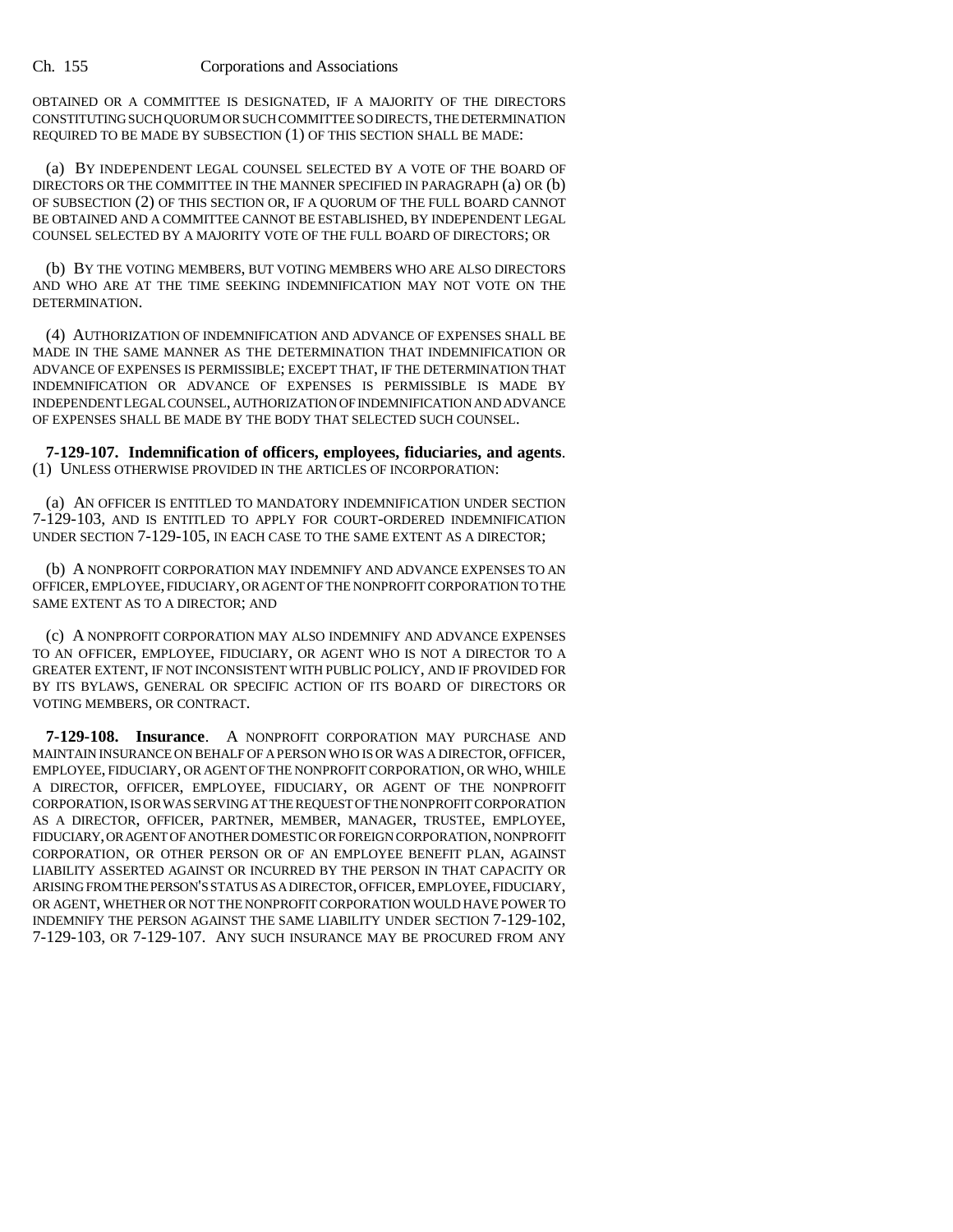OBTAINED OR A COMMITTEE IS DESIGNATED, IF A MAJORITY OF THE DIRECTORS CONSTITUTING SUCH QUORUM OR SUCH COMMITTEE SO DIRECTS, THE DETERMINATION REQUIRED TO BE MADE BY SUBSECTION (1) OF THIS SECTION SHALL BE MADE:

(a) BY INDEPENDENT LEGAL COUNSEL SELECTED BY A VOTE OF THE BOARD OF DIRECTORS OR THE COMMITTEE IN THE MANNER SPECIFIED IN PARAGRAPH (a) OR (b) OF SUBSECTION (2) OF THIS SECTION OR, IF A QUORUM OF THE FULL BOARD CANNOT BE OBTAINED AND A COMMITTEE CANNOT BE ESTABLISHED, BY INDEPENDENT LEGAL COUNSEL SELECTED BY A MAJORITY VOTE OF THE FULL BOARD OF DIRECTORS; OR

(b) BY THE VOTING MEMBERS, BUT VOTING MEMBERS WHO ARE ALSO DIRECTORS AND WHO ARE AT THE TIME SEEKING INDEMNIFICATION MAY NOT VOTE ON THE DETERMINATION.

(4) AUTHORIZATION OF INDEMNIFICATION AND ADVANCE OF EXPENSES SHALL BE MADE IN THE SAME MANNER AS THE DETERMINATION THAT INDEMNIFICATION OR ADVANCE OF EXPENSES IS PERMISSIBLE; EXCEPT THAT, IF THE DETERMINATION THAT INDEMNIFICATION OR ADVANCE OF EXPENSES IS PERMISSIBLE IS MADE BY INDEPENDENT LEGAL COUNSEL, AUTHORIZATION OF INDEMNIFICATION AND ADVANCE OF EXPENSES SHALL BE MADE BY THE BODY THAT SELECTED SUCH COUNSEL.

**7-129-107. Indemnification of officers, employees, fiduciaries, and agents**. (1) UNLESS OTHERWISE PROVIDED IN THE ARTICLES OF INCORPORATION:

(a) AN OFFICER IS ENTITLED TO MANDATORY INDEMNIFICATION UNDER SECTION 7-129-103, AND IS ENTITLED TO APPLY FOR COURT-ORDERED INDEMNIFICATION UNDER SECTION 7-129-105, IN EACH CASE TO THE SAME EXTENT AS A DIRECTOR;

(b) A NONPROFIT CORPORATION MAY INDEMNIFY AND ADVANCE EXPENSES TO AN OFFICER, EMPLOYEE, FIDUCIARY, OR AGENT OF THE NONPROFIT CORPORATION TO THE SAME EXTENT AS TO A DIRECTOR; AND

(c) A NONPROFIT CORPORATION MAY ALSO INDEMNIFY AND ADVANCE EXPENSES TO AN OFFICER, EMPLOYEE, FIDUCIARY, OR AGENT WHO IS NOT A DIRECTOR TO A GREATER EXTENT, IF NOT INCONSISTENT WITH PUBLIC POLICY, AND IF PROVIDED FOR BY ITS BYLAWS, GENERAL OR SPECIFIC ACTION OF ITS BOARD OF DIRECTORS OR VOTING MEMBERS, OR CONTRACT.

**7-129-108. Insurance**. A NONPROFIT CORPORATION MAY PURCHASE AND MAINTAIN INSURANCE ON BEHALF OF A PERSON WHO IS OR WAS A DIRECTOR, OFFICER, EMPLOYEE, FIDUCIARY, OR AGENT OF THE NONPROFIT CORPORATION, OR WHO, WHILE A DIRECTOR, OFFICER, EMPLOYEE, FIDUCIARY, OR AGENT OF THE NONPROFIT CORPORATION, IS OR WAS SERVING AT THE REQUEST OF THE NONPROFIT CORPORATION AS A DIRECTOR, OFFICER, PARTNER, MEMBER, MANAGER, TRUSTEE, EMPLOYEE, FIDUCIARY, OR AGENT OF ANOTHER DOMESTIC OR FOREIGN CORPORATION, NONPROFIT CORPORATION, OR OTHER PERSON OR OF AN EMPLOYEE BENEFIT PLAN, AGAINST LIABILITY ASSERTED AGAINST OR INCURRED BY THE PERSON IN THAT CAPACITY OR ARISING FROM THE PERSON'S STATUS AS A DIRECTOR, OFFICER, EMPLOYEE, FIDUCIARY, OR AGENT, WHETHER OR NOT THE NONPROFIT CORPORATION WOULD HAVE POWER TO INDEMNIFY THE PERSON AGAINST THE SAME LIABILITY UNDER SECTION 7-129-102, 7-129-103, OR 7-129-107. ANY SUCH INSURANCE MAY BE PROCURED FROM ANY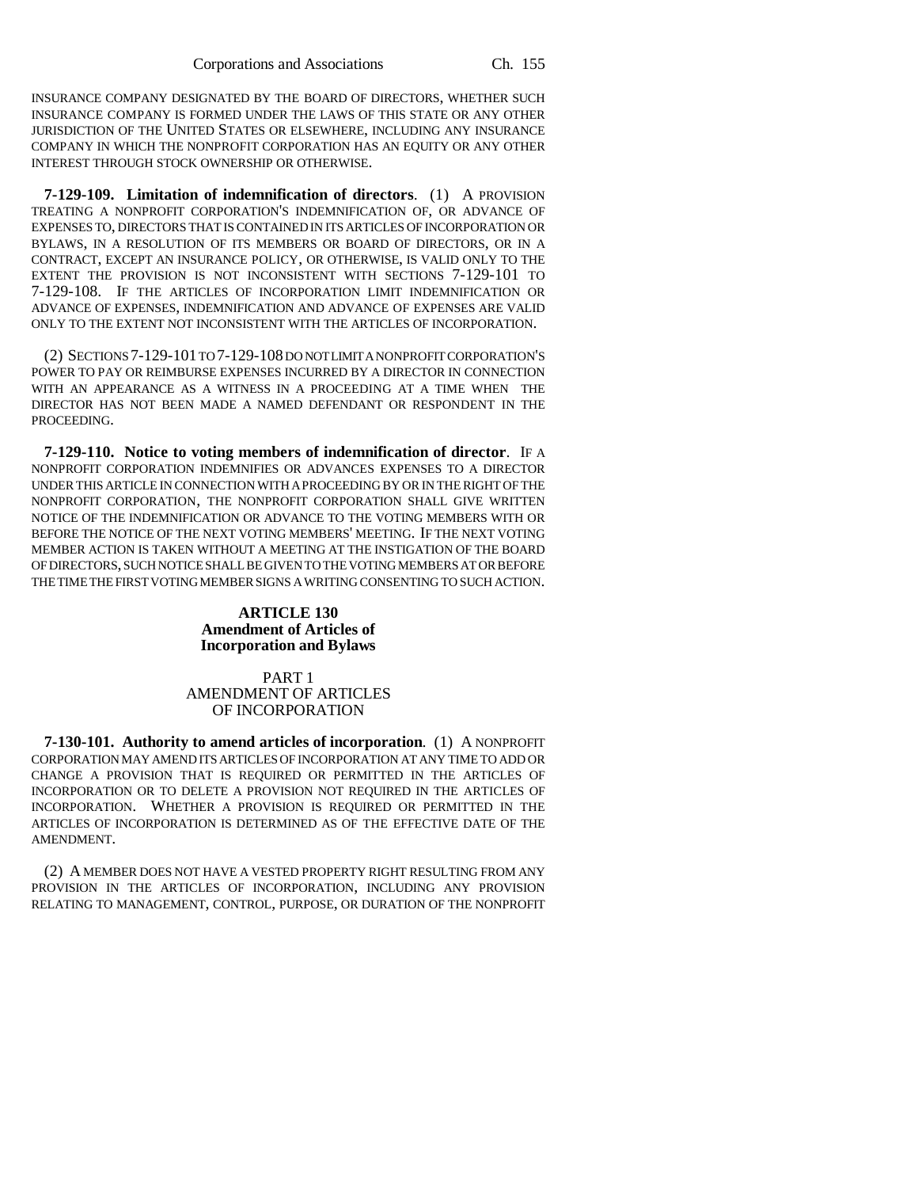INSURANCE COMPANY DESIGNATED BY THE BOARD OF DIRECTORS, WHETHER SUCH INSURANCE COMPANY IS FORMED UNDER THE LAWS OF THIS STATE OR ANY OTHER JURISDICTION OF THE UNITED STATES OR ELSEWHERE, INCLUDING ANY INSURANCE COMPANY IN WHICH THE NONPROFIT CORPORATION HAS AN EQUITY OR ANY OTHER INTEREST THROUGH STOCK OWNERSHIP OR OTHERWISE.

**7-129-109. Limitation of indemnification of directors**. (1) A PROVISION TREATING A NONPROFIT CORPORATION'S INDEMNIFICATION OF, OR ADVANCE OF EXPENSES TO, DIRECTORS THAT IS CONTAINED IN ITS ARTICLES OF INCORPORATION OR BYLAWS, IN A RESOLUTION OF ITS MEMBERS OR BOARD OF DIRECTORS, OR IN A CONTRACT, EXCEPT AN INSURANCE POLICY, OR OTHERWISE, IS VALID ONLY TO THE EXTENT THE PROVISION IS NOT INCONSISTENT WITH SECTIONS 7-129-101 TO 7-129-108. IF THE ARTICLES OF INCORPORATION LIMIT INDEMNIFICATION OR ADVANCE OF EXPENSES, INDEMNIFICATION AND ADVANCE OF EXPENSES ARE VALID ONLY TO THE EXTENT NOT INCONSISTENT WITH THE ARTICLES OF INCORPORATION.

(2) SECTIONS 7-129-101 TO 7-129-108 DO NOT LIMIT A NONPROFIT CORPORATION'S POWER TO PAY OR REIMBURSE EXPENSES INCURRED BY A DIRECTOR IN CONNECTION WITH AN APPEARANCE AS A WITNESS IN A PROCEEDING AT A TIME WHEN THE DIRECTOR HAS NOT BEEN MADE A NAMED DEFENDANT OR RESPONDENT IN THE PROCEEDING.

**7-129-110. Notice to voting members of indemnification of director**. IF A NONPROFIT CORPORATION INDEMNIFIES OR ADVANCES EXPENSES TO A DIRECTOR UNDER THIS ARTICLE IN CONNECTION WITH A PROCEEDING BY OR IN THE RIGHT OF THE NONPROFIT CORPORATION, THE NONPROFIT CORPORATION SHALL GIVE WRITTEN NOTICE OF THE INDEMNIFICATION OR ADVANCE TO THE VOTING MEMBERS WITH OR BEFORE THE NOTICE OF THE NEXT VOTING MEMBERS' MEETING. IF THE NEXT VOTING MEMBER ACTION IS TAKEN WITHOUT A MEETING AT THE INSTIGATION OF THE BOARD OF DIRECTORS, SUCH NOTICE SHALL BE GIVEN TO THE VOTING MEMBERS AT OR BEFORE THE TIME THE FIRST VOTING MEMBER SIGNS A WRITING CONSENTING TO SUCH ACTION.

## ARTICLE 130
## Amendment of Articles of Incorporation and Bylaws

### PART 1
### AMENDMENT OF ARTICLES OF INCORPORATION

**7-130-101. Authority to amend articles of incorporation**. (1) A NONPROFIT CORPORATION MAY AMEND ITS ARTICLES OF INCORPORATION AT ANY TIME TO ADD OR CHANGE A PROVISION THAT IS REQUIRED OR PERMITTED IN THE ARTICLES OF INCORPORATION OR TO DELETE A PROVISION NOT REQUIRED IN THE ARTICLES OF INCORPORATION. WHETHER A PROVISION IS REQUIRED OR PERMITTED IN THE ARTICLES OF INCORPORATION IS DETERMINED AS OF THE EFFECTIVE DATE OF THE AMENDMENT.

(2) A MEMBER DOES NOT HAVE A VESTED PROPERTY RIGHT RESULTING FROM ANY PROVISION IN THE ARTICLES OF INCORPORATION, INCLUDING ANY PROVISION RELATING TO MANAGEMENT, CONTROL, PURPOSE, OR DURATION OF THE NONPROFIT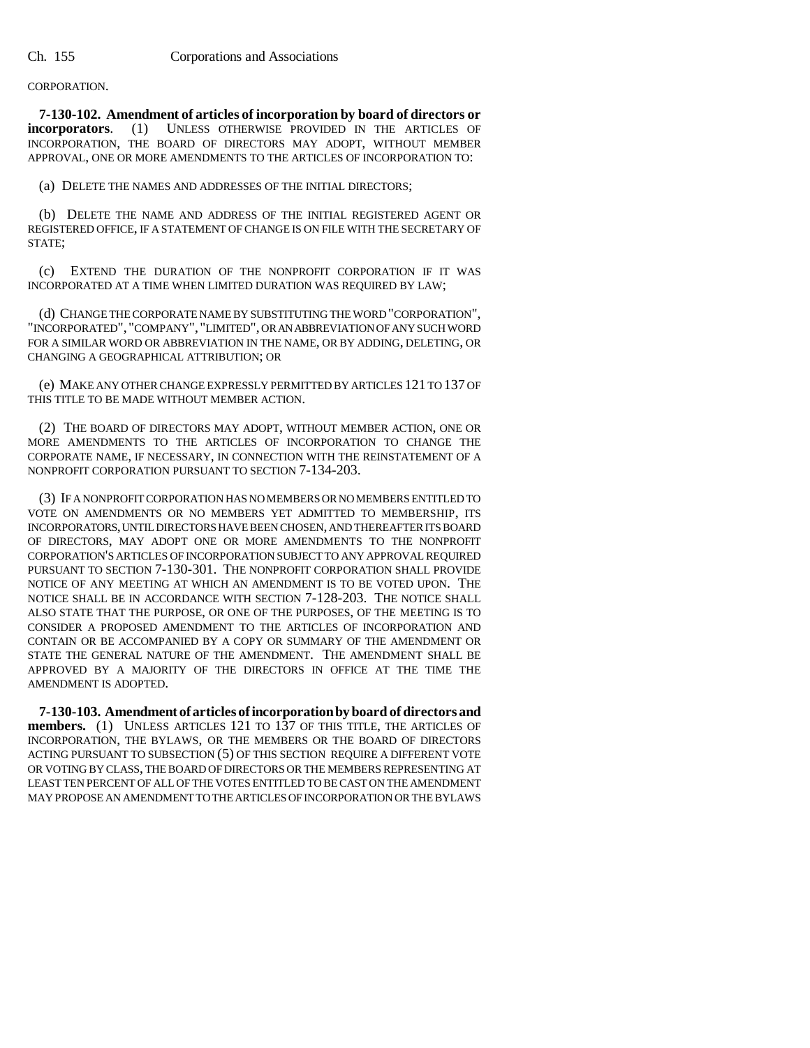CORPORATION.

**7-130-102. Amendment of articles of incorporation by board of directors or incorporators**. (1) UNLESS OTHERWISE PROVIDED IN THE ARTICLES OF INCORPORATION, THE BOARD OF DIRECTORS MAY ADOPT, WITHOUT MEMBER APPROVAL, ONE OR MORE AMENDMENTS TO THE ARTICLES OF INCORPORATION TO:

(a) DELETE THE NAMES AND ADDRESSES OF THE INITIAL DIRECTORS;

(b) DELETE THE NAME AND ADDRESS OF THE INITIAL REGISTERED AGENT OR REGISTERED OFFICE, IF A STATEMENT OF CHANGE IS ON FILE WITH THE SECRETARY OF STATE;

(c) EXTEND THE DURATION OF THE NONPROFIT CORPORATION IF IT WAS INCORPORATED AT A TIME WHEN LIMITED DURATION WAS REQUIRED BY LAW;

(d) CHANGE THE CORPORATE NAME BY SUBSTITUTING THE WORD "CORPORATION", "INCORPORATED", "COMPANY", "LIMITED", OR AN ABBREVIATION OF ANY SUCH WORD FOR A SIMILAR WORD OR ABBREVIATION IN THE NAME, OR BY ADDING, DELETING, OR CHANGING A GEOGRAPHICAL ATTRIBUTION; OR

(e) MAKE ANY OTHER CHANGE EXPRESSLY PERMITTED BY ARTICLES 121 TO 137 OF THIS TITLE TO BE MADE WITHOUT MEMBER ACTION.

(2) THE BOARD OF DIRECTORS MAY ADOPT, WITHOUT MEMBER ACTION, ONE OR MORE AMENDMENTS TO THE ARTICLES OF INCORPORATION TO CHANGE THE CORPORATE NAME, IF NECESSARY, IN CONNECTION WITH THE REINSTATEMENT OF A NONPROFIT CORPORATION PURSUANT TO SECTION 7-134-203.

(3) IF A NONPROFIT CORPORATION HAS NO MEMBERS OR NO MEMBERS ENTITLED TO VOTE ON AMENDMENTS OR NO MEMBERS YET ADMITTED TO MEMBERSHIP, ITS INCORPORATORS, UNTIL DIRECTORS HAVE BEEN CHOSEN, AND THEREAFTER ITS BOARD OF DIRECTORS, MAY ADOPT ONE OR MORE AMENDMENTS TO THE NONPROFIT CORPORATION'S ARTICLES OF INCORPORATION SUBJECT TO ANY APPROVAL REQUIRED PURSUANT TO SECTION 7-130-301. THE NONPROFIT CORPORATION SHALL PROVIDE NOTICE OF ANY MEETING AT WHICH AN AMENDMENT IS TO BE VOTED UPON. THE NOTICE SHALL BE IN ACCORDANCE WITH SECTION 7-128-203. THE NOTICE SHALL ALSO STATE THAT THE PURPOSE, OR ONE OF THE PURPOSES, OF THE MEETING IS TO CONSIDER A PROPOSED AMENDMENT TO THE ARTICLES OF INCORPORATION AND CONTAIN OR BE ACCOMPANIED BY A COPY OR SUMMARY OF THE AMENDMENT OR STATE THE GENERAL NATURE OF THE AMENDMENT. THE AMENDMENT SHALL BE APPROVED BY A MAJORITY OF THE DIRECTORS IN OFFICE AT THE TIME THE AMENDMENT IS ADOPTED.

**7-130-103. Amendment of articles of incorporation by board of directors and members.** (1) UNLESS ARTICLES 121 TO 137 OF THIS TITLE, THE ARTICLES OF INCORPORATION, THE BYLAWS, OR THE MEMBERS OR THE BOARD OF DIRECTORS ACTING PURSUANT TO SUBSECTION (5) OF THIS SECTION REQUIRE A DIFFERENT VOTE OR VOTING BY CLASS, THE BOARD OF DIRECTORS OR THE MEMBERS REPRESENTING AT LEAST TEN PERCENT OF ALL OF THE VOTES ENTITLED TO BE CAST ON THE AMENDMENT MAY PROPOSE AN AMENDMENT TO THE ARTICLES OF INCORPORATION OR THE BYLAWS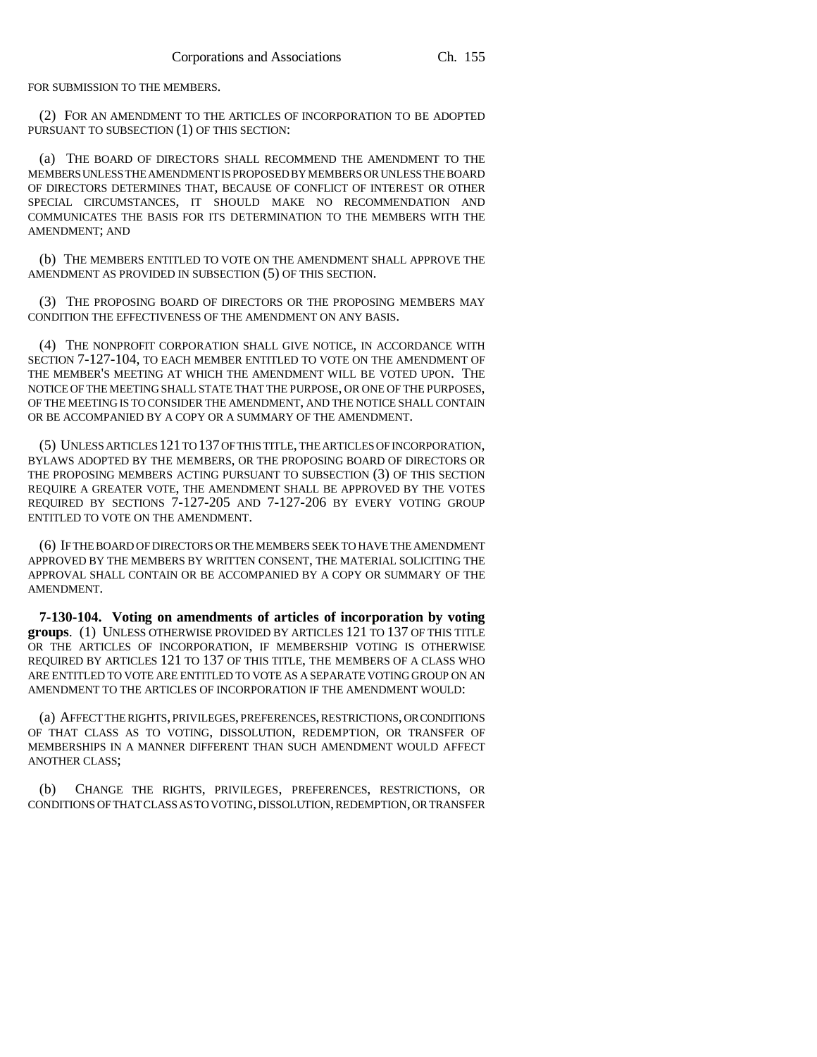FOR SUBMISSION TO THE MEMBERS.

(2) FOR AN AMENDMENT TO THE ARTICLES OF INCORPORATION TO BE ADOPTED PURSUANT TO SUBSECTION (1) OF THIS SECTION:

(a) THE BOARD OF DIRECTORS SHALL RECOMMEND THE AMENDMENT TO THE MEMBERS UNLESS THE AMENDMENT IS PROPOSED BY MEMBERS OR UNLESS THE BOARD OF DIRECTORS DETERMINES THAT, BECAUSE OF CONFLICT OF INTEREST OR OTHER SPECIAL CIRCUMSTANCES, IT SHOULD MAKE NO RECOMMENDATION AND COMMUNICATES THE BASIS FOR ITS DETERMINATION TO THE MEMBERS WITH THE AMENDMENT; AND

(b) THE MEMBERS ENTITLED TO VOTE ON THE AMENDMENT SHALL APPROVE THE AMENDMENT AS PROVIDED IN SUBSECTION (5) OF THIS SECTION.

(3) THE PROPOSING BOARD OF DIRECTORS OR THE PROPOSING MEMBERS MAY CONDITION THE EFFECTIVENESS OF THE AMENDMENT ON ANY BASIS.

(4) THE NONPROFIT CORPORATION SHALL GIVE NOTICE, IN ACCORDANCE WITH SECTION 7-127-104, TO EACH MEMBER ENTITLED TO VOTE ON THE AMENDMENT OF THE MEMBER'S MEETING AT WHICH THE AMENDMENT WILL BE VOTED UPON. THE NOTICE OF THE MEETING SHALL STATE THAT THE PURPOSE, OR ONE OF THE PURPOSES, OF THE MEETING IS TO CONSIDER THE AMENDMENT, AND THE NOTICE SHALL CONTAIN OR BE ACCOMPANIED BY A COPY OR A SUMMARY OF THE AMENDMENT.

(5) UNLESS ARTICLES 121 TO 137 OF THIS TITLE, THE ARTICLES OF INCORPORATION, BYLAWS ADOPTED BY THE MEMBERS, OR THE PROPOSING BOARD OF DIRECTORS OR THE PROPOSING MEMBERS ACTING PURSUANT TO SUBSECTION (3) OF THIS SECTION REQUIRE A GREATER VOTE, THE AMENDMENT SHALL BE APPROVED BY THE VOTES REQUIRED BY SECTIONS 7-127-205 AND 7-127-206 BY EVERY VOTING GROUP ENTITLED TO VOTE ON THE AMENDMENT.

(6) IF THE BOARD OF DIRECTORS OR THE MEMBERS SEEK TO HAVE THE AMENDMENT APPROVED BY THE MEMBERS BY WRITTEN CONSENT, THE MATERIAL SOLICITING THE APPROVAL SHALL CONTAIN OR BE ACCOMPANIED BY A COPY OR SUMMARY OF THE AMENDMENT.

**7-130-104. Voting on amendments of articles of incorporation by voting groups**. (1) UNLESS OTHERWISE PROVIDED BY ARTICLES 121 TO 137 OF THIS TITLE OR THE ARTICLES OF INCORPORATION, IF MEMBERSHIP VOTING IS OTHERWISE REQUIRED BY ARTICLES 121 TO 137 OF THIS TITLE, THE MEMBERS OF A CLASS WHO ARE ENTITLED TO VOTE ARE ENTITLED TO VOTE AS A SEPARATE VOTING GROUP ON AN AMENDMENT TO THE ARTICLES OF INCORPORATION IF THE AMENDMENT WOULD:

(a) AFFECT THE RIGHTS, PRIVILEGES, PREFERENCES, RESTRICTIONS, OR CONDITIONS OF THAT CLASS AS TO VOTING, DISSOLUTION, REDEMPTION, OR TRANSFER OF MEMBERSHIPS IN A MANNER DIFFERENT THAN SUCH AMENDMENT WOULD AFFECT ANOTHER CLASS;

(b) CHANGE THE RIGHTS, PRIVILEGES, PREFERENCES, RESTRICTIONS, OR CONDITIONS OF THAT CLASS AS TO VOTING, DISSOLUTION, REDEMPTION, OR TRANSFER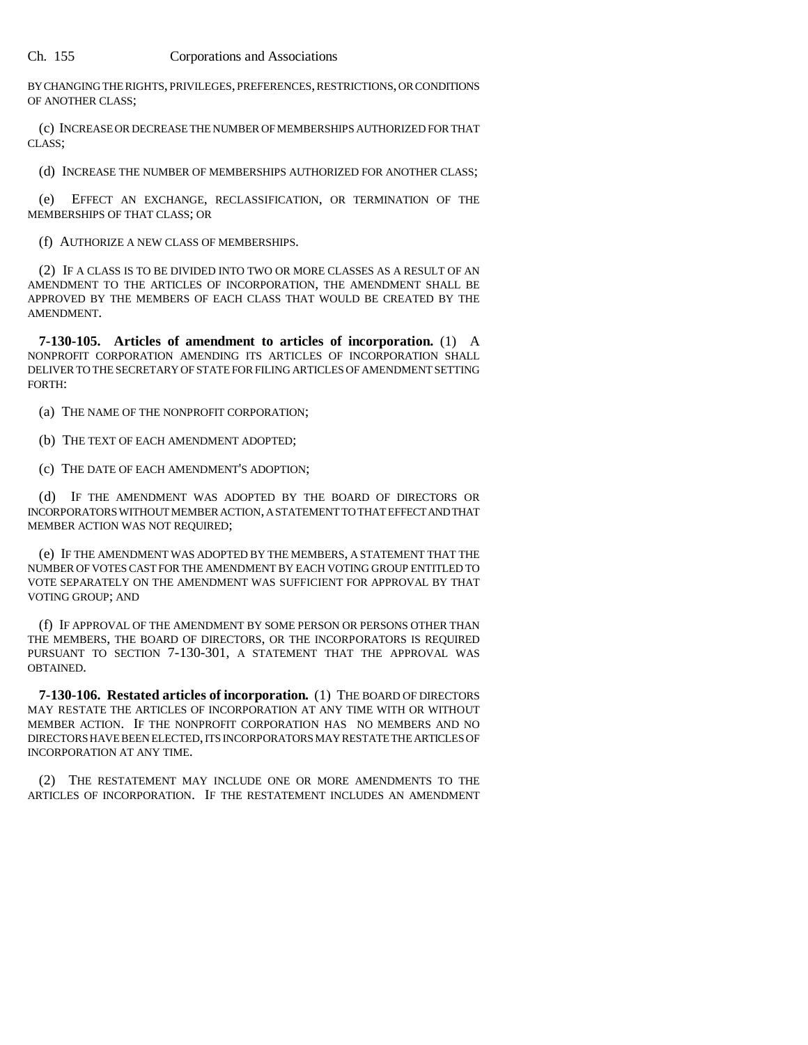BY CHANGING THE RIGHTS, PRIVILEGES, PREFERENCES, RESTRICTIONS, OR CONDITIONS OF ANOTHER CLASS;

(c) INCREASE OR DECREASE THE NUMBER OF MEMBERSHIPS AUTHORIZED FOR THAT CLASS;

(d) INCREASE THE NUMBER OF MEMBERSHIPS AUTHORIZED FOR ANOTHER CLASS;

(e) EFFECT AN EXCHANGE, RECLASSIFICATION, OR TERMINATION OF THE MEMBERSHIPS OF THAT CLASS; OR

(f) AUTHORIZE A NEW CLASS OF MEMBERSHIPS.

(2) IF A CLASS IS TO BE DIVIDED INTO TWO OR MORE CLASSES AS A RESULT OF AN AMENDMENT TO THE ARTICLES OF INCORPORATION, THE AMENDMENT SHALL BE APPROVED BY THE MEMBERS OF EACH CLASS THAT WOULD BE CREATED BY THE AMENDMENT.

**7-130-105. Articles of amendment to articles of incorporation.** (1) A NONPROFIT CORPORATION AMENDING ITS ARTICLES OF INCORPORATION SHALL DELIVER TO THE SECRETARY OF STATE FOR FILING ARTICLES OF AMENDMENT SETTING FORTH:

(a) THE NAME OF THE NONPROFIT CORPORATION;

(b) THE TEXT OF EACH AMENDMENT ADOPTED;

(c) THE DATE OF EACH AMENDMENT'S ADOPTION;

(d) IF THE AMENDMENT WAS ADOPTED BY THE BOARD OF DIRECTORS OR INCORPORATORS WITHOUT MEMBER ACTION, A STATEMENT TO THAT EFFECT AND THAT MEMBER ACTION WAS NOT REQUIRED;

(e) IF THE AMENDMENT WAS ADOPTED BY THE MEMBERS, A STATEMENT THAT THE NUMBER OF VOTES CAST FOR THE AMENDMENT BY EACH VOTING GROUP ENTITLED TO VOTE SEPARATELY ON THE AMENDMENT WAS SUFFICIENT FOR APPROVAL BY THAT VOTING GROUP; AND

(f) IF APPROVAL OF THE AMENDMENT BY SOME PERSON OR PERSONS OTHER THAN THE MEMBERS, THE BOARD OF DIRECTORS, OR THE INCORPORATORS IS REQUIRED PURSUANT TO SECTION 7-130-301, A STATEMENT THAT THE APPROVAL WAS OBTAINED.

**7-130-106. Restated articles of incorporation.** (1) THE BOARD OF DIRECTORS MAY RESTATE THE ARTICLES OF INCORPORATION AT ANY TIME WITH OR WITHOUT MEMBER ACTION. IF THE NONPROFIT CORPORATION HAS NO MEMBERS AND NO DIRECTORS HAVE BEEN ELECTED, ITS INCORPORATORS MAY RESTATE THE ARTICLES OF INCORPORATION AT ANY TIME.

(2) THE RESTATEMENT MAY INCLUDE ONE OR MORE AMENDMENTS TO THE ARTICLES OF INCORPORATION. IF THE RESTATEMENT INCLUDES AN AMENDMENT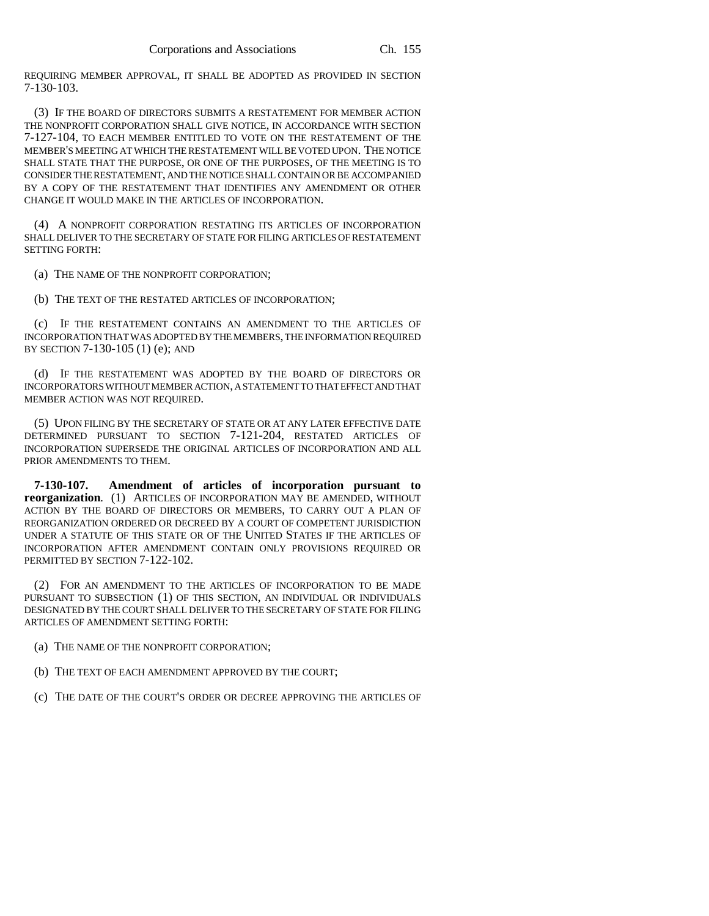REQUIRING MEMBER APPROVAL, IT SHALL BE ADOPTED AS PROVIDED IN SECTION 7-130-103.

(3) IF THE BOARD OF DIRECTORS SUBMITS A RESTATEMENT FOR MEMBER ACTION THE NONPROFIT CORPORATION SHALL GIVE NOTICE, IN ACCORDANCE WITH SECTION 7-127-104, TO EACH MEMBER ENTITLED TO VOTE ON THE RESTATEMENT OF THE MEMBER'S MEETING AT WHICH THE RESTATEMENT WILL BE VOTED UPON. THE NOTICE SHALL STATE THAT THE PURPOSE, OR ONE OF THE PURPOSES, OF THE MEETING IS TO CONSIDER THE RESTATEMENT, AND THE NOTICE SHALL CONTAIN OR BE ACCOMPANIED BY A COPY OF THE RESTATEMENT THAT IDENTIFIES ANY AMENDMENT OR OTHER CHANGE IT WOULD MAKE IN THE ARTICLES OF INCORPORATION.

(4) A NONPROFIT CORPORATION RESTATING ITS ARTICLES OF INCORPORATION SHALL DELIVER TO THE SECRETARY OF STATE FOR FILING ARTICLES OF RESTATEMENT SETTING FORTH:

(a) THE NAME OF THE NONPROFIT CORPORATION;

(b) THE TEXT OF THE RESTATED ARTICLES OF INCORPORATION;

(c) IF THE RESTATEMENT CONTAINS AN AMENDMENT TO THE ARTICLES OF INCORPORATION THAT WAS ADOPTED BY THE MEMBERS, THE INFORMATION REQUIRED BY SECTION 7-130-105 (1) (e); AND

(d) IF THE RESTATEMENT WAS ADOPTED BY THE BOARD OF DIRECTORS OR INCORPORATORS WITHOUT MEMBER ACTION, A STATEMENT TO THAT EFFECT AND THAT MEMBER ACTION WAS NOT REQUIRED.

(5) UPON FILING BY THE SECRETARY OF STATE OR AT ANY LATER EFFECTIVE DATE DETERMINED PURSUANT TO SECTION 7-121-204, RESTATED ARTICLES OF INCORPORATION SUPERSEDE THE ORIGINAL ARTICLES OF INCORPORATION AND ALL PRIOR AMENDMENTS TO THEM.

**7-130-107. Amendment of articles of incorporation pursuant to reorganization**. (1) ARTICLES OF INCORPORATION MAY BE AMENDED, WITHOUT ACTION BY THE BOARD OF DIRECTORS OR MEMBERS, TO CARRY OUT A PLAN OF REORGANIZATION ORDERED OR DECREED BY A COURT OF COMPETENT JURISDICTION UNDER A STATUTE OF THIS STATE OR OF THE UNITED STATES IF THE ARTICLES OF INCORPORATION AFTER AMENDMENT CONTAIN ONLY PROVISIONS REQUIRED OR PERMITTED BY SECTION 7-122-102.

(2) FOR AN AMENDMENT TO THE ARTICLES OF INCORPORATION TO BE MADE PURSUANT TO SUBSECTION (1) OF THIS SECTION, AN INDIVIDUAL OR INDIVIDUALS DESIGNATED BY THE COURT SHALL DELIVER TO THE SECRETARY OF STATE FOR FILING ARTICLES OF AMENDMENT SETTING FORTH:

(a) THE NAME OF THE NONPROFIT CORPORATION;

(b) THE TEXT OF EACH AMENDMENT APPROVED BY THE COURT;

(c) THE DATE OF THE COURT'S ORDER OR DECREE APPROVING THE ARTICLES OF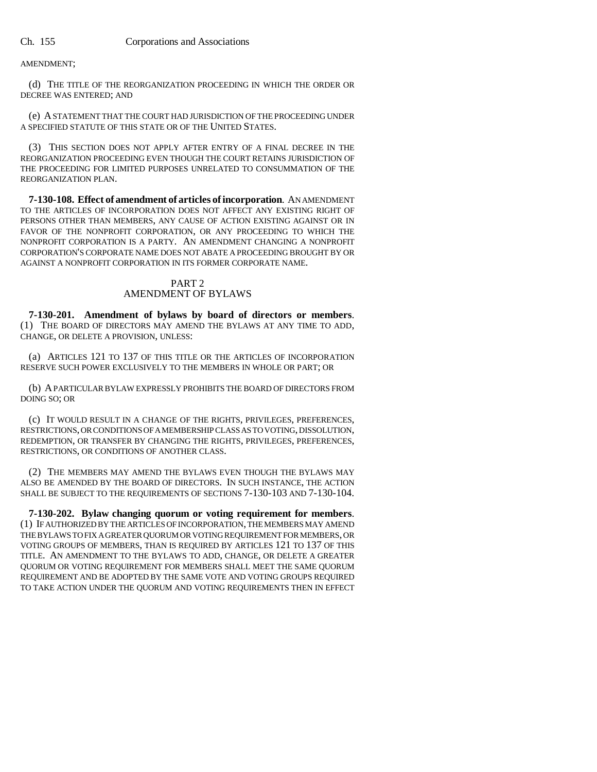AMENDMENT;

(d) THE TITLE OF THE REORGANIZATION PROCEEDING IN WHICH THE ORDER OR DECREE WAS ENTERED; AND

(e) A STATEMENT THAT THE COURT HAD JURISDICTION OF THE PROCEEDING UNDER A SPECIFIED STATUTE OF THIS STATE OR OF THE UNITED STATES.

(3) THIS SECTION DOES NOT APPLY AFTER ENTRY OF A FINAL DECREE IN THE REORGANIZATION PROCEEDING EVEN THOUGH THE COURT RETAINS JURISDICTION OF THE PROCEEDING FOR LIMITED PURPOSES UNRELATED TO CONSUMMATION OF THE REORGANIZATION PLAN.

**7-130-108. Effect of amendment of articles of incorporation.** AN AMENDMENT TO THE ARTICLES OF INCORPORATION DOES NOT AFFECT ANY EXISTING RIGHT OF PERSONS OTHER THAN MEMBERS, ANY CAUSE OF ACTION EXISTING AGAINST OR IN FAVOR OF THE NONPROFIT CORPORATION, OR ANY PROCEEDING TO WHICH THE NONPROFIT CORPORATION IS A PARTY. AN AMENDMENT CHANGING A NONPROFIT CORPORATION'S CORPORATE NAME DOES NOT ABATE A PROCEEDING BROUGHT BY OR AGAINST A NONPROFIT CORPORATION IN ITS FORMER CORPORATE NAME.

## PART 2
## AMENDMENT OF BYLAWS

**7-130-201. Amendment of bylaws by board of directors or members.** (1) THE BOARD OF DIRECTORS MAY AMEND THE BYLAWS AT ANY TIME TO ADD, CHANGE, OR DELETE A PROVISION, UNLESS:

(a) ARTICLES 121 TO 137 OF THIS TITLE OR THE ARTICLES OF INCORPORATION RESERVE SUCH POWER EXCLUSIVELY TO THE MEMBERS IN WHOLE OR PART; OR

(b) A PARTICULAR BYLAW EXPRESSLY PROHIBITS THE BOARD OF DIRECTORS FROM DOING SO; OR

(c) IT WOULD RESULT IN A CHANGE OF THE RIGHTS, PRIVILEGES, PREFERENCES, RESTRICTIONS, OR CONDITIONS OF A MEMBERSHIP CLASS AS TO VOTING, DISSOLUTION, REDEMPTION, OR TRANSFER BY CHANGING THE RIGHTS, PRIVILEGES, PREFERENCES, RESTRICTIONS, OR CONDITIONS OF ANOTHER CLASS.

(2) THE MEMBERS MAY AMEND THE BYLAWS EVEN THOUGH THE BYLAWS MAY ALSO BE AMENDED BY THE BOARD OF DIRECTORS. IN SUCH INSTANCE, THE ACTION SHALL BE SUBJECT TO THE REQUIREMENTS OF SECTIONS 7-130-103 AND 7-130-104.

**7-130-202. Bylaw changing quorum or voting requirement for members.** (1) IF AUTHORIZED BY THE ARTICLES OF INCORPORATION, THE MEMBERS MAY AMEND THE BYLAWS TO FIX A GREATER QUORUM OR VOTING REQUIREMENT FOR MEMBERS, OR VOTING GROUPS OF MEMBERS, THAN IS REQUIRED BY ARTICLES 121 TO 137 OF THIS TITLE. AN AMENDMENT TO THE BYLAWS TO ADD, CHANGE, OR DELETE A GREATER QUORUM OR VOTING REQUIREMENT FOR MEMBERS SHALL MEET THE SAME QUORUM REQUIREMENT AND BE ADOPTED BY THE SAME VOTE AND VOTING GROUPS REQUIRED TO TAKE ACTION UNDER THE QUORUM AND VOTING REQUIREMENTS THEN IN EFFECT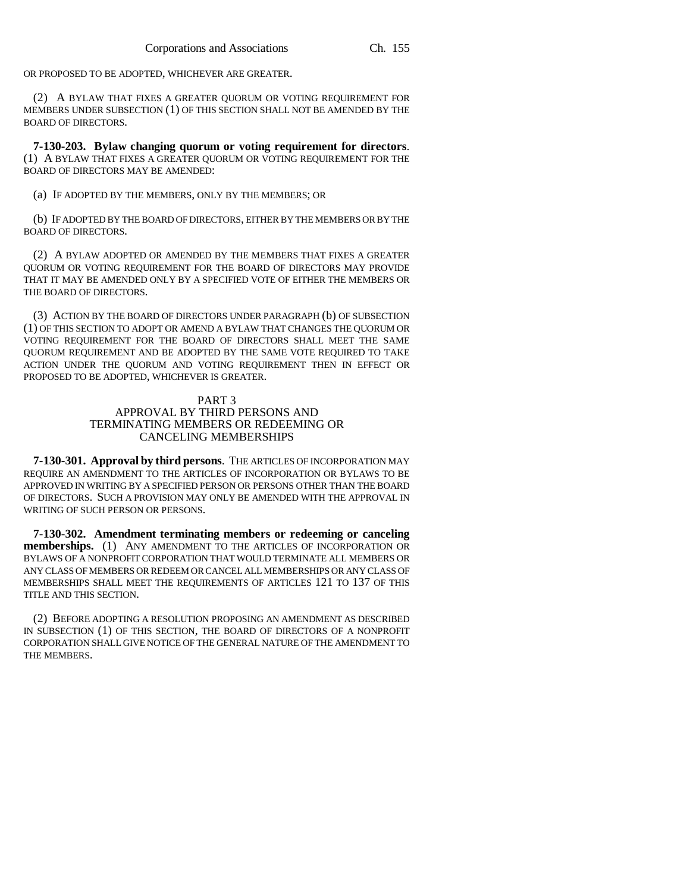OR PROPOSED TO BE ADOPTED, WHICHEVER ARE GREATER.

(2) A BYLAW THAT FIXES A GREATER QUORUM OR VOTING REQUIREMENT FOR MEMBERS UNDER SUBSECTION (1) OF THIS SECTION SHALL NOT BE AMENDED BY THE BOARD OF DIRECTORS.

**7-130-203. Bylaw changing quorum or voting requirement for directors**. (1) A BYLAW THAT FIXES A GREATER QUORUM OR VOTING REQUIREMENT FOR THE BOARD OF DIRECTORS MAY BE AMENDED:

(a) IF ADOPTED BY THE MEMBERS, ONLY BY THE MEMBERS; OR

(b) IF ADOPTED BY THE BOARD OF DIRECTORS, EITHER BY THE MEMBERS OR BY THE BOARD OF DIRECTORS.

(2) A BYLAW ADOPTED OR AMENDED BY THE MEMBERS THAT FIXES A GREATER QUORUM OR VOTING REQUIREMENT FOR THE BOARD OF DIRECTORS MAY PROVIDE THAT IT MAY BE AMENDED ONLY BY A SPECIFIED VOTE OF EITHER THE MEMBERS OR THE BOARD OF DIRECTORS.

(3) ACTION BY THE BOARD OF DIRECTORS UNDER PARAGRAPH (b) OF SUBSECTION (1) OF THIS SECTION TO ADOPT OR AMEND A BYLAW THAT CHANGES THE QUORUM OR VOTING REQUIREMENT FOR THE BOARD OF DIRECTORS SHALL MEET THE SAME QUORUM REQUIREMENT AND BE ADOPTED BY THE SAME VOTE REQUIRED TO TAKE ACTION UNDER THE QUORUM AND VOTING REQUIREMENT THEN IN EFFECT OR PROPOSED TO BE ADOPTED, WHICHEVER IS GREATER.

## PART 3
## APPROVAL BY THIRD PERSONS AND TERMINATING MEMBERS OR REDEEMING OR CANCELING MEMBERSHIPS

**7-130-301. Approval by third persons**. THE ARTICLES OF INCORPORATION MAY REQUIRE AN AMENDMENT TO THE ARTICLES OF INCORPORATION OR BYLAWS TO BE APPROVED IN WRITING BY A SPECIFIED PERSON OR PERSONS OTHER THAN THE BOARD OF DIRECTORS. SUCH A PROVISION MAY ONLY BE AMENDED WITH THE APPROVAL IN WRITING OF SUCH PERSON OR PERSONS.

**7-130-302. Amendment terminating members or redeeming or canceling memberships.** (1) ANY AMENDMENT TO THE ARTICLES OF INCORPORATION OR BYLAWS OF A NONPROFIT CORPORATION THAT WOULD TERMINATE ALL MEMBERS OR ANY CLASS OF MEMBERS OR REDEEM OR CANCEL ALL MEMBERSHIPS OR ANY CLASS OF MEMBERSHIPS SHALL MEET THE REQUIREMENTS OF ARTICLES 121 TO 137 OF THIS TITLE AND THIS SECTION.

(2) BEFORE ADOPTING A RESOLUTION PROPOSING AN AMENDMENT AS DESCRIBED IN SUBSECTION (1) OF THIS SECTION, THE BOARD OF DIRECTORS OF A NONPROFIT CORPORATION SHALL GIVE NOTICE OF THE GENERAL NATURE OF THE AMENDMENT TO THE MEMBERS.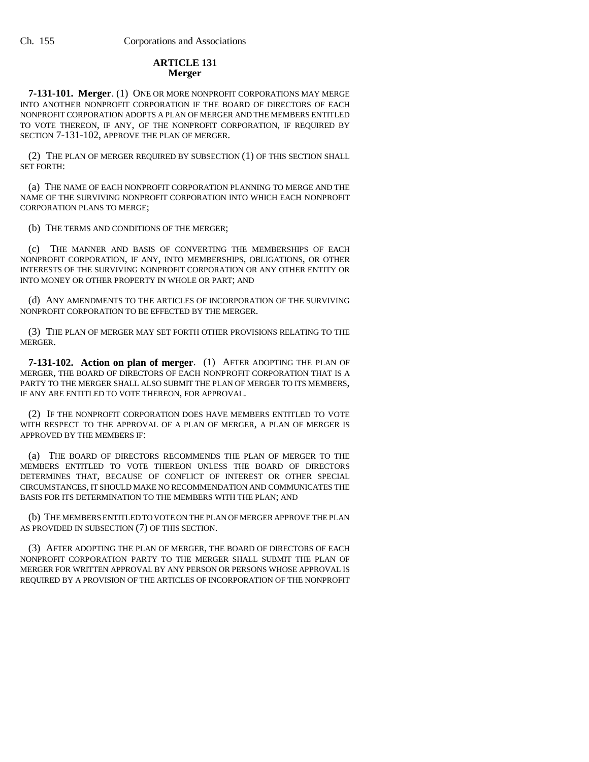## ARTICLE 131
### Merger

**7-131-101. Merger**. (1) ONE OR MORE NONPROFIT CORPORATIONS MAY MERGE INTO ANOTHER NONPROFIT CORPORATION IF THE BOARD OF DIRECTORS OF EACH NONPROFIT CORPORATION ADOPTS A PLAN OF MERGER AND THE MEMBERS ENTITLED TO VOTE THEREON, IF ANY, OF THE NONPROFIT CORPORATION, IF REQUIRED BY SECTION 7-131-102, APPROVE THE PLAN OF MERGER.

(2) THE PLAN OF MERGER REQUIRED BY SUBSECTION (1) OF THIS SECTION SHALL SET FORTH:

(a) THE NAME OF EACH NONPROFIT CORPORATION PLANNING TO MERGE AND THE NAME OF THE SURVIVING NONPROFIT CORPORATION INTO WHICH EACH NONPROFIT CORPORATION PLANS TO MERGE;

(b) THE TERMS AND CONDITIONS OF THE MERGER;

(c) THE MANNER AND BASIS OF CONVERTING THE MEMBERSHIPS OF EACH NONPROFIT CORPORATION, IF ANY, INTO MEMBERSHIPS, OBLIGATIONS, OR OTHER INTERESTS OF THE SURVIVING NONPROFIT CORPORATION OR ANY OTHER ENTITY OR INTO MONEY OR OTHER PROPERTY IN WHOLE OR PART; AND

(d) ANY AMENDMENTS TO THE ARTICLES OF INCORPORATION OF THE SURVIVING NONPROFIT CORPORATION TO BE EFFECTED BY THE MERGER.

(3) THE PLAN OF MERGER MAY SET FORTH OTHER PROVISIONS RELATING TO THE MERGER.

**7-131-102. Action on plan of merger**. (1) AFTER ADOPTING THE PLAN OF MERGER, THE BOARD OF DIRECTORS OF EACH NONPROFIT CORPORATION THAT IS A PARTY TO THE MERGER SHALL ALSO SUBMIT THE PLAN OF MERGER TO ITS MEMBERS, IF ANY ARE ENTITLED TO VOTE THEREON, FOR APPROVAL.

(2) IF THE NONPROFIT CORPORATION DOES HAVE MEMBERS ENTITLED TO VOTE WITH RESPECT TO THE APPROVAL OF A PLAN OF MERGER, A PLAN OF MERGER IS APPROVED BY THE MEMBERS IF:

(a) THE BOARD OF DIRECTORS RECOMMENDS THE PLAN OF MERGER TO THE MEMBERS ENTITLED TO VOTE THEREON UNLESS THE BOARD OF DIRECTORS DETERMINES THAT, BECAUSE OF CONFLICT OF INTEREST OR OTHER SPECIAL CIRCUMSTANCES, IT SHOULD MAKE NO RECOMMENDATION AND COMMUNICATES THE BASIS FOR ITS DETERMINATION TO THE MEMBERS WITH THE PLAN; AND

(b) THE MEMBERS ENTITLED TO VOTE ON THE PLAN OF MERGER APPROVE THE PLAN AS PROVIDED IN SUBSECTION (7) OF THIS SECTION.

(3) AFTER ADOPTING THE PLAN OF MERGER, THE BOARD OF DIRECTORS OF EACH NONPROFIT CORPORATION PARTY TO THE MERGER SHALL SUBMIT THE PLAN OF MERGER FOR WRITTEN APPROVAL BY ANY PERSON OR PERSONS WHOSE APPROVAL IS REQUIRED BY A PROVISION OF THE ARTICLES OF INCORPORATION OF THE NONPROFIT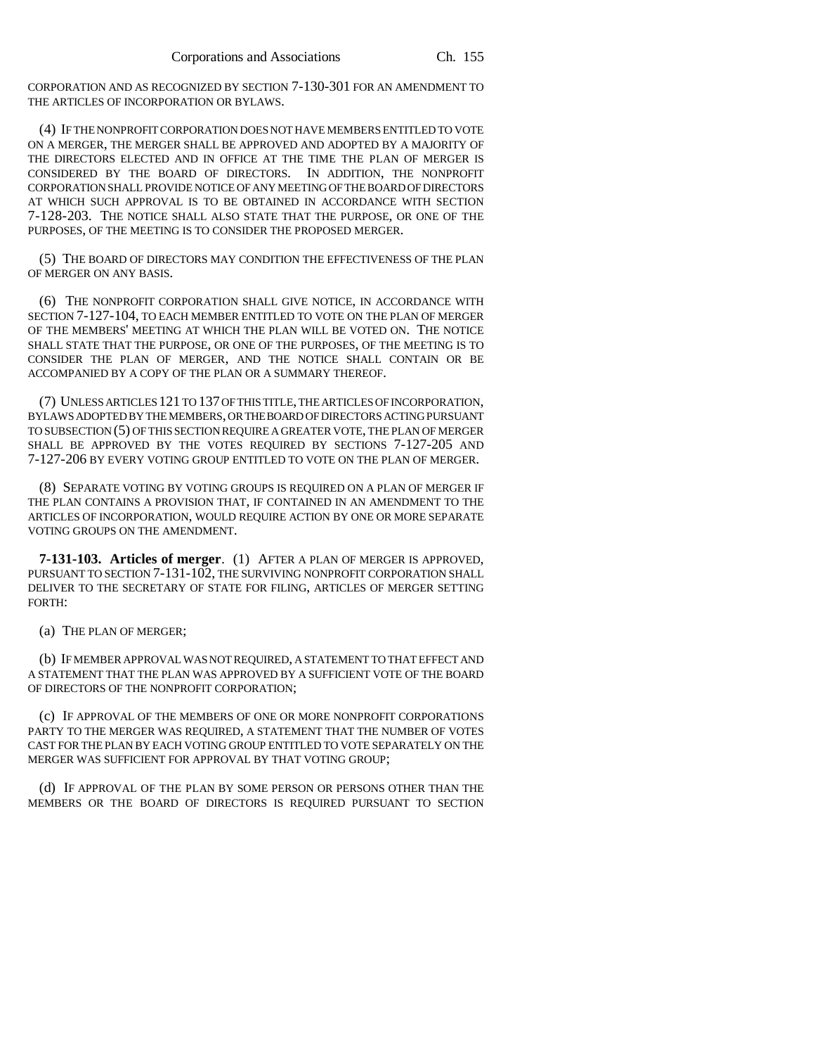CORPORATION AND AS RECOGNIZED BY SECTION 7-130-301 FOR AN AMENDMENT TO THE ARTICLES OF INCORPORATION OR BYLAWS.

(4) IF THE NONPROFIT CORPORATION DOES NOT HAVE MEMBERS ENTITLED TO VOTE ON A MERGER, THE MERGER SHALL BE APPROVED AND ADOPTED BY A MAJORITY OF THE DIRECTORS ELECTED AND IN OFFICE AT THE TIME THE PLAN OF MERGER IS CONSIDERED BY THE BOARD OF DIRECTORS. IN ADDITION, THE NONPROFIT CORPORATION SHALL PROVIDE NOTICE OF ANY MEETING OF THE BOARD OF DIRECTORS AT WHICH SUCH APPROVAL IS TO BE OBTAINED IN ACCORDANCE WITH SECTION 7-128-203. THE NOTICE SHALL ALSO STATE THAT THE PURPOSE, OR ONE OF THE PURPOSES, OF THE MEETING IS TO CONSIDER THE PROPOSED MERGER.

(5) THE BOARD OF DIRECTORS MAY CONDITION THE EFFECTIVENESS OF THE PLAN OF MERGER ON ANY BASIS.

(6) THE NONPROFIT CORPORATION SHALL GIVE NOTICE, IN ACCORDANCE WITH SECTION 7-127-104, TO EACH MEMBER ENTITLED TO VOTE ON THE PLAN OF MERGER OF THE MEMBERS' MEETING AT WHICH THE PLAN WILL BE VOTED ON. THE NOTICE SHALL STATE THAT THE PURPOSE, OR ONE OF THE PURPOSES, OF THE MEETING IS TO CONSIDER THE PLAN OF MERGER, AND THE NOTICE SHALL CONTAIN OR BE ACCOMPANIED BY A COPY OF THE PLAN OR A SUMMARY THEREOF.

(7) UNLESS ARTICLES 121 TO 137 OF THIS TITLE, THE ARTICLES OF INCORPORATION, BYLAWS ADOPTED BY THE MEMBERS, OR THE BOARD OF DIRECTORS ACTING PURSUANT TO SUBSECTION (5) OF THIS SECTION REQUIRE A GREATER VOTE, THE PLAN OF MERGER SHALL BE APPROVED BY THE VOTES REQUIRED BY SECTIONS 7-127-205 AND 7-127-206 BY EVERY VOTING GROUP ENTITLED TO VOTE ON THE PLAN OF MERGER.

(8) SEPARATE VOTING BY VOTING GROUPS IS REQUIRED ON A PLAN OF MERGER IF THE PLAN CONTAINS A PROVISION THAT, IF CONTAINED IN AN AMENDMENT TO THE ARTICLES OF INCORPORATION, WOULD REQUIRE ACTION BY ONE OR MORE SEPARATE VOTING GROUPS ON THE AMENDMENT.

**7-131-103. Articles of merger**. (1) AFTER A PLAN OF MERGER IS APPROVED, PURSUANT TO SECTION 7-131-102, THE SURVIVING NONPROFIT CORPORATION SHALL DELIVER TO THE SECRETARY OF STATE FOR FILING, ARTICLES OF MERGER SETTING FORTH:

(a) THE PLAN OF MERGER;

(b) IF MEMBER APPROVAL WAS NOT REQUIRED, A STATEMENT TO THAT EFFECT AND A STATEMENT THAT THE PLAN WAS APPROVED BY A SUFFICIENT VOTE OF THE BOARD OF DIRECTORS OF THE NONPROFIT CORPORATION;

(c) IF APPROVAL OF THE MEMBERS OF ONE OR MORE NONPROFIT CORPORATIONS PARTY TO THE MERGER WAS REQUIRED, A STATEMENT THAT THE NUMBER OF VOTES CAST FOR THE PLAN BY EACH VOTING GROUP ENTITLED TO VOTE SEPARATELY ON THE MERGER WAS SUFFICIENT FOR APPROVAL BY THAT VOTING GROUP;

(d) IF APPROVAL OF THE PLAN BY SOME PERSON OR PERSONS OTHER THAN THE MEMBERS OR THE BOARD OF DIRECTORS IS REQUIRED PURSUANT TO SECTION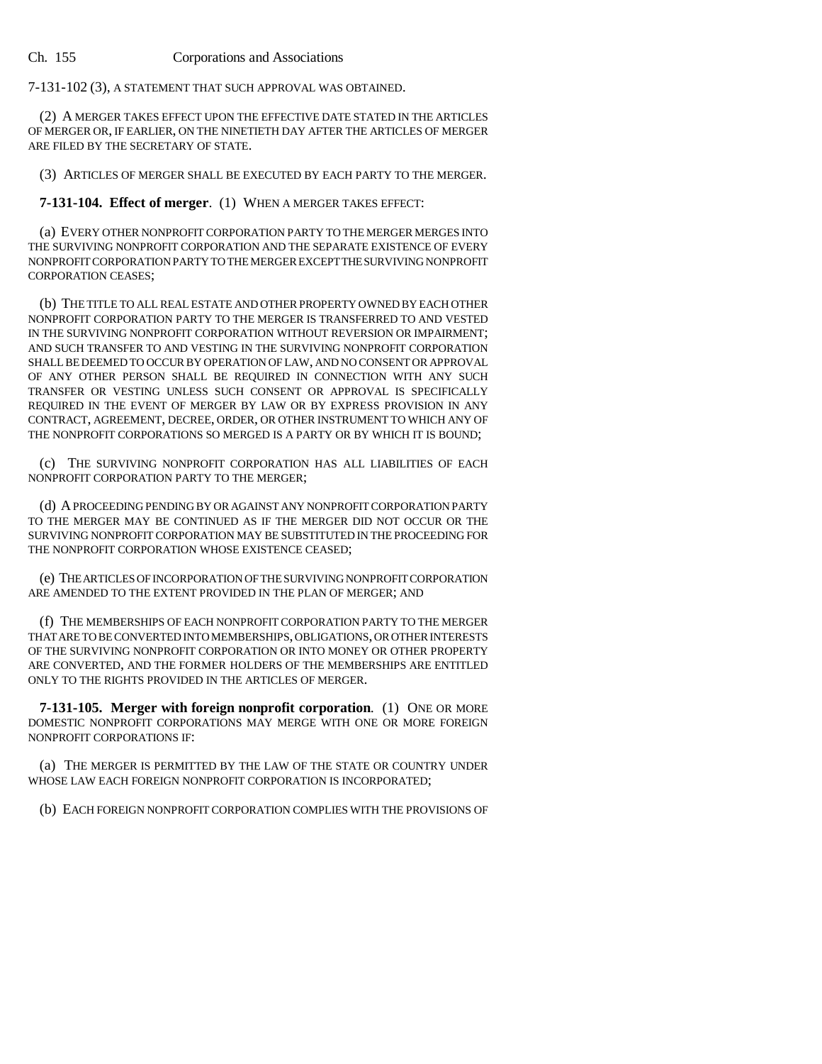7-131-102 (3), A STATEMENT THAT SUCH APPROVAL WAS OBTAINED.

(2) A MERGER TAKES EFFECT UPON THE EFFECTIVE DATE STATED IN THE ARTICLES OF MERGER OR, IF EARLIER, ON THE NINETIETH DAY AFTER THE ARTICLES OF MERGER ARE FILED BY THE SECRETARY OF STATE.

(3) ARTICLES OF MERGER SHALL BE EXECUTED BY EACH PARTY TO THE MERGER.

**7-131-104. Effect of merger**. (1) WHEN A MERGER TAKES EFFECT:

(a) EVERY OTHER NONPROFIT CORPORATION PARTY TO THE MERGER MERGES INTO THE SURVIVING NONPROFIT CORPORATION AND THE SEPARATE EXISTENCE OF EVERY NONPROFIT CORPORATION PARTY TO THE MERGER EXCEPT THE SURVIVING NONPROFIT CORPORATION CEASES;

(b) THE TITLE TO ALL REAL ESTATE AND OTHER PROPERTY OWNED BY EACH OTHER NONPROFIT CORPORATION PARTY TO THE MERGER IS TRANSFERRED TO AND VESTED IN THE SURVIVING NONPROFIT CORPORATION WITHOUT REVERSION OR IMPAIRMENT; AND SUCH TRANSFER TO AND VESTING IN THE SURVIVING NONPROFIT CORPORATION SHALL BE DEEMED TO OCCUR BY OPERATION OF LAW, AND NO CONSENT OR APPROVAL OF ANY OTHER PERSON SHALL BE REQUIRED IN CONNECTION WITH ANY SUCH TRANSFER OR VESTING UNLESS SUCH CONSENT OR APPROVAL IS SPECIFICALLY REQUIRED IN THE EVENT OF MERGER BY LAW OR BY EXPRESS PROVISION IN ANY CONTRACT, AGREEMENT, DECREE, ORDER, OR OTHER INSTRUMENT TO WHICH ANY OF THE NONPROFIT CORPORATIONS SO MERGED IS A PARTY OR BY WHICH IT IS BOUND;

(c) THE SURVIVING NONPROFIT CORPORATION HAS ALL LIABILITIES OF EACH NONPROFIT CORPORATION PARTY TO THE MERGER;

(d) A PROCEEDING PENDING BY OR AGAINST ANY NONPROFIT CORPORATION PARTY TO THE MERGER MAY BE CONTINUED AS IF THE MERGER DID NOT OCCUR OR THE SURVIVING NONPROFIT CORPORATION MAY BE SUBSTITUTED IN THE PROCEEDING FOR THE NONPROFIT CORPORATION WHOSE EXISTENCE CEASED;

(e) THE ARTICLES OF INCORPORATION OF THE SURVIVING NONPROFIT CORPORATION ARE AMENDED TO THE EXTENT PROVIDED IN THE PLAN OF MERGER; AND

(f) THE MEMBERSHIPS OF EACH NONPROFIT CORPORATION PARTY TO THE MERGER THAT ARE TO BE CONVERTED INTO MEMBERSHIPS, OBLIGATIONS, OR OTHER INTERESTS OF THE SURVIVING NONPROFIT CORPORATION OR INTO MONEY OR OTHER PROPERTY ARE CONVERTED, AND THE FORMER HOLDERS OF THE MEMBERSHIPS ARE ENTITLED ONLY TO THE RIGHTS PROVIDED IN THE ARTICLES OF MERGER.

**7-131-105. Merger with foreign nonprofit corporation**. (1) ONE OR MORE DOMESTIC NONPROFIT CORPORATIONS MAY MERGE WITH ONE OR MORE FOREIGN NONPROFIT CORPORATIONS IF:

(a) THE MERGER IS PERMITTED BY THE LAW OF THE STATE OR COUNTRY UNDER WHOSE LAW EACH FOREIGN NONPROFIT CORPORATION IS INCORPORATED;

(b) EACH FOREIGN NONPROFIT CORPORATION COMPLIES WITH THE PROVISIONS OF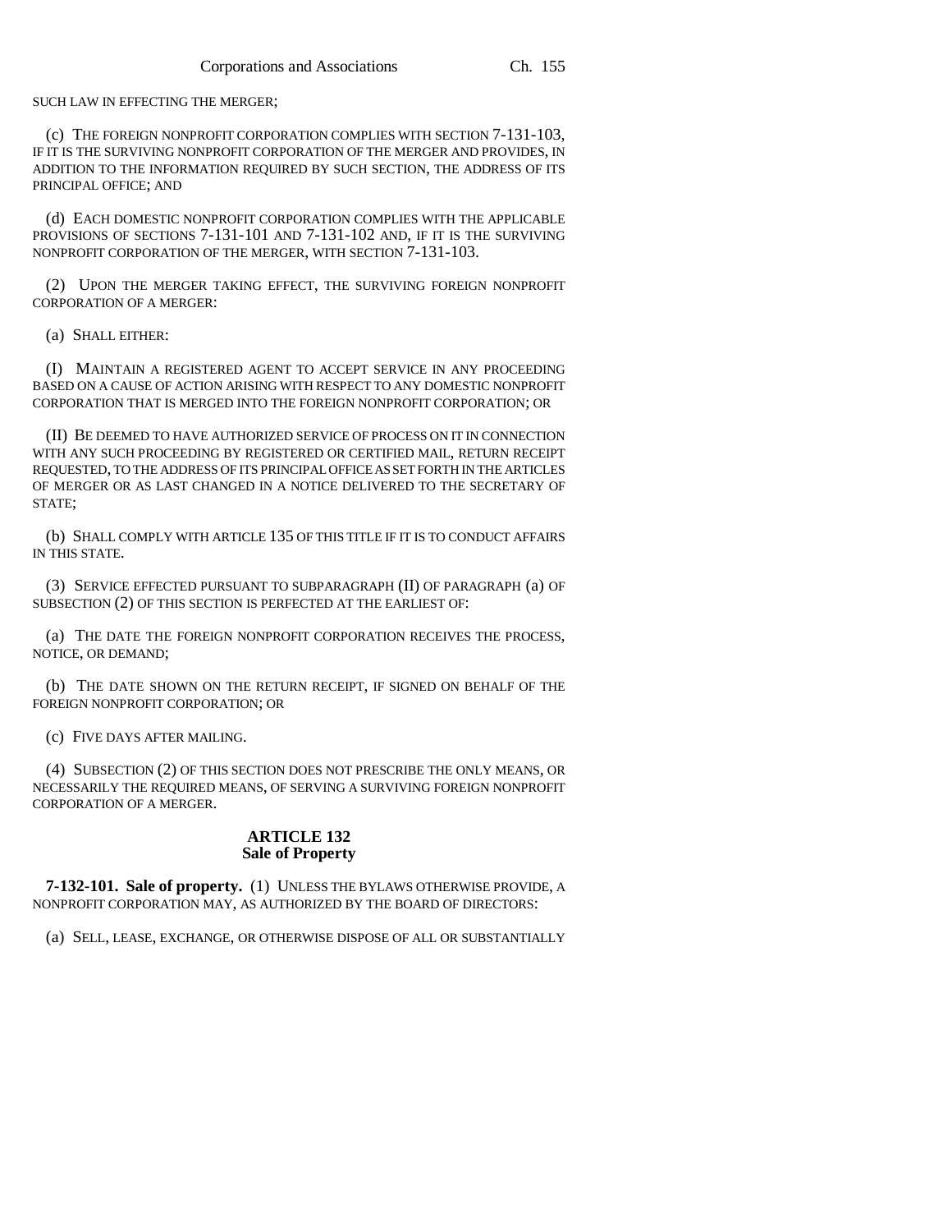SUCH LAW IN EFFECTING THE MERGER;

(c) THE FOREIGN NONPROFIT CORPORATION COMPLIES WITH SECTION 7-131-103, IF IT IS THE SURVIVING NONPROFIT CORPORATION OF THE MERGER AND PROVIDES, IN ADDITION TO THE INFORMATION REQUIRED BY SUCH SECTION, THE ADDRESS OF ITS PRINCIPAL OFFICE; AND

(d) EACH DOMESTIC NONPROFIT CORPORATION COMPLIES WITH THE APPLICABLE PROVISIONS OF SECTIONS 7-131-101 AND 7-131-102 AND, IF IT IS THE SURVIVING NONPROFIT CORPORATION OF THE MERGER, WITH SECTION 7-131-103.

(2) UPON THE MERGER TAKING EFFECT, THE SURVIVING FOREIGN NONPROFIT CORPORATION OF A MERGER:

(a) SHALL EITHER:

(I) MAINTAIN A REGISTERED AGENT TO ACCEPT SERVICE IN ANY PROCEEDING BASED ON A CAUSE OF ACTION ARISING WITH RESPECT TO ANY DOMESTIC NONPROFIT CORPORATION THAT IS MERGED INTO THE FOREIGN NONPROFIT CORPORATION; OR

(II) BE DEEMED TO HAVE AUTHORIZED SERVICE OF PROCESS ON IT IN CONNECTION WITH ANY SUCH PROCEEDING BY REGISTERED OR CERTIFIED MAIL, RETURN RECEIPT REQUESTED, TO THE ADDRESS OF ITS PRINCIPAL OFFICE AS SET FORTH IN THE ARTICLES OF MERGER OR AS LAST CHANGED IN A NOTICE DELIVERED TO THE SECRETARY OF STATE;

(b) SHALL COMPLY WITH ARTICLE 135 OF THIS TITLE IF IT IS TO CONDUCT AFFAIRS IN THIS STATE.

(3) SERVICE EFFECTED PURSUANT TO SUBPARAGRAPH (II) OF PARAGRAPH (a) OF SUBSECTION (2) OF THIS SECTION IS PERFECTED AT THE EARLIEST OF:

(a) THE DATE THE FOREIGN NONPROFIT CORPORATION RECEIVES THE PROCESS, NOTICE, OR DEMAND;

(b) THE DATE SHOWN ON THE RETURN RECEIPT, IF SIGNED ON BEHALF OF THE FOREIGN NONPROFIT CORPORATION; OR

(c) FIVE DAYS AFTER MAILING.

(4) SUBSECTION (2) OF THIS SECTION DOES NOT PRESCRIBE THE ONLY MEANS, OR NECESSARILY THE REQUIRED MEANS, OF SERVING A SURVIVING FOREIGN NONPROFIT CORPORATION OF A MERGER.

## ARTICLE 132
## Sale of Property

**7-132-101. Sale of property.** (1) UNLESS THE BYLAWS OTHERWISE PROVIDE, A NONPROFIT CORPORATION MAY, AS AUTHORIZED BY THE BOARD OF DIRECTORS:

(a) SELL, LEASE, EXCHANGE, OR OTHERWISE DISPOSE OF ALL OR SUBSTANTIALLY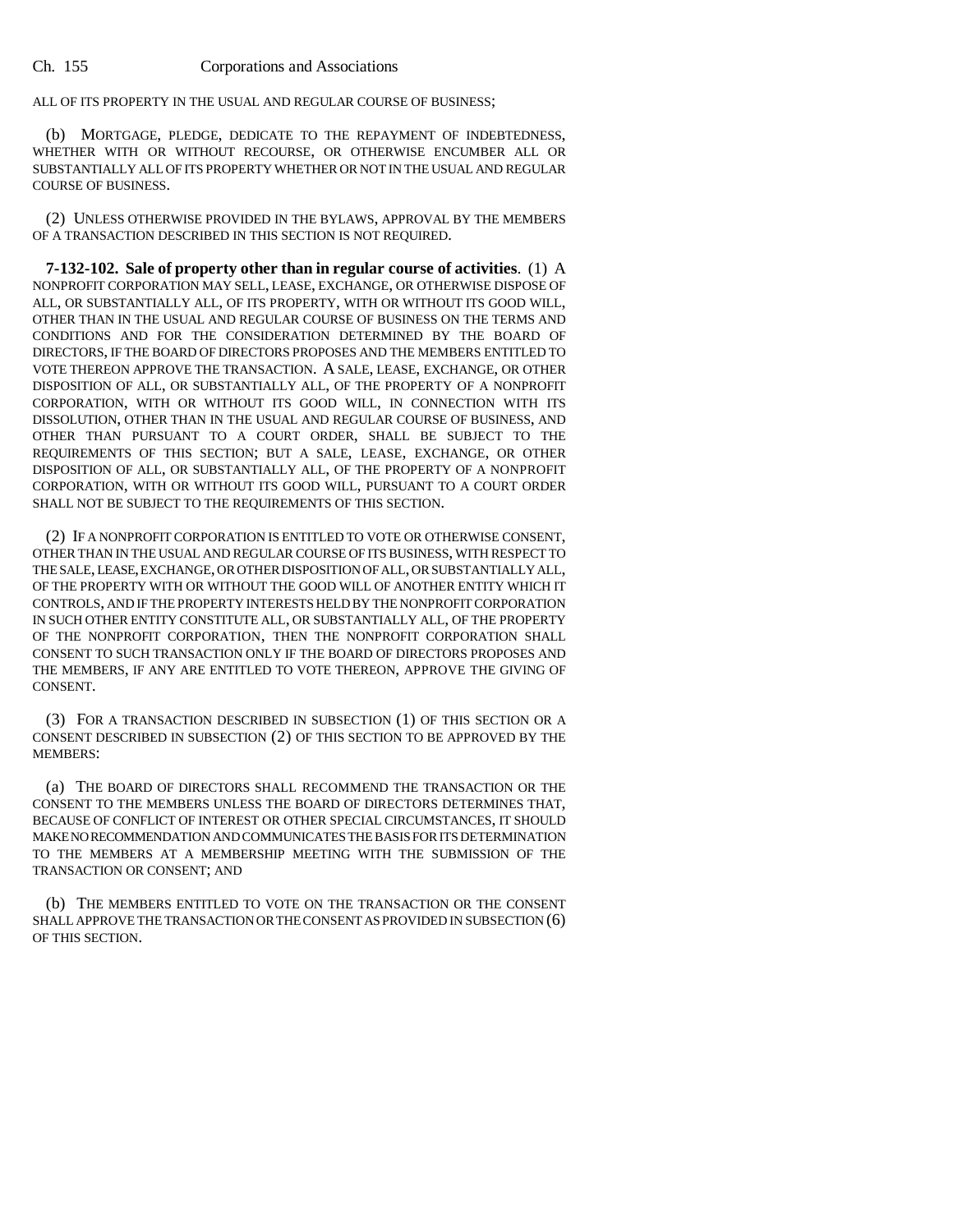ALL OF ITS PROPERTY IN THE USUAL AND REGULAR COURSE OF BUSINESS;

(b) MORTGAGE, PLEDGE, DEDICATE TO THE REPAYMENT OF INDEBTEDNESS, WHETHER WITH OR WITHOUT RECOURSE, OR OTHERWISE ENCUMBER ALL OR SUBSTANTIALLY ALL OF ITS PROPERTY WHETHER OR NOT IN THE USUAL AND REGULAR COURSE OF BUSINESS.

(2) UNLESS OTHERWISE PROVIDED IN THE BYLAWS, APPROVAL BY THE MEMBERS OF A TRANSACTION DESCRIBED IN THIS SECTION IS NOT REQUIRED.

**7-132-102. Sale of property other than in regular course of activities**. (1) A NONPROFIT CORPORATION MAY SELL, LEASE, EXCHANGE, OR OTHERWISE DISPOSE OF ALL, OR SUBSTANTIALLY ALL, OF ITS PROPERTY, WITH OR WITHOUT ITS GOOD WILL, OTHER THAN IN THE USUAL AND REGULAR COURSE OF BUSINESS ON THE TERMS AND CONDITIONS AND FOR THE CONSIDERATION DETERMINED BY THE BOARD OF DIRECTORS, IF THE BOARD OF DIRECTORS PROPOSES AND THE MEMBERS ENTITLED TO VOTE THEREON APPROVE THE TRANSACTION. A SALE, LEASE, EXCHANGE, OR OTHER DISPOSITION OF ALL, OR SUBSTANTIALLY ALL, OF THE PROPERTY OF A NONPROFIT CORPORATION, WITH OR WITHOUT ITS GOOD WILL, IN CONNECTION WITH ITS DISSOLUTION, OTHER THAN IN THE USUAL AND REGULAR COURSE OF BUSINESS, AND OTHER THAN PURSUANT TO A COURT ORDER, SHALL BE SUBJECT TO THE REQUIREMENTS OF THIS SECTION; BUT A SALE, LEASE, EXCHANGE, OR OTHER DISPOSITION OF ALL, OR SUBSTANTIALLY ALL, OF THE PROPERTY OF A NONPROFIT CORPORATION, WITH OR WITHOUT ITS GOOD WILL, PURSUANT TO A COURT ORDER SHALL NOT BE SUBJECT TO THE REQUIREMENTS OF THIS SECTION.

(2) IF A NONPROFIT CORPORATION IS ENTITLED TO VOTE OR OTHERWISE CONSENT, OTHER THAN IN THE USUAL AND REGULAR COURSE OF ITS BUSINESS, WITH RESPECT TO THE SALE, LEASE, EXCHANGE, OR OTHER DISPOSITION OF ALL, OR SUBSTANTIALLY ALL, OF THE PROPERTY WITH OR WITHOUT THE GOOD WILL OF ANOTHER ENTITY WHICH IT CONTROLS, AND IF THE PROPERTY INTERESTS HELD BY THE NONPROFIT CORPORATION IN SUCH OTHER ENTITY CONSTITUTE ALL, OR SUBSTANTIALLY ALL, OF THE PROPERTY OF THE NONPROFIT CORPORATION, THEN THE NONPROFIT CORPORATION SHALL CONSENT TO SUCH TRANSACTION ONLY IF THE BOARD OF DIRECTORS PROPOSES AND THE MEMBERS, IF ANY ARE ENTITLED TO VOTE THEREON, APPROVE THE GIVING OF CONSENT.

(3) FOR A TRANSACTION DESCRIBED IN SUBSECTION (1) OF THIS SECTION OR A CONSENT DESCRIBED IN SUBSECTION (2) OF THIS SECTION TO BE APPROVED BY THE MEMBERS:

(a) THE BOARD OF DIRECTORS SHALL RECOMMEND THE TRANSACTION OR THE CONSENT TO THE MEMBERS UNLESS THE BOARD OF DIRECTORS DETERMINES THAT, BECAUSE OF CONFLICT OF INTEREST OR OTHER SPECIAL CIRCUMSTANCES, IT SHOULD MAKE NO RECOMMENDATION AND COMMUNICATES THE BASIS FOR ITS DETERMINATION TO THE MEMBERS AT A MEMBERSHIP MEETING WITH THE SUBMISSION OF THE TRANSACTION OR CONSENT; AND

(b) THE MEMBERS ENTITLED TO VOTE ON THE TRANSACTION OR THE CONSENT SHALL APPROVE THE TRANSACTION OR THE CONSENT AS PROVIDED IN SUBSECTION (6) OF THIS SECTION.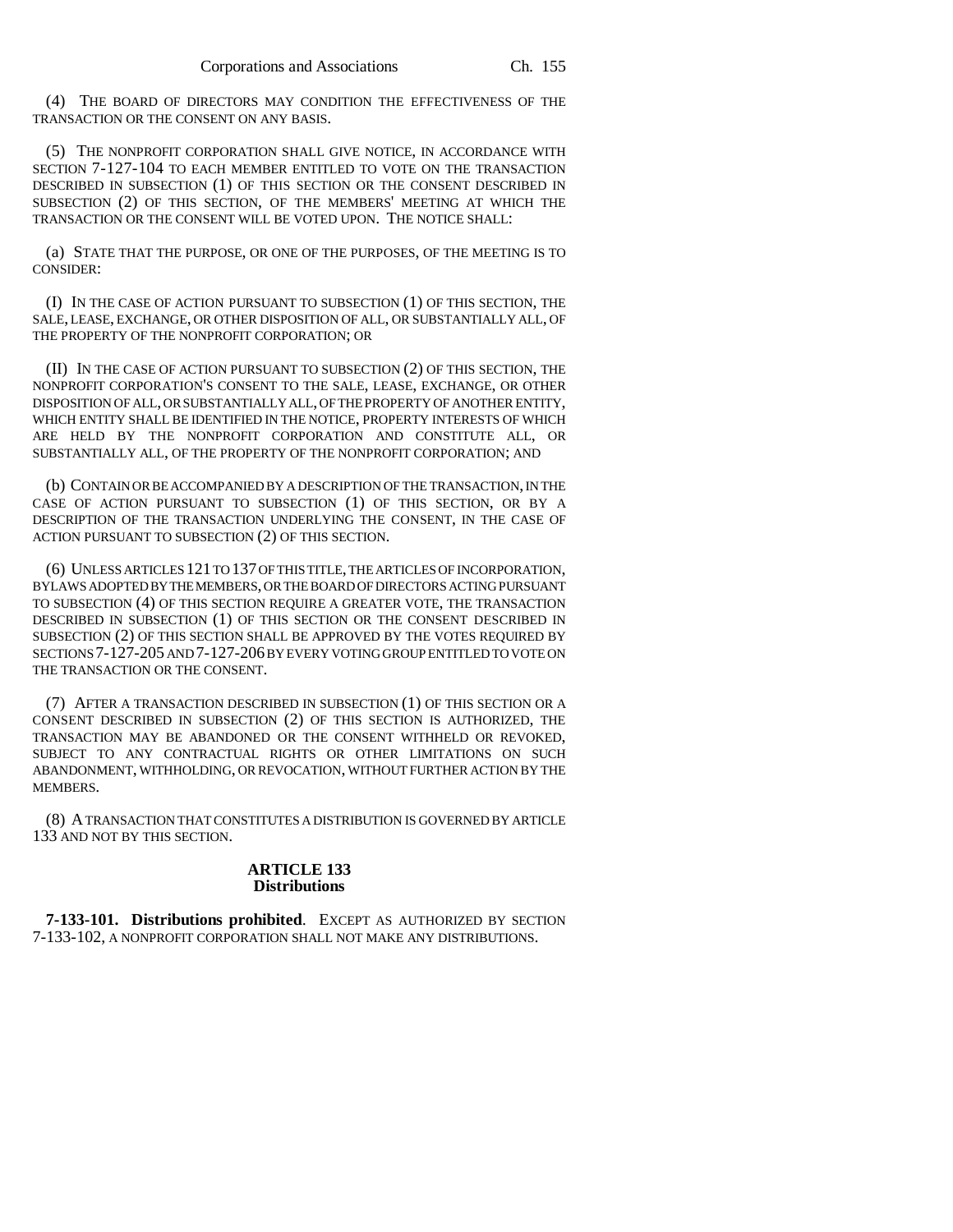(4) THE BOARD OF DIRECTORS MAY CONDITION THE EFFECTIVENESS OF THE TRANSACTION OR THE CONSENT ON ANY BASIS.

(5) THE NONPROFIT CORPORATION SHALL GIVE NOTICE, IN ACCORDANCE WITH SECTION 7-127-104 TO EACH MEMBER ENTITLED TO VOTE ON THE TRANSACTION DESCRIBED IN SUBSECTION (1) OF THIS SECTION OR THE CONSENT DESCRIBED IN SUBSECTION (2) OF THIS SECTION, OF THE MEMBERS' MEETING AT WHICH THE TRANSACTION OR THE CONSENT WILL BE VOTED UPON. THE NOTICE SHALL:

(a) STATE THAT THE PURPOSE, OR ONE OF THE PURPOSES, OF THE MEETING IS TO CONSIDER:

(I) IN THE CASE OF ACTION PURSUANT TO SUBSECTION (1) OF THIS SECTION, THE SALE, LEASE, EXCHANGE, OR OTHER DISPOSITION OF ALL, OR SUBSTANTIALLY ALL, OF THE PROPERTY OF THE NONPROFIT CORPORATION; OR

(II) IN THE CASE OF ACTION PURSUANT TO SUBSECTION (2) OF THIS SECTION, THE NONPROFIT CORPORATION'S CONSENT TO THE SALE, LEASE, EXCHANGE, OR OTHER DISPOSITION OF ALL, OR SUBSTANTIALLY ALL, OF THE PROPERTY OF ANOTHER ENTITY, WHICH ENTITY SHALL BE IDENTIFIED IN THE NOTICE, PROPERTY INTERESTS OF WHICH ARE HELD BY THE NONPROFIT CORPORATION AND CONSTITUTE ALL, OR SUBSTANTIALLY ALL, OF THE PROPERTY OF THE NONPROFIT CORPORATION; AND

(b) CONTAIN OR BE ACCOMPANIED BY A DESCRIPTION OF THE TRANSACTION, IN THE CASE OF ACTION PURSUANT TO SUBSECTION (1) OF THIS SECTION, OR BY A DESCRIPTION OF THE TRANSACTION UNDERLYING THE CONSENT, IN THE CASE OF ACTION PURSUANT TO SUBSECTION (2) OF THIS SECTION.

(6) UNLESS ARTICLES 121 TO 137 OF THIS TITLE, THE ARTICLES OF INCORPORATION, BYLAWS ADOPTED BY THE MEMBERS, OR THE BOARD OF DIRECTORS ACTING PURSUANT TO SUBSECTION (4) OF THIS SECTION REQUIRE A GREATER VOTE, THE TRANSACTION DESCRIBED IN SUBSECTION (1) OF THIS SECTION OR THE CONSENT DESCRIBED IN SUBSECTION (2) OF THIS SECTION SHALL BE APPROVED BY THE VOTES REQUIRED BY SECTIONS 7-127-205 AND 7-127-206 BY EVERY VOTING GROUP ENTITLED TO VOTE ON THE TRANSACTION OR THE CONSENT.

(7) AFTER A TRANSACTION DESCRIBED IN SUBSECTION (1) OF THIS SECTION OR A CONSENT DESCRIBED IN SUBSECTION (2) OF THIS SECTION IS AUTHORIZED, THE TRANSACTION MAY BE ABANDONED OR THE CONSENT WITHHELD OR REVOKED, SUBJECT TO ANY CONTRACTUAL RIGHTS OR OTHER LIMITATIONS ON SUCH ABANDONMENT, WITHHOLDING, OR REVOCATION, WITHOUT FURTHER ACTION BY THE MEMBERS.

(8) A TRANSACTION THAT CONSTITUTES A DISTRIBUTION IS GOVERNED BY ARTICLE 133 AND NOT BY THIS SECTION.

## ARTICLE 133
## Distributions

**7-133-101. Distributions prohibited**. EXCEPT AS AUTHORIZED BY SECTION 7-133-102, A NONPROFIT CORPORATION SHALL NOT MAKE ANY DISTRIBUTIONS.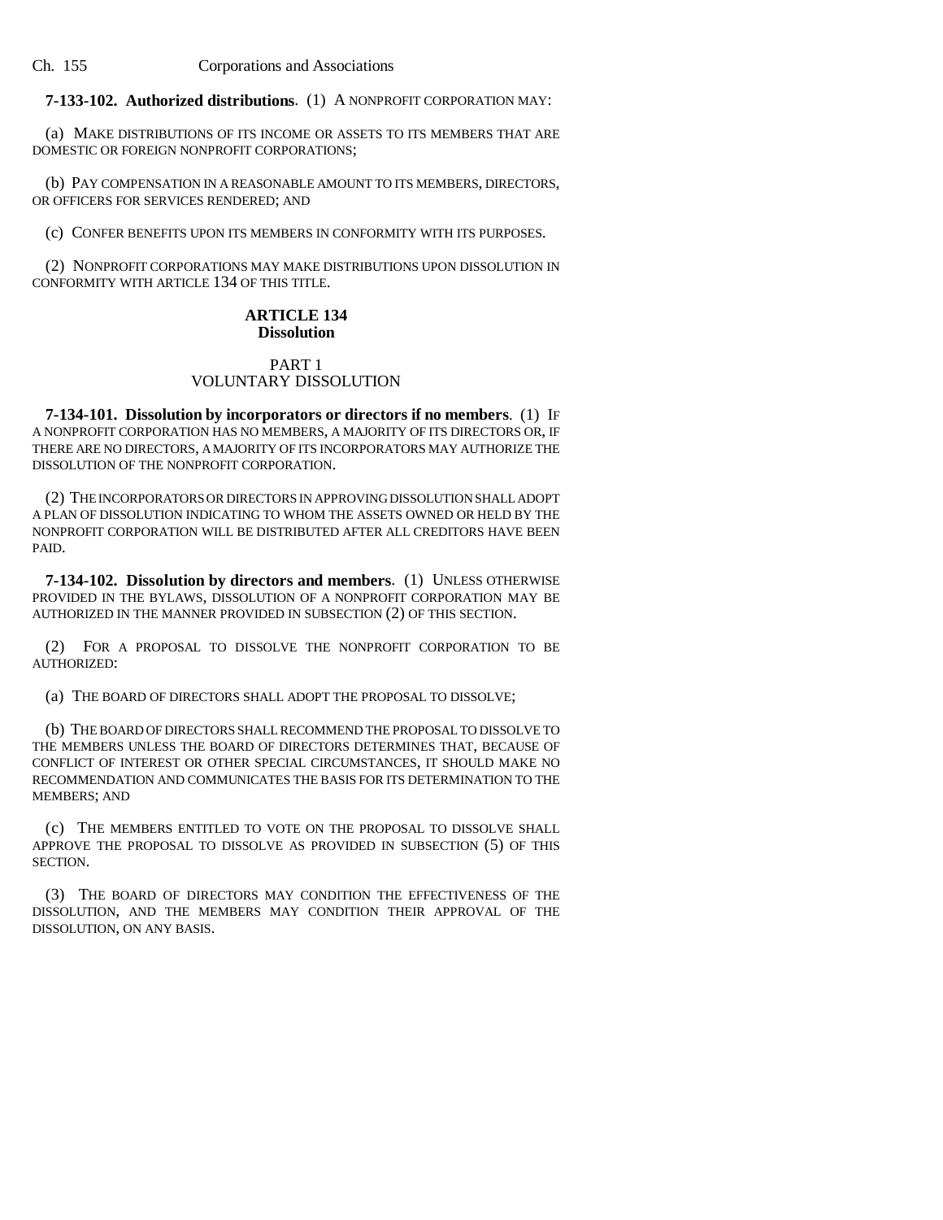**7-133-102. Authorized distributions**. (1) A NONPROFIT CORPORATION MAY:

(a) MAKE DISTRIBUTIONS OF ITS INCOME OR ASSETS TO ITS MEMBERS THAT ARE DOMESTIC OR FOREIGN NONPROFIT CORPORATIONS;

(b) PAY COMPENSATION IN A REASONABLE AMOUNT TO ITS MEMBERS, DIRECTORS, OR OFFICERS FOR SERVICES RENDERED; AND

(c) CONFER BENEFITS UPON ITS MEMBERS IN CONFORMITY WITH ITS PURPOSES.

(2) NONPROFIT CORPORATIONS MAY MAKE DISTRIBUTIONS UPON DISSOLUTION IN CONFORMITY WITH ARTICLE 134 OF THIS TITLE.

## ARTICLE 134
## Dissolution

### PART 1
### VOLUNTARY DISSOLUTION

**7-134-101. Dissolution by incorporators or directors if no members**. (1) IF A NONPROFIT CORPORATION HAS NO MEMBERS, A MAJORITY OF ITS DIRECTORS OR, IF THERE ARE NO DIRECTORS, A MAJORITY OF ITS INCORPORATORS MAY AUTHORIZE THE DISSOLUTION OF THE NONPROFIT CORPORATION.

(2) THE INCORPORATORS OR DIRECTORS IN APPROVING DISSOLUTION SHALL ADOPT A PLAN OF DISSOLUTION INDICATING TO WHOM THE ASSETS OWNED OR HELD BY THE NONPROFIT CORPORATION WILL BE DISTRIBUTED AFTER ALL CREDITORS HAVE BEEN PAID.

**7-134-102. Dissolution by directors and members**. (1) UNLESS OTHERWISE PROVIDED IN THE BYLAWS, DISSOLUTION OF A NONPROFIT CORPORATION MAY BE AUTHORIZED IN THE MANNER PROVIDED IN SUBSECTION (2) OF THIS SECTION.

(2) FOR A PROPOSAL TO DISSOLVE THE NONPROFIT CORPORATION TO BE AUTHORIZED:

(a) THE BOARD OF DIRECTORS SHALL ADOPT THE PROPOSAL TO DISSOLVE;

(b) THE BOARD OF DIRECTORS SHALL RECOMMEND THE PROPOSAL TO DISSOLVE TO THE MEMBERS UNLESS THE BOARD OF DIRECTORS DETERMINES THAT, BECAUSE OF CONFLICT OF INTEREST OR OTHER SPECIAL CIRCUMSTANCES, IT SHOULD MAKE NO RECOMMENDATION AND COMMUNICATES THE BASIS FOR ITS DETERMINATION TO THE MEMBERS; AND

(c) THE MEMBERS ENTITLED TO VOTE ON THE PROPOSAL TO DISSOLVE SHALL APPROVE THE PROPOSAL TO DISSOLVE AS PROVIDED IN SUBSECTION (5) OF THIS SECTION.

(3) THE BOARD OF DIRECTORS MAY CONDITION THE EFFECTIVENESS OF THE DISSOLUTION, AND THE MEMBERS MAY CONDITION THEIR APPROVAL OF THE DISSOLUTION, ON ANY BASIS.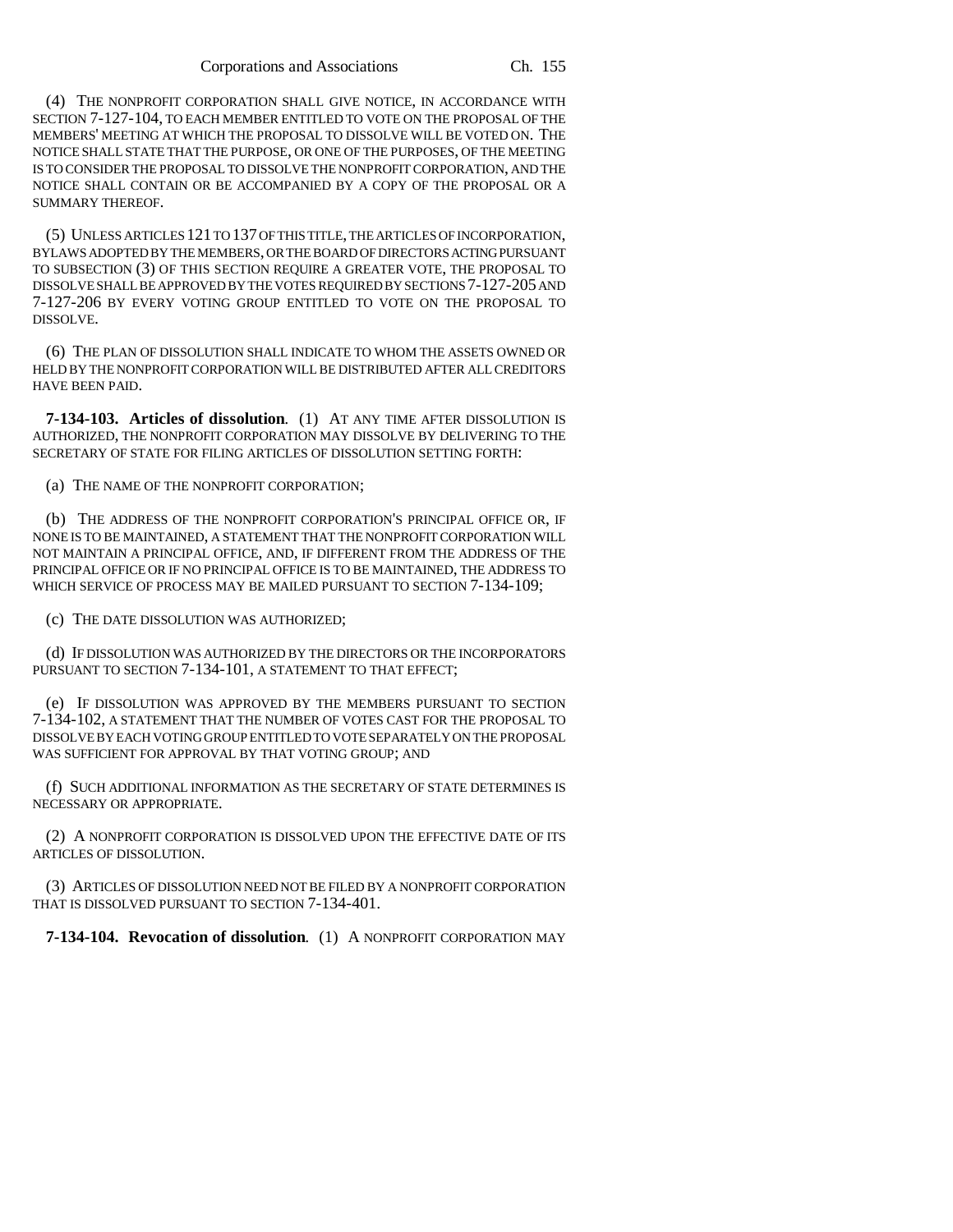(4) THE NONPROFIT CORPORATION SHALL GIVE NOTICE, IN ACCORDANCE WITH SECTION 7-127-104, TO EACH MEMBER ENTITLED TO VOTE ON THE PROPOSAL OF THE MEMBERS' MEETING AT WHICH THE PROPOSAL TO DISSOLVE WILL BE VOTED ON. THE NOTICE SHALL STATE THAT THE PURPOSE, OR ONE OF THE PURPOSES, OF THE MEETING IS TO CONSIDER THE PROPOSAL TO DISSOLVE THE NONPROFIT CORPORATION, AND THE NOTICE SHALL CONTAIN OR BE ACCOMPANIED BY A COPY OF THE PROPOSAL OR A SUMMARY THEREOF.

(5) UNLESS ARTICLES 121 TO 137 OF THIS TITLE, THE ARTICLES OF INCORPORATION, BYLAWS ADOPTED BY THE MEMBERS, OR THE BOARD OF DIRECTORS ACTING PURSUANT TO SUBSECTION (3) OF THIS SECTION REQUIRE A GREATER VOTE, THE PROPOSAL TO DISSOLVE SHALL BE APPROVED BY THE VOTES REQUIRED BY SECTIONS 7-127-205 AND 7-127-206 BY EVERY VOTING GROUP ENTITLED TO VOTE ON THE PROPOSAL TO DISSOLVE.

(6) THE PLAN OF DISSOLUTION SHALL INDICATE TO WHOM THE ASSETS OWNED OR HELD BY THE NONPROFIT CORPORATION WILL BE DISTRIBUTED AFTER ALL CREDITORS HAVE BEEN PAID.

**7-134-103. Articles of dissolution**. (1) AT ANY TIME AFTER DISSOLUTION IS AUTHORIZED, THE NONPROFIT CORPORATION MAY DISSOLVE BY DELIVERING TO THE SECRETARY OF STATE FOR FILING ARTICLES OF DISSOLUTION SETTING FORTH:

(a) THE NAME OF THE NONPROFIT CORPORATION;

(b) THE ADDRESS OF THE NONPROFIT CORPORATION'S PRINCIPAL OFFICE OR, IF NONE IS TO BE MAINTAINED, A STATEMENT THAT THE NONPROFIT CORPORATION WILL NOT MAINTAIN A PRINCIPAL OFFICE, AND, IF DIFFERENT FROM THE ADDRESS OF THE PRINCIPAL OFFICE OR IF NO PRINCIPAL OFFICE IS TO BE MAINTAINED, THE ADDRESS TO WHICH SERVICE OF PROCESS MAY BE MAILED PURSUANT TO SECTION 7-134-109;

(c) THE DATE DISSOLUTION WAS AUTHORIZED;

(d) IF DISSOLUTION WAS AUTHORIZED BY THE DIRECTORS OR THE INCORPORATORS PURSUANT TO SECTION 7-134-101, A STATEMENT TO THAT EFFECT;

(e) IF DISSOLUTION WAS APPROVED BY THE MEMBERS PURSUANT TO SECTION 7-134-102, A STATEMENT THAT THE NUMBER OF VOTES CAST FOR THE PROPOSAL TO DISSOLVE BY EACH VOTING GROUP ENTITLED TO VOTE SEPARATELY ON THE PROPOSAL WAS SUFFICIENT FOR APPROVAL BY THAT VOTING GROUP; AND

(f) SUCH ADDITIONAL INFORMATION AS THE SECRETARY OF STATE DETERMINES IS NECESSARY OR APPROPRIATE.

(2) A NONPROFIT CORPORATION IS DISSOLVED UPON THE EFFECTIVE DATE OF ITS ARTICLES OF DISSOLUTION.

(3) ARTICLES OF DISSOLUTION NEED NOT BE FILED BY A NONPROFIT CORPORATION THAT IS DISSOLVED PURSUANT TO SECTION 7-134-401.

**7-134-104. Revocation of dissolution**. (1) A NONPROFIT CORPORATION MAY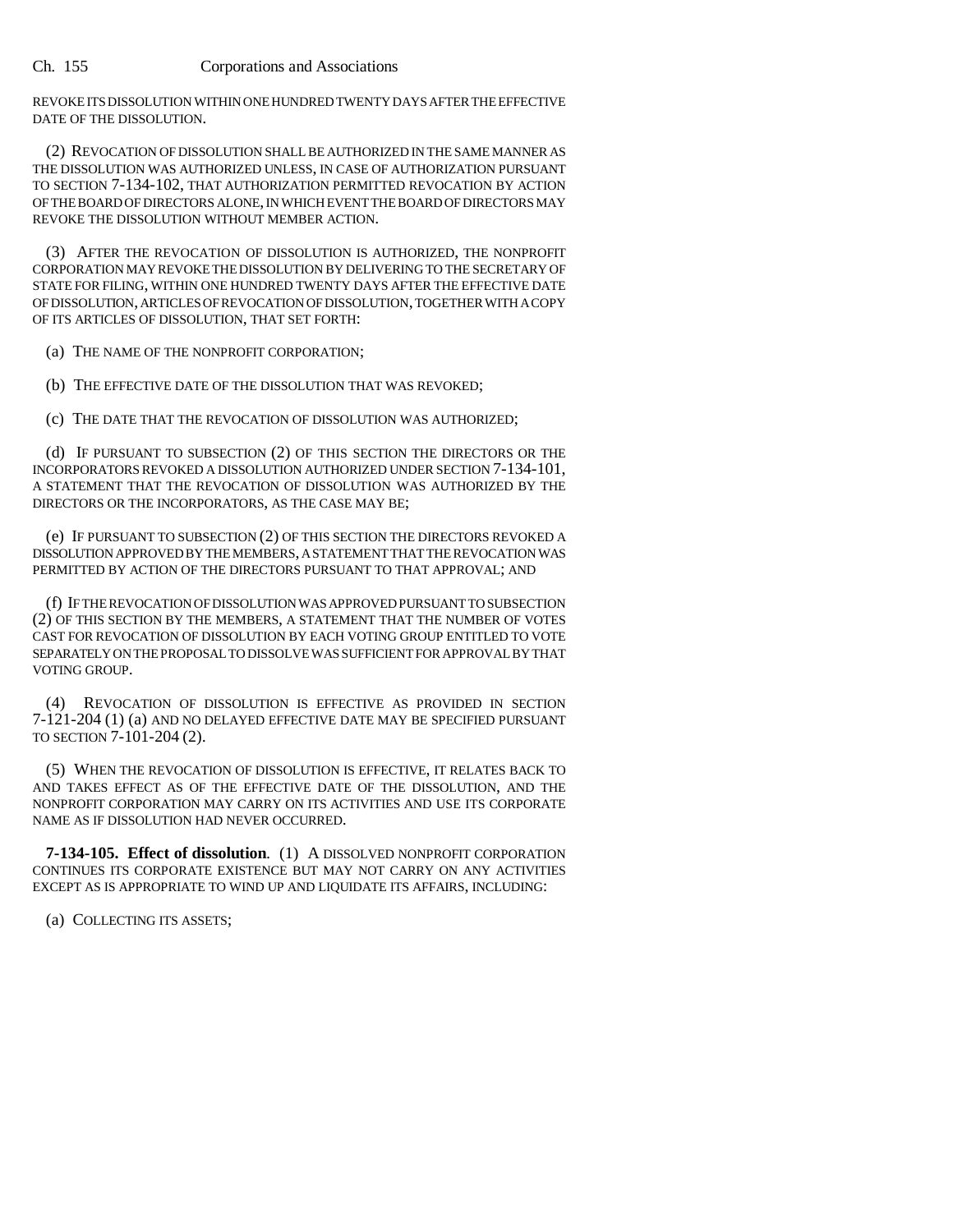REVOKE ITS DISSOLUTION WITHIN ONE HUNDRED TWENTY DAYS AFTER THE EFFECTIVE DATE OF THE DISSOLUTION.

(2) REVOCATION OF DISSOLUTION SHALL BE AUTHORIZED IN THE SAME MANNER AS THE DISSOLUTION WAS AUTHORIZED UNLESS, IN CASE OF AUTHORIZATION PURSUANT TO SECTION 7-134-102, THAT AUTHORIZATION PERMITTED REVOCATION BY ACTION OF THE BOARD OF DIRECTORS ALONE, IN WHICH EVENT THE BOARD OF DIRECTORS MAY REVOKE THE DISSOLUTION WITHOUT MEMBER ACTION.

(3) AFTER THE REVOCATION OF DISSOLUTION IS AUTHORIZED, THE NONPROFIT CORPORATION MAY REVOKE THE DISSOLUTION BY DELIVERING TO THE SECRETARY OF STATE FOR FILING, WITHIN ONE HUNDRED TWENTY DAYS AFTER THE EFFECTIVE DATE OF DISSOLUTION, ARTICLES OF REVOCATION OF DISSOLUTION, TOGETHER WITH A COPY OF ITS ARTICLES OF DISSOLUTION, THAT SET FORTH:

(a) THE NAME OF THE NONPROFIT CORPORATION;

(b) THE EFFECTIVE DATE OF THE DISSOLUTION THAT WAS REVOKED;

(c) THE DATE THAT THE REVOCATION OF DISSOLUTION WAS AUTHORIZED;

(d) IF PURSUANT TO SUBSECTION (2) OF THIS SECTION THE DIRECTORS OR THE INCORPORATORS REVOKED A DISSOLUTION AUTHORIZED UNDER SECTION 7-134-101, A STATEMENT THAT THE REVOCATION OF DISSOLUTION WAS AUTHORIZED BY THE DIRECTORS OR THE INCORPORATORS, AS THE CASE MAY BE;

(e) IF PURSUANT TO SUBSECTION (2) OF THIS SECTION THE DIRECTORS REVOKED A DISSOLUTION APPROVED BY THE MEMBERS, A STATEMENT THAT THE REVOCATION WAS PERMITTED BY ACTION OF THE DIRECTORS PURSUANT TO THAT APPROVAL; AND

(f) IF THE REVOCATION OF DISSOLUTION WAS APPROVED PURSUANT TO SUBSECTION (2) OF THIS SECTION BY THE MEMBERS, A STATEMENT THAT THE NUMBER OF VOTES CAST FOR REVOCATION OF DISSOLUTION BY EACH VOTING GROUP ENTITLED TO VOTE SEPARATELY ON THE PROPOSAL TO DISSOLVE WAS SUFFICIENT FOR APPROVAL BY THAT VOTING GROUP.

(4) REVOCATION OF DISSOLUTION IS EFFECTIVE AS PROVIDED IN SECTION 7-121-204 (1) (a) AND NO DELAYED EFFECTIVE DATE MAY BE SPECIFIED PURSUANT TO SECTION 7-101-204 (2).

(5) WHEN THE REVOCATION OF DISSOLUTION IS EFFECTIVE, IT RELATES BACK TO AND TAKES EFFECT AS OF THE EFFECTIVE DATE OF THE DISSOLUTION, AND THE NONPROFIT CORPORATION MAY CARRY ON ITS ACTIVITIES AND USE ITS CORPORATE NAME AS IF DISSOLUTION HAD NEVER OCCURRED.

**7-134-105. Effect of dissolution.** (1) A DISSOLVED NONPROFIT CORPORATION CONTINUES ITS CORPORATE EXISTENCE BUT MAY NOT CARRY ON ANY ACTIVITIES EXCEPT AS IS APPROPRIATE TO WIND UP AND LIQUIDATE ITS AFFAIRS, INCLUDING:

(a) COLLECTING ITS ASSETS;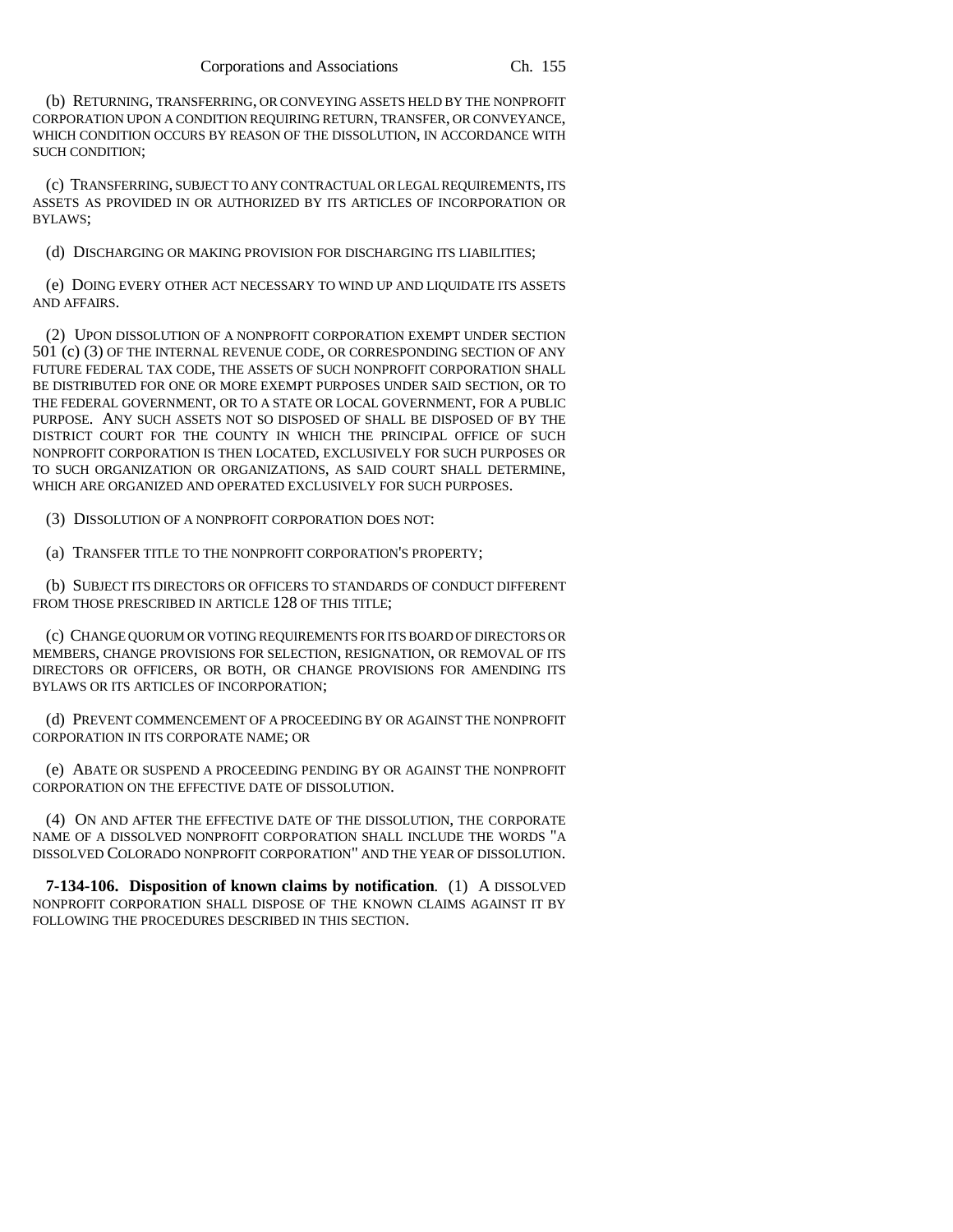(b) RETURNING, TRANSFERRING, OR CONVEYING ASSETS HELD BY THE NONPROFIT CORPORATION UPON A CONDITION REQUIRING RETURN, TRANSFER, OR CONVEYANCE, WHICH CONDITION OCCURS BY REASON OF THE DISSOLUTION, IN ACCORDANCE WITH SUCH CONDITION;

(c) TRANSFERRING, SUBJECT TO ANY CONTRACTUAL OR LEGAL REQUIREMENTS, ITS ASSETS AS PROVIDED IN OR AUTHORIZED BY ITS ARTICLES OF INCORPORATION OR BYLAWS;

(d) DISCHARGING OR MAKING PROVISION FOR DISCHARGING ITS LIABILITIES;

(e) DOING EVERY OTHER ACT NECESSARY TO WIND UP AND LIQUIDATE ITS ASSETS AND AFFAIRS.

(2) UPON DISSOLUTION OF A NONPROFIT CORPORATION EXEMPT UNDER SECTION 501 (c) (3) OF THE INTERNAL REVENUE CODE, OR CORRESPONDING SECTION OF ANY FUTURE FEDERAL TAX CODE, THE ASSETS OF SUCH NONPROFIT CORPORATION SHALL BE DISTRIBUTED FOR ONE OR MORE EXEMPT PURPOSES UNDER SAID SECTION, OR TO THE FEDERAL GOVERNMENT, OR TO A STATE OR LOCAL GOVERNMENT, FOR A PUBLIC PURPOSE. ANY SUCH ASSETS NOT SO DISPOSED OF SHALL BE DISPOSED OF BY THE DISTRICT COURT FOR THE COUNTY IN WHICH THE PRINCIPAL OFFICE OF SUCH NONPROFIT CORPORATION IS THEN LOCATED, EXCLUSIVELY FOR SUCH PURPOSES OR TO SUCH ORGANIZATION OR ORGANIZATIONS, AS SAID COURT SHALL DETERMINE, WHICH ARE ORGANIZED AND OPERATED EXCLUSIVELY FOR SUCH PURPOSES.

(3) DISSOLUTION OF A NONPROFIT CORPORATION DOES NOT:

(a) TRANSFER TITLE TO THE NONPROFIT CORPORATION'S PROPERTY;

(b) SUBJECT ITS DIRECTORS OR OFFICERS TO STANDARDS OF CONDUCT DIFFERENT FROM THOSE PRESCRIBED IN ARTICLE 128 OF THIS TITLE;

(c) CHANGE QUORUM OR VOTING REQUIREMENTS FOR ITS BOARD OF DIRECTORS OR MEMBERS, CHANGE PROVISIONS FOR SELECTION, RESIGNATION, OR REMOVAL OF ITS DIRECTORS OR OFFICERS, OR BOTH, OR CHANGE PROVISIONS FOR AMENDING ITS BYLAWS OR ITS ARTICLES OF INCORPORATION;

(d) PREVENT COMMENCEMENT OF A PROCEEDING BY OR AGAINST THE NONPROFIT CORPORATION IN ITS CORPORATE NAME; OR

(e) ABATE OR SUSPEND A PROCEEDING PENDING BY OR AGAINST THE NONPROFIT CORPORATION ON THE EFFECTIVE DATE OF DISSOLUTION.

(4) ON AND AFTER THE EFFECTIVE DATE OF THE DISSOLUTION, THE CORPORATE NAME OF A DISSOLVED NONPROFIT CORPORATION SHALL INCLUDE THE WORDS "A DISSOLVED COLORADO NONPROFIT CORPORATION" AND THE YEAR OF DISSOLUTION.

**7-134-106. Disposition of known claims by notification**. (1) A DISSOLVED NONPROFIT CORPORATION SHALL DISPOSE OF THE KNOWN CLAIMS AGAINST IT BY FOLLOWING THE PROCEDURES DESCRIBED IN THIS SECTION.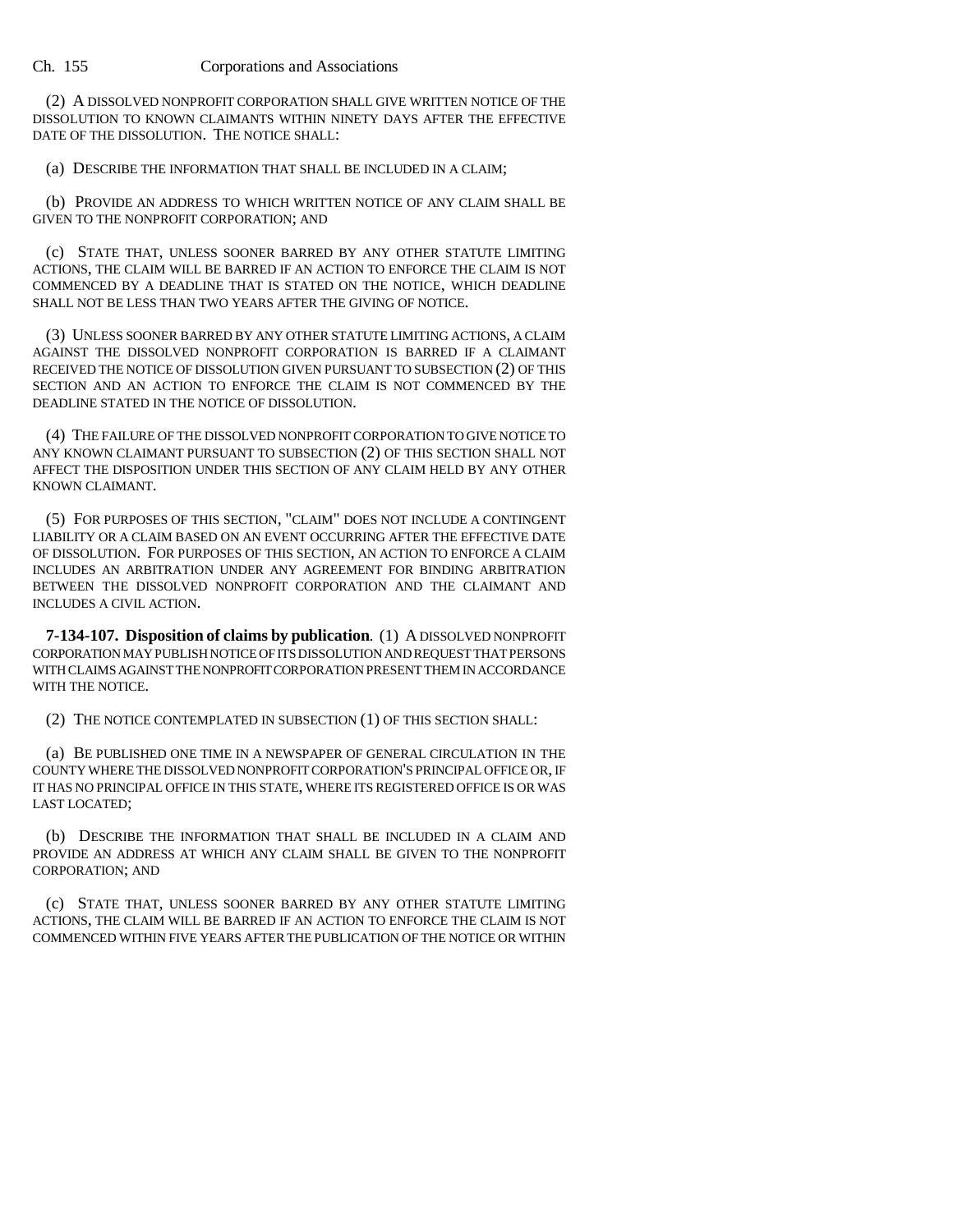(2) A DISSOLVED NONPROFIT CORPORATION SHALL GIVE WRITTEN NOTICE OF THE DISSOLUTION TO KNOWN CLAIMANTS WITHIN NINETY DAYS AFTER THE EFFECTIVE DATE OF THE DISSOLUTION. THE NOTICE SHALL:

(a) DESCRIBE THE INFORMATION THAT SHALL BE INCLUDED IN A CLAIM;

(b) PROVIDE AN ADDRESS TO WHICH WRITTEN NOTICE OF ANY CLAIM SHALL BE GIVEN TO THE NONPROFIT CORPORATION; AND

(c) STATE THAT, UNLESS SOONER BARRED BY ANY OTHER STATUTE LIMITING ACTIONS, THE CLAIM WILL BE BARRED IF AN ACTION TO ENFORCE THE CLAIM IS NOT COMMENCED BY A DEADLINE THAT IS STATED ON THE NOTICE, WHICH DEADLINE SHALL NOT BE LESS THAN TWO YEARS AFTER THE GIVING OF NOTICE.

(3) UNLESS SOONER BARRED BY ANY OTHER STATUTE LIMITING ACTIONS, A CLAIM AGAINST THE DISSOLVED NONPROFIT CORPORATION IS BARRED IF A CLAIMANT RECEIVED THE NOTICE OF DISSOLUTION GIVEN PURSUANT TO SUBSECTION (2) OF THIS SECTION AND AN ACTION TO ENFORCE THE CLAIM IS NOT COMMENCED BY THE DEADLINE STATED IN THE NOTICE OF DISSOLUTION.

(4) THE FAILURE OF THE DISSOLVED NONPROFIT CORPORATION TO GIVE NOTICE TO ANY KNOWN CLAIMANT PURSUANT TO SUBSECTION (2) OF THIS SECTION SHALL NOT AFFECT THE DISPOSITION UNDER THIS SECTION OF ANY CLAIM HELD BY ANY OTHER KNOWN CLAIMANT.

(5) FOR PURPOSES OF THIS SECTION, "CLAIM" DOES NOT INCLUDE A CONTINGENT LIABILITY OR A CLAIM BASED ON AN EVENT OCCURRING AFTER THE EFFECTIVE DATE OF DISSOLUTION. FOR PURPOSES OF THIS SECTION, AN ACTION TO ENFORCE A CLAIM INCLUDES AN ARBITRATION UNDER ANY AGREEMENT FOR BINDING ARBITRATION BETWEEN THE DISSOLVED NONPROFIT CORPORATION AND THE CLAIMANT AND INCLUDES A CIVIL ACTION.

**7-134-107. Disposition of claims by publication.** (1) A DISSOLVED NONPROFIT CORPORATION MAY PUBLISH NOTICE OF ITS DISSOLUTION AND REQUEST THAT PERSONS WITH CLAIMS AGAINST THE NONPROFIT CORPORATION PRESENT THEM IN ACCORDANCE WITH THE NOTICE.

(2) THE NOTICE CONTEMPLATED IN SUBSECTION (1) OF THIS SECTION SHALL:

(a) BE PUBLISHED ONE TIME IN A NEWSPAPER OF GENERAL CIRCULATION IN THE COUNTY WHERE THE DISSOLVED NONPROFIT CORPORATION'S PRINCIPAL OFFICE OR, IF IT HAS NO PRINCIPAL OFFICE IN THIS STATE, WHERE ITS REGISTERED OFFICE IS OR WAS LAST LOCATED;

(b) DESCRIBE THE INFORMATION THAT SHALL BE INCLUDED IN A CLAIM AND PROVIDE AN ADDRESS AT WHICH ANY CLAIM SHALL BE GIVEN TO THE NONPROFIT CORPORATION; AND

(c) STATE THAT, UNLESS SOONER BARRED BY ANY OTHER STATUTE LIMITING ACTIONS, THE CLAIM WILL BE BARRED IF AN ACTION TO ENFORCE THE CLAIM IS NOT COMMENCED WITHIN FIVE YEARS AFTER THE PUBLICATION OF THE NOTICE OR WITHIN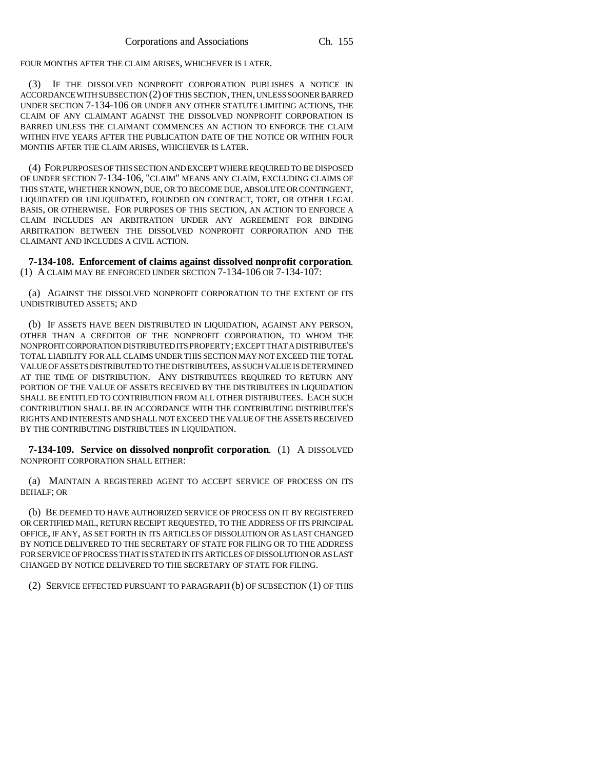FOUR MONTHS AFTER THE CLAIM ARISES, WHICHEVER IS LATER.

(3) IF THE DISSOLVED NONPROFIT CORPORATION PUBLISHES A NOTICE IN ACCORDANCE WITH SUBSECTION (2) OF THIS SECTION, THEN, UNLESS SOONER BARRED UNDER SECTION 7-134-106 OR UNDER ANY OTHER STATUTE LIMITING ACTIONS, THE CLAIM OF ANY CLAIMANT AGAINST THE DISSOLVED NONPROFIT CORPORATION IS BARRED UNLESS THE CLAIMANT COMMENCES AN ACTION TO ENFORCE THE CLAIM WITHIN FIVE YEARS AFTER THE PUBLICATION DATE OF THE NOTICE OR WITHIN FOUR MONTHS AFTER THE CLAIM ARISES, WHICHEVER IS LATER.

(4) FOR PURPOSES OF THIS SECTION AND EXCEPT WHERE REQUIRED TO BE DISPOSED OF UNDER SECTION 7-134-106, "CLAIM" MEANS ANY CLAIM, EXCLUDING CLAIMS OF THIS STATE, WHETHER KNOWN, DUE, OR TO BECOME DUE, ABSOLUTE OR CONTINGENT, LIQUIDATED OR UNLIQUIDATED, FOUNDED ON CONTRACT, TORT, OR OTHER LEGAL BASIS, OR OTHERWISE. FOR PURPOSES OF THIS SECTION, AN ACTION TO ENFORCE A CLAIM INCLUDES AN ARBITRATION UNDER ANY AGREEMENT FOR BINDING ARBITRATION BETWEEN THE DISSOLVED NONPROFIT CORPORATION AND THE CLAIMANT AND INCLUDES A CIVIL ACTION.

**7-134-108. Enforcement of claims against dissolved nonprofit corporation.** (1) A CLAIM MAY BE ENFORCED UNDER SECTION 7-134-106 OR 7-134-107:

(a) AGAINST THE DISSOLVED NONPROFIT CORPORATION TO THE EXTENT OF ITS UNDISTRIBUTED ASSETS; AND

(b) IF ASSETS HAVE BEEN DISTRIBUTED IN LIQUIDATION, AGAINST ANY PERSON, OTHER THAN A CREDITOR OF THE NONPROFIT CORPORATION, TO WHOM THE NONPROFIT CORPORATION DISTRIBUTED ITS PROPERTY; EXCEPT THAT A DISTRIBUTEE'S TOTAL LIABILITY FOR ALL CLAIMS UNDER THIS SECTION MAY NOT EXCEED THE TOTAL VALUE OF ASSETS DISTRIBUTED TO THE DISTRIBUTEES, AS SUCH VALUE IS DETERMINED AT THE TIME OF DISTRIBUTION. ANY DISTRIBUTEES REQUIRED TO RETURN ANY PORTION OF THE VALUE OF ASSETS RECEIVED BY THE DISTRIBUTEES IN LIQUIDATION SHALL BE ENTITLED TO CONTRIBUTION FROM ALL OTHER DISTRIBUTEES. EACH SUCH CONTRIBUTION SHALL BE IN ACCORDANCE WITH THE CONTRIBUTING DISTRIBUTEE'S RIGHTS AND INTERESTS AND SHALL NOT EXCEED THE VALUE OF THE ASSETS RECEIVED BY THE CONTRIBUTING DISTRIBUTEES IN LIQUIDATION.

**7-134-109. Service on dissolved nonprofit corporation.** (1) A DISSOLVED NONPROFIT CORPORATION SHALL EITHER:

(a) MAINTAIN A REGISTERED AGENT TO ACCEPT SERVICE OF PROCESS ON ITS BEHALF; OR

(b) BE DEEMED TO HAVE AUTHORIZED SERVICE OF PROCESS ON IT BY REGISTERED OR CERTIFIED MAIL, RETURN RECEIPT REQUESTED, TO THE ADDRESS OF ITS PRINCIPAL OFFICE, IF ANY, AS SET FORTH IN ITS ARTICLES OF DISSOLUTION OR AS LAST CHANGED BY NOTICE DELIVERED TO THE SECRETARY OF STATE FOR FILING OR TO THE ADDRESS FOR SERVICE OF PROCESS THAT IS STATED IN ITS ARTICLES OF DISSOLUTION OR AS LAST CHANGED BY NOTICE DELIVERED TO THE SECRETARY OF STATE FOR FILING.

(2) SERVICE EFFECTED PURSUANT TO PARAGRAPH (b) OF SUBSECTION (1) OF THIS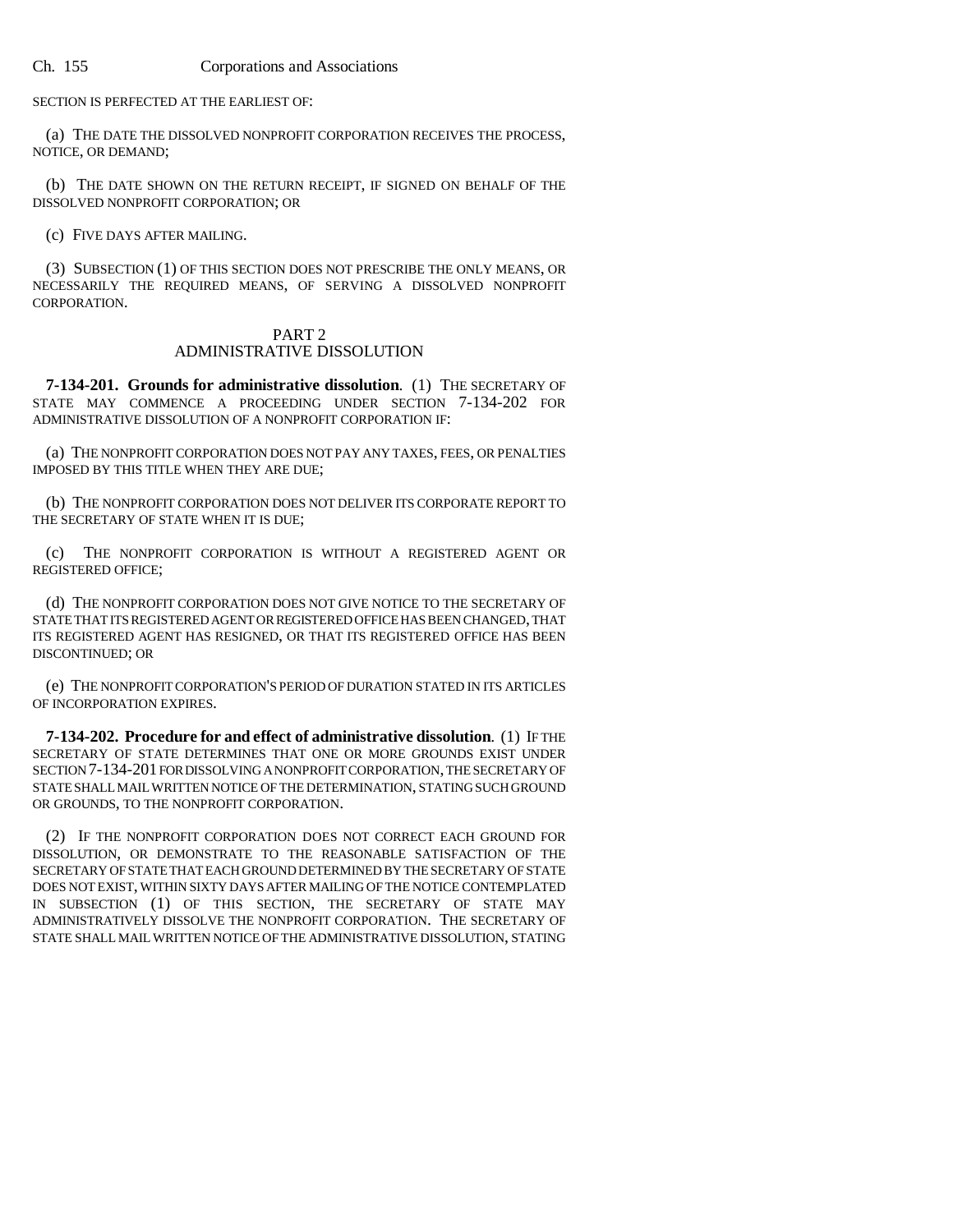SECTION IS PERFECTED AT THE EARLIEST OF:

(a) THE DATE THE DISSOLVED NONPROFIT CORPORATION RECEIVES THE PROCESS, NOTICE, OR DEMAND;

(b) THE DATE SHOWN ON THE RETURN RECEIPT, IF SIGNED ON BEHALF OF THE DISSOLVED NONPROFIT CORPORATION; OR

(c) FIVE DAYS AFTER MAILING.

(3) SUBSECTION (1) OF THIS SECTION DOES NOT PRESCRIBE THE ONLY MEANS, OR NECESSARILY THE REQUIRED MEANS, OF SERVING A DISSOLVED NONPROFIT CORPORATION.

## PART 2
## ADMINISTRATIVE DISSOLUTION

**7-134-201. Grounds for administrative dissolution**. (1) THE SECRETARY OF STATE MAY COMMENCE A PROCEEDING UNDER SECTION 7-134-202 FOR ADMINISTRATIVE DISSOLUTION OF A NONPROFIT CORPORATION IF:

(a) THE NONPROFIT CORPORATION DOES NOT PAY ANY TAXES, FEES, OR PENALTIES IMPOSED BY THIS TITLE WHEN THEY ARE DUE;

(b) THE NONPROFIT CORPORATION DOES NOT DELIVER ITS CORPORATE REPORT TO THE SECRETARY OF STATE WHEN IT IS DUE;

(c) THE NONPROFIT CORPORATION IS WITHOUT A REGISTERED AGENT OR REGISTERED OFFICE;

(d) THE NONPROFIT CORPORATION DOES NOT GIVE NOTICE TO THE SECRETARY OF STATE THAT ITS REGISTERED AGENT OR REGISTERED OFFICE HAS BEEN CHANGED, THAT ITS REGISTERED AGENT HAS RESIGNED, OR THAT ITS REGISTERED OFFICE HAS BEEN DISCONTINUED; OR

(e) THE NONPROFIT CORPORATION'S PERIOD OF DURATION STATED IN ITS ARTICLES OF INCORPORATION EXPIRES.

**7-134-202. Procedure for and effect of administrative dissolution**. (1) IF THE SECRETARY OF STATE DETERMINES THAT ONE OR MORE GROUNDS EXIST UNDER SECTION 7-134-201 FOR DISSOLVING A NONPROFIT CORPORATION, THE SECRETARY OF STATE SHALL MAIL WRITTEN NOTICE OF THE DETERMINATION, STATING SUCH GROUND OR GROUNDS, TO THE NONPROFIT CORPORATION.

(2) IF THE NONPROFIT CORPORATION DOES NOT CORRECT EACH GROUND FOR DISSOLUTION, OR DEMONSTRATE TO THE REASONABLE SATISFACTION OF THE SECRETARY OF STATE THAT EACH GROUND DETERMINED BY THE SECRETARY OF STATE DOES NOT EXIST, WITHIN SIXTY DAYS AFTER MAILING OF THE NOTICE CONTEMPLATED IN SUBSECTION (1) OF THIS SECTION, THE SECRETARY OF STATE MAY ADMINISTRATIVELY DISSOLVE THE NONPROFIT CORPORATION. THE SECRETARY OF STATE SHALL MAIL WRITTEN NOTICE OF THE ADMINISTRATIVE DISSOLUTION, STATING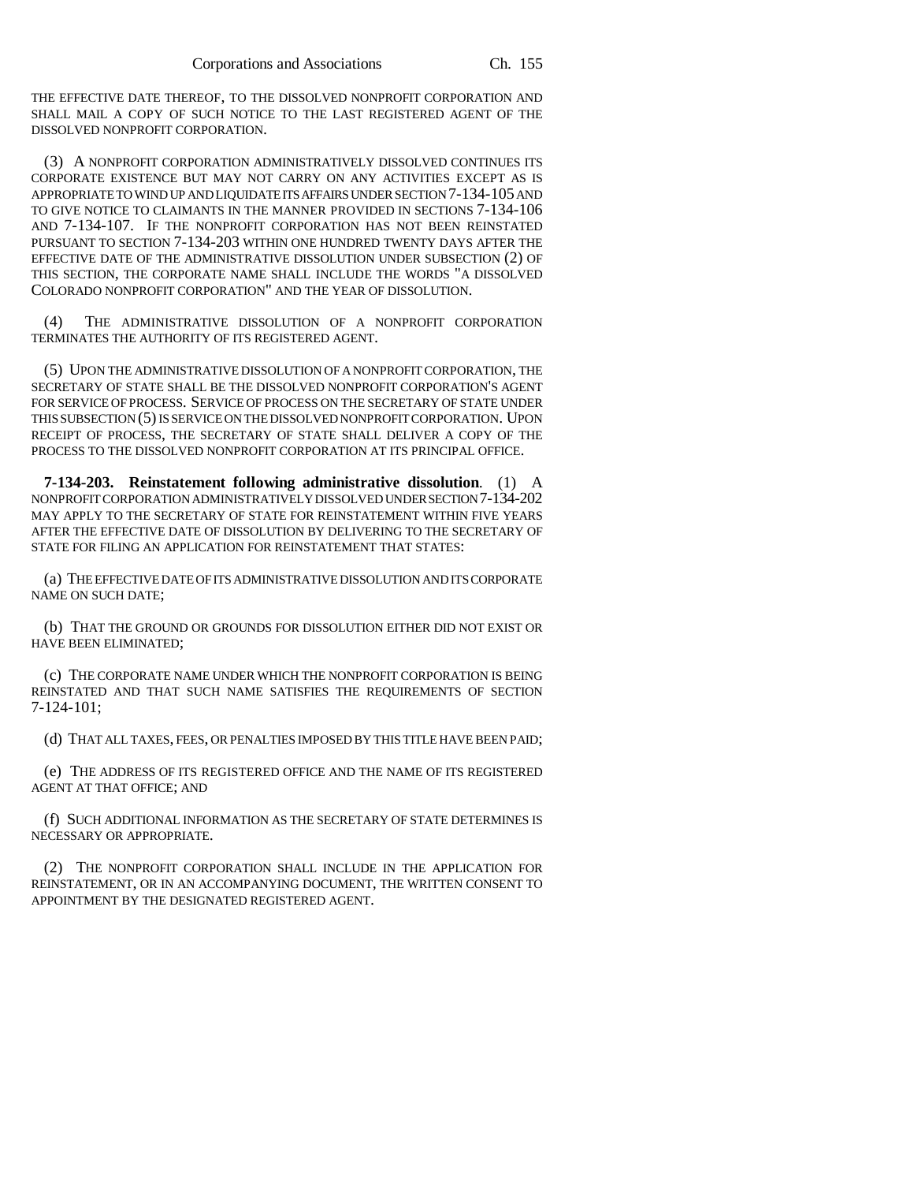THE EFFECTIVE DATE THEREOF, TO THE DISSOLVED NONPROFIT CORPORATION AND SHALL MAIL A COPY OF SUCH NOTICE TO THE LAST REGISTERED AGENT OF THE DISSOLVED NONPROFIT CORPORATION.

(3) A NONPROFIT CORPORATION ADMINISTRATIVELY DISSOLVED CONTINUES ITS CORPORATE EXISTENCE BUT MAY NOT CARRY ON ANY ACTIVITIES EXCEPT AS IS APPROPRIATE TO WIND UP AND LIQUIDATE ITS AFFAIRS UNDER SECTION 7-134-105 AND TO GIVE NOTICE TO CLAIMANTS IN THE MANNER PROVIDED IN SECTIONS 7-134-106 AND 7-134-107. IF THE NONPROFIT CORPORATION HAS NOT BEEN REINSTATED PURSUANT TO SECTION 7-134-203 WITHIN ONE HUNDRED TWENTY DAYS AFTER THE EFFECTIVE DATE OF THE ADMINISTRATIVE DISSOLUTION UNDER SUBSECTION (2) OF THIS SECTION, THE CORPORATE NAME SHALL INCLUDE THE WORDS "A DISSOLVED COLORADO NONPROFIT CORPORATION" AND THE YEAR OF DISSOLUTION.

(4) THE ADMINISTRATIVE DISSOLUTION OF A NONPROFIT CORPORATION TERMINATES THE AUTHORITY OF ITS REGISTERED AGENT.

(5) UPON THE ADMINISTRATIVE DISSOLUTION OF A NONPROFIT CORPORATION, THE SECRETARY OF STATE SHALL BE THE DISSOLVED NONPROFIT CORPORATION'S AGENT FOR SERVICE OF PROCESS. SERVICE OF PROCESS ON THE SECRETARY OF STATE UNDER THIS SUBSECTION (5) IS SERVICE ON THE DISSOLVED NONPROFIT CORPORATION. UPON RECEIPT OF PROCESS, THE SECRETARY OF STATE SHALL DELIVER A COPY OF THE PROCESS TO THE DISSOLVED NONPROFIT CORPORATION AT ITS PRINCIPAL OFFICE.

**7-134-203. Reinstatement following administrative dissolution**. (1) A NONPROFIT CORPORATION ADMINISTRATIVELY DISSOLVED UNDER SECTION 7-134-202 MAY APPLY TO THE SECRETARY OF STATE FOR REINSTATEMENT WITHIN FIVE YEARS AFTER THE EFFECTIVE DATE OF DISSOLUTION BY DELIVERING TO THE SECRETARY OF STATE FOR FILING AN APPLICATION FOR REINSTATEMENT THAT STATES:

(a) THE EFFECTIVE DATE OF ITS ADMINISTRATIVE DISSOLUTION AND ITS CORPORATE NAME ON SUCH DATE;

(b) THAT THE GROUND OR GROUNDS FOR DISSOLUTION EITHER DID NOT EXIST OR HAVE BEEN ELIMINATED;

(c) THE CORPORATE NAME UNDER WHICH THE NONPROFIT CORPORATION IS BEING REINSTATED AND THAT SUCH NAME SATISFIES THE REQUIREMENTS OF SECTION 7-124-101;

(d) THAT ALL TAXES, FEES, OR PENALTIES IMPOSED BY THIS TITLE HAVE BEEN PAID;

(e) THE ADDRESS OF ITS REGISTERED OFFICE AND THE NAME OF ITS REGISTERED AGENT AT THAT OFFICE; AND

(f) SUCH ADDITIONAL INFORMATION AS THE SECRETARY OF STATE DETERMINES IS NECESSARY OR APPROPRIATE.

(2) THE NONPROFIT CORPORATION SHALL INCLUDE IN THE APPLICATION FOR REINSTATEMENT, OR IN AN ACCOMPANYING DOCUMENT, THE WRITTEN CONSENT TO APPOINTMENT BY THE DESIGNATED REGISTERED AGENT.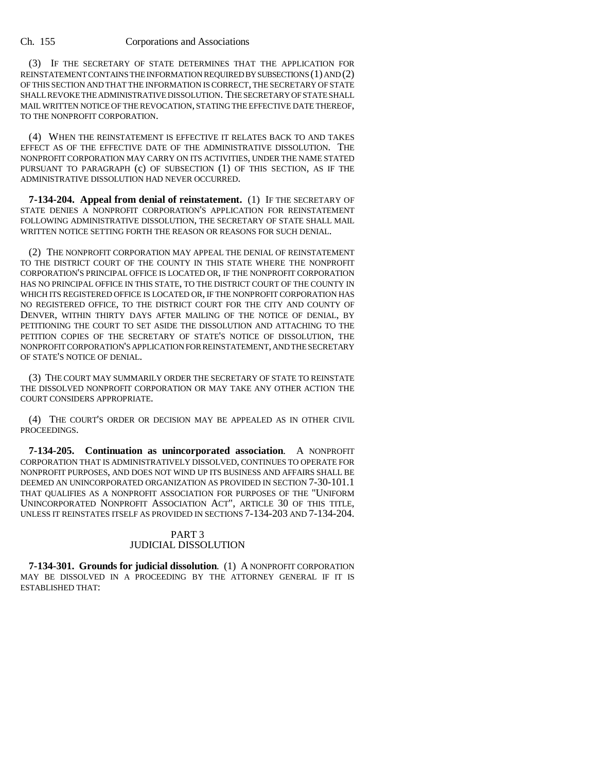(3) IF THE SECRETARY OF STATE DETERMINES THAT THE APPLICATION FOR REINSTATEMENT CONTAINS THE INFORMATION REQUIRED BY SUBSECTIONS (1) AND (2) OF THIS SECTION AND THAT THE INFORMATION IS CORRECT, THE SECRETARY OF STATE SHALL REVOKE THE ADMINISTRATIVE DISSOLUTION. THE SECRETARY OF STATE SHALL MAIL WRITTEN NOTICE OF THE REVOCATION, STATING THE EFFECTIVE DATE THEREOF, TO THE NONPROFIT CORPORATION.

(4) WHEN THE REINSTATEMENT IS EFFECTIVE IT RELATES BACK TO AND TAKES EFFECT AS OF THE EFFECTIVE DATE OF THE ADMINISTRATIVE DISSOLUTION. THE NONPROFIT CORPORATION MAY CARRY ON ITS ACTIVITIES, UNDER THE NAME STATED PURSUANT TO PARAGRAPH (c) OF SUBSECTION (1) OF THIS SECTION, AS IF THE ADMINISTRATIVE DISSOLUTION HAD NEVER OCCURRED.

**7-134-204. Appeal from denial of reinstatement.** (1) IF THE SECRETARY OF STATE DENIES A NONPROFIT CORPORATION'S APPLICATION FOR REINSTATEMENT FOLLOWING ADMINISTRATIVE DISSOLUTION, THE SECRETARY OF STATE SHALL MAIL WRITTEN NOTICE SETTING FORTH THE REASON OR REASONS FOR SUCH DENIAL.

(2) THE NONPROFIT CORPORATION MAY APPEAL THE DENIAL OF REINSTATEMENT TO THE DISTRICT COURT OF THE COUNTY IN THIS STATE WHERE THE NONPROFIT CORPORATION'S PRINCIPAL OFFICE IS LOCATED OR, IF THE NONPROFIT CORPORATION HAS NO PRINCIPAL OFFICE IN THIS STATE, TO THE DISTRICT COURT OF THE COUNTY IN WHICH ITS REGISTERED OFFICE IS LOCATED OR, IF THE NONPROFIT CORPORATION HAS NO REGISTERED OFFICE, TO THE DISTRICT COURT FOR THE CITY AND COUNTY OF DENVER, WITHIN THIRTY DAYS AFTER MAILING OF THE NOTICE OF DENIAL, BY PETITIONING THE COURT TO SET ASIDE THE DISSOLUTION AND ATTACHING TO THE PETITION COPIES OF THE SECRETARY OF STATE'S NOTICE OF DISSOLUTION, THE NONPROFIT CORPORATION'S APPLICATION FOR REINSTATEMENT, AND THE SECRETARY OF STATE'S NOTICE OF DENIAL.

(3) THE COURT MAY SUMMARILY ORDER THE SECRETARY OF STATE TO REINSTATE THE DISSOLVED NONPROFIT CORPORATION OR MAY TAKE ANY OTHER ACTION THE COURT CONSIDERS APPROPRIATE.

(4) THE COURT'S ORDER OR DECISION MAY BE APPEALED AS IN OTHER CIVIL PROCEEDINGS.

**7-134-205. Continuation as unincorporated association.** A NONPROFIT CORPORATION THAT IS ADMINISTRATIVELY DISSOLVED, CONTINUES TO OPERATE FOR NONPROFIT PURPOSES, AND DOES NOT WIND UP ITS BUSINESS AND AFFAIRS SHALL BE DEEMED AN UNINCORPORATED ORGANIZATION AS PROVIDED IN SECTION 7-30-101.1 THAT QUALIFIES AS A NONPROFIT ASSOCIATION FOR PURPOSES OF THE "UNIFORM UNINCORPORATED NONPROFIT ASSOCIATION ACT", ARTICLE 30 OF THIS TITLE, UNLESS IT REINSTATES ITSELF AS PROVIDED IN SECTIONS 7-134-203 AND 7-134-204.

## PART 3
## JUDICIAL DISSOLUTION

**7-134-301. Grounds for judicial dissolution.** (1) A NONPROFIT CORPORATION MAY BE DISSOLVED IN A PROCEEDING BY THE ATTORNEY GENERAL IF IT IS ESTABLISHED THAT: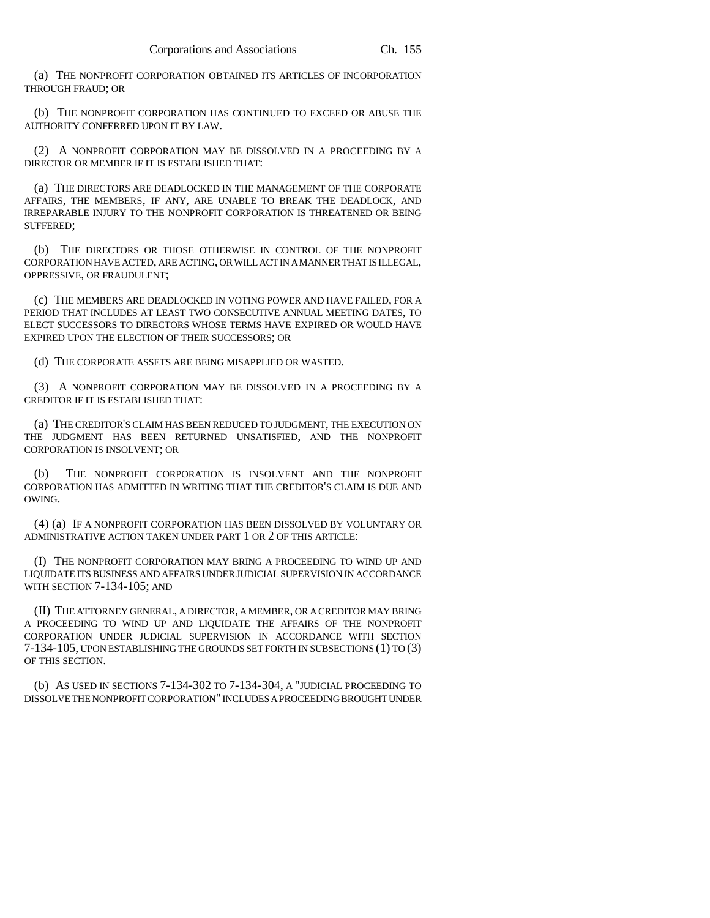(a) THE NONPROFIT CORPORATION OBTAINED ITS ARTICLES OF INCORPORATION THROUGH FRAUD; OR

(b) THE NONPROFIT CORPORATION HAS CONTINUED TO EXCEED OR ABUSE THE AUTHORITY CONFERRED UPON IT BY LAW.

(2) A NONPROFIT CORPORATION MAY BE DISSOLVED IN A PROCEEDING BY A DIRECTOR OR MEMBER IF IT IS ESTABLISHED THAT:

(a) THE DIRECTORS ARE DEADLOCKED IN THE MANAGEMENT OF THE CORPORATE AFFAIRS, THE MEMBERS, IF ANY, ARE UNABLE TO BREAK THE DEADLOCK, AND IRREPARABLE INJURY TO THE NONPROFIT CORPORATION IS THREATENED OR BEING SUFFERED;

(b) THE DIRECTORS OR THOSE OTHERWISE IN CONTROL OF THE NONPROFIT CORPORATION HAVE ACTED, ARE ACTING, OR WILL ACT IN A MANNER THAT IS ILLEGAL, OPPRESSIVE, OR FRAUDULENT;

(c) THE MEMBERS ARE DEADLOCKED IN VOTING POWER AND HAVE FAILED, FOR A PERIOD THAT INCLUDES AT LEAST TWO CONSECUTIVE ANNUAL MEETING DATES, TO ELECT SUCCESSORS TO DIRECTORS WHOSE TERMS HAVE EXPIRED OR WOULD HAVE EXPIRED UPON THE ELECTION OF THEIR SUCCESSORS; OR

(d) THE CORPORATE ASSETS ARE BEING MISAPPLIED OR WASTED.

(3) A NONPROFIT CORPORATION MAY BE DISSOLVED IN A PROCEEDING BY A CREDITOR IF IT IS ESTABLISHED THAT:

(a) THE CREDITOR'S CLAIM HAS BEEN REDUCED TO JUDGMENT, THE EXECUTION ON THE JUDGMENT HAS BEEN RETURNED UNSATISFIED, AND THE NONPROFIT CORPORATION IS INSOLVENT; OR

(b) THE NONPROFIT CORPORATION IS INSOLVENT AND THE NONPROFIT CORPORATION HAS ADMITTED IN WRITING THAT THE CREDITOR'S CLAIM IS DUE AND OWING.

(4) (a) IF A NONPROFIT CORPORATION HAS BEEN DISSOLVED BY VOLUNTARY OR ADMINISTRATIVE ACTION TAKEN UNDER PART 1 OR 2 OF THIS ARTICLE:

(I) THE NONPROFIT CORPORATION MAY BRING A PROCEEDING TO WIND UP AND LIQUIDATE ITS BUSINESS AND AFFAIRS UNDER JUDICIAL SUPERVISION IN ACCORDANCE WITH SECTION 7-134-105; AND

(II) THE ATTORNEY GENERAL, A DIRECTOR, A MEMBER, OR A CREDITOR MAY BRING A PROCEEDING TO WIND UP AND LIQUIDATE THE AFFAIRS OF THE NONPROFIT CORPORATION UNDER JUDICIAL SUPERVISION IN ACCORDANCE WITH SECTION 7-134-105, UPON ESTABLISHING THE GROUNDS SET FORTH IN SUBSECTIONS (1) TO (3) OF THIS SECTION.

(b) AS USED IN SECTIONS 7-134-302 TO 7-134-304, A "JUDICIAL PROCEEDING TO DISSOLVE THE NONPROFIT CORPORATION" INCLUDES A PROCEEDING BROUGHT UNDER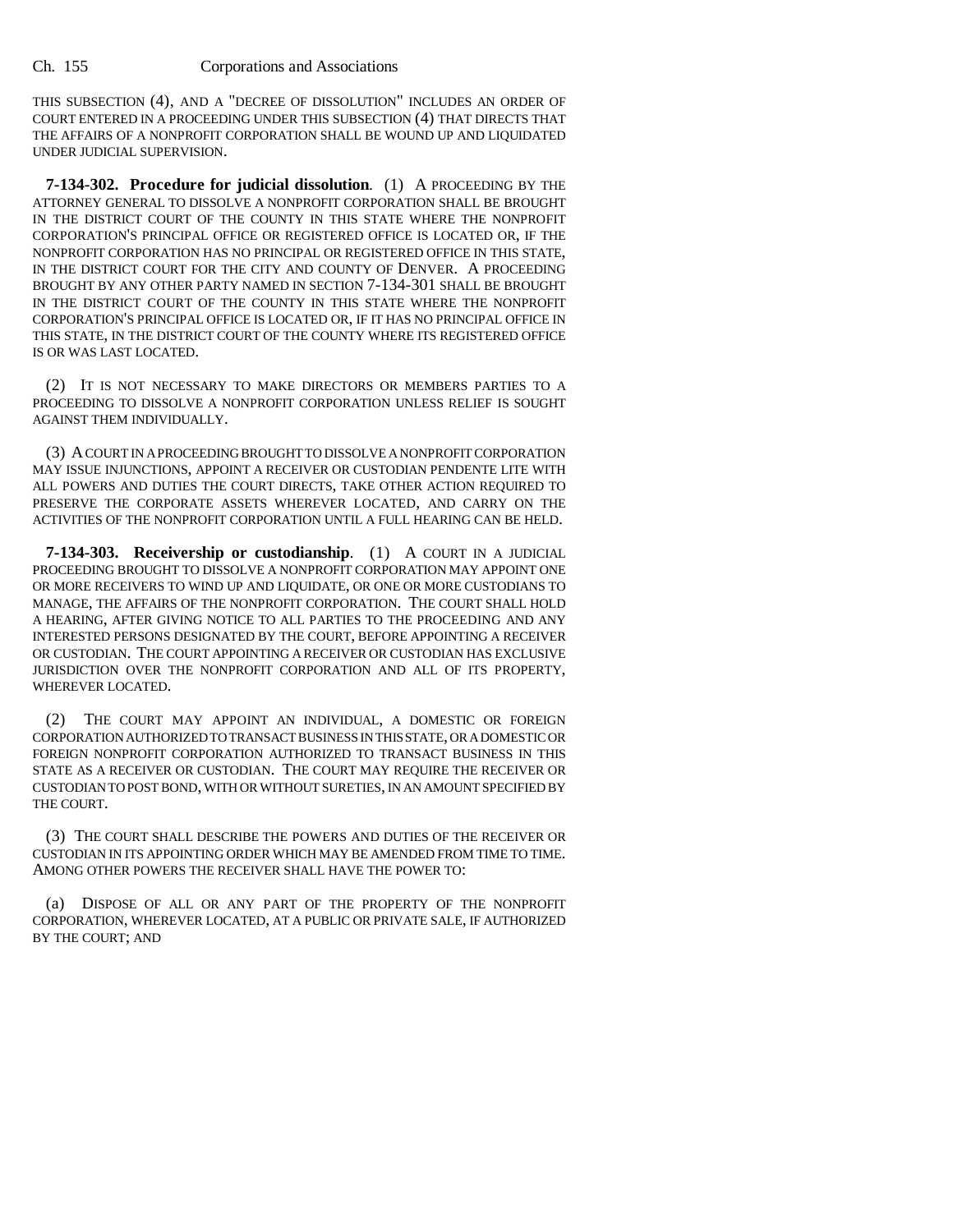THIS SUBSECTION (4), AND A "DECREE OF DISSOLUTION" INCLUDES AN ORDER OF COURT ENTERED IN A PROCEEDING UNDER THIS SUBSECTION (4) THAT DIRECTS THAT THE AFFAIRS OF A NONPROFIT CORPORATION SHALL BE WOUND UP AND LIQUIDATED UNDER JUDICIAL SUPERVISION.

**7-134-302. Procedure for judicial dissolution**. (1) A PROCEEDING BY THE ATTORNEY GENERAL TO DISSOLVE A NONPROFIT CORPORATION SHALL BE BROUGHT IN THE DISTRICT COURT OF THE COUNTY IN THIS STATE WHERE THE NONPROFIT CORPORATION'S PRINCIPAL OFFICE OR REGISTERED OFFICE IS LOCATED OR, IF THE NONPROFIT CORPORATION HAS NO PRINCIPAL OR REGISTERED OFFICE IN THIS STATE, IN THE DISTRICT COURT FOR THE CITY AND COUNTY OF DENVER. A PROCEEDING BROUGHT BY ANY OTHER PARTY NAMED IN SECTION 7-134-301 SHALL BE BROUGHT IN THE DISTRICT COURT OF THE COUNTY IN THIS STATE WHERE THE NONPROFIT CORPORATION'S PRINCIPAL OFFICE IS LOCATED OR, IF IT HAS NO PRINCIPAL OFFICE IN THIS STATE, IN THE DISTRICT COURT OF THE COUNTY WHERE ITS REGISTERED OFFICE IS OR WAS LAST LOCATED.

(2) IT IS NOT NECESSARY TO MAKE DIRECTORS OR MEMBERS PARTIES TO A PROCEEDING TO DISSOLVE A NONPROFIT CORPORATION UNLESS RELIEF IS SOUGHT AGAINST THEM INDIVIDUALLY.

(3) A COURT IN A PROCEEDING BROUGHT TO DISSOLVE A NONPROFIT CORPORATION MAY ISSUE INJUNCTIONS, APPOINT A RECEIVER OR CUSTODIAN PENDENTE LITE WITH ALL POWERS AND DUTIES THE COURT DIRECTS, TAKE OTHER ACTION REQUIRED TO PRESERVE THE CORPORATE ASSETS WHEREVER LOCATED, AND CARRY ON THE ACTIVITIES OF THE NONPROFIT CORPORATION UNTIL A FULL HEARING CAN BE HELD.

**7-134-303. Receivership or custodianship**. (1) A COURT IN A JUDICIAL PROCEEDING BROUGHT TO DISSOLVE A NONPROFIT CORPORATION MAY APPOINT ONE OR MORE RECEIVERS TO WIND UP AND LIQUIDATE, OR ONE OR MORE CUSTODIANS TO MANAGE, THE AFFAIRS OF THE NONPROFIT CORPORATION. THE COURT SHALL HOLD A HEARING, AFTER GIVING NOTICE TO ALL PARTIES TO THE PROCEEDING AND ANY INTERESTED PERSONS DESIGNATED BY THE COURT, BEFORE APPOINTING A RECEIVER OR CUSTODIAN. THE COURT APPOINTING A RECEIVER OR CUSTODIAN HAS EXCLUSIVE JURISDICTION OVER THE NONPROFIT CORPORATION AND ALL OF ITS PROPERTY, WHEREVER LOCATED.

(2) THE COURT MAY APPOINT AN INDIVIDUAL, A DOMESTIC OR FOREIGN CORPORATION AUTHORIZED TO TRANSACT BUSINESS IN THIS STATE, OR A DOMESTIC OR FOREIGN NONPROFIT CORPORATION AUTHORIZED TO TRANSACT BUSINESS IN THIS STATE AS A RECEIVER OR CUSTODIAN. THE COURT MAY REQUIRE THE RECEIVER OR CUSTODIAN TO POST BOND, WITH OR WITHOUT SURETIES, IN AN AMOUNT SPECIFIED BY THE COURT.

(3) THE COURT SHALL DESCRIBE THE POWERS AND DUTIES OF THE RECEIVER OR CUSTODIAN IN ITS APPOINTING ORDER WHICH MAY BE AMENDED FROM TIME TO TIME. AMONG OTHER POWERS THE RECEIVER SHALL HAVE THE POWER TO:

(a) DISPOSE OF ALL OR ANY PART OF THE PROPERTY OF THE NONPROFIT CORPORATION, WHEREVER LOCATED, AT A PUBLIC OR PRIVATE SALE, IF AUTHORIZED BY THE COURT; AND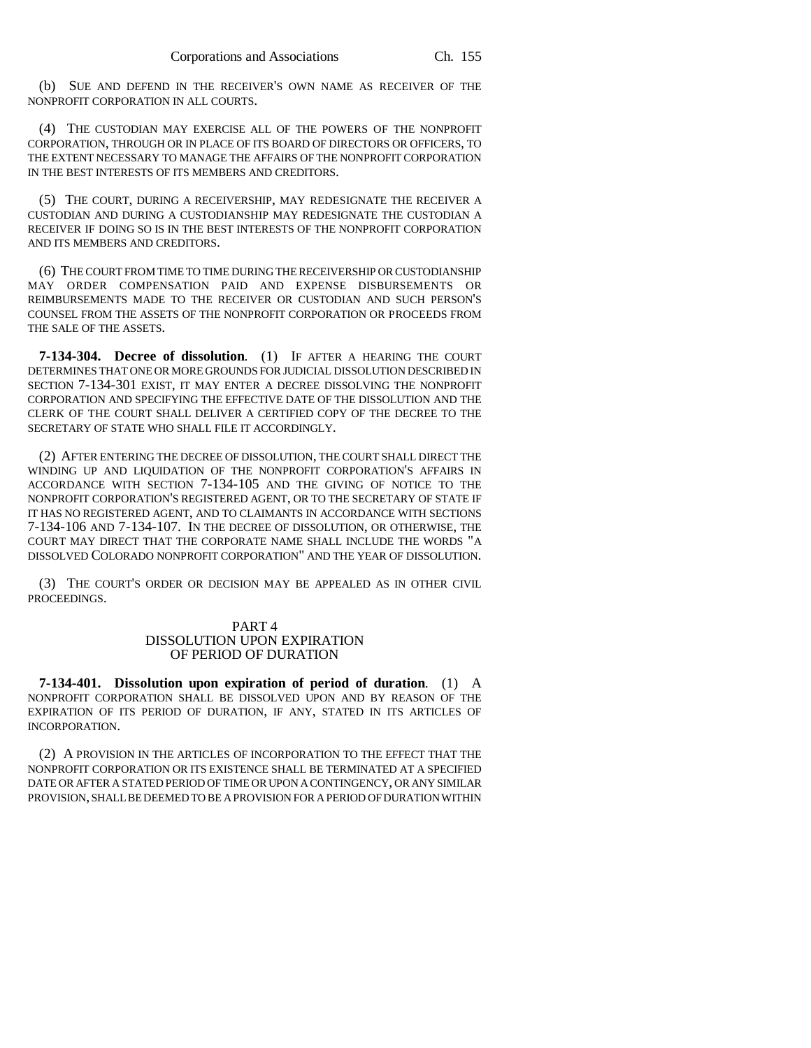(b) SUE AND DEFEND IN THE RECEIVER'S OWN NAME AS RECEIVER OF THE NONPROFIT CORPORATION IN ALL COURTS.

(4) THE CUSTODIAN MAY EXERCISE ALL OF THE POWERS OF THE NONPROFIT CORPORATION, THROUGH OR IN PLACE OF ITS BOARD OF DIRECTORS OR OFFICERS, TO THE EXTENT NECESSARY TO MANAGE THE AFFAIRS OF THE NONPROFIT CORPORATION IN THE BEST INTERESTS OF ITS MEMBERS AND CREDITORS.

(5) THE COURT, DURING A RECEIVERSHIP, MAY REDESIGNATE THE RECEIVER A CUSTODIAN AND DURING A CUSTODIANSHIP MAY REDESIGNATE THE CUSTODIAN A RECEIVER IF DOING SO IS IN THE BEST INTERESTS OF THE NONPROFIT CORPORATION AND ITS MEMBERS AND CREDITORS.

(6) THE COURT FROM TIME TO TIME DURING THE RECEIVERSHIP OR CUSTODIANSHIP MAY ORDER COMPENSATION PAID AND EXPENSE DISBURSEMENTS OR REIMBURSEMENTS MADE TO THE RECEIVER OR CUSTODIAN AND SUCH PERSON'S COUNSEL FROM THE ASSETS OF THE NONPROFIT CORPORATION OR PROCEEDS FROM THE SALE OF THE ASSETS.

**7-134-304. Decree of dissolution**. (1) IF AFTER A HEARING THE COURT DETERMINES THAT ONE OR MORE GROUNDS FOR JUDICIAL DISSOLUTION DESCRIBED IN SECTION 7-134-301 EXIST, IT MAY ENTER A DECREE DISSOLVING THE NONPROFIT CORPORATION AND SPECIFYING THE EFFECTIVE DATE OF THE DISSOLUTION AND THE CLERK OF THE COURT SHALL DELIVER A CERTIFIED COPY OF THE DECREE TO THE SECRETARY OF STATE WHO SHALL FILE IT ACCORDINGLY.

(2) AFTER ENTERING THE DECREE OF DISSOLUTION, THE COURT SHALL DIRECT THE WINDING UP AND LIQUIDATION OF THE NONPROFIT CORPORATION'S AFFAIRS IN ACCORDANCE WITH SECTION 7-134-105 AND THE GIVING OF NOTICE TO THE NONPROFIT CORPORATION'S REGISTERED AGENT, OR TO THE SECRETARY OF STATE IF IT HAS NO REGISTERED AGENT, AND TO CLAIMANTS IN ACCORDANCE WITH SECTIONS 7-134-106 AND 7-134-107. IN THE DECREE OF DISSOLUTION, OR OTHERWISE, THE COURT MAY DIRECT THAT THE CORPORATE NAME SHALL INCLUDE THE WORDS "A DISSOLVED COLORADO NONPROFIT CORPORATION" AND THE YEAR OF DISSOLUTION.

(3) THE COURT'S ORDER OR DECISION MAY BE APPEALED AS IN OTHER CIVIL PROCEEDINGS.

## PART 4
## DISSOLUTION UPON EXPIRATION OF PERIOD OF DURATION

**7-134-401. Dissolution upon expiration of period of duration**. (1) A NONPROFIT CORPORATION SHALL BE DISSOLVED UPON AND BY REASON OF THE EXPIRATION OF ITS PERIOD OF DURATION, IF ANY, STATED IN ITS ARTICLES OF INCORPORATION.

(2) A PROVISION IN THE ARTICLES OF INCORPORATION TO THE EFFECT THAT THE NONPROFIT CORPORATION OR ITS EXISTENCE SHALL BE TERMINATED AT A SPECIFIED DATE OR AFTER A STATED PERIOD OF TIME OR UPON A CONTINGENCY, OR ANY SIMILAR PROVISION, SHALL BE DEEMED TO BE A PROVISION FOR A PERIOD OF DURATION WITHIN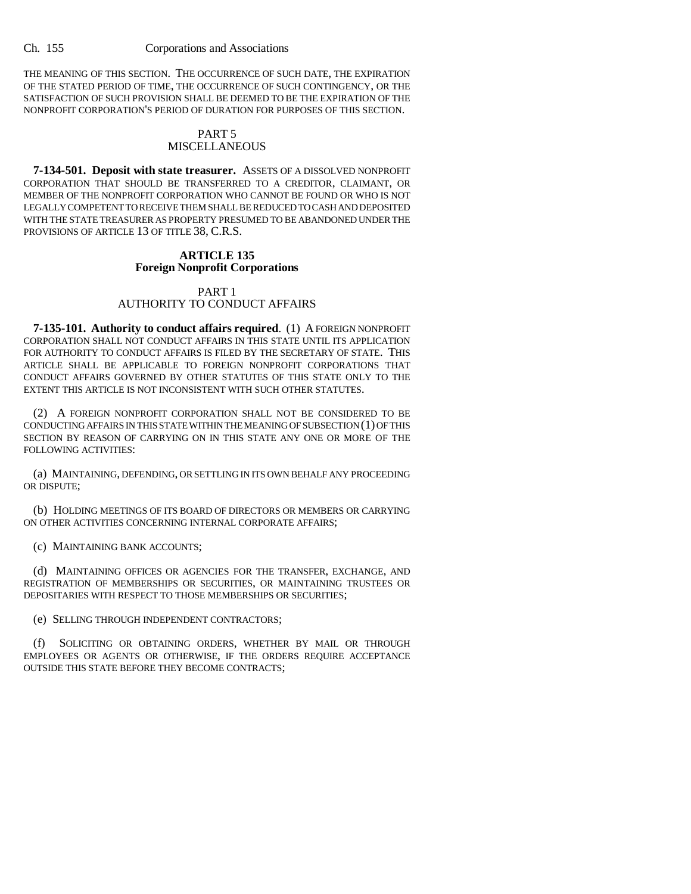THE MEANING OF THIS SECTION. THE OCCURRENCE OF SUCH DATE, THE EXPIRATION OF THE STATED PERIOD OF TIME, THE OCCURRENCE OF SUCH CONTINGENCY, OR THE SATISFACTION OF SUCH PROVISION SHALL BE DEEMED TO BE THE EXPIRATION OF THE NONPROFIT CORPORATION'S PERIOD OF DURATION FOR PURPOSES OF THIS SECTION.

PART 5
MISCELLANEOUS

**7-134-501. Deposit with state treasurer.** ASSETS OF A DISSOLVED NONPROFIT CORPORATION THAT SHOULD BE TRANSFERRED TO A CREDITOR, CLAIMANT, OR MEMBER OF THE NONPROFIT CORPORATION WHO CANNOT BE FOUND OR WHO IS NOT LEGALLY COMPETENT TO RECEIVE THEM SHALL BE REDUCED TO CASH AND DEPOSITED WITH THE STATE TREASURER AS PROPERTY PRESUMED TO BE ABANDONED UNDER THE PROVISIONS OF ARTICLE 13 OF TITLE 38, C.R.S.

## ARTICLE 135
## Foreign Nonprofit Corporations

PART 1
AUTHORITY TO CONDUCT AFFAIRS

**7-135-101. Authority to conduct affairs required**. (1) A FOREIGN NONPROFIT CORPORATION SHALL NOT CONDUCT AFFAIRS IN THIS STATE UNTIL ITS APPLICATION FOR AUTHORITY TO CONDUCT AFFAIRS IS FILED BY THE SECRETARY OF STATE. THIS ARTICLE SHALL BE APPLICABLE TO FOREIGN NONPROFIT CORPORATIONS THAT CONDUCT AFFAIRS GOVERNED BY OTHER STATUTES OF THIS STATE ONLY TO THE EXTENT THIS ARTICLE IS NOT INCONSISTENT WITH SUCH OTHER STATUTES.

(2) A FOREIGN NONPROFIT CORPORATION SHALL NOT BE CONSIDERED TO BE CONDUCTING AFFAIRS IN THIS STATE WITHIN THE MEANING OF SUBSECTION (1) OF THIS SECTION BY REASON OF CARRYING ON IN THIS STATE ANY ONE OR MORE OF THE FOLLOWING ACTIVITIES:

(a) MAINTAINING, DEFENDING, OR SETTLING IN ITS OWN BEHALF ANY PROCEEDING OR DISPUTE;

(b) HOLDING MEETINGS OF ITS BOARD OF DIRECTORS OR MEMBERS OR CARRYING ON OTHER ACTIVITIES CONCERNING INTERNAL CORPORATE AFFAIRS;

(c) MAINTAINING BANK ACCOUNTS;

(d) MAINTAINING OFFICES OR AGENCIES FOR THE TRANSFER, EXCHANGE, AND REGISTRATION OF MEMBERSHIPS OR SECURITIES, OR MAINTAINING TRUSTEES OR DEPOSITARIES WITH RESPECT TO THOSE MEMBERSHIPS OR SECURITIES;

(e) SELLING THROUGH INDEPENDENT CONTRACTORS;

(f) SOLICITING OR OBTAINING ORDERS, WHETHER BY MAIL OR THROUGH EMPLOYEES OR AGENTS OR OTHERWISE, IF THE ORDERS REQUIRE ACCEPTANCE OUTSIDE THIS STATE BEFORE THEY BECOME CONTRACTS;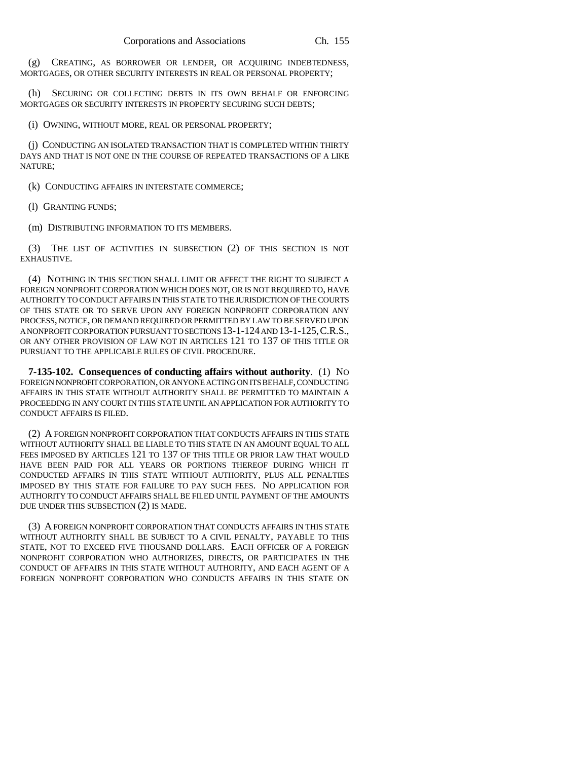(g) CREATING, AS BORROWER OR LENDER, OR ACQUIRING INDEBTEDNESS, MORTGAGES, OR OTHER SECURITY INTERESTS IN REAL OR PERSONAL PROPERTY;

(h) SECURING OR COLLECTING DEBTS IN ITS OWN BEHALF OR ENFORCING MORTGAGES OR SECURITY INTERESTS IN PROPERTY SECURING SUCH DEBTS;

(i) OWNING, WITHOUT MORE, REAL OR PERSONAL PROPERTY;

(j) CONDUCTING AN ISOLATED TRANSACTION THAT IS COMPLETED WITHIN THIRTY DAYS AND THAT IS NOT ONE IN THE COURSE OF REPEATED TRANSACTIONS OF A LIKE NATURE;

(k) CONDUCTING AFFAIRS IN INTERSTATE COMMERCE;

(l) GRANTING FUNDS;

(m) DISTRIBUTING INFORMATION TO ITS MEMBERS.

(3) THE LIST OF ACTIVITIES IN SUBSECTION (2) OF THIS SECTION IS NOT EXHAUSTIVE.

(4) NOTHING IN THIS SECTION SHALL LIMIT OR AFFECT THE RIGHT TO SUBJECT A FOREIGN NONPROFIT CORPORATION WHICH DOES NOT, OR IS NOT REQUIRED TO, HAVE AUTHORITY TO CONDUCT AFFAIRS IN THIS STATE TO THE JURISDICTION OF THE COURTS OF THIS STATE OR TO SERVE UPON ANY FOREIGN NONPROFIT CORPORATION ANY PROCESS, NOTICE, OR DEMAND REQUIRED OR PERMITTED BY LAW TO BE SERVED UPON A NONPROFIT CORPORATION PURSUANT TO SECTIONS 13-1-124 AND 13-1-125, C.R.S., OR ANY OTHER PROVISION OF LAW NOT IN ARTICLES 121 TO 137 OF THIS TITLE OR PURSUANT TO THE APPLICABLE RULES OF CIVIL PROCEDURE.

**7-135-102. Consequences of conducting affairs without authority**. (1) NO FOREIGN NONPROFIT CORPORATION, OR ANYONE ACTING ON ITS BEHALF, CONDUCTING AFFAIRS IN THIS STATE WITHOUT AUTHORITY SHALL BE PERMITTED TO MAINTAIN A PROCEEDING IN ANY COURT IN THIS STATE UNTIL AN APPLICATION FOR AUTHORITY TO CONDUCT AFFAIRS IS FILED.

(2) A FOREIGN NONPROFIT CORPORATION THAT CONDUCTS AFFAIRS IN THIS STATE WITHOUT AUTHORITY SHALL BE LIABLE TO THIS STATE IN AN AMOUNT EQUAL TO ALL FEES IMPOSED BY ARTICLES 121 TO 137 OF THIS TITLE OR PRIOR LAW THAT WOULD HAVE BEEN PAID FOR ALL YEARS OR PORTIONS THEREOF DURING WHICH IT CONDUCTED AFFAIRS IN THIS STATE WITHOUT AUTHORITY, PLUS ALL PENALTIES IMPOSED BY THIS STATE FOR FAILURE TO PAY SUCH FEES. NO APPLICATION FOR AUTHORITY TO CONDUCT AFFAIRS SHALL BE FILED UNTIL PAYMENT OF THE AMOUNTS DUE UNDER THIS SUBSECTION (2) IS MADE.

(3) A FOREIGN NONPROFIT CORPORATION THAT CONDUCTS AFFAIRS IN THIS STATE WITHOUT AUTHORITY SHALL BE SUBJECT TO A CIVIL PENALTY, PAYABLE TO THIS STATE, NOT TO EXCEED FIVE THOUSAND DOLLARS. EACH OFFICER OF A FOREIGN NONPROFIT CORPORATION WHO AUTHORIZES, DIRECTS, OR PARTICIPATES IN THE CONDUCT OF AFFAIRS IN THIS STATE WITHOUT AUTHORITY, AND EACH AGENT OF A FOREIGN NONPROFIT CORPORATION WHO CONDUCTS AFFAIRS IN THIS STATE ON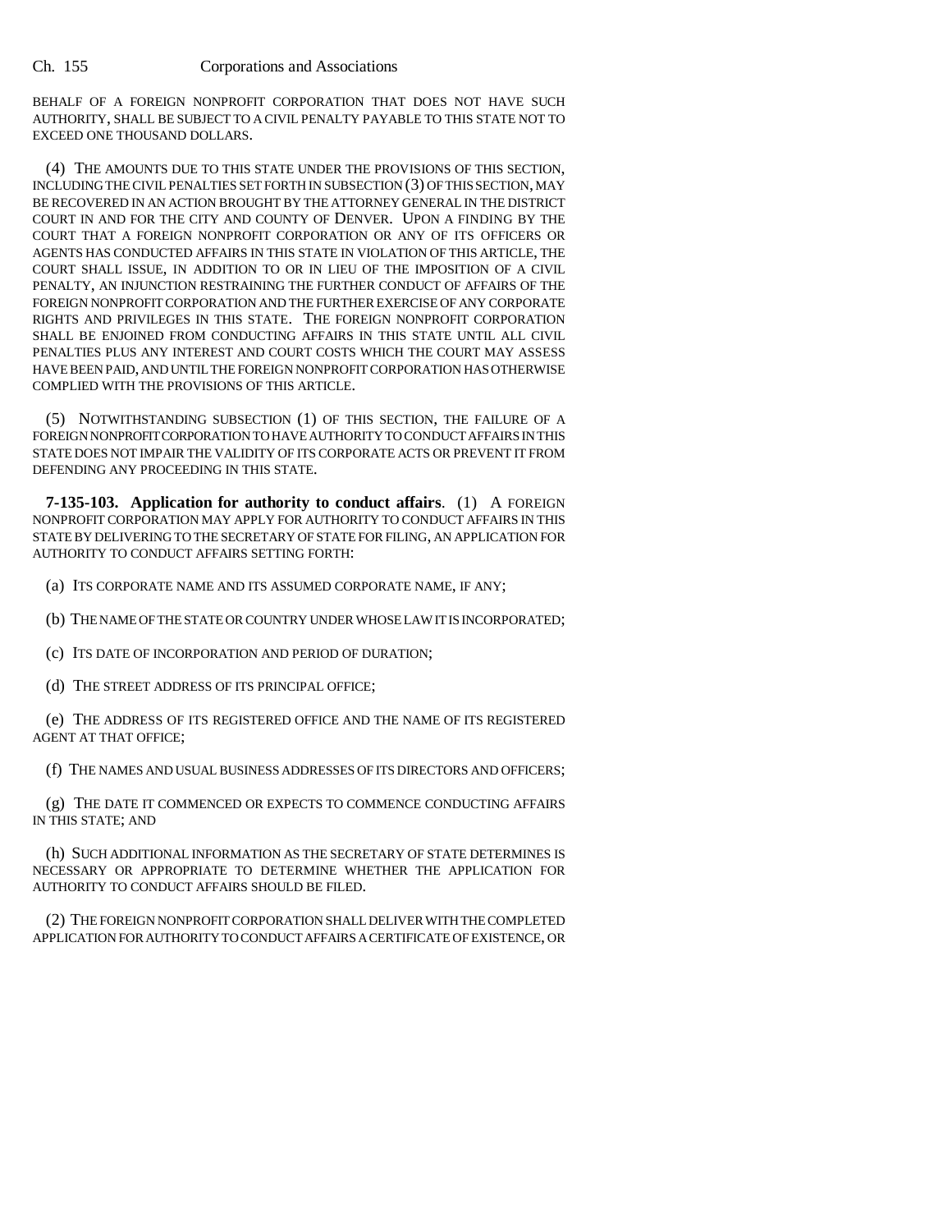BEHALF OF A FOREIGN NONPROFIT CORPORATION THAT DOES NOT HAVE SUCH AUTHORITY, SHALL BE SUBJECT TO A CIVIL PENALTY PAYABLE TO THIS STATE NOT TO EXCEED ONE THOUSAND DOLLARS.

(4) THE AMOUNTS DUE TO THIS STATE UNDER THE PROVISIONS OF THIS SECTION, INCLUDING THE CIVIL PENALTIES SET FORTH IN SUBSECTION (3) OF THIS SECTION, MAY BE RECOVERED IN AN ACTION BROUGHT BY THE ATTORNEY GENERAL IN THE DISTRICT COURT IN AND FOR THE CITY AND COUNTY OF DENVER. UPON A FINDING BY THE COURT THAT A FOREIGN NONPROFIT CORPORATION OR ANY OF ITS OFFICERS OR AGENTS HAS CONDUCTED AFFAIRS IN THIS STATE IN VIOLATION OF THIS ARTICLE, THE COURT SHALL ISSUE, IN ADDITION TO OR IN LIEU OF THE IMPOSITION OF A CIVIL PENALTY, AN INJUNCTION RESTRAINING THE FURTHER CONDUCT OF AFFAIRS OF THE FOREIGN NONPROFIT CORPORATION AND THE FURTHER EXERCISE OF ANY CORPORATE RIGHTS AND PRIVILEGES IN THIS STATE. THE FOREIGN NONPROFIT CORPORATION SHALL BE ENJOINED FROM CONDUCTING AFFAIRS IN THIS STATE UNTIL ALL CIVIL PENALTIES PLUS ANY INTEREST AND COURT COSTS WHICH THE COURT MAY ASSESS HAVE BEEN PAID, AND UNTIL THE FOREIGN NONPROFIT CORPORATION HAS OTHERWISE COMPLIED WITH THE PROVISIONS OF THIS ARTICLE.

(5) NOTWITHSTANDING SUBSECTION (1) OF THIS SECTION, THE FAILURE OF A FOREIGN NONPROFIT CORPORATION TO HAVE AUTHORITY TO CONDUCT AFFAIRS IN THIS STATE DOES NOT IMPAIR THE VALIDITY OF ITS CORPORATE ACTS OR PREVENT IT FROM DEFENDING ANY PROCEEDING IN THIS STATE.

**7-135-103. Application for authority to conduct affairs**. (1) A FOREIGN NONPROFIT CORPORATION MAY APPLY FOR AUTHORITY TO CONDUCT AFFAIRS IN THIS STATE BY DELIVERING TO THE SECRETARY OF STATE FOR FILING, AN APPLICATION FOR AUTHORITY TO CONDUCT AFFAIRS SETTING FORTH:

(a) ITS CORPORATE NAME AND ITS ASSUMED CORPORATE NAME, IF ANY;

(b) THE NAME OF THE STATE OR COUNTRY UNDER WHOSE LAW IT IS INCORPORATED;

(c) ITS DATE OF INCORPORATION AND PERIOD OF DURATION;

(d) THE STREET ADDRESS OF ITS PRINCIPAL OFFICE;

(e) THE ADDRESS OF ITS REGISTERED OFFICE AND THE NAME OF ITS REGISTERED AGENT AT THAT OFFICE;

(f) THE NAMES AND USUAL BUSINESS ADDRESSES OF ITS DIRECTORS AND OFFICERS;

(g) THE DATE IT COMMENCED OR EXPECTS TO COMMENCE CONDUCTING AFFAIRS IN THIS STATE; AND

(h) SUCH ADDITIONAL INFORMATION AS THE SECRETARY OF STATE DETERMINES IS NECESSARY OR APPROPRIATE TO DETERMINE WHETHER THE APPLICATION FOR AUTHORITY TO CONDUCT AFFAIRS SHOULD BE FILED.

(2) THE FOREIGN NONPROFIT CORPORATION SHALL DELIVER WITH THE COMPLETED APPLICATION FOR AUTHORITY TO CONDUCT AFFAIRS A CERTIFICATE OF EXISTENCE, OR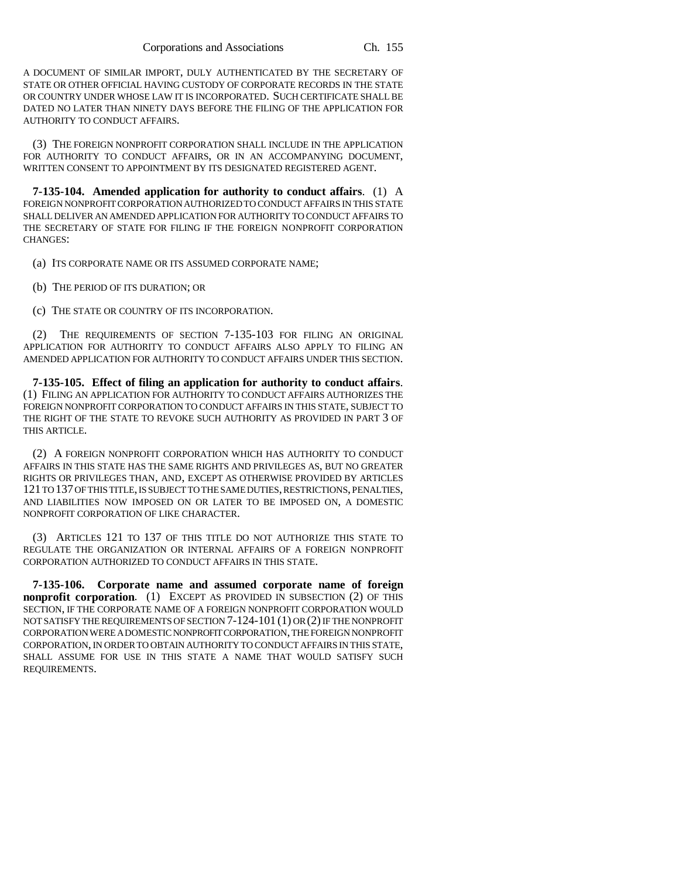A DOCUMENT OF SIMILAR IMPORT, DULY AUTHENTICATED BY THE SECRETARY OF STATE OR OTHER OFFICIAL HAVING CUSTODY OF CORPORATE RECORDS IN THE STATE OR COUNTRY UNDER WHOSE LAW IT IS INCORPORATED. SUCH CERTIFICATE SHALL BE DATED NO LATER THAN NINETY DAYS BEFORE THE FILING OF THE APPLICATION FOR AUTHORITY TO CONDUCT AFFAIRS.

(3) THE FOREIGN NONPROFIT CORPORATION SHALL INCLUDE IN THE APPLICATION FOR AUTHORITY TO CONDUCT AFFAIRS, OR IN AN ACCOMPANYING DOCUMENT, WRITTEN CONSENT TO APPOINTMENT BY ITS DESIGNATED REGISTERED AGENT.

**7-135-104. Amended application for authority to conduct affairs**. (1) A FOREIGN NONPROFIT CORPORATION AUTHORIZED TO CONDUCT AFFAIRS IN THIS STATE SHALL DELIVER AN AMENDED APPLICATION FOR AUTHORITY TO CONDUCT AFFAIRS TO THE SECRETARY OF STATE FOR FILING IF THE FOREIGN NONPROFIT CORPORATION CHANGES:

(a) ITS CORPORATE NAME OR ITS ASSUMED CORPORATE NAME;

(b) THE PERIOD OF ITS DURATION; OR

(c) THE STATE OR COUNTRY OF ITS INCORPORATION.

(2) THE REQUIREMENTS OF SECTION 7-135-103 FOR FILING AN ORIGINAL APPLICATION FOR AUTHORITY TO CONDUCT AFFAIRS ALSO APPLY TO FILING AN AMENDED APPLICATION FOR AUTHORITY TO CONDUCT AFFAIRS UNDER THIS SECTION.

**7-135-105. Effect of filing an application for authority to conduct affairs**. (1) FILING AN APPLICATION FOR AUTHORITY TO CONDUCT AFFAIRS AUTHORIZES THE FOREIGN NONPROFIT CORPORATION TO CONDUCT AFFAIRS IN THIS STATE, SUBJECT TO THE RIGHT OF THE STATE TO REVOKE SUCH AUTHORITY AS PROVIDED IN PART 3 OF THIS ARTICLE.

(2) A FOREIGN NONPROFIT CORPORATION WHICH HAS AUTHORITY TO CONDUCT AFFAIRS IN THIS STATE HAS THE SAME RIGHTS AND PRIVILEGES AS, BUT NO GREATER RIGHTS OR PRIVILEGES THAN, AND, EXCEPT AS OTHERWISE PROVIDED BY ARTICLES 121 TO 137 OF THIS TITLE, IS SUBJECT TO THE SAME DUTIES, RESTRICTIONS, PENALTIES, AND LIABILITIES NOW IMPOSED ON OR LATER TO BE IMPOSED ON, A DOMESTIC NONPROFIT CORPORATION OF LIKE CHARACTER.

(3) ARTICLES 121 TO 137 OF THIS TITLE DO NOT AUTHORIZE THIS STATE TO REGULATE THE ORGANIZATION OR INTERNAL AFFAIRS OF A FOREIGN NONPROFIT CORPORATION AUTHORIZED TO CONDUCT AFFAIRS IN THIS STATE.

**7-135-106. Corporate name and assumed corporate name of foreign nonprofit corporation**. (1) EXCEPT AS PROVIDED IN SUBSECTION (2) OF THIS SECTION, IF THE CORPORATE NAME OF A FOREIGN NONPROFIT CORPORATION WOULD NOT SATISFY THE REQUIREMENTS OF SECTION 7-124-101 (1) OR (2) IF THE NONPROFIT CORPORATION WERE A DOMESTIC NONPROFIT CORPORATION, THE FOREIGN NONPROFIT CORPORATION, IN ORDER TO OBTAIN AUTHORITY TO CONDUCT AFFAIRS IN THIS STATE, SHALL ASSUME FOR USE IN THIS STATE A NAME THAT WOULD SATISFY SUCH REQUIREMENTS.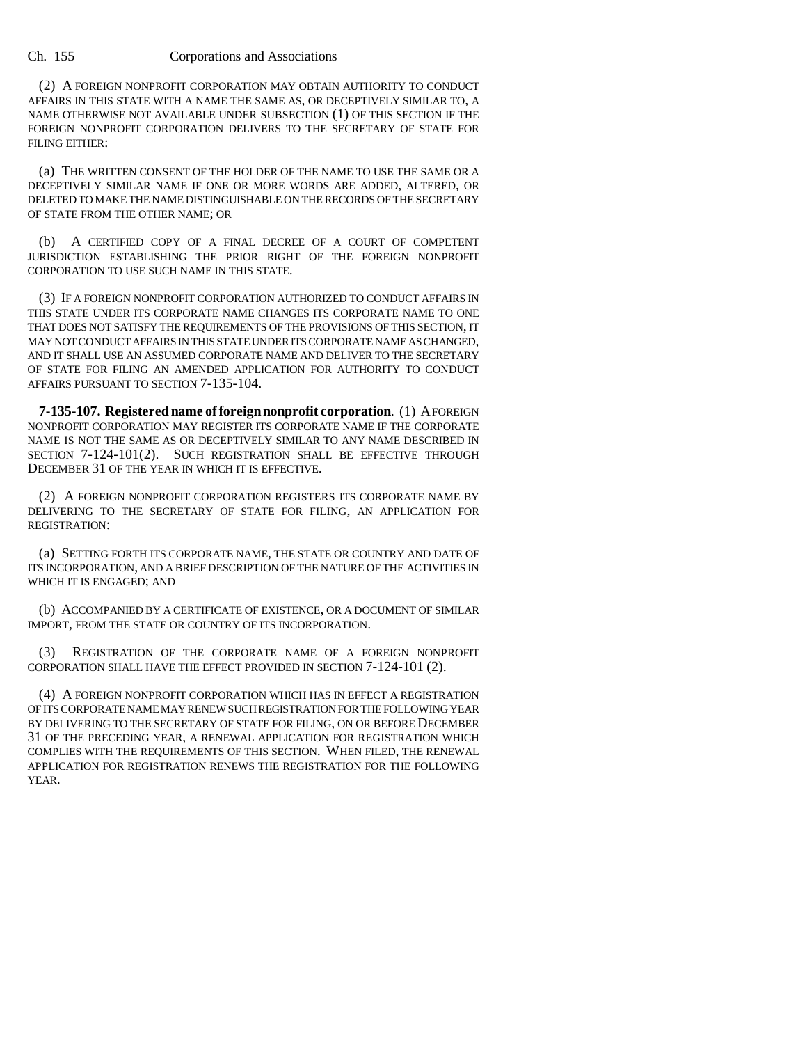(2) A FOREIGN NONPROFIT CORPORATION MAY OBTAIN AUTHORITY TO CONDUCT AFFAIRS IN THIS STATE WITH A NAME THE SAME AS, OR DECEPTIVELY SIMILAR TO, A NAME OTHERWISE NOT AVAILABLE UNDER SUBSECTION (1) OF THIS SECTION IF THE FOREIGN NONPROFIT CORPORATION DELIVERS TO THE SECRETARY OF STATE FOR FILING EITHER:

(a) THE WRITTEN CONSENT OF THE HOLDER OF THE NAME TO USE THE SAME OR A DECEPTIVELY SIMILAR NAME IF ONE OR MORE WORDS ARE ADDED, ALTERED, OR DELETED TO MAKE THE NAME DISTINGUISHABLE ON THE RECORDS OF THE SECRETARY OF STATE FROM THE OTHER NAME; OR

(b) A CERTIFIED COPY OF A FINAL DECREE OF A COURT OF COMPETENT JURISDICTION ESTABLISHING THE PRIOR RIGHT OF THE FOREIGN NONPROFIT CORPORATION TO USE SUCH NAME IN THIS STATE.

(3) IF A FOREIGN NONPROFIT CORPORATION AUTHORIZED TO CONDUCT AFFAIRS IN THIS STATE UNDER ITS CORPORATE NAME CHANGES ITS CORPORATE NAME TO ONE THAT DOES NOT SATISFY THE REQUIREMENTS OF THE PROVISIONS OF THIS SECTION, IT MAY NOT CONDUCT AFFAIRS IN THIS STATE UNDER ITS CORPORATE NAME AS CHANGED, AND IT SHALL USE AN ASSUMED CORPORATE NAME AND DELIVER TO THE SECRETARY OF STATE FOR FILING AN AMENDED APPLICATION FOR AUTHORITY TO CONDUCT AFFAIRS PURSUANT TO SECTION 7-135-104.

**7-135-107. Registered name of foreign nonprofit corporation.** (1) A FOREIGN NONPROFIT CORPORATION MAY REGISTER ITS CORPORATE NAME IF THE CORPORATE NAME IS NOT THE SAME AS OR DECEPTIVELY SIMILAR TO ANY NAME DESCRIBED IN SECTION 7-124-101(2). SUCH REGISTRATION SHALL BE EFFECTIVE THROUGH DECEMBER 31 OF THE YEAR IN WHICH IT IS EFFECTIVE.

(2) A FOREIGN NONPROFIT CORPORATION REGISTERS ITS CORPORATE NAME BY DELIVERING TO THE SECRETARY OF STATE FOR FILING, AN APPLICATION FOR REGISTRATION:

(a) SETTING FORTH ITS CORPORATE NAME, THE STATE OR COUNTRY AND DATE OF ITS INCORPORATION, AND A BRIEF DESCRIPTION OF THE NATURE OF THE ACTIVITIES IN WHICH IT IS ENGAGED; AND

(b) ACCOMPANIED BY A CERTIFICATE OF EXISTENCE, OR A DOCUMENT OF SIMILAR IMPORT, FROM THE STATE OR COUNTRY OF ITS INCORPORATION.

(3) REGISTRATION OF THE CORPORATE NAME OF A FOREIGN NONPROFIT CORPORATION SHALL HAVE THE EFFECT PROVIDED IN SECTION 7-124-101 (2).

(4) A FOREIGN NONPROFIT CORPORATION WHICH HAS IN EFFECT A REGISTRATION OF ITS CORPORATE NAME MAY RENEW SUCH REGISTRATION FOR THE FOLLOWING YEAR BY DELIVERING TO THE SECRETARY OF STATE FOR FILING, ON OR BEFORE DECEMBER 31 OF THE PRECEDING YEAR, A RENEWAL APPLICATION FOR REGISTRATION WHICH COMPLIES WITH THE REQUIREMENTS OF THIS SECTION. WHEN FILED, THE RENEWAL APPLICATION FOR REGISTRATION RENEWS THE REGISTRATION FOR THE FOLLOWING YEAR.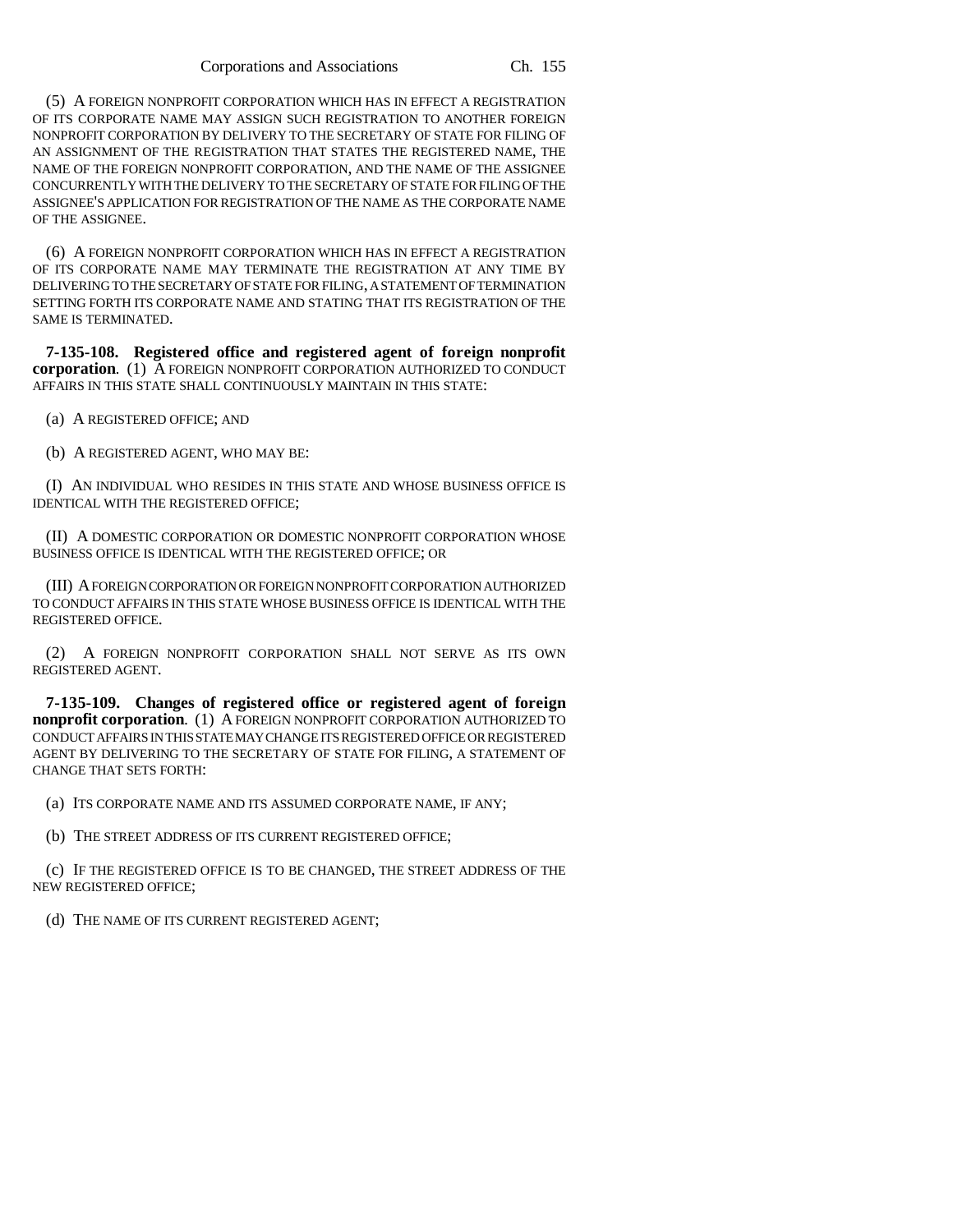(5) A FOREIGN NONPROFIT CORPORATION WHICH HAS IN EFFECT A REGISTRATION OF ITS CORPORATE NAME MAY ASSIGN SUCH REGISTRATION TO ANOTHER FOREIGN NONPROFIT CORPORATION BY DELIVERY TO THE SECRETARY OF STATE FOR FILING OF AN ASSIGNMENT OF THE REGISTRATION THAT STATES THE REGISTERED NAME, THE NAME OF THE FOREIGN NONPROFIT CORPORATION, AND THE NAME OF THE ASSIGNEE CONCURRENTLY WITH THE DELIVERY TO THE SECRETARY OF STATE FOR FILING OF THE ASSIGNEE'S APPLICATION FOR REGISTRATION OF THE NAME AS THE CORPORATE NAME OF THE ASSIGNEE.

(6) A FOREIGN NONPROFIT CORPORATION WHICH HAS IN EFFECT A REGISTRATION OF ITS CORPORATE NAME MAY TERMINATE THE REGISTRATION AT ANY TIME BY DELIVERING TO THE SECRETARY OF STATE FOR FILING, A STATEMENT OF TERMINATION SETTING FORTH ITS CORPORATE NAME AND STATING THAT ITS REGISTRATION OF THE SAME IS TERMINATED.

**7-135-108. Registered office and registered agent of foreign nonprofit corporation**. (1) A FOREIGN NONPROFIT CORPORATION AUTHORIZED TO CONDUCT AFFAIRS IN THIS STATE SHALL CONTINUOUSLY MAINTAIN IN THIS STATE:

(a) A REGISTERED OFFICE; AND

(b) A REGISTERED AGENT, WHO MAY BE:

(I) AN INDIVIDUAL WHO RESIDES IN THIS STATE AND WHOSE BUSINESS OFFICE IS IDENTICAL WITH THE REGISTERED OFFICE;

(II) A DOMESTIC CORPORATION OR DOMESTIC NONPROFIT CORPORATION WHOSE BUSINESS OFFICE IS IDENTICAL WITH THE REGISTERED OFFICE; OR

(III) A FOREIGN CORPORATION OR FOREIGN NONPROFIT CORPORATION AUTHORIZED TO CONDUCT AFFAIRS IN THIS STATE WHOSE BUSINESS OFFICE IS IDENTICAL WITH THE REGISTERED OFFICE.

(2) A FOREIGN NONPROFIT CORPORATION SHALL NOT SERVE AS ITS OWN REGISTERED AGENT.

**7-135-109. Changes of registered office or registered agent of foreign nonprofit corporation**. (1) A FOREIGN NONPROFIT CORPORATION AUTHORIZED TO CONDUCT AFFAIRS IN THIS STATE MAY CHANGE ITS REGISTERED OFFICE OR REGISTERED AGENT BY DELIVERING TO THE SECRETARY OF STATE FOR FILING, A STATEMENT OF CHANGE THAT SETS FORTH:

(a) ITS CORPORATE NAME AND ITS ASSUMED CORPORATE NAME, IF ANY;

(b) THE STREET ADDRESS OF ITS CURRENT REGISTERED OFFICE;

(c) IF THE REGISTERED OFFICE IS TO BE CHANGED, THE STREET ADDRESS OF THE NEW REGISTERED OFFICE;

(d) THE NAME OF ITS CURRENT REGISTERED AGENT;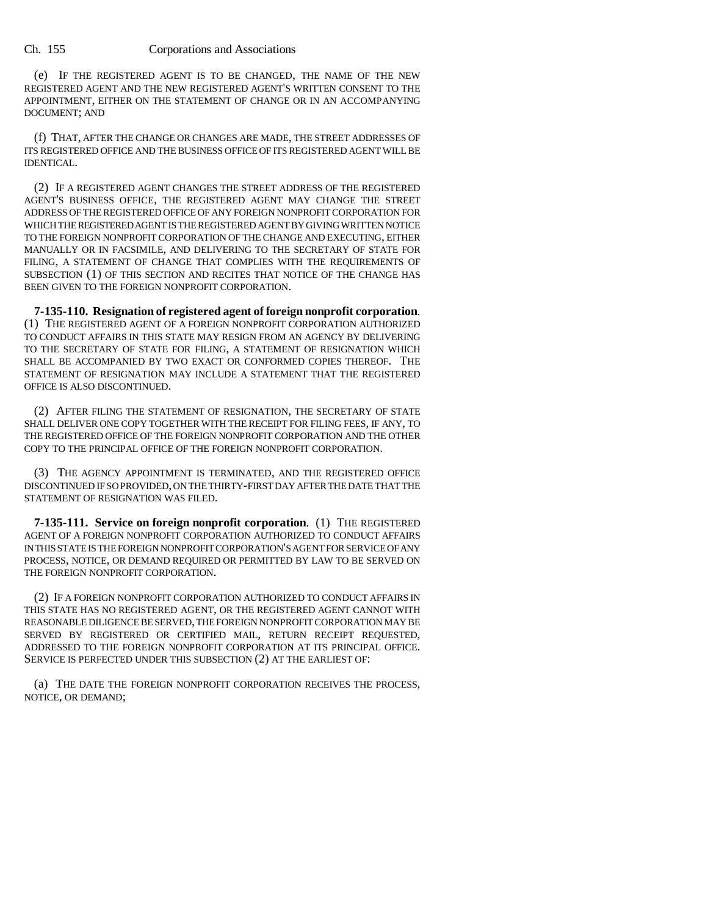(e) IF THE REGISTERED AGENT IS TO BE CHANGED, THE NAME OF THE NEW REGISTERED AGENT AND THE NEW REGISTERED AGENT'S WRITTEN CONSENT TO THE APPOINTMENT, EITHER ON THE STATEMENT OF CHANGE OR IN AN ACCOMPANYING DOCUMENT; AND

(f) THAT, AFTER THE CHANGE OR CHANGES ARE MADE, THE STREET ADDRESSES OF ITS REGISTERED OFFICE AND THE BUSINESS OFFICE OF ITS REGISTERED AGENT WILL BE IDENTICAL.

(2) IF A REGISTERED AGENT CHANGES THE STREET ADDRESS OF THE REGISTERED AGENT'S BUSINESS OFFICE, THE REGISTERED AGENT MAY CHANGE THE STREET ADDRESS OF THE REGISTERED OFFICE OF ANY FOREIGN NONPROFIT CORPORATION FOR WHICH THE REGISTERED AGENT IS THE REGISTERED AGENT BY GIVING WRITTEN NOTICE TO THE FOREIGN NONPROFIT CORPORATION OF THE CHANGE AND EXECUTING, EITHER MANUALLY OR IN FACSIMILE, AND DELIVERING TO THE SECRETARY OF STATE FOR FILING, A STATEMENT OF CHANGE THAT COMPLIES WITH THE REQUIREMENTS OF SUBSECTION (1) OF THIS SECTION AND RECITES THAT NOTICE OF THE CHANGE HAS BEEN GIVEN TO THE FOREIGN NONPROFIT CORPORATION.

**7-135-110. Resignation of registered agent of foreign nonprofit corporation.** (1) THE REGISTERED AGENT OF A FOREIGN NONPROFIT CORPORATION AUTHORIZED TO CONDUCT AFFAIRS IN THIS STATE MAY RESIGN FROM AN AGENCY BY DELIVERING TO THE SECRETARY OF STATE FOR FILING, A STATEMENT OF RESIGNATION WHICH SHALL BE ACCOMPANIED BY TWO EXACT OR CONFORMED COPIES THEREOF. THE STATEMENT OF RESIGNATION MAY INCLUDE A STATEMENT THAT THE REGISTERED OFFICE IS ALSO DISCONTINUED.

(2) AFTER FILING THE STATEMENT OF RESIGNATION, THE SECRETARY OF STATE SHALL DELIVER ONE COPY TOGETHER WITH THE RECEIPT FOR FILING FEES, IF ANY, TO THE REGISTERED OFFICE OF THE FOREIGN NONPROFIT CORPORATION AND THE OTHER COPY TO THE PRINCIPAL OFFICE OF THE FOREIGN NONPROFIT CORPORATION.

(3) THE AGENCY APPOINTMENT IS TERMINATED, AND THE REGISTERED OFFICE DISCONTINUED IF SO PROVIDED, ON THE THIRTY-FIRST DAY AFTER THE DATE THAT THE STATEMENT OF RESIGNATION WAS FILED.

**7-135-111. Service on foreign nonprofit corporation.** (1) THE REGISTERED AGENT OF A FOREIGN NONPROFIT CORPORATION AUTHORIZED TO CONDUCT AFFAIRS IN THIS STATE IS THE FOREIGN NONPROFIT CORPORATION'S AGENT FOR SERVICE OF ANY PROCESS, NOTICE, OR DEMAND REQUIRED OR PERMITTED BY LAW TO BE SERVED ON THE FOREIGN NONPROFIT CORPORATION.

(2) IF A FOREIGN NONPROFIT CORPORATION AUTHORIZED TO CONDUCT AFFAIRS IN THIS STATE HAS NO REGISTERED AGENT, OR THE REGISTERED AGENT CANNOT WITH REASONABLE DILIGENCE BE SERVED, THE FOREIGN NONPROFIT CORPORATION MAY BE SERVED BY REGISTERED OR CERTIFIED MAIL, RETURN RECEIPT REQUESTED, ADDRESSED TO THE FOREIGN NONPROFIT CORPORATION AT ITS PRINCIPAL OFFICE. SERVICE IS PERFECTED UNDER THIS SUBSECTION (2) AT THE EARLIEST OF:

(a) THE DATE THE FOREIGN NONPROFIT CORPORATION RECEIVES THE PROCESS, NOTICE, OR DEMAND;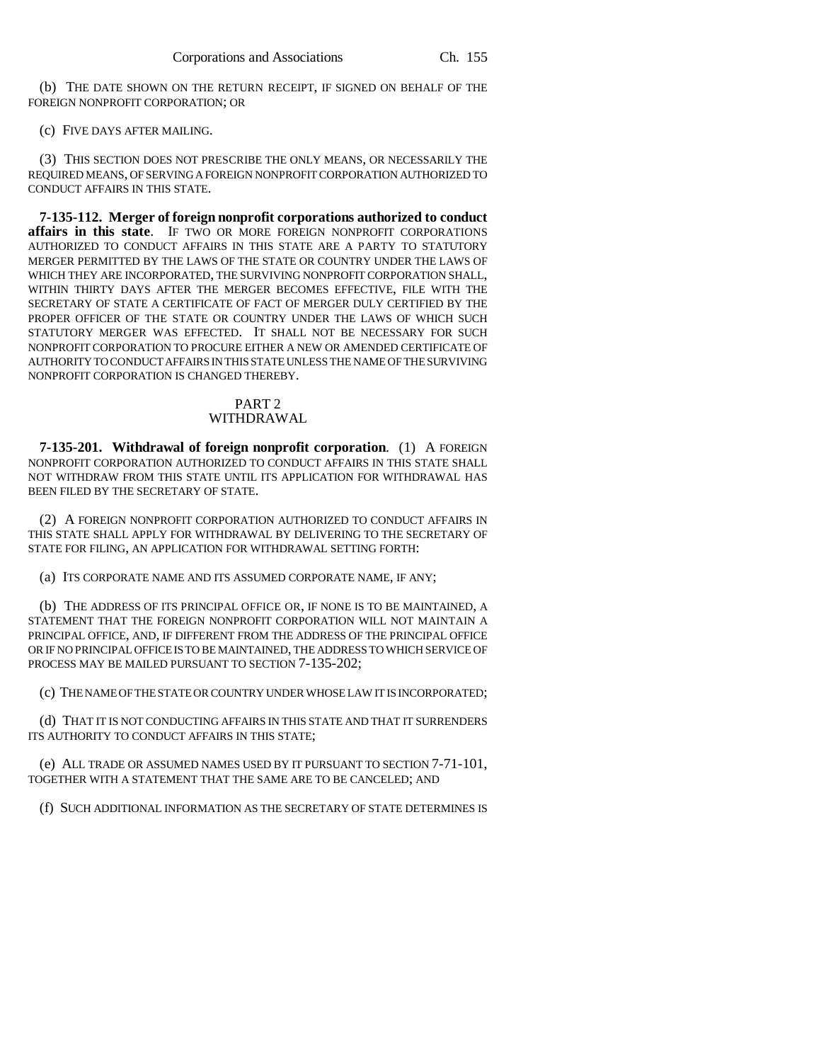(b) THE DATE SHOWN ON THE RETURN RECEIPT, IF SIGNED ON BEHALF OF THE FOREIGN NONPROFIT CORPORATION; OR

(c) FIVE DAYS AFTER MAILING.

(3) THIS SECTION DOES NOT PRESCRIBE THE ONLY MEANS, OR NECESSARILY THE REQUIRED MEANS, OF SERVING A FOREIGN NONPROFIT CORPORATION AUTHORIZED TO CONDUCT AFFAIRS IN THIS STATE.

**7-135-112. Merger of foreign nonprofit corporations authorized to conduct affairs in this state**. IF TWO OR MORE FOREIGN NONPROFIT CORPORATIONS AUTHORIZED TO CONDUCT AFFAIRS IN THIS STATE ARE A PARTY TO STATUTORY MERGER PERMITTED BY THE LAWS OF THE STATE OR COUNTRY UNDER THE LAWS OF WHICH THEY ARE INCORPORATED, THE SURVIVING NONPROFIT CORPORATION SHALL, WITHIN THIRTY DAYS AFTER THE MERGER BECOMES EFFECTIVE, FILE WITH THE SECRETARY OF STATE A CERTIFICATE OF FACT OF MERGER DULY CERTIFIED BY THE PROPER OFFICER OF THE STATE OR COUNTRY UNDER THE LAWS OF WHICH SUCH STATUTORY MERGER WAS EFFECTED. IT SHALL NOT BE NECESSARY FOR SUCH NONPROFIT CORPORATION TO PROCURE EITHER A NEW OR AMENDED CERTIFICATE OF AUTHORITY TO CONDUCT AFFAIRS IN THIS STATE UNLESS THE NAME OF THE SURVIVING NONPROFIT CORPORATION IS CHANGED THEREBY.

## PART 2
## WITHDRAWAL

**7-135-201. Withdrawal of foreign nonprofit corporation**. (1) A FOREIGN NONPROFIT CORPORATION AUTHORIZED TO CONDUCT AFFAIRS IN THIS STATE SHALL NOT WITHDRAW FROM THIS STATE UNTIL ITS APPLICATION FOR WITHDRAWAL HAS BEEN FILED BY THE SECRETARY OF STATE.

(2) A FOREIGN NONPROFIT CORPORATION AUTHORIZED TO CONDUCT AFFAIRS IN THIS STATE SHALL APPLY FOR WITHDRAWAL BY DELIVERING TO THE SECRETARY OF STATE FOR FILING, AN APPLICATION FOR WITHDRAWAL SETTING FORTH:

(a) ITS CORPORATE NAME AND ITS ASSUMED CORPORATE NAME, IF ANY;

(b) THE ADDRESS OF ITS PRINCIPAL OFFICE OR, IF NONE IS TO BE MAINTAINED, A STATEMENT THAT THE FOREIGN NONPROFIT CORPORATION WILL NOT MAINTAIN A PRINCIPAL OFFICE, AND, IF DIFFERENT FROM THE ADDRESS OF THE PRINCIPAL OFFICE OR IF NO PRINCIPAL OFFICE IS TO BE MAINTAINED, THE ADDRESS TO WHICH SERVICE OF PROCESS MAY BE MAILED PURSUANT TO SECTION 7-135-202;

(c) THE NAME OF THE STATE OR COUNTRY UNDER WHOSE LAW IT IS INCORPORATED;

(d) THAT IT IS NOT CONDUCTING AFFAIRS IN THIS STATE AND THAT IT SURRENDERS ITS AUTHORITY TO CONDUCT AFFAIRS IN THIS STATE;

(e) ALL TRADE OR ASSUMED NAMES USED BY IT PURSUANT TO SECTION 7-71-101, TOGETHER WITH A STATEMENT THAT THE SAME ARE TO BE CANCELED; AND

(f) SUCH ADDITIONAL INFORMATION AS THE SECRETARY OF STATE DETERMINES IS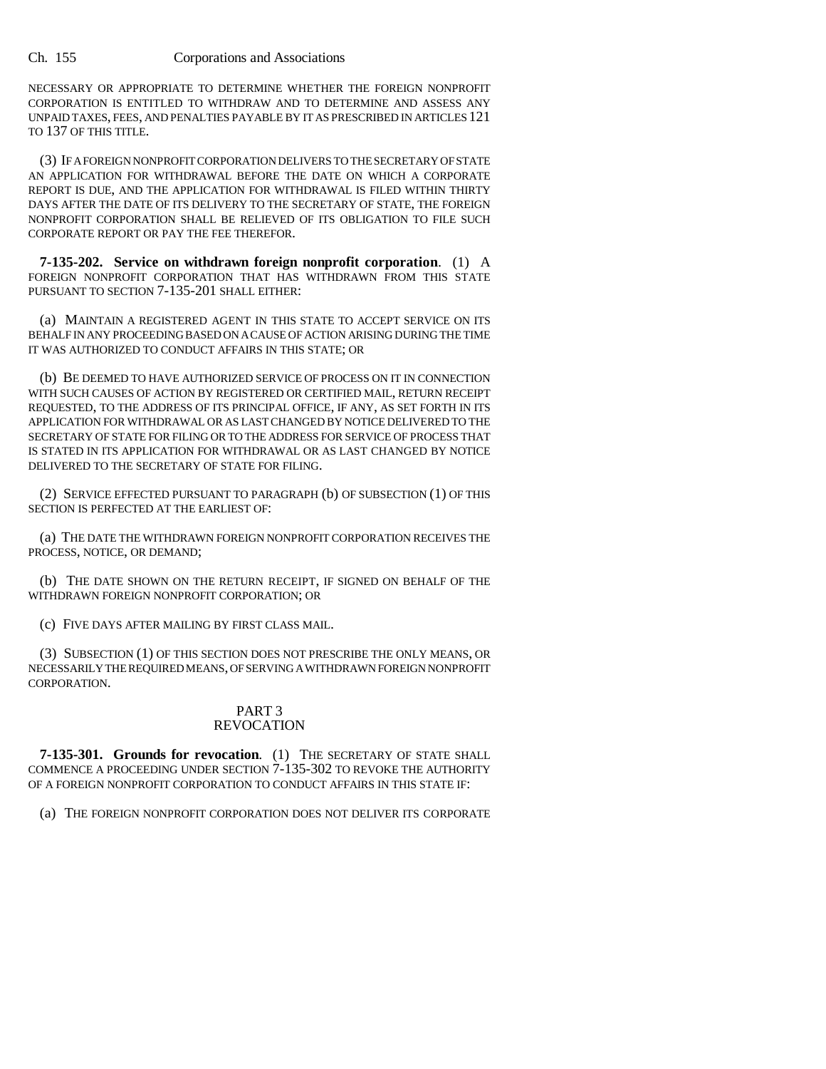NECESSARY OR APPROPRIATE TO DETERMINE WHETHER THE FOREIGN NONPROFIT CORPORATION IS ENTITLED TO WITHDRAW AND TO DETERMINE AND ASSESS ANY UNPAID TAXES, FEES, AND PENALTIES PAYABLE BY IT AS PRESCRIBED IN ARTICLES 121 TO 137 OF THIS TITLE.

(3) IF A FOREIGN NONPROFIT CORPORATION DELIVERS TO THE SECRETARY OF STATE AN APPLICATION FOR WITHDRAWAL BEFORE THE DATE ON WHICH A CORPORATE REPORT IS DUE, AND THE APPLICATION FOR WITHDRAWAL IS FILED WITHIN THIRTY DAYS AFTER THE DATE OF ITS DELIVERY TO THE SECRETARY OF STATE, THE FOREIGN NONPROFIT CORPORATION SHALL BE RELIEVED OF ITS OBLIGATION TO FILE SUCH CORPORATE REPORT OR PAY THE FEE THEREFOR.

**7-135-202. Service on withdrawn foreign nonprofit corporation**. (1) A FOREIGN NONPROFIT CORPORATION THAT HAS WITHDRAWN FROM THIS STATE PURSUANT TO SECTION 7-135-201 SHALL EITHER:

(a) MAINTAIN A REGISTERED AGENT IN THIS STATE TO ACCEPT SERVICE ON ITS BEHALF IN ANY PROCEEDING BASED ON A CAUSE OF ACTION ARISING DURING THE TIME IT WAS AUTHORIZED TO CONDUCT AFFAIRS IN THIS STATE; OR

(b) BE DEEMED TO HAVE AUTHORIZED SERVICE OF PROCESS ON IT IN CONNECTION WITH SUCH CAUSES OF ACTION BY REGISTERED OR CERTIFIED MAIL, RETURN RECEIPT REQUESTED, TO THE ADDRESS OF ITS PRINCIPAL OFFICE, IF ANY, AS SET FORTH IN ITS APPLICATION FOR WITHDRAWAL OR AS LAST CHANGED BY NOTICE DELIVERED TO THE SECRETARY OF STATE FOR FILING OR TO THE ADDRESS FOR SERVICE OF PROCESS THAT IS STATED IN ITS APPLICATION FOR WITHDRAWAL OR AS LAST CHANGED BY NOTICE DELIVERED TO THE SECRETARY OF STATE FOR FILING.

(2) SERVICE EFFECTED PURSUANT TO PARAGRAPH (b) OF SUBSECTION (1) OF THIS SECTION IS PERFECTED AT THE EARLIEST OF:

(a) THE DATE THE WITHDRAWN FOREIGN NONPROFIT CORPORATION RECEIVES THE PROCESS, NOTICE, OR DEMAND;

(b) THE DATE SHOWN ON THE RETURN RECEIPT, IF SIGNED ON BEHALF OF THE WITHDRAWN FOREIGN NONPROFIT CORPORATION; OR

(c) FIVE DAYS AFTER MAILING BY FIRST CLASS MAIL.

(3) SUBSECTION (1) OF THIS SECTION DOES NOT PRESCRIBE THE ONLY MEANS, OR NECESSARILY THE REQUIRED MEANS, OF SERVING A WITHDRAWN FOREIGN NONPROFIT CORPORATION.

## PART 3
## REVOCATION

**7-135-301. Grounds for revocation**. (1) THE SECRETARY OF STATE SHALL COMMENCE A PROCEEDING UNDER SECTION 7-135-302 TO REVOKE THE AUTHORITY OF A FOREIGN NONPROFIT CORPORATION TO CONDUCT AFFAIRS IN THIS STATE IF:

(a) THE FOREIGN NONPROFIT CORPORATION DOES NOT DELIVER ITS CORPORATE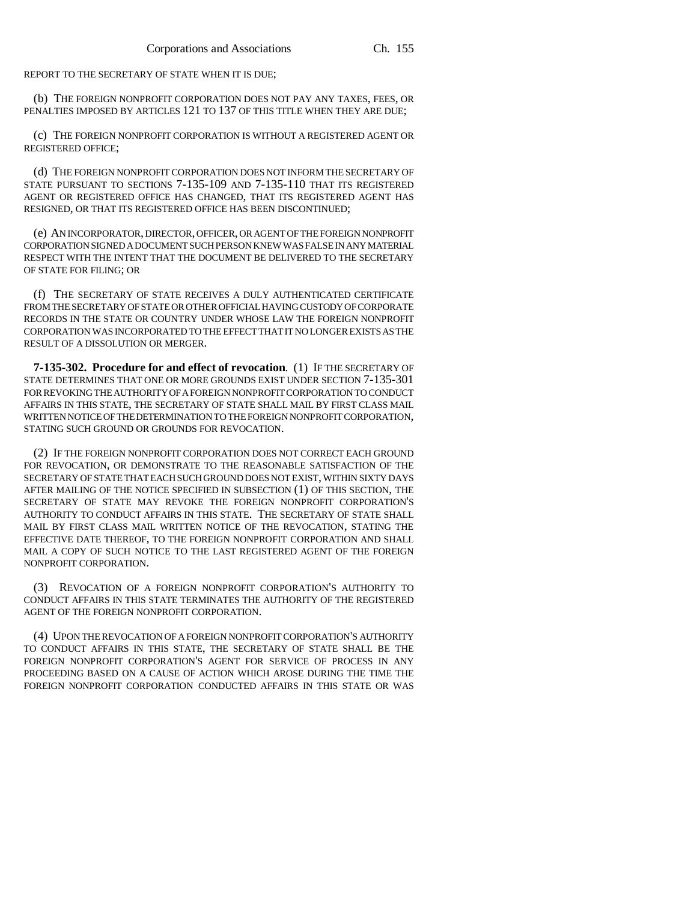REPORT TO THE SECRETARY OF STATE WHEN IT IS DUE;

(b) THE FOREIGN NONPROFIT CORPORATION DOES NOT PAY ANY TAXES, FEES, OR PENALTIES IMPOSED BY ARTICLES 121 TO 137 OF THIS TITLE WHEN THEY ARE DUE;

(c) THE FOREIGN NONPROFIT CORPORATION IS WITHOUT A REGISTERED AGENT OR REGISTERED OFFICE;

(d) THE FOREIGN NONPROFIT CORPORATION DOES NOT INFORM THE SECRETARY OF STATE PURSUANT TO SECTIONS 7-135-109 AND 7-135-110 THAT ITS REGISTERED AGENT OR REGISTERED OFFICE HAS CHANGED, THAT ITS REGISTERED AGENT HAS RESIGNED, OR THAT ITS REGISTERED OFFICE HAS BEEN DISCONTINUED;

(e) AN INCORPORATOR, DIRECTOR, OFFICER, OR AGENT OF THE FOREIGN NONPROFIT CORPORATION SIGNED A DOCUMENT SUCH PERSON KNEW WAS FALSE IN ANY MATERIAL RESPECT WITH THE INTENT THAT THE DOCUMENT BE DELIVERED TO THE SECRETARY OF STATE FOR FILING; OR

(f) THE SECRETARY OF STATE RECEIVES A DULY AUTHENTICATED CERTIFICATE FROM THE SECRETARY OF STATE OR OTHER OFFICIAL HAVING CUSTODY OF CORPORATE RECORDS IN THE STATE OR COUNTRY UNDER WHOSE LAW THE FOREIGN NONPROFIT CORPORATION WAS INCORPORATED TO THE EFFECT THAT IT NO LONGER EXISTS AS THE RESULT OF A DISSOLUTION OR MERGER.

**7-135-302. Procedure for and effect of revocation**. (1) IF THE SECRETARY OF STATE DETERMINES THAT ONE OR MORE GROUNDS EXIST UNDER SECTION 7-135-301 FOR REVOKING THE AUTHORITY OF A FOREIGN NONPROFIT CORPORATION TO CONDUCT AFFAIRS IN THIS STATE, THE SECRETARY OF STATE SHALL MAIL BY FIRST CLASS MAIL WRITTEN NOTICE OF THE DETERMINATION TO THE FOREIGN NONPROFIT CORPORATION, STATING SUCH GROUND OR GROUNDS FOR REVOCATION.

(2) IF THE FOREIGN NONPROFIT CORPORATION DOES NOT CORRECT EACH GROUND FOR REVOCATION, OR DEMONSTRATE TO THE REASONABLE SATISFACTION OF THE SECRETARY OF STATE THAT EACH SUCH GROUND DOES NOT EXIST, WITHIN SIXTY DAYS AFTER MAILING OF THE NOTICE SPECIFIED IN SUBSECTION (1) OF THIS SECTION, THE SECRETARY OF STATE MAY REVOKE THE FOREIGN NONPROFIT CORPORATION'S AUTHORITY TO CONDUCT AFFAIRS IN THIS STATE. THE SECRETARY OF STATE SHALL MAIL BY FIRST CLASS MAIL WRITTEN NOTICE OF THE REVOCATION, STATING THE EFFECTIVE DATE THEREOF, TO THE FOREIGN NONPROFIT CORPORATION AND SHALL MAIL A COPY OF SUCH NOTICE TO THE LAST REGISTERED AGENT OF THE FOREIGN NONPROFIT CORPORATION.

(3) REVOCATION OF A FOREIGN NONPROFIT CORPORATION'S AUTHORITY TO CONDUCT AFFAIRS IN THIS STATE TERMINATES THE AUTHORITY OF THE REGISTERED AGENT OF THE FOREIGN NONPROFIT CORPORATION.

(4) UPON THE REVOCATION OF A FOREIGN NONPROFIT CORPORATION'S AUTHORITY TO CONDUCT AFFAIRS IN THIS STATE, THE SECRETARY OF STATE SHALL BE THE FOREIGN NONPROFIT CORPORATION'S AGENT FOR SERVICE OF PROCESS IN ANY PROCEEDING BASED ON A CAUSE OF ACTION WHICH AROSE DURING THE TIME THE FOREIGN NONPROFIT CORPORATION CONDUCTED AFFAIRS IN THIS STATE OR WAS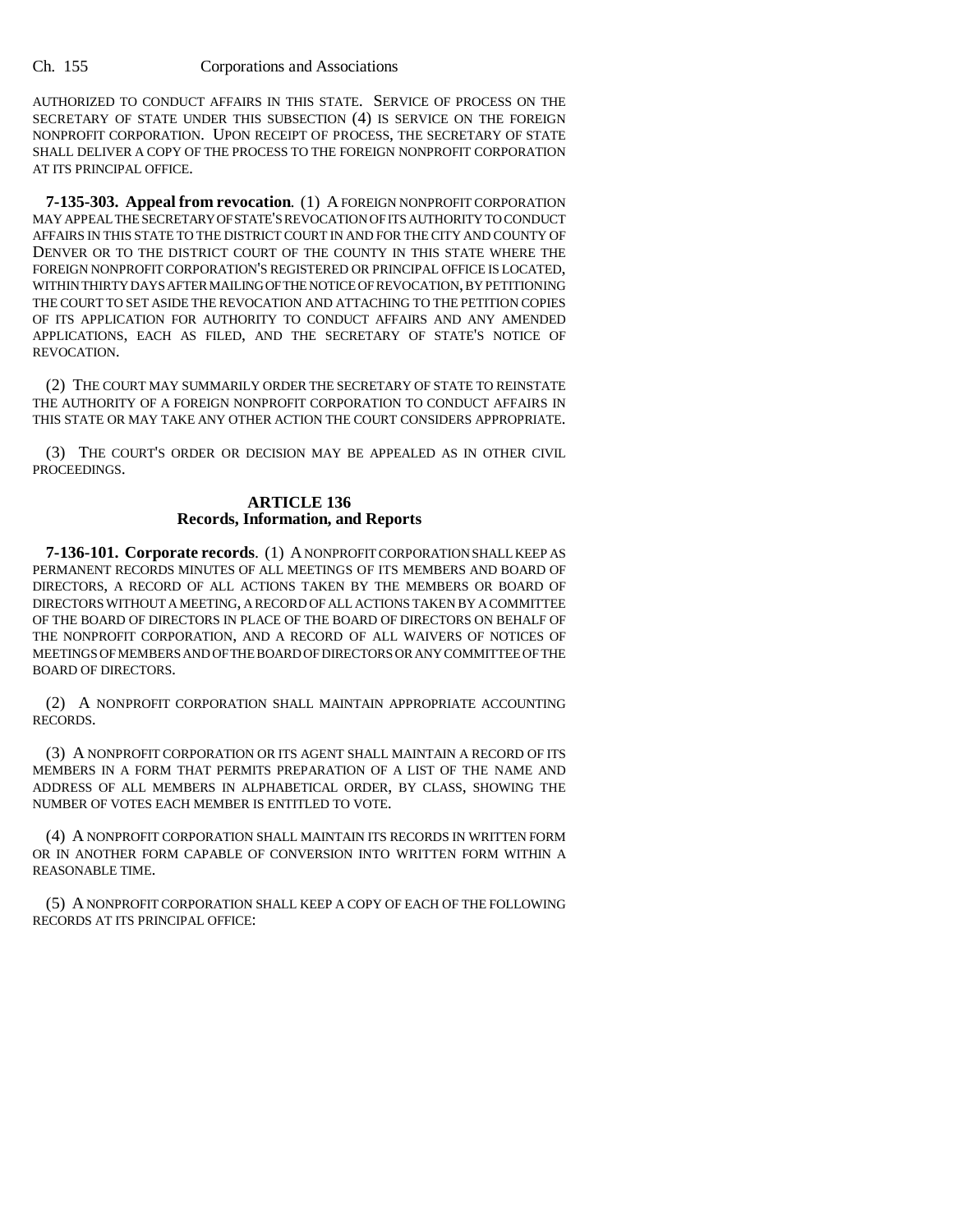AUTHORIZED TO CONDUCT AFFAIRS IN THIS STATE. SERVICE OF PROCESS ON THE SECRETARY OF STATE UNDER THIS SUBSECTION (4) IS SERVICE ON THE FOREIGN NONPROFIT CORPORATION. UPON RECEIPT OF PROCESS, THE SECRETARY OF STATE SHALL DELIVER A COPY OF THE PROCESS TO THE FOREIGN NONPROFIT CORPORATION AT ITS PRINCIPAL OFFICE.

**7-135-303. Appeal from revocation**. (1) A FOREIGN NONPROFIT CORPORATION MAY APPEAL THE SECRETARY OF STATE'S REVOCATION OF ITS AUTHORITY TO CONDUCT AFFAIRS IN THIS STATE TO THE DISTRICT COURT IN AND FOR THE CITY AND COUNTY OF DENVER OR TO THE DISTRICT COURT OF THE COUNTY IN THIS STATE WHERE THE FOREIGN NONPROFIT CORPORATION'S REGISTERED OR PRINCIPAL OFFICE IS LOCATED, WITHIN THIRTY DAYS AFTER MAILING OF THE NOTICE OF REVOCATION, BY PETITIONING THE COURT TO SET ASIDE THE REVOCATION AND ATTACHING TO THE PETITION COPIES OF ITS APPLICATION FOR AUTHORITY TO CONDUCT AFFAIRS AND ANY AMENDED APPLICATIONS, EACH AS FILED, AND THE SECRETARY OF STATE'S NOTICE OF REVOCATION.

(2) THE COURT MAY SUMMARILY ORDER THE SECRETARY OF STATE TO REINSTATE THE AUTHORITY OF A FOREIGN NONPROFIT CORPORATION TO CONDUCT AFFAIRS IN THIS STATE OR MAY TAKE ANY OTHER ACTION THE COURT CONSIDERS APPROPRIATE.

(3) THE COURT'S ORDER OR DECISION MAY BE APPEALED AS IN OTHER CIVIL PROCEEDINGS.

## ARTICLE 136
## Records, Information, and Reports

**7-136-101. Corporate records**. (1) A NONPROFIT CORPORATION SHALL KEEP AS PERMANENT RECORDS MINUTES OF ALL MEETINGS OF ITS MEMBERS AND BOARD OF DIRECTORS, A RECORD OF ALL ACTIONS TAKEN BY THE MEMBERS OR BOARD OF DIRECTORS WITHOUT A MEETING, A RECORD OF ALL ACTIONS TAKEN BY A COMMITTEE OF THE BOARD OF DIRECTORS IN PLACE OF THE BOARD OF DIRECTORS ON BEHALF OF THE NONPROFIT CORPORATION, AND A RECORD OF ALL WAIVERS OF NOTICES OF MEETINGS OF MEMBERS AND OF THE BOARD OF DIRECTORS OR ANY COMMITTEE OF THE BOARD OF DIRECTORS.

(2) A NONPROFIT CORPORATION SHALL MAINTAIN APPROPRIATE ACCOUNTING RECORDS.

(3) A NONPROFIT CORPORATION OR ITS AGENT SHALL MAINTAIN A RECORD OF ITS MEMBERS IN A FORM THAT PERMITS PREPARATION OF A LIST OF THE NAME AND ADDRESS OF ALL MEMBERS IN ALPHABETICAL ORDER, BY CLASS, SHOWING THE NUMBER OF VOTES EACH MEMBER IS ENTITLED TO VOTE.

(4) A NONPROFIT CORPORATION SHALL MAINTAIN ITS RECORDS IN WRITTEN FORM OR IN ANOTHER FORM CAPABLE OF CONVERSION INTO WRITTEN FORM WITHIN A REASONABLE TIME.

(5) A NONPROFIT CORPORATION SHALL KEEP A COPY OF EACH OF THE FOLLOWING RECORDS AT ITS PRINCIPAL OFFICE: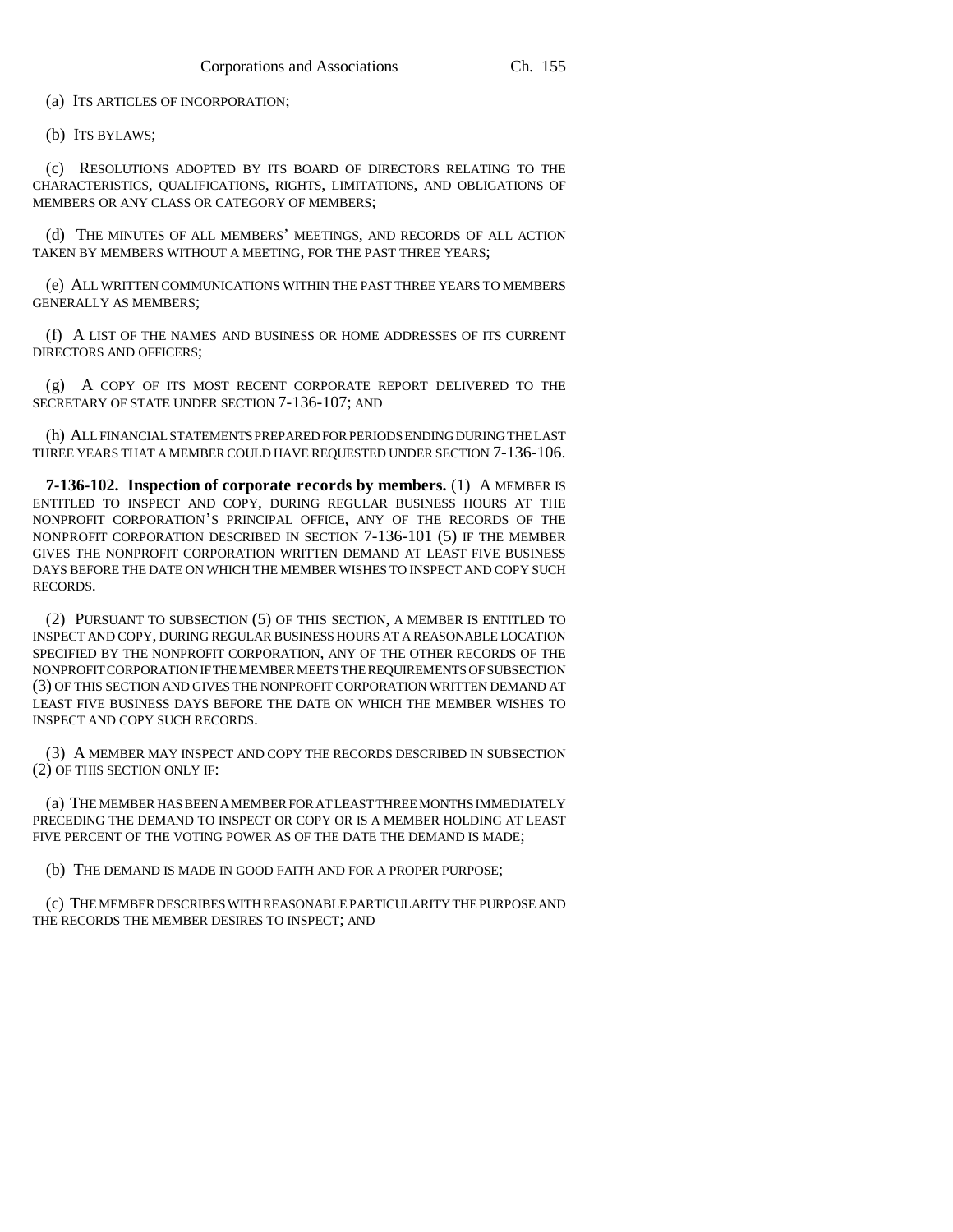(a) ITS ARTICLES OF INCORPORATION;

(b) ITS BYLAWS;

(c) RESOLUTIONS ADOPTED BY ITS BOARD OF DIRECTORS RELATING TO THE CHARACTERISTICS, QUALIFICATIONS, RIGHTS, LIMITATIONS, AND OBLIGATIONS OF MEMBERS OR ANY CLASS OR CATEGORY OF MEMBERS;

(d) THE MINUTES OF ALL MEMBERS' MEETINGS, AND RECORDS OF ALL ACTION TAKEN BY MEMBERS WITHOUT A MEETING, FOR THE PAST THREE YEARS;

(e) ALL WRITTEN COMMUNICATIONS WITHIN THE PAST THREE YEARS TO MEMBERS GENERALLY AS MEMBERS;

(f) A LIST OF THE NAMES AND BUSINESS OR HOME ADDRESSES OF ITS CURRENT DIRECTORS AND OFFICERS;

(g) A COPY OF ITS MOST RECENT CORPORATE REPORT DELIVERED TO THE SECRETARY OF STATE UNDER SECTION 7-136-107; AND

(h) ALL FINANCIAL STATEMENTS PREPARED FOR PERIODS ENDING DURING THE LAST THREE YEARS THAT A MEMBER COULD HAVE REQUESTED UNDER SECTION 7-136-106.

**7-136-102. Inspection of corporate records by members.** (1) A MEMBER IS ENTITLED TO INSPECT AND COPY, DURING REGULAR BUSINESS HOURS AT THE NONPROFIT CORPORATION'S PRINCIPAL OFFICE, ANY OF THE RECORDS OF THE NONPROFIT CORPORATION DESCRIBED IN SECTION 7-136-101 (5) IF THE MEMBER GIVES THE NONPROFIT CORPORATION WRITTEN DEMAND AT LEAST FIVE BUSINESS DAYS BEFORE THE DATE ON WHICH THE MEMBER WISHES TO INSPECT AND COPY SUCH RECORDS.

(2) PURSUANT TO SUBSECTION (5) OF THIS SECTION, A MEMBER IS ENTITLED TO INSPECT AND COPY, DURING REGULAR BUSINESS HOURS AT A REASONABLE LOCATION SPECIFIED BY THE NONPROFIT CORPORATION, ANY OF THE OTHER RECORDS OF THE NONPROFIT CORPORATION IF THE MEMBER MEETS THE REQUIREMENTS OF SUBSECTION (3) OF THIS SECTION AND GIVES THE NONPROFIT CORPORATION WRITTEN DEMAND AT LEAST FIVE BUSINESS DAYS BEFORE THE DATE ON WHICH THE MEMBER WISHES TO INSPECT AND COPY SUCH RECORDS.

(3) A MEMBER MAY INSPECT AND COPY THE RECORDS DESCRIBED IN SUBSECTION (2) OF THIS SECTION ONLY IF:

(a) THE MEMBER HAS BEEN A MEMBER FOR AT LEAST THREE MONTHS IMMEDIATELY PRECEDING THE DEMAND TO INSPECT OR COPY OR IS A MEMBER HOLDING AT LEAST FIVE PERCENT OF THE VOTING POWER AS OF THE DATE THE DEMAND IS MADE;

(b) THE DEMAND IS MADE IN GOOD FAITH AND FOR A PROPER PURPOSE;

(c) THE MEMBER DESCRIBES WITH REASONABLE PARTICULARITY THE PURPOSE AND THE RECORDS THE MEMBER DESIRES TO INSPECT; AND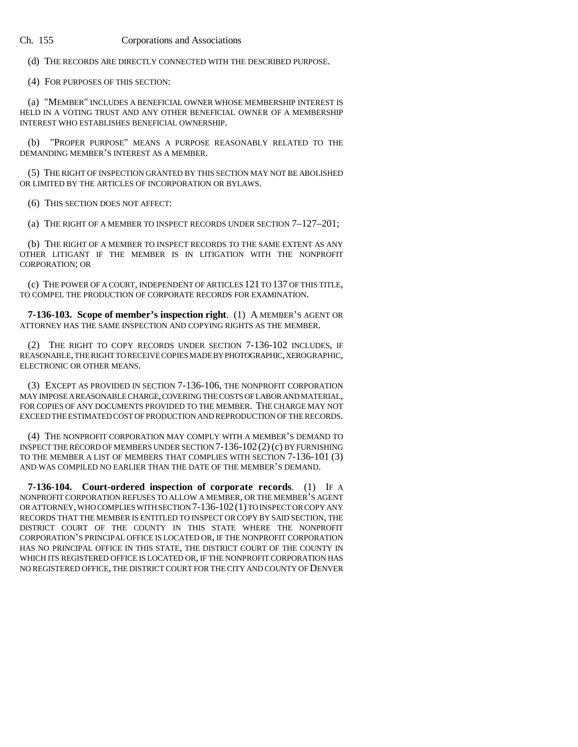(d) THE RECORDS ARE DIRECTLY CONNECTED WITH THE DESCRIBED PURPOSE.

(4) FOR PURPOSES OF THIS SECTION:

(a) "MEMBER" INCLUDES A BENEFICIAL OWNER WHOSE MEMBERSHIP INTEREST IS HELD IN A VOTING TRUST AND ANY OTHER BENEFICIAL OWNER OF A MEMBERSHIP INTEREST WHO ESTABLISHES BENEFICIAL OWNERSHIP.

(b) "PROPER PURPOSE" MEANS A PURPOSE REASONABLY RELATED TO THE DEMANDING MEMBER'S INTEREST AS A MEMBER.

(5) THE RIGHT OF INSPECTION GRANTED BY THIS SECTION MAY NOT BE ABOLISHED OR LIMITED BY THE ARTICLES OF INCORPORATION OR BYLAWS.

(6) THIS SECTION DOES NOT AFFECT:

(a) THE RIGHT OF A MEMBER TO INSPECT RECORDS UNDER SECTION 7–127–201;

(b) THE RIGHT OF A MEMBER TO INSPECT RECORDS TO THE SAME EXTENT AS ANY OTHER LITIGANT IF THE MEMBER IS IN LITIGATION WITH THE NONPROFIT CORPORATION; OR

(c) THE POWER OF A COURT, INDEPENDENT OF ARTICLES 121 TO 137 OF THIS TITLE, TO COMPEL THE PRODUCTION OF CORPORATE RECORDS FOR EXAMINATION.

**7-136-103. Scope of member's inspection right**. (1) A MEMBER'S AGENT OR ATTORNEY HAS THE SAME INSPECTION AND COPYING RIGHTS AS THE MEMBER.

(2) THE RIGHT TO COPY RECORDS UNDER SECTION 7-136-102 INCLUDES, IF REASONABLE, THE RIGHT TO RECEIVE COPIES MADE BY PHOTOGRAPHIC, XEROGRAPHIC, ELECTRONIC OR OTHER MEANS.

(3) EXCEPT AS PROVIDED IN SECTION 7-136-106, THE NONPROFIT CORPORATION MAY IMPOSE A REASONABLE CHARGE, COVERING THE COSTS OF LABOR AND MATERIAL, FOR COPIES OF ANY DOCUMENTS PROVIDED TO THE MEMBER. THE CHARGE MAY NOT EXCEED THE ESTIMATED COST OF PRODUCTION AND REPRODUCTION OF THE RECORDS.

(4) THE NONPROFIT CORPORATION MAY COMPLY WITH A MEMBER'S DEMAND TO INSPECT THE RECORD OF MEMBERS UNDER SECTION 7-136-102 (2) (c) BY FURNISHING TO THE MEMBER A LIST OF MEMBERS THAT COMPLIES WITH SECTION 7-136-101 (3) AND WAS COMPILED NO EARLIER THAN THE DATE OF THE MEMBER'S DEMAND.

**7-136-104. Court-ordered inspection of corporate records**. (1) IF A NONPROFIT CORPORATION REFUSES TO ALLOW A MEMBER, OR THE MEMBER'S AGENT OR ATTORNEY, WHO COMPLIES WITH SECTION 7-136-102 (1) TO INSPECT OR COPY ANY RECORDS THAT THE MEMBER IS ENTITLED TO INSPECT OR COPY BY SAID SECTION, THE DISTRICT COURT OF THE COUNTY IN THIS STATE WHERE THE NONPROFIT CORPORATION'S PRINCIPAL OFFICE IS LOCATED OR, IF THE NONPROFIT CORPORATION HAS NO PRINCIPAL OFFICE IN THIS STATE, THE DISTRICT COURT OF THE COUNTY IN WHICH ITS REGISTERED OFFICE IS LOCATED OR, IF THE NONPROFIT CORPORATION HAS NO REGISTERED OFFICE, THE DISTRICT COURT FOR THE CITY AND COUNTY OF DENVER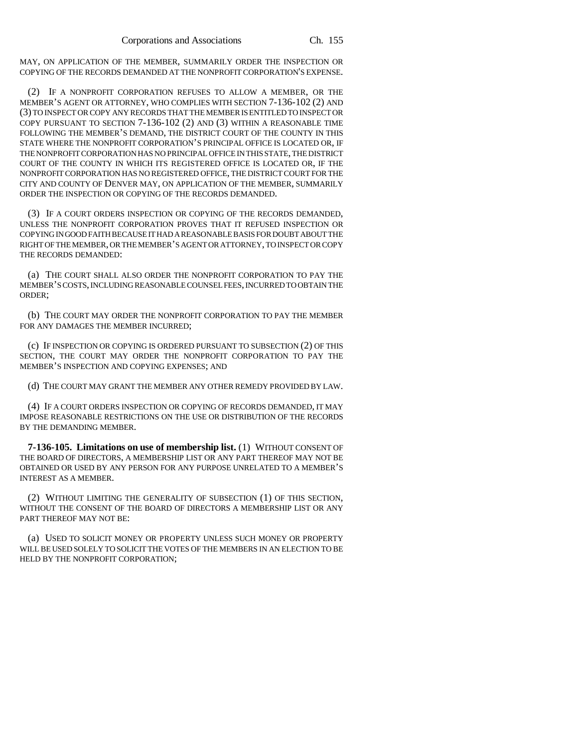MAY, ON APPLICATION OF THE MEMBER, SUMMARILY ORDER THE INSPECTION OR COPYING OF THE RECORDS DEMANDED AT THE NONPROFIT CORPORATION'S EXPENSE.

(2) IF A NONPROFIT CORPORATION REFUSES TO ALLOW A MEMBER, OR THE MEMBER'S AGENT OR ATTORNEY, WHO COMPLIES WITH SECTION 7-136-102 (2) AND (3) TO INSPECT OR COPY ANY RECORDS THAT THE MEMBER IS ENTITLED TO INSPECT OR COPY PURSUANT TO SECTION 7-136-102 (2) AND (3) WITHIN A REASONABLE TIME FOLLOWING THE MEMBER'S DEMAND, THE DISTRICT COURT OF THE COUNTY IN THIS STATE WHERE THE NONPROFIT CORPORATION'S PRINCIPAL OFFICE IS LOCATED OR, IF THE NONPROFIT CORPORATION HAS NO PRINCIPAL OFFICE IN THIS STATE, THE DISTRICT COURT OF THE COUNTY IN WHICH ITS REGISTERED OFFICE IS LOCATED OR, IF THE NONPROFIT CORPORATION HAS NO REGISTERED OFFICE, THE DISTRICT COURT FOR THE CITY AND COUNTY OF DENVER MAY, ON APPLICATION OF THE MEMBER, SUMMARILY ORDER THE INSPECTION OR COPYING OF THE RECORDS DEMANDED.

(3) IF A COURT ORDERS INSPECTION OR COPYING OF THE RECORDS DEMANDED, UNLESS THE NONPROFIT CORPORATION PROVES THAT IT REFUSED INSPECTION OR COPYING IN GOOD FAITH BECAUSE IT HAD A REASONABLE BASIS FOR DOUBT ABOUT THE RIGHT OF THE MEMBER, OR THE MEMBER'S AGENT OR ATTORNEY, TO INSPECT OR COPY THE RECORDS DEMANDED:

(a) THE COURT SHALL ALSO ORDER THE NONPROFIT CORPORATION TO PAY THE MEMBER'S COSTS, INCLUDING REASONABLE COUNSEL FEES, INCURRED TO OBTAIN THE ORDER;

(b) THE COURT MAY ORDER THE NONPROFIT CORPORATION TO PAY THE MEMBER FOR ANY DAMAGES THE MEMBER INCURRED;

(c) IF INSPECTION OR COPYING IS ORDERED PURSUANT TO SUBSECTION (2) OF THIS SECTION, THE COURT MAY ORDER THE NONPROFIT CORPORATION TO PAY THE MEMBER'S INSPECTION AND COPYING EXPENSES; AND

(d) THE COURT MAY GRANT THE MEMBER ANY OTHER REMEDY PROVIDED BY LAW.

(4) IF A COURT ORDERS INSPECTION OR COPYING OF RECORDS DEMANDED, IT MAY IMPOSE REASONABLE RESTRICTIONS ON THE USE OR DISTRIBUTION OF THE RECORDS BY THE DEMANDING MEMBER.

**7-136-105. Limitations on use of membership list.** (1) WITHOUT CONSENT OF THE BOARD OF DIRECTORS, A MEMBERSHIP LIST OR ANY PART THEREOF MAY NOT BE OBTAINED OR USED BY ANY PERSON FOR ANY PURPOSE UNRELATED TO A MEMBER'S INTEREST AS A MEMBER.

(2) WITHOUT LIMITING THE GENERALITY OF SUBSECTION (1) OF THIS SECTION, WITHOUT THE CONSENT OF THE BOARD OF DIRECTORS A MEMBERSHIP LIST OR ANY PART THEREOF MAY NOT BE:

(a) USED TO SOLICIT MONEY OR PROPERTY UNLESS SUCH MONEY OR PROPERTY WILL BE USED SOLELY TO SOLICIT THE VOTES OF THE MEMBERS IN AN ELECTION TO BE HELD BY THE NONPROFIT CORPORATION;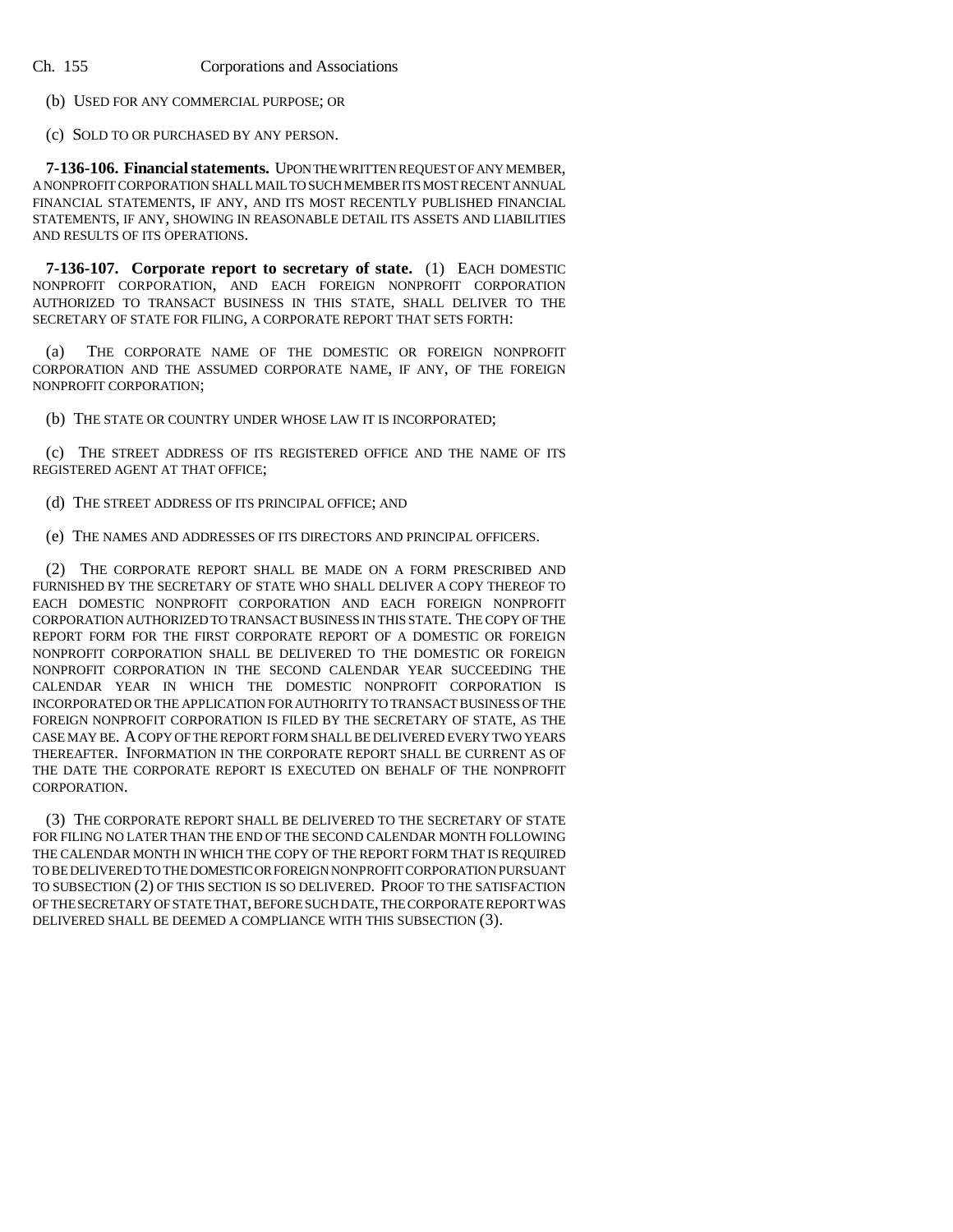(b) USED FOR ANY COMMERCIAL PURPOSE; OR

(c) SOLD TO OR PURCHASED BY ANY PERSON.

**7-136-106. Financial statements.** UPON THE WRITTEN REQUEST OF ANY MEMBER, A NONPROFIT CORPORATION SHALL MAIL TO SUCH MEMBER ITS MOST RECENT ANNUAL FINANCIAL STATEMENTS, IF ANY, AND ITS MOST RECENTLY PUBLISHED FINANCIAL STATEMENTS, IF ANY, SHOWING IN REASONABLE DETAIL ITS ASSETS AND LIABILITIES AND RESULTS OF ITS OPERATIONS.

**7-136-107. Corporate report to secretary of state.** (1) EACH DOMESTIC NONPROFIT CORPORATION, AND EACH FOREIGN NONPROFIT CORPORATION AUTHORIZED TO TRANSACT BUSINESS IN THIS STATE, SHALL DELIVER TO THE SECRETARY OF STATE FOR FILING, A CORPORATE REPORT THAT SETS FORTH:

(a) THE CORPORATE NAME OF THE DOMESTIC OR FOREIGN NONPROFIT CORPORATION AND THE ASSUMED CORPORATE NAME, IF ANY, OF THE FOREIGN NONPROFIT CORPORATION;

(b) THE STATE OR COUNTRY UNDER WHOSE LAW IT IS INCORPORATED;

(c) THE STREET ADDRESS OF ITS REGISTERED OFFICE AND THE NAME OF ITS REGISTERED AGENT AT THAT OFFICE;

(d) THE STREET ADDRESS OF ITS PRINCIPAL OFFICE; AND

(e) THE NAMES AND ADDRESSES OF ITS DIRECTORS AND PRINCIPAL OFFICERS.

(2) THE CORPORATE REPORT SHALL BE MADE ON A FORM PRESCRIBED AND FURNISHED BY THE SECRETARY OF STATE WHO SHALL DELIVER A COPY THEREOF TO EACH DOMESTIC NONPROFIT CORPORATION AND EACH FOREIGN NONPROFIT CORPORATION AUTHORIZED TO TRANSACT BUSINESS IN THIS STATE. THE COPY OF THE REPORT FORM FOR THE FIRST CORPORATE REPORT OF A DOMESTIC OR FOREIGN NONPROFIT CORPORATION SHALL BE DELIVERED TO THE DOMESTIC OR FOREIGN NONPROFIT CORPORATION IN THE SECOND CALENDAR YEAR SUCCEEDING THE CALENDAR YEAR IN WHICH THE DOMESTIC NONPROFIT CORPORATION IS INCORPORATED OR THE APPLICATION FOR AUTHORITY TO TRANSACT BUSINESS OF THE FOREIGN NONPROFIT CORPORATION IS FILED BY THE SECRETARY OF STATE, AS THE CASE MAY BE. A COPY OF THE REPORT FORM SHALL BE DELIVERED EVERY TWO YEARS THEREAFTER. INFORMATION IN THE CORPORATE REPORT SHALL BE CURRENT AS OF THE DATE THE CORPORATE REPORT IS EXECUTED ON BEHALF OF THE NONPROFIT CORPORATION.

(3) THE CORPORATE REPORT SHALL BE DELIVERED TO THE SECRETARY OF STATE FOR FILING NO LATER THAN THE END OF THE SECOND CALENDAR MONTH FOLLOWING THE CALENDAR MONTH IN WHICH THE COPY OF THE REPORT FORM THAT IS REQUIRED TO BE DELIVERED TO THE DOMESTIC OR FOREIGN NONPROFIT CORPORATION PURSUANT TO SUBSECTION (2) OF THIS SECTION IS SO DELIVERED. PROOF TO THE SATISFACTION OF THE SECRETARY OF STATE THAT, BEFORE SUCH DATE, THE CORPORATE REPORT WAS DELIVERED SHALL BE DEEMED A COMPLIANCE WITH THIS SUBSECTION (3).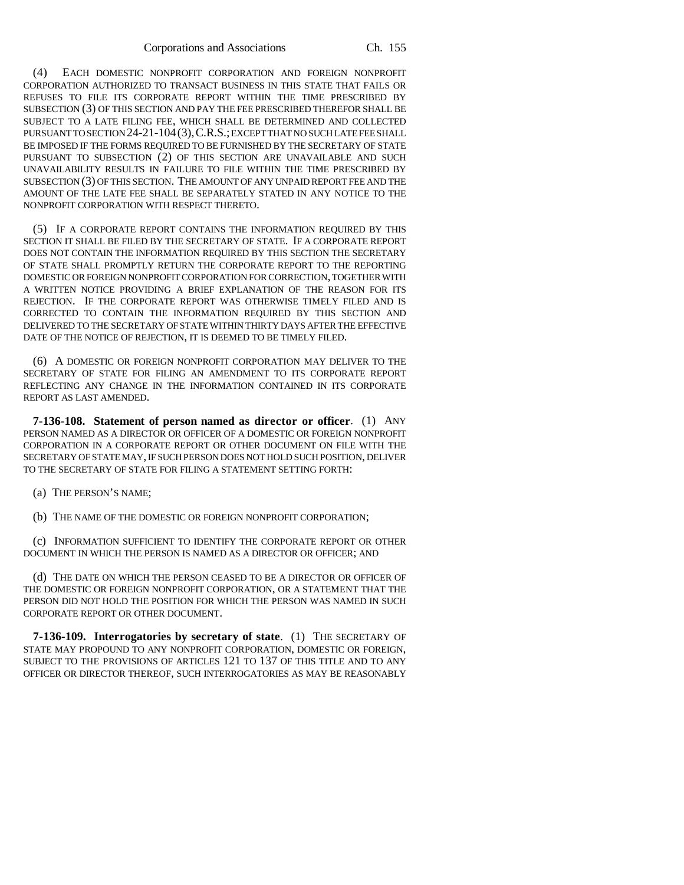(4) EACH DOMESTIC NONPROFIT CORPORATION AND FOREIGN NONPROFIT CORPORATION AUTHORIZED TO TRANSACT BUSINESS IN THIS STATE THAT FAILS OR REFUSES TO FILE ITS CORPORATE REPORT WITHIN THE TIME PRESCRIBED BY SUBSECTION (3) OF THIS SECTION AND PAY THE FEE PRESCRIBED THEREFOR SHALL BE SUBJECT TO A LATE FILING FEE, WHICH SHALL BE DETERMINED AND COLLECTED PURSUANT TO SECTION 24-21-104 (3), C.R.S.; EXCEPT THAT NO SUCH LATE FEE SHALL BE IMPOSED IF THE FORMS REQUIRED TO BE FURNISHED BY THE SECRETARY OF STATE PURSUANT TO SUBSECTION (2) OF THIS SECTION ARE UNAVAILABLE AND SUCH UNAVAILABILITY RESULTS IN FAILURE TO FILE WITHIN THE TIME PRESCRIBED BY SUBSECTION (3) OF THIS SECTION. THE AMOUNT OF ANY UNPAID REPORT FEE AND THE AMOUNT OF THE LATE FEE SHALL BE SEPARATELY STATED IN ANY NOTICE TO THE NONPROFIT CORPORATION WITH RESPECT THERETO.

(5) IF A CORPORATE REPORT CONTAINS THE INFORMATION REQUIRED BY THIS SECTION IT SHALL BE FILED BY THE SECRETARY OF STATE. IF A CORPORATE REPORT DOES NOT CONTAIN THE INFORMATION REQUIRED BY THIS SECTION THE SECRETARY OF STATE SHALL PROMPTLY RETURN THE CORPORATE REPORT TO THE REPORTING DOMESTIC OR FOREIGN NONPROFIT CORPORATION FOR CORRECTION, TOGETHER WITH A WRITTEN NOTICE PROVIDING A BRIEF EXPLANATION OF THE REASON FOR ITS REJECTION. IF THE CORPORATE REPORT WAS OTHERWISE TIMELY FILED AND IS CORRECTED TO CONTAIN THE INFORMATION REQUIRED BY THIS SECTION AND DELIVERED TO THE SECRETARY OF STATE WITHIN THIRTY DAYS AFTER THE EFFECTIVE DATE OF THE NOTICE OF REJECTION, IT IS DEEMED TO BE TIMELY FILED.

(6) A DOMESTIC OR FOREIGN NONPROFIT CORPORATION MAY DELIVER TO THE SECRETARY OF STATE FOR FILING AN AMENDMENT TO ITS CORPORATE REPORT REFLECTING ANY CHANGE IN THE INFORMATION CONTAINED IN ITS CORPORATE REPORT AS LAST AMENDED.

**7-136-108. Statement of person named as director or officer**. (1) ANY PERSON NAMED AS A DIRECTOR OR OFFICER OF A DOMESTIC OR FOREIGN NONPROFIT CORPORATION IN A CORPORATE REPORT OR OTHER DOCUMENT ON FILE WITH THE SECRETARY OF STATE MAY, IF SUCH PERSON DOES NOT HOLD SUCH POSITION, DELIVER TO THE SECRETARY OF STATE FOR FILING A STATEMENT SETTING FORTH:

(a) THE PERSON'S NAME;

(b) THE NAME OF THE DOMESTIC OR FOREIGN NONPROFIT CORPORATION;

(c) INFORMATION SUFFICIENT TO IDENTIFY THE CORPORATE REPORT OR OTHER DOCUMENT IN WHICH THE PERSON IS NAMED AS A DIRECTOR OR OFFICER; AND

(d) THE DATE ON WHICH THE PERSON CEASED TO BE A DIRECTOR OR OFFICER OF THE DOMESTIC OR FOREIGN NONPROFIT CORPORATION, OR A STATEMENT THAT THE PERSON DID NOT HOLD THE POSITION FOR WHICH THE PERSON WAS NAMED IN SUCH CORPORATE REPORT OR OTHER DOCUMENT.

**7-136-109. Interrogatories by secretary of state**. (1) THE SECRETARY OF STATE MAY PROPOUND TO ANY NONPROFIT CORPORATION, DOMESTIC OR FOREIGN, SUBJECT TO THE PROVISIONS OF ARTICLES 121 TO 137 OF THIS TITLE AND TO ANY OFFICER OR DIRECTOR THEREOF, SUCH INTERROGATORIES AS MAY BE REASONABLY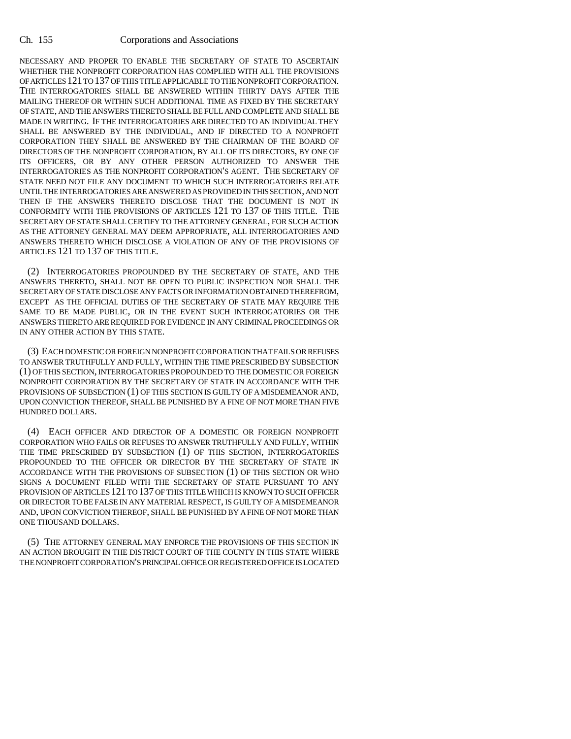NECESSARY AND PROPER TO ENABLE THE SECRETARY OF STATE TO ASCERTAIN WHETHER THE NONPROFIT CORPORATION HAS COMPLIED WITH ALL THE PROVISIONS OF ARTICLES 121 TO 137 OF THIS TITLE APPLICABLE TO THE NONPROFIT CORPORATION. THE INTERROGATORIES SHALL BE ANSWERED WITHIN THIRTY DAYS AFTER THE MAILING THEREOF OR WITHIN SUCH ADDITIONAL TIME AS FIXED BY THE SECRETARY OF STATE, AND THE ANSWERS THERETO SHALL BE FULL AND COMPLETE AND SHALL BE MADE IN WRITING. IF THE INTERROGATORIES ARE DIRECTED TO AN INDIVIDUAL THEY SHALL BE ANSWERED BY THE INDIVIDUAL, AND IF DIRECTED TO A NONPROFIT CORPORATION THEY SHALL BE ANSWERED BY THE CHAIRMAN OF THE BOARD OF DIRECTORS OF THE NONPROFIT CORPORATION, BY ALL OF ITS DIRECTORS, BY ONE OF ITS OFFICERS, OR BY ANY OTHER PERSON AUTHORIZED TO ANSWER THE INTERROGATORIES AS THE NONPROFIT CORPORATION'S AGENT. THE SECRETARY OF STATE NEED NOT FILE ANY DOCUMENT TO WHICH SUCH INTERROGATORIES RELATE UNTIL THE INTERROGATORIES ARE ANSWERED AS PROVIDED IN THIS SECTION, AND NOT THEN IF THE ANSWERS THERETO DISCLOSE THAT THE DOCUMENT IS NOT IN CONFORMITY WITH THE PROVISIONS OF ARTICLES 121 TO 137 OF THIS TITLE. THE SECRETARY OF STATE SHALL CERTIFY TO THE ATTORNEY GENERAL, FOR SUCH ACTION AS THE ATTORNEY GENERAL MAY DEEM APPROPRIATE, ALL INTERROGATORIES AND ANSWERS THERETO WHICH DISCLOSE A VIOLATION OF ANY OF THE PROVISIONS OF ARTICLES 121 TO 137 OF THIS TITLE.

(2) INTERROGATORIES PROPOUNDED BY THE SECRETARY OF STATE, AND THE ANSWERS THERETO, SHALL NOT BE OPEN TO PUBLIC INSPECTION NOR SHALL THE SECRETARY OF STATE DISCLOSE ANY FACTS OR INFORMATION OBTAINED THEREFROM, EXCEPT AS THE OFFICIAL DUTIES OF THE SECRETARY OF STATE MAY REQUIRE THE SAME TO BE MADE PUBLIC, OR IN THE EVENT SUCH INTERROGATORIES OR THE ANSWERS THERETO ARE REQUIRED FOR EVIDENCE IN ANY CRIMINAL PROCEEDINGS OR IN ANY OTHER ACTION BY THIS STATE.

(3) EACH DOMESTIC OR FOREIGN NONPROFIT CORPORATION THAT FAILS OR REFUSES TO ANSWER TRUTHFULLY AND FULLY, WITHIN THE TIME PRESCRIBED BY SUBSECTION (1) OF THIS SECTION, INTERROGATORIES PROPOUNDED TO THE DOMESTIC OR FOREIGN NONPROFIT CORPORATION BY THE SECRETARY OF STATE IN ACCORDANCE WITH THE PROVISIONS OF SUBSECTION (1) OF THIS SECTION IS GUILTY OF A MISDEMEANOR AND, UPON CONVICTION THEREOF, SHALL BE PUNISHED BY A FINE OF NOT MORE THAN FIVE HUNDRED DOLLARS.

(4) EACH OFFICER AND DIRECTOR OF A DOMESTIC OR FOREIGN NONPROFIT CORPORATION WHO FAILS OR REFUSES TO ANSWER TRUTHFULLY AND FULLY, WITHIN THE TIME PRESCRIBED BY SUBSECTION (1) OF THIS SECTION, INTERROGATORIES PROPOUNDED TO THE OFFICER OR DIRECTOR BY THE SECRETARY OF STATE IN ACCORDANCE WITH THE PROVISIONS OF SUBSECTION (1) OF THIS SECTION OR WHO SIGNS A DOCUMENT FILED WITH THE SECRETARY OF STATE PURSUANT TO ANY PROVISION OF ARTICLES 121 TO 137 OF THIS TITLE WHICH IS KNOWN TO SUCH OFFICER OR DIRECTOR TO BE FALSE IN ANY MATERIAL RESPECT, IS GUILTY OF A MISDEMEANOR AND, UPON CONVICTION THEREOF, SHALL BE PUNISHED BY A FINE OF NOT MORE THAN ONE THOUSAND DOLLARS.

(5) THE ATTORNEY GENERAL MAY ENFORCE THE PROVISIONS OF THIS SECTION IN AN ACTION BROUGHT IN THE DISTRICT COURT OF THE COUNTY IN THIS STATE WHERE THE NONPROFIT CORPORATION'S PRINCIPAL OFFICE OR REGISTERED OFFICE IS LOCATED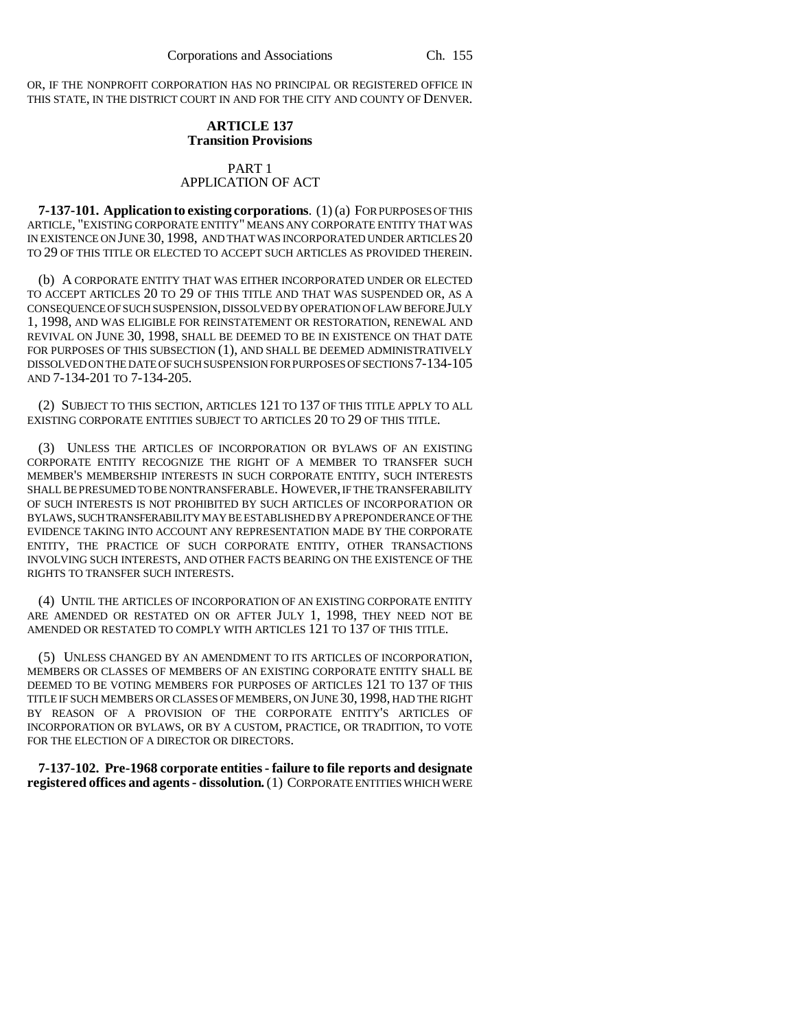OR, IF THE NONPROFIT CORPORATION HAS NO PRINCIPAL OR REGISTERED OFFICE IN THIS STATE, IN THE DISTRICT COURT IN AND FOR THE CITY AND COUNTY OF DENVER.

## ARTICLE 137
## Transition Provisions

### PART 1
### APPLICATION OF ACT

**7-137-101. Application to existing corporations**. (1) (a) FOR PURPOSES OF THIS ARTICLE, "EXISTING CORPORATE ENTITY" MEANS ANY CORPORATE ENTITY THAT WAS IN EXISTENCE ON JUNE 30, 1998, AND THAT WAS INCORPORATED UNDER ARTICLES 20 TO 29 OF THIS TITLE OR ELECTED TO ACCEPT SUCH ARTICLES AS PROVIDED THEREIN.

(b) A CORPORATE ENTITY THAT WAS EITHER INCORPORATED UNDER OR ELECTED TO ACCEPT ARTICLES 20 TO 29 OF THIS TITLE AND THAT WAS SUSPENDED OR, AS A CONSEQUENCE OF SUCH SUSPENSION, DISSOLVED BY OPERATION OF LAW BEFORE JULY 1, 1998, AND WAS ELIGIBLE FOR REINSTATEMENT OR RESTORATION, RENEWAL AND REVIVAL ON JUNE 30, 1998, SHALL BE DEEMED TO BE IN EXISTENCE ON THAT DATE FOR PURPOSES OF THIS SUBSECTION (1), AND SHALL BE DEEMED ADMINISTRATIVELY DISSOLVED ON THE DATE OF SUCH SUSPENSION FOR PURPOSES OF SECTIONS 7-134-105 AND 7-134-201 TO 7-134-205.

(2) SUBJECT TO THIS SECTION, ARTICLES 121 TO 137 OF THIS TITLE APPLY TO ALL EXISTING CORPORATE ENTITIES SUBJECT TO ARTICLES 20 TO 29 OF THIS TITLE.

(3) UNLESS THE ARTICLES OF INCORPORATION OR BYLAWS OF AN EXISTING CORPORATE ENTITY RECOGNIZE THE RIGHT OF A MEMBER TO TRANSFER SUCH MEMBER'S MEMBERSHIP INTERESTS IN SUCH CORPORATE ENTITY, SUCH INTERESTS SHALL BE PRESUMED TO BE NONTRANSFERABLE. HOWEVER, IF THE TRANSFERABILITY OF SUCH INTERESTS IS NOT PROHIBITED BY SUCH ARTICLES OF INCORPORATION OR BYLAWS, SUCH TRANSFERABILITY MAY BE ESTABLISHED BY A PREPONDERANCE OF THE EVIDENCE TAKING INTO ACCOUNT ANY REPRESENTATION MADE BY THE CORPORATE ENTITY, THE PRACTICE OF SUCH CORPORATE ENTITY, OTHER TRANSACTIONS INVOLVING SUCH INTERESTS, AND OTHER FACTS BEARING ON THE EXISTENCE OF THE RIGHTS TO TRANSFER SUCH INTERESTS.

(4) UNTIL THE ARTICLES OF INCORPORATION OF AN EXISTING CORPORATE ENTITY ARE AMENDED OR RESTATED ON OR AFTER JULY 1, 1998, THEY NEED NOT BE AMENDED OR RESTATED TO COMPLY WITH ARTICLES 121 TO 137 OF THIS TITLE.

(5) UNLESS CHANGED BY AN AMENDMENT TO ITS ARTICLES OF INCORPORATION, MEMBERS OR CLASSES OF MEMBERS OF AN EXISTING CORPORATE ENTITY SHALL BE DEEMED TO BE VOTING MEMBERS FOR PURPOSES OF ARTICLES 121 TO 137 OF THIS TITLE IF SUCH MEMBERS OR CLASSES OF MEMBERS, ON JUNE 30, 1998, HAD THE RIGHT BY REASON OF A PROVISION OF THE CORPORATE ENTITY'S ARTICLES OF INCORPORATION OR BYLAWS, OR BY A CUSTOM, PRACTICE, OR TRADITION, TO VOTE FOR THE ELECTION OF A DIRECTOR OR DIRECTORS.

**7-137-102. Pre-1968 corporate entities - failure to file reports and designate registered offices and agents - dissolution.** (1) CORPORATE ENTITIES WHICH WERE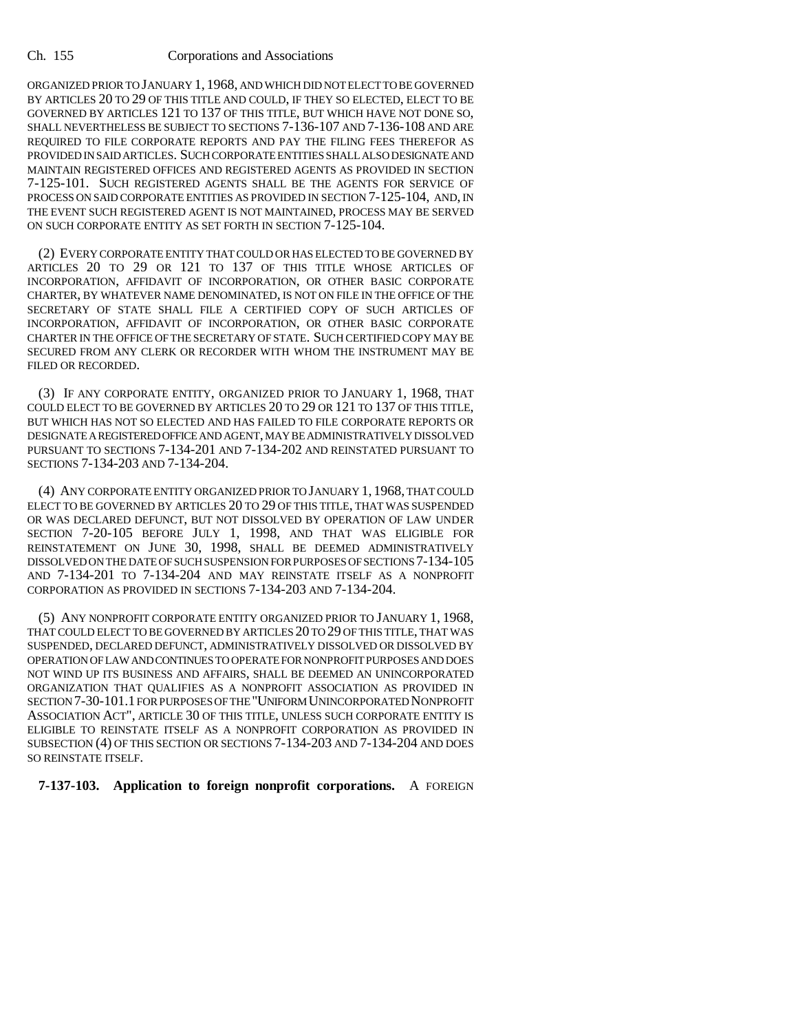ORGANIZED PRIOR TO JANUARY 1, 1968, AND WHICH DID NOT ELECT TO BE GOVERNED BY ARTICLES 20 TO 29 OF THIS TITLE AND COULD, IF THEY SO ELECTED, ELECT TO BE GOVERNED BY ARTICLES 121 TO 137 OF THIS TITLE, BUT WHICH HAVE NOT DONE SO, SHALL NEVERTHELESS BE SUBJECT TO SECTIONS 7-136-107 AND 7-136-108 AND ARE REQUIRED TO FILE CORPORATE REPORTS AND PAY THE FILING FEES THEREFOR AS PROVIDED IN SAID ARTICLES. SUCH CORPORATE ENTITIES SHALL ALSO DESIGNATE AND MAINTAIN REGISTERED OFFICES AND REGISTERED AGENTS AS PROVIDED IN SECTION 7-125-101. SUCH REGISTERED AGENTS SHALL BE THE AGENTS FOR SERVICE OF PROCESS ON SAID CORPORATE ENTITIES AS PROVIDED IN SECTION 7-125-104, AND, IN THE EVENT SUCH REGISTERED AGENT IS NOT MAINTAINED, PROCESS MAY BE SERVED ON SUCH CORPORATE ENTITY AS SET FORTH IN SECTION 7-125-104.

(2) EVERY CORPORATE ENTITY THAT COULD OR HAS ELECTED TO BE GOVERNED BY ARTICLES 20 TO 29 OR 121 TO 137 OF THIS TITLE WHOSE ARTICLES OF INCORPORATION, AFFIDAVIT OF INCORPORATION, OR OTHER BASIC CORPORATE CHARTER, BY WHATEVER NAME DENOMINATED, IS NOT ON FILE IN THE OFFICE OF THE SECRETARY OF STATE SHALL FILE A CERTIFIED COPY OF SUCH ARTICLES OF INCORPORATION, AFFIDAVIT OF INCORPORATION, OR OTHER BASIC CORPORATE CHARTER IN THE OFFICE OF THE SECRETARY OF STATE. SUCH CERTIFIED COPY MAY BE SECURED FROM ANY CLERK OR RECORDER WITH WHOM THE INSTRUMENT MAY BE FILED OR RECORDED.

(3) IF ANY CORPORATE ENTITY, ORGANIZED PRIOR TO JANUARY 1, 1968, THAT COULD ELECT TO BE GOVERNED BY ARTICLES 20 TO 29 OR 121 TO 137 OF THIS TITLE, BUT WHICH HAS NOT SO ELECTED AND HAS FAILED TO FILE CORPORATE REPORTS OR DESIGNATE A REGISTERED OFFICE AND AGENT, MAY BE ADMINISTRATIVELY DISSOLVED PURSUANT TO SECTIONS 7-134-201 AND 7-134-202 AND REINSTATED PURSUANT TO SECTIONS 7-134-203 AND 7-134-204.

(4) ANY CORPORATE ENTITY ORGANIZED PRIOR TO JANUARY 1, 1968, THAT COULD ELECT TO BE GOVERNED BY ARTICLES 20 TO 29 OF THIS TITLE, THAT WAS SUSPENDED OR WAS DECLARED DEFUNCT, BUT NOT DISSOLVED BY OPERATION OF LAW UNDER SECTION 7-20-105 BEFORE JULY 1, 1998, AND THAT WAS ELIGIBLE FOR REINSTATEMENT ON JUNE 30, 1998, SHALL BE DEEMED ADMINISTRATIVELY DISSOLVED ON THE DATE OF SUCH SUSPENSION FOR PURPOSES OF SECTIONS 7-134-105 AND 7-134-201 TO 7-134-204 AND MAY REINSTATE ITSELF AS A NONPROFIT CORPORATION AS PROVIDED IN SECTIONS 7-134-203 AND 7-134-204.

(5) ANY NONPROFIT CORPORATE ENTITY ORGANIZED PRIOR TO JANUARY 1, 1968, THAT COULD ELECT TO BE GOVERNED BY ARTICLES 20 TO 29 OF THIS TITLE, THAT WAS SUSPENDED, DECLARED DEFUNCT, ADMINISTRATIVELY DISSOLVED OR DISSOLVED BY OPERATION OF LAW AND CONTINUES TO OPERATE FOR NONPROFIT PURPOSES AND DOES NOT WIND UP ITS BUSINESS AND AFFAIRS, SHALL BE DEEMED AN UNINCORPORATED ORGANIZATION THAT QUALIFIES AS A NONPROFIT ASSOCIATION AS PROVIDED IN SECTION 7-30-101.1 FOR PURPOSES OF THE "UNIFORM UNINCORPORATED NONPROFIT ASSOCIATION ACT", ARTICLE 30 OF THIS TITLE, UNLESS SUCH CORPORATE ENTITY IS ELIGIBLE TO REINSTATE ITSELF AS A NONPROFIT CORPORATION AS PROVIDED IN SUBSECTION (4) OF THIS SECTION OR SECTIONS 7-134-203 AND 7-134-204 AND DOES SO REINSTATE ITSELF.

**7-137-103. Application to foreign nonprofit corporations.** A FOREIGN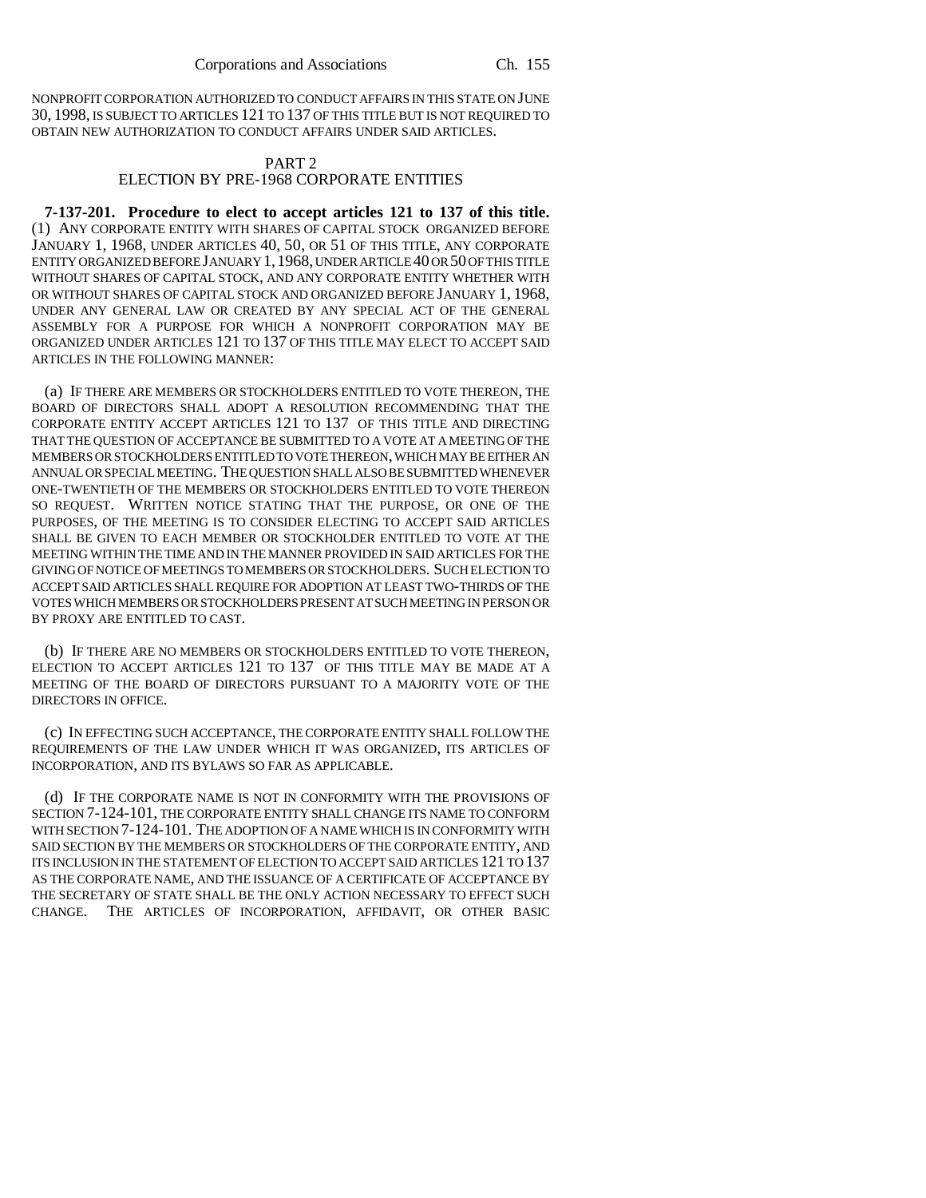NONPROFIT CORPORATION AUTHORIZED TO CONDUCT AFFAIRS IN THIS STATE ON JUNE 30, 1998, IS SUBJECT TO ARTICLES 121 TO 137 OF THIS TITLE BUT IS NOT REQUIRED TO OBTAIN NEW AUTHORIZATION TO CONDUCT AFFAIRS UNDER SAID ARTICLES.

## PART 2
## ELECTION BY PRE-1968 CORPORATE ENTITIES

**7-137-201. Procedure to elect to accept articles 121 to 137 of this title.** (1) ANY CORPORATE ENTITY WITH SHARES OF CAPITAL STOCK ORGANIZED BEFORE JANUARY 1, 1968, UNDER ARTICLES 40, 50, OR 51 OF THIS TITLE, ANY CORPORATE ENTITY ORGANIZED BEFORE JANUARY 1, 1968, UNDER ARTICLE 40 OR 50 OF THIS TITLE WITHOUT SHARES OF CAPITAL STOCK, AND ANY CORPORATE ENTITY WHETHER WITH OR WITHOUT SHARES OF CAPITAL STOCK AND ORGANIZED BEFORE JANUARY 1, 1968, UNDER ANY GENERAL LAW OR CREATED BY ANY SPECIAL ACT OF THE GENERAL ASSEMBLY FOR A PURPOSE FOR WHICH A NONPROFIT CORPORATION MAY BE ORGANIZED UNDER ARTICLES 121 TO 137 OF THIS TITLE MAY ELECT TO ACCEPT SAID ARTICLES IN THE FOLLOWING MANNER:

(a) IF THERE ARE MEMBERS OR STOCKHOLDERS ENTITLED TO VOTE THEREON, THE BOARD OF DIRECTORS SHALL ADOPT A RESOLUTION RECOMMENDING THAT THE CORPORATE ENTITY ACCEPT ARTICLES 121 TO 137 OF THIS TITLE AND DIRECTING THAT THE QUESTION OF ACCEPTANCE BE SUBMITTED TO A VOTE AT A MEETING OF THE MEMBERS OR STOCKHOLDERS ENTITLED TO VOTE THEREON, WHICH MAY BE EITHER AN ANNUAL OR SPECIAL MEETING. THE QUESTION SHALL ALSO BE SUBMITTED WHENEVER ONE-TWENTIETH OF THE MEMBERS OR STOCKHOLDERS ENTITLED TO VOTE THEREON SO REQUEST. WRITTEN NOTICE STATING THAT THE PURPOSE, OR ONE OF THE PURPOSES, OF THE MEETING IS TO CONSIDER ELECTING TO ACCEPT SAID ARTICLES SHALL BE GIVEN TO EACH MEMBER OR STOCKHOLDER ENTITLED TO VOTE AT THE MEETING WITHIN THE TIME AND IN THE MANNER PROVIDED IN SAID ARTICLES FOR THE GIVING OF NOTICE OF MEETINGS TO MEMBERS OR STOCKHOLDERS. SUCH ELECTION TO ACCEPT SAID ARTICLES SHALL REQUIRE FOR ADOPTION AT LEAST TWO-THIRDS OF THE VOTES WHICH MEMBERS OR STOCKHOLDERS PRESENT AT SUCH MEETING IN PERSON OR BY PROXY ARE ENTITLED TO CAST.

(b) IF THERE ARE NO MEMBERS OR STOCKHOLDERS ENTITLED TO VOTE THEREON, ELECTION TO ACCEPT ARTICLES 121 TO 137 OF THIS TITLE MAY BE MADE AT A MEETING OF THE BOARD OF DIRECTORS PURSUANT TO A MAJORITY VOTE OF THE DIRECTORS IN OFFICE.

(c) IN EFFECTING SUCH ACCEPTANCE, THE CORPORATE ENTITY SHALL FOLLOW THE REQUIREMENTS OF THE LAW UNDER WHICH IT WAS ORGANIZED, ITS ARTICLES OF INCORPORATION, AND ITS BYLAWS SO FAR AS APPLICABLE.

(d) IF THE CORPORATE NAME IS NOT IN CONFORMITY WITH THE PROVISIONS OF SECTION 7-124-101, THE CORPORATE ENTITY SHALL CHANGE ITS NAME TO CONFORM WITH SECTION 7-124-101. THE ADOPTION OF A NAME WHICH IS IN CONFORMITY WITH SAID SECTION BY THE MEMBERS OR STOCKHOLDERS OF THE CORPORATE ENTITY, AND ITS INCLUSION IN THE STATEMENT OF ELECTION TO ACCEPT SAID ARTICLES 121 TO 137 AS THE CORPORATE NAME, AND THE ISSUANCE OF A CERTIFICATE OF ACCEPTANCE BY THE SECRETARY OF STATE SHALL BE THE ONLY ACTION NECESSARY TO EFFECT SUCH CHANGE. THE ARTICLES OF INCORPORATION, AFFIDAVIT, OR OTHER BASIC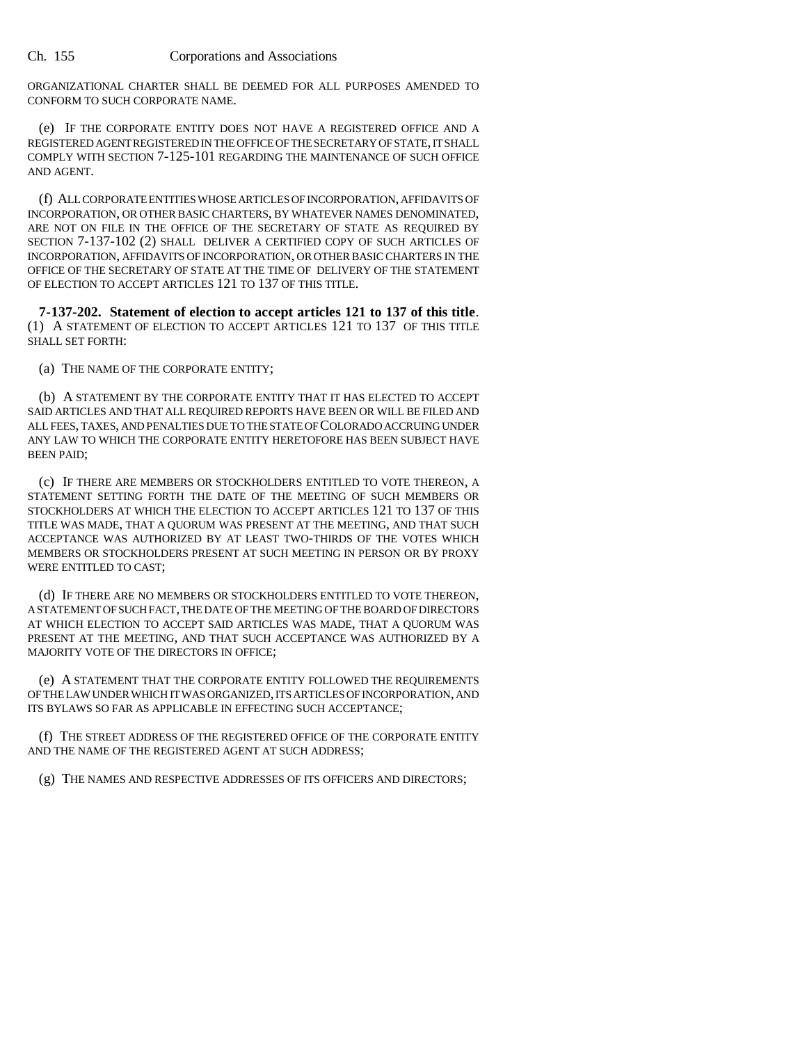ORGANIZATIONAL CHARTER SHALL BE DEEMED FOR ALL PURPOSES AMENDED TO CONFORM TO SUCH CORPORATE NAME.

(e) IF THE CORPORATE ENTITY DOES NOT HAVE A REGISTERED OFFICE AND A REGISTERED AGENT REGISTERED IN THE OFFICE OF THE SECRETARY OF STATE, IT SHALL COMPLY WITH SECTION 7-125-101 REGARDING THE MAINTENANCE OF SUCH OFFICE AND AGENT.

(f) ALL CORPORATE ENTITIES WHOSE ARTICLES OF INCORPORATION, AFFIDAVITS OF INCORPORATION, OR OTHER BASIC CHARTERS, BY WHATEVER NAMES DENOMINATED, ARE NOT ON FILE IN THE OFFICE OF THE SECRETARY OF STATE AS REQUIRED BY SECTION 7-137-102 (2) SHALL DELIVER A CERTIFIED COPY OF SUCH ARTICLES OF INCORPORATION, AFFIDAVITS OF INCORPORATION, OR OTHER BASIC CHARTERS IN THE OFFICE OF THE SECRETARY OF STATE AT THE TIME OF DELIVERY OF THE STATEMENT OF ELECTION TO ACCEPT ARTICLES 121 TO 137 OF THIS TITLE.

**7-137-202. Statement of election to accept articles 121 to 137 of this title**. (1) A STATEMENT OF ELECTION TO ACCEPT ARTICLES 121 TO 137 OF THIS TITLE SHALL SET FORTH:

(a) THE NAME OF THE CORPORATE ENTITY;

(b) A STATEMENT BY THE CORPORATE ENTITY THAT IT HAS ELECTED TO ACCEPT SAID ARTICLES AND THAT ALL REQUIRED REPORTS HAVE BEEN OR WILL BE FILED AND ALL FEES, TAXES, AND PENALTIES DUE TO THE STATE OF COLORADO ACCRUING UNDER ANY LAW TO WHICH THE CORPORATE ENTITY HERETOFORE HAS BEEN SUBJECT HAVE BEEN PAID;

(c) IF THERE ARE MEMBERS OR STOCKHOLDERS ENTITLED TO VOTE THEREON, A STATEMENT SETTING FORTH THE DATE OF THE MEETING OF SUCH MEMBERS OR STOCKHOLDERS AT WHICH THE ELECTION TO ACCEPT ARTICLES 121 TO 137 OF THIS TITLE WAS MADE, THAT A QUORUM WAS PRESENT AT THE MEETING, AND THAT SUCH ACCEPTANCE WAS AUTHORIZED BY AT LEAST TWO-THIRDS OF THE VOTES WHICH MEMBERS OR STOCKHOLDERS PRESENT AT SUCH MEETING IN PERSON OR BY PROXY WERE ENTITLED TO CAST;

(d) IF THERE ARE NO MEMBERS OR STOCKHOLDERS ENTITLED TO VOTE THEREON, A STATEMENT OF SUCH FACT, THE DATE OF THE MEETING OF THE BOARD OF DIRECTORS AT WHICH ELECTION TO ACCEPT SAID ARTICLES WAS MADE, THAT A QUORUM WAS PRESENT AT THE MEETING, AND THAT SUCH ACCEPTANCE WAS AUTHORIZED BY A MAJORITY VOTE OF THE DIRECTORS IN OFFICE;

(e) A STATEMENT THAT THE CORPORATE ENTITY FOLLOWED THE REQUIREMENTS OF THE LAW UNDER WHICH IT WAS ORGANIZED, ITS ARTICLES OF INCORPORATION, AND ITS BYLAWS SO FAR AS APPLICABLE IN EFFECTING SUCH ACCEPTANCE;

(f) THE STREET ADDRESS OF THE REGISTERED OFFICE OF THE CORPORATE ENTITY AND THE NAME OF THE REGISTERED AGENT AT SUCH ADDRESS;

(g) THE NAMES AND RESPECTIVE ADDRESSES OF ITS OFFICERS AND DIRECTORS;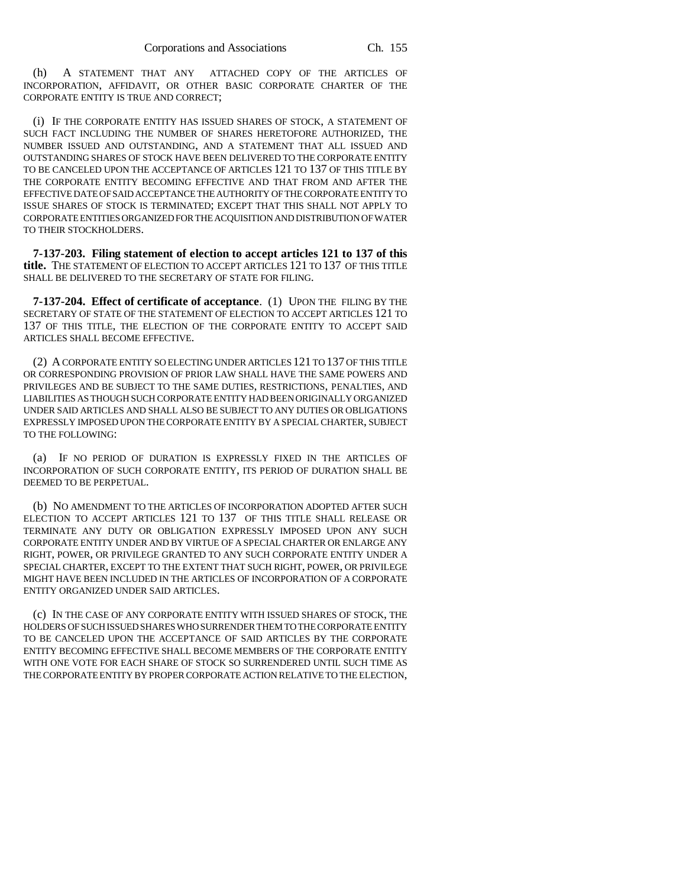(h) A STATEMENT THAT ANY ATTACHED COPY OF THE ARTICLES OF INCORPORATION, AFFIDAVIT, OR OTHER BASIC CORPORATE CHARTER OF THE CORPORATE ENTITY IS TRUE AND CORRECT;

(i) IF THE CORPORATE ENTITY HAS ISSUED SHARES OF STOCK, A STATEMENT OF SUCH FACT INCLUDING THE NUMBER OF SHARES HERETOFORE AUTHORIZED, THE NUMBER ISSUED AND OUTSTANDING, AND A STATEMENT THAT ALL ISSUED AND OUTSTANDING SHARES OF STOCK HAVE BEEN DELIVERED TO THE CORPORATE ENTITY TO BE CANCELED UPON THE ACCEPTANCE OF ARTICLES 121 TO 137 OF THIS TITLE BY THE CORPORATE ENTITY BECOMING EFFECTIVE AND THAT FROM AND AFTER THE EFFECTIVE DATE OF SAID ACCEPTANCE THE AUTHORITY OF THE CORPORATE ENTITY TO ISSUE SHARES OF STOCK IS TERMINATED; EXCEPT THAT THIS SHALL NOT APPLY TO CORPORATE ENTITIES ORGANIZED FOR THE ACQUISITION AND DISTRIBUTION OF WATER TO THEIR STOCKHOLDERS.

**7-137-203. Filing statement of election to accept articles 121 to 137 of this title.** THE STATEMENT OF ELECTION TO ACCEPT ARTICLES 121 TO 137 OF THIS TITLE SHALL BE DELIVERED TO THE SECRETARY OF STATE FOR FILING.

**7-137-204. Effect of certificate of acceptance**. (1) UPON THE FILING BY THE SECRETARY OF STATE OF THE STATEMENT OF ELECTION TO ACCEPT ARTICLES 121 TO 137 OF THIS TITLE, THE ELECTION OF THE CORPORATE ENTITY TO ACCEPT SAID ARTICLES SHALL BECOME EFFECTIVE.

(2) A CORPORATE ENTITY SO ELECTING UNDER ARTICLES 121 TO 137 OF THIS TITLE OR CORRESPONDING PROVISION OF PRIOR LAW SHALL HAVE THE SAME POWERS AND PRIVILEGES AND BE SUBJECT TO THE SAME DUTIES, RESTRICTIONS, PENALTIES, AND LIABILITIES AS THOUGH SUCH CORPORATE ENTITY HAD BEEN ORIGINALLY ORGANIZED UNDER SAID ARTICLES AND SHALL ALSO BE SUBJECT TO ANY DUTIES OR OBLIGATIONS EXPRESSLY IMPOSED UPON THE CORPORATE ENTITY BY A SPECIAL CHARTER, SUBJECT TO THE FOLLOWING:

(a) IF NO PERIOD OF DURATION IS EXPRESSLY FIXED IN THE ARTICLES OF INCORPORATION OF SUCH CORPORATE ENTITY, ITS PERIOD OF DURATION SHALL BE DEEMED TO BE PERPETUAL.

(b) NO AMENDMENT TO THE ARTICLES OF INCORPORATION ADOPTED AFTER SUCH ELECTION TO ACCEPT ARTICLES 121 TO 137 OF THIS TITLE SHALL RELEASE OR TERMINATE ANY DUTY OR OBLIGATION EXPRESSLY IMPOSED UPON ANY SUCH CORPORATE ENTITY UNDER AND BY VIRTUE OF A SPECIAL CHARTER OR ENLARGE ANY RIGHT, POWER, OR PRIVILEGE GRANTED TO ANY SUCH CORPORATE ENTITY UNDER A SPECIAL CHARTER, EXCEPT TO THE EXTENT THAT SUCH RIGHT, POWER, OR PRIVILEGE MIGHT HAVE BEEN INCLUDED IN THE ARTICLES OF INCORPORATION OF A CORPORATE ENTITY ORGANIZED UNDER SAID ARTICLES.

(c) IN THE CASE OF ANY CORPORATE ENTITY WITH ISSUED SHARES OF STOCK, THE HOLDERS OF SUCH ISSUED SHARES WHO SURRENDER THEM TO THE CORPORATE ENTITY TO BE CANCELED UPON THE ACCEPTANCE OF SAID ARTICLES BY THE CORPORATE ENTITY BECOMING EFFECTIVE SHALL BECOME MEMBERS OF THE CORPORATE ENTITY WITH ONE VOTE FOR EACH SHARE OF STOCK SO SURRENDERED UNTIL SUCH TIME AS THE CORPORATE ENTITY BY PROPER CORPORATE ACTION RELATIVE TO THE ELECTION,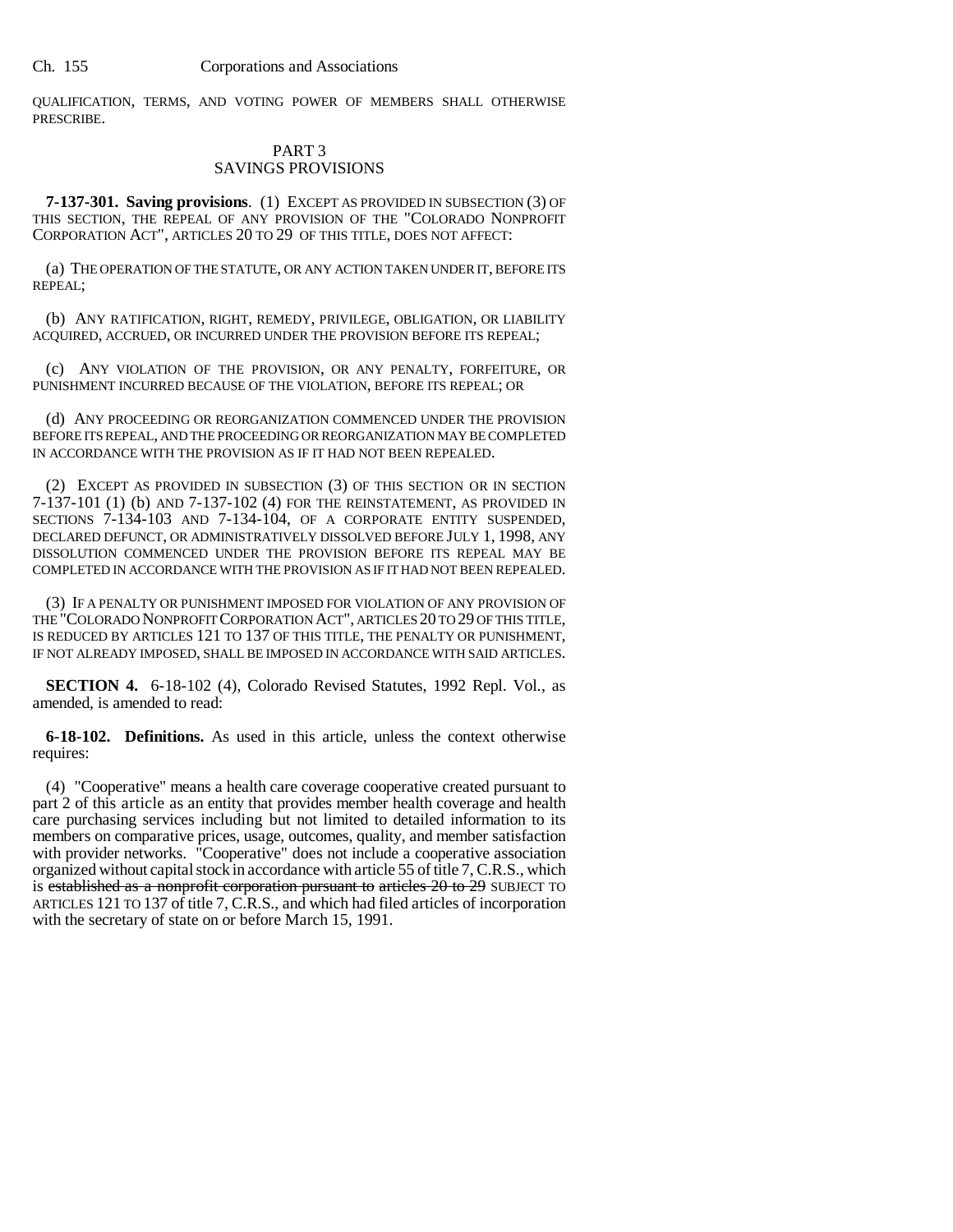QUALIFICATION, TERMS, AND VOTING POWER OF MEMBERS SHALL OTHERWISE PRESCRIBE.

## PART 3
## SAVINGS PROVISIONS

**7-137-301. Saving provisions**. (1) EXCEPT AS PROVIDED IN SUBSECTION (3) OF THIS SECTION, THE REPEAL OF ANY PROVISION OF THE "COLORADO NONPROFIT CORPORATION ACT", ARTICLES 20 TO 29 OF THIS TITLE, DOES NOT AFFECT:

(a) THE OPERATION OF THE STATUTE, OR ANY ACTION TAKEN UNDER IT, BEFORE ITS REPEAL;

(b) ANY RATIFICATION, RIGHT, REMEDY, PRIVILEGE, OBLIGATION, OR LIABILITY ACQUIRED, ACCRUED, OR INCURRED UNDER THE PROVISION BEFORE ITS REPEAL;

(c) ANY VIOLATION OF THE PROVISION, OR ANY PENALTY, FORFEITURE, OR PUNISHMENT INCURRED BECAUSE OF THE VIOLATION, BEFORE ITS REPEAL; OR

(d) ANY PROCEEDING OR REORGANIZATION COMMENCED UNDER THE PROVISION BEFORE ITS REPEAL, AND THE PROCEEDING OR REORGANIZATION MAY BE COMPLETED IN ACCORDANCE WITH THE PROVISION AS IF IT HAD NOT BEEN REPEALED.

(2) EXCEPT AS PROVIDED IN SUBSECTION (3) OF THIS SECTION OR IN SECTION 7-137-101 (1) (b) AND 7-137-102 (4) FOR THE REINSTATEMENT, AS PROVIDED IN SECTIONS 7-134-103 AND 7-134-104, OF A CORPORATE ENTITY SUSPENDED, DECLARED DEFUNCT, OR ADMINISTRATIVELY DISSOLVED BEFORE JULY 1, 1998, ANY DISSOLUTION COMMENCED UNDER THE PROVISION BEFORE ITS REPEAL MAY BE COMPLETED IN ACCORDANCE WITH THE PROVISION AS IF IT HAD NOT BEEN REPEALED.

(3) IF A PENALTY OR PUNISHMENT IMPOSED FOR VIOLATION OF ANY PROVISION OF THE "COLORADO NONPROFIT CORPORATION ACT", ARTICLES 20 TO 29 OF THIS TITLE, IS REDUCED BY ARTICLES 121 TO 137 OF THIS TITLE, THE PENALTY OR PUNISHMENT, IF NOT ALREADY IMPOSED, SHALL BE IMPOSED IN ACCORDANCE WITH SAID ARTICLES.

**SECTION 4.** 6-18-102 (4), Colorado Revised Statutes, 1992 Repl. Vol., as amended, is amended to read:

**6-18-102. Definitions.** As used in this article, unless the context otherwise requires:

(4) "Cooperative" means a health care coverage cooperative created pursuant to part 2 of this article as an entity that provides member health coverage and health care purchasing services including but not limited to detailed information to its members on comparative prices, usage, outcomes, quality, and member satisfaction with provider networks. "Cooperative" does not include a cooperative association organized without capital stock in accordance with article 55 of title 7, C.R.S., which is ~~established as a nonprofit corporation pursuant to~~ ~~articles 20 to 29~~ SUBJECT TO ARTICLES 121 TO 137 of title 7, C.R.S., and which had filed articles of incorporation with the secretary of state on or before March 15, 1991.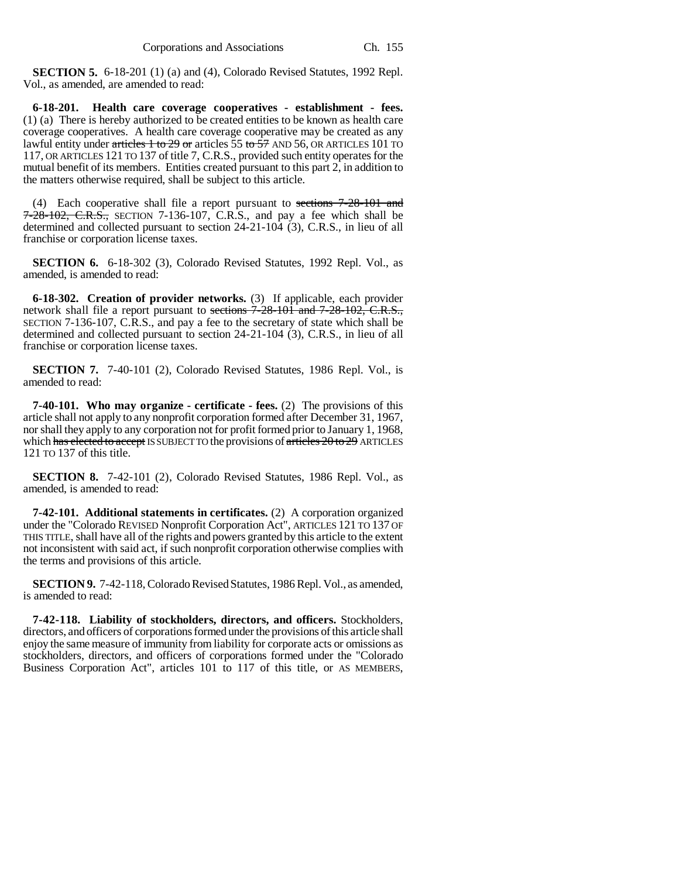**SECTION 5.** 6-18-201 (1) (a) and (4), Colorado Revised Statutes, 1992 Repl. Vol., as amended, are amended to read:

**6-18-201. Health care coverage cooperatives - establishment - fees.** (1) (a) There is hereby authorized to be created entities to be known as health care coverage cooperatives. A health care coverage cooperative may be created as any lawful entity under ~~articles 1 to 29 or~~ articles 55 ~~to 57~~ AND 56, OR ARTICLES 101 TO 117, OR ARTICLES 121 TO 137 of title 7, C.R.S., provided such entity operates for the mutual benefit of its members. Entities created pursuant to this part 2, in addition to the matters otherwise required, shall be subject to this article.

(4) Each cooperative shall file a report pursuant to ~~sections 7-28-101 and 7-28-102, C.R.S.,~~ SECTION 7-136-107, C.R.S., and pay a fee which shall be determined and collected pursuant to section 24-21-104 (3), C.R.S., in lieu of all franchise or corporation license taxes.

**SECTION 6.** 6-18-302 (3), Colorado Revised Statutes, 1992 Repl. Vol., as amended, is amended to read:

**6-18-302. Creation of provider networks.** (3) If applicable, each provider network shall file a report pursuant to ~~sections 7-28-101 and 7-28-102, C.R.S.,~~ SECTION 7-136-107, C.R.S., and pay a fee to the secretary of state which shall be determined and collected pursuant to section 24-21-104 (3), C.R.S., in lieu of all franchise or corporation license taxes.

**SECTION 7.** 7-40-101 (2), Colorado Revised Statutes, 1986 Repl. Vol., is amended to read:

**7-40-101. Who may organize - certificate - fees.** (2) The provisions of this article shall not apply to any nonprofit corporation formed after December 31, 1967, nor shall they apply to any corporation not for profit formed prior to January 1, 1968, which ~~has elected to accept~~ IS SUBJECT TO the provisions of ~~articles 20 to 29~~ ARTICLES 121 TO 137 of this title.

**SECTION 8.** 7-42-101 (2), Colorado Revised Statutes, 1986 Repl. Vol., as amended, is amended to read:

**7-42-101. Additional statements in certificates.** (2) A corporation organized under the "Colorado REVISED Nonprofit Corporation Act", ARTICLES 121 TO 137 OF THIS TITLE, shall have all of the rights and powers granted by this article to the extent not inconsistent with said act, if such nonprofit corporation otherwise complies with the terms and provisions of this article.

**SECTION 9.** 7-42-118, Colorado Revised Statutes, 1986 Repl. Vol., as amended, is amended to read:

**7-42-118. Liability of stockholders, directors, and officers.** Stockholders, directors, and officers of corporations formed under the provisions of this article shall enjoy the same measure of immunity from liability for corporate acts or omissions as stockholders, directors, and officers of corporations formed under the "Colorado Business Corporation Act", articles 101 to 117 of this title, or AS MEMBERS,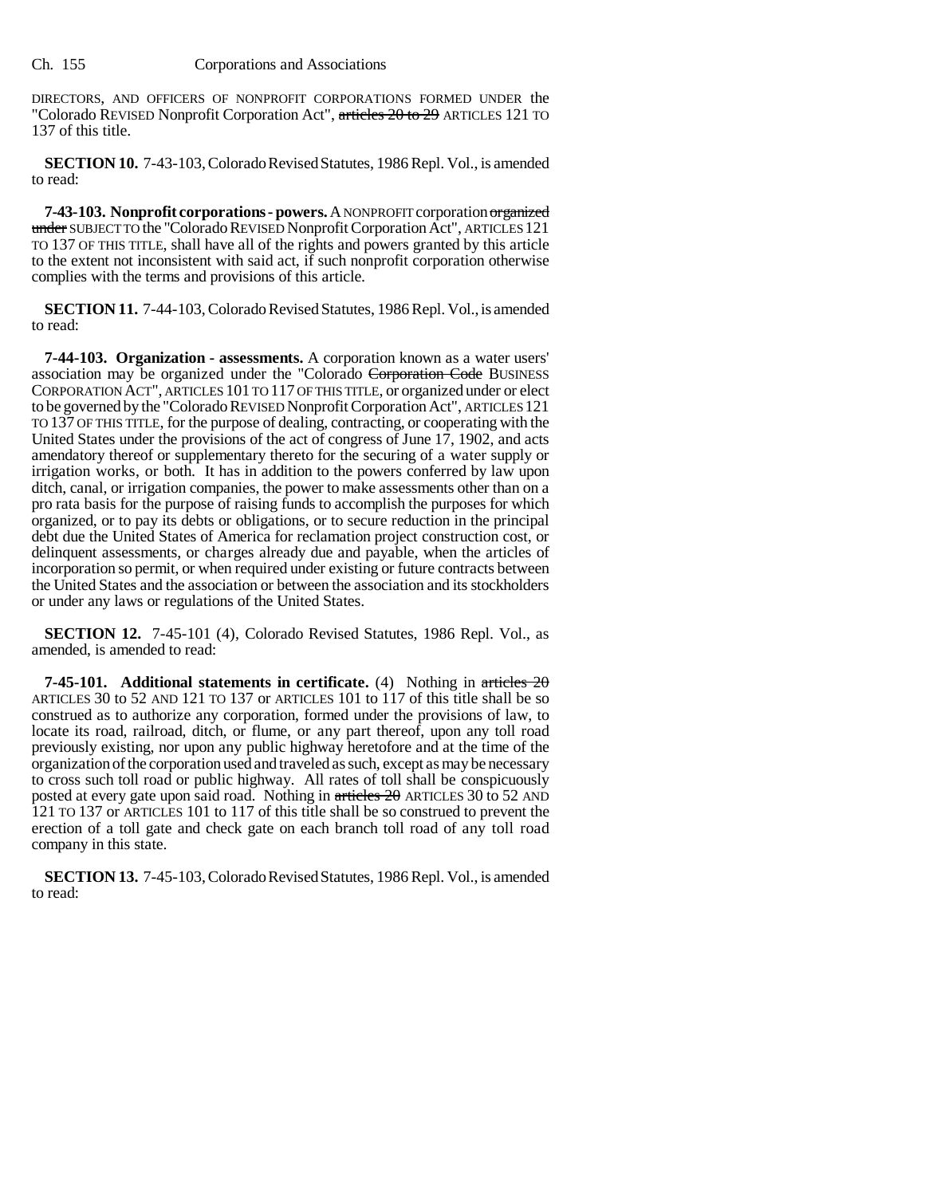DIRECTORS, AND OFFICERS OF NONPROFIT CORPORATIONS FORMED UNDER the "Colorado REVISED Nonprofit Corporation Act", ~~articles 20 to 29~~ ARTICLES 121 TO 137 of this title.

**SECTION 10.** 7-43-103, Colorado Revised Statutes, 1986 Repl. Vol., is amended to read:

**7-43-103. Nonprofit corporations - powers.** A NONPROFIT corporation ~~organized under~~ SUBJECT TO the "Colorado REVISED Nonprofit Corporation Act", ARTICLES 121 TO 137 OF THIS TITLE, shall have all of the rights and powers granted by this article to the extent not inconsistent with said act, if such nonprofit corporation otherwise complies with the terms and provisions of this article.

**SECTION 11.** 7-44-103, Colorado Revised Statutes, 1986 Repl. Vol., is amended to read:

**7-44-103. Organization - assessments.** A corporation known as a water users' association may be organized under the "Colorado ~~Corporation Code~~ BUSINESS CORPORATION ACT", ARTICLES 101 TO 117 OF THIS TITLE, or organized under or elect to be governed by the "Colorado REVISED Nonprofit Corporation Act", ARTICLES 121 TO 137 OF THIS TITLE, for the purpose of dealing, contracting, or cooperating with the United States under the provisions of the act of congress of June 17, 1902, and acts amendatory thereof or supplementary thereto for the securing of a water supply or irrigation works, or both. It has in addition to the powers conferred by law upon ditch, canal, or irrigation companies, the power to make assessments other than on a pro rata basis for the purpose of raising funds to accomplish the purposes for which organized, or to pay its debts or obligations, or to secure reduction in the principal debt due the United States of America for reclamation project construction cost, or delinquent assessments, or charges already due and payable, when the articles of incorporation so permit, or when required under existing or future contracts between the United States and the association or between the association and its stockholders or under any laws or regulations of the United States.

**SECTION 12.** 7-45-101 (4), Colorado Revised Statutes, 1986 Repl. Vol., as amended, is amended to read:

**7-45-101. Additional statements in certificate.** (4) Nothing in ~~articles 20~~ ARTICLES 30 to 52 AND 121 TO 137 or ARTICLES 101 to 117 of this title shall be so construed as to authorize any corporation, formed under the provisions of law, to locate its road, railroad, ditch, or flume, or any part thereof, upon any toll road previously existing, nor upon any public highway heretofore and at the time of the organization of the corporation used and traveled as such, except as may be necessary to cross such toll road or public highway. All rates of toll shall be conspicuously posted at every gate upon said road. Nothing in ~~articles 20~~ ARTICLES 30 to 52 AND 121 TO 137 or ARTICLES 101 to 117 of this title shall be so construed to prevent the erection of a toll gate and check gate on each branch toll road of any toll road company in this state.

**SECTION 13.** 7-45-103, Colorado Revised Statutes, 1986 Repl. Vol., is amended to read: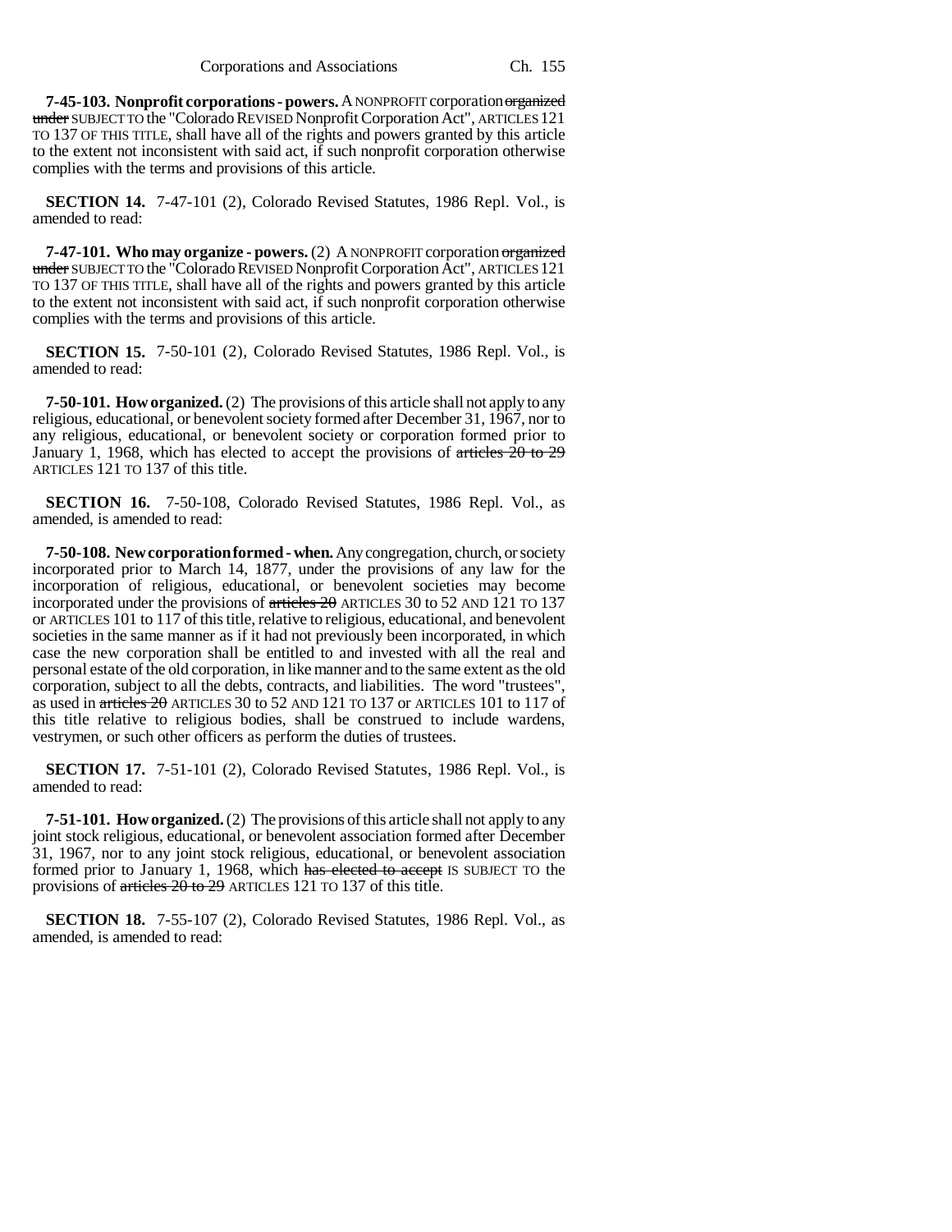**7-45-103. Nonprofit corporations - powers.** A NONPROFIT corporation ~~organized under~~ SUBJECT TO the "Colorado REVISED Nonprofit Corporation Act", ARTICLES 121 TO 137 OF THIS TITLE, shall have all of the rights and powers granted by this article to the extent not inconsistent with said act, if such nonprofit corporation otherwise complies with the terms and provisions of this article.

**SECTION 14.** 7-47-101 (2), Colorado Revised Statutes, 1986 Repl. Vol., is amended to read:

**7-47-101. Who may organize - powers.** (2) A NONPROFIT corporation ~~organized under~~ SUBJECT TO the "Colorado REVISED Nonprofit Corporation Act", ARTICLES 121 TO 137 OF THIS TITLE, shall have all of the rights and powers granted by this article to the extent not inconsistent with said act, if such nonprofit corporation otherwise complies with the terms and provisions of this article.

**SECTION 15.** 7-50-101 (2), Colorado Revised Statutes, 1986 Repl. Vol., is amended to read:

**7-50-101. How organized.** (2) The provisions of this article shall not apply to any religious, educational, or benevolent society formed after December 31, 1967, nor to any religious, educational, or benevolent society or corporation formed prior to January 1, 1968, which has elected to accept the provisions of ~~articles 20 to 29~~ ARTICLES 121 TO 137 of this title.

**SECTION 16.** 7-50-108, Colorado Revised Statutes, 1986 Repl. Vol., as amended, is amended to read:

**7-50-108. New corporation formed - when.** Any congregation, church, or society incorporated prior to March 14, 1877, under the provisions of any law for the incorporation of religious, educational, or benevolent societies may become incorporated under the provisions of ~~articles 20~~ ARTICLES 30 to 52 AND 121 TO 137 or ARTICLES 101 to 117 of this title, relative to religious, educational, and benevolent societies in the same manner as if it had not previously been incorporated, in which case the new corporation shall be entitled to and invested with all the real and personal estate of the old corporation, in like manner and to the same extent as the old corporation, subject to all the debts, contracts, and liabilities. The word "trustees", as used in ~~articles 20~~ ARTICLES 30 to 52 AND 121 TO 137 or ARTICLES 101 to 117 of this title relative to religious bodies, shall be construed to include wardens, vestrymen, or such other officers as perform the duties of trustees.

**SECTION 17.** 7-51-101 (2), Colorado Revised Statutes, 1986 Repl. Vol., is amended to read:

**7-51-101. How organized.** (2) The provisions of this article shall not apply to any joint stock religious, educational, or benevolent association formed after December 31, 1967, nor to any joint stock religious, educational, or benevolent association formed prior to January 1, 1968, which ~~has elected to accept~~ IS SUBJECT TO the provisions of ~~articles 20 to 29~~ ARTICLES 121 TO 137 of this title.

**SECTION 18.** 7-55-107 (2), Colorado Revised Statutes, 1986 Repl. Vol., as amended, is amended to read: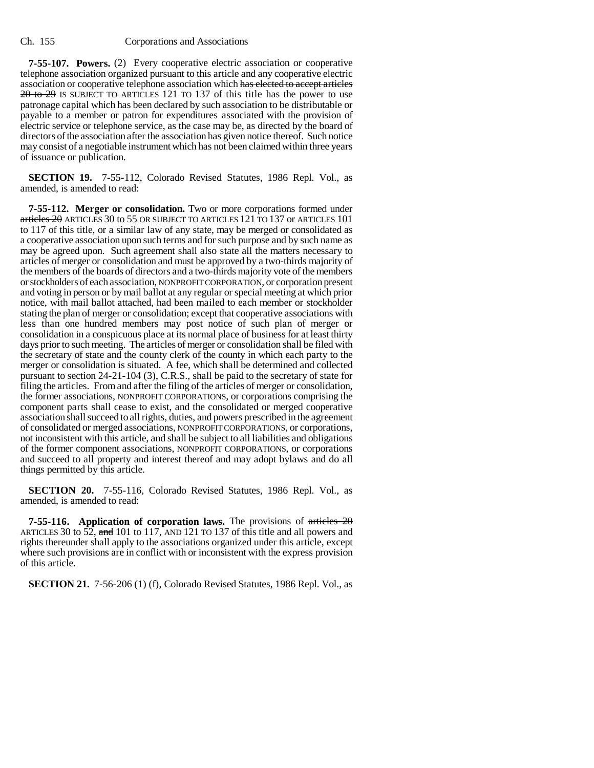**7-55-107. Powers.** (2) Every cooperative electric association or cooperative telephone association organized pursuant to this article and any cooperative electric association or cooperative telephone association which ~~has elected to accept articles 20 to 29~~ IS SUBJECT TO ARTICLES 121 TO 137 of this title has the power to use patronage capital which has been declared by such association to be distributable or payable to a member or patron for expenditures associated with the provision of electric service or telephone service, as the case may be, as directed by the board of directors of the association after the association has given notice thereof. Such notice may consist of a negotiable instrument which has not been claimed within three years of issuance or publication.

**SECTION 19.** 7-55-112, Colorado Revised Statutes, 1986 Repl. Vol., as amended, is amended to read:

**7-55-112. Merger or consolidation.** Two or more corporations formed under ~~articles 20~~ ARTICLES 30 to 55 OR SUBJECT TO ARTICLES 121 TO 137 or ARTICLES 101 to 117 of this title, or a similar law of any state, may be merged or consolidated as a cooperative association upon such terms and for such purpose and by such name as may be agreed upon. Such agreement shall also state all the matters necessary to articles of merger or consolidation and must be approved by a two-thirds majority of the members of the boards of directors and a two-thirds majority vote of the members or stockholders of each association, NONPROFIT CORPORATION, or corporation present and voting in person or by mail ballot at any regular or special meeting at which prior notice, with mail ballot attached, had been mailed to each member or stockholder stating the plan of merger or consolidation; except that cooperative associations with less than one hundred members may post notice of such plan of merger or consolidation in a conspicuous place at its normal place of business for at least thirty days prior to such meeting. The articles of merger or consolidation shall be filed with the secretary of state and the county clerk of the county in which each party to the merger or consolidation is situated. A fee, which shall be determined and collected pursuant to section 24-21-104 (3), C.R.S., shall be paid to the secretary of state for filing the articles. From and after the filing of the articles of merger or consolidation, the former associations, NONPROFIT CORPORATIONS, or corporations comprising the component parts shall cease to exist, and the consolidated or merged cooperative association shall succeed to all rights, duties, and powers prescribed in the agreement of consolidated or merged associations, NONPROFIT CORPORATIONS, or corporations, not inconsistent with this article, and shall be subject to all liabilities and obligations of the former component associations, NONPROFIT CORPORATIONS, or corporations and succeed to all property and interest thereof and may adopt bylaws and do all things permitted by this article.

**SECTION 20.** 7-55-116, Colorado Revised Statutes, 1986 Repl. Vol., as amended, is amended to read:

**7-55-116. Application of corporation laws.** The provisions of ~~articles 20~~ ARTICLES 30 to 52, ~~and~~ 101 to 117, AND 121 TO 137 of this title and all powers and rights thereunder shall apply to the associations organized under this article, except where such provisions are in conflict with or inconsistent with the express provision of this article.

**SECTION 21.** 7-56-206 (1) (f), Colorado Revised Statutes, 1986 Repl. Vol., as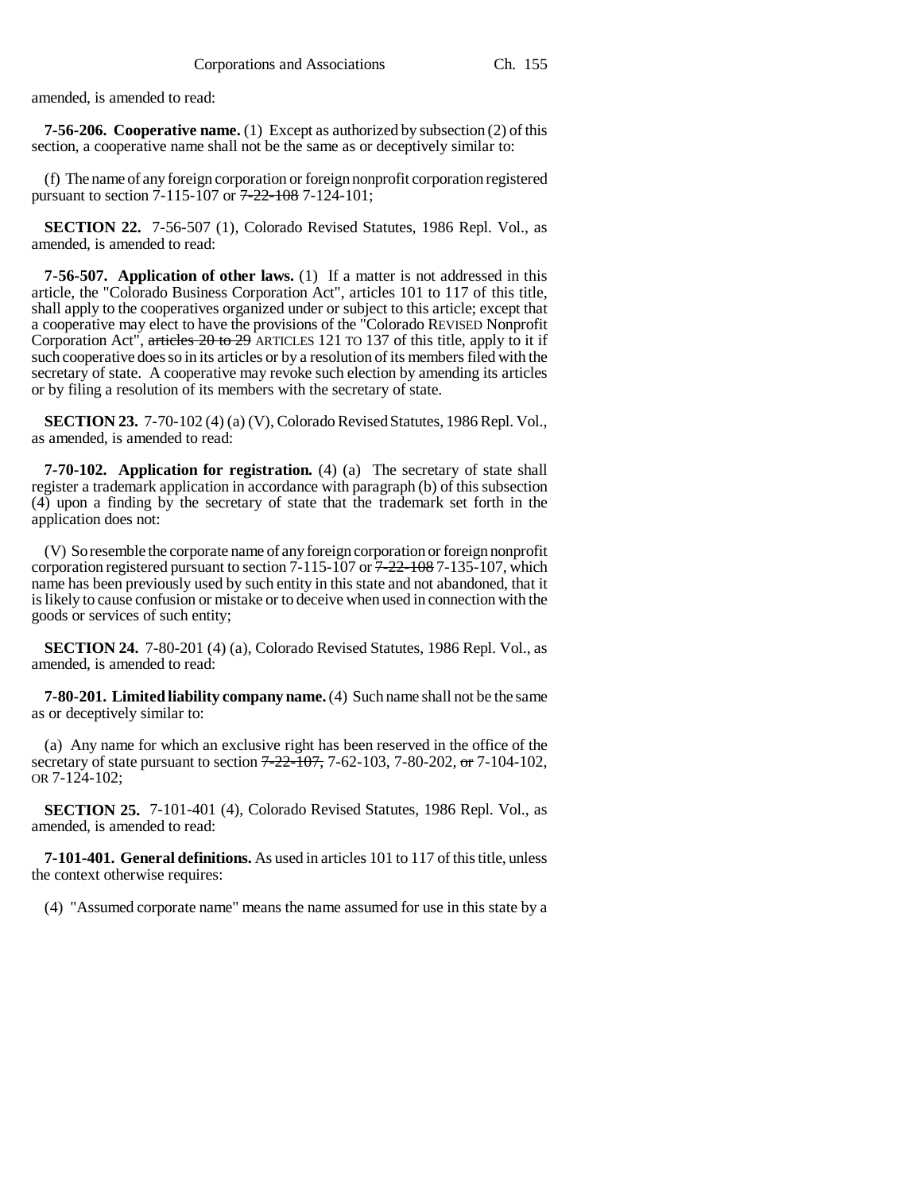amended, is amended to read:

**7-56-206. Cooperative name.** (1) Except as authorized by subsection (2) of this section, a cooperative name shall not be the same as or deceptively similar to:

(f) The name of any foreign corporation or foreign nonprofit corporation registered pursuant to section 7-115-107 or ~~7-22-108~~ 7-124-101;

**SECTION 22.** 7-56-507 (1), Colorado Revised Statutes, 1986 Repl. Vol., as amended, is amended to read:

**7-56-507. Application of other laws.** (1) If a matter is not addressed in this article, the "Colorado Business Corporation Act", articles 101 to 117 of this title, shall apply to the cooperatives organized under or subject to this article; except that a cooperative may elect to have the provisions of the "Colorado REVISED Nonprofit Corporation Act", ~~articles 20 to 29~~ ARTICLES 121 TO 137 of this title, apply to it if such cooperative does so in its articles or by a resolution of its members filed with the secretary of state. A cooperative may revoke such election by amending its articles or by filing a resolution of its members with the secretary of state.

**SECTION 23.** 7-70-102 (4) (a) (V), Colorado Revised Statutes, 1986 Repl. Vol., as amended, is amended to read:

**7-70-102. Application for registration.** (4) (a) The secretary of state shall register a trademark application in accordance with paragraph (b) of this subsection (4) upon a finding by the secretary of state that the trademark set forth in the application does not:

(V) So resemble the corporate name of any foreign corporation or foreign nonprofit corporation registered pursuant to section 7-115-107 or ~~7-22-108~~ 7-135-107, which name has been previously used by such entity in this state and not abandoned, that it is likely to cause confusion or mistake or to deceive when used in connection with the goods or services of such entity;

**SECTION 24.** 7-80-201 (4) (a), Colorado Revised Statutes, 1986 Repl. Vol., as amended, is amended to read:

**7-80-201. Limited liability company name.** (4) Such name shall not be the same as or deceptively similar to:

(a) Any name for which an exclusive right has been reserved in the office of the secretary of state pursuant to section ~~7-22-107,~~ 7-62-103, 7-80-202, ~~or~~ 7-104-102, OR 7-124-102;

**SECTION 25.** 7-101-401 (4), Colorado Revised Statutes, 1986 Repl. Vol., as amended, is amended to read:

**7-101-401. General definitions.** As used in articles 101 to 117 of this title, unless the context otherwise requires:

(4) "Assumed corporate name" means the name assumed for use in this state by a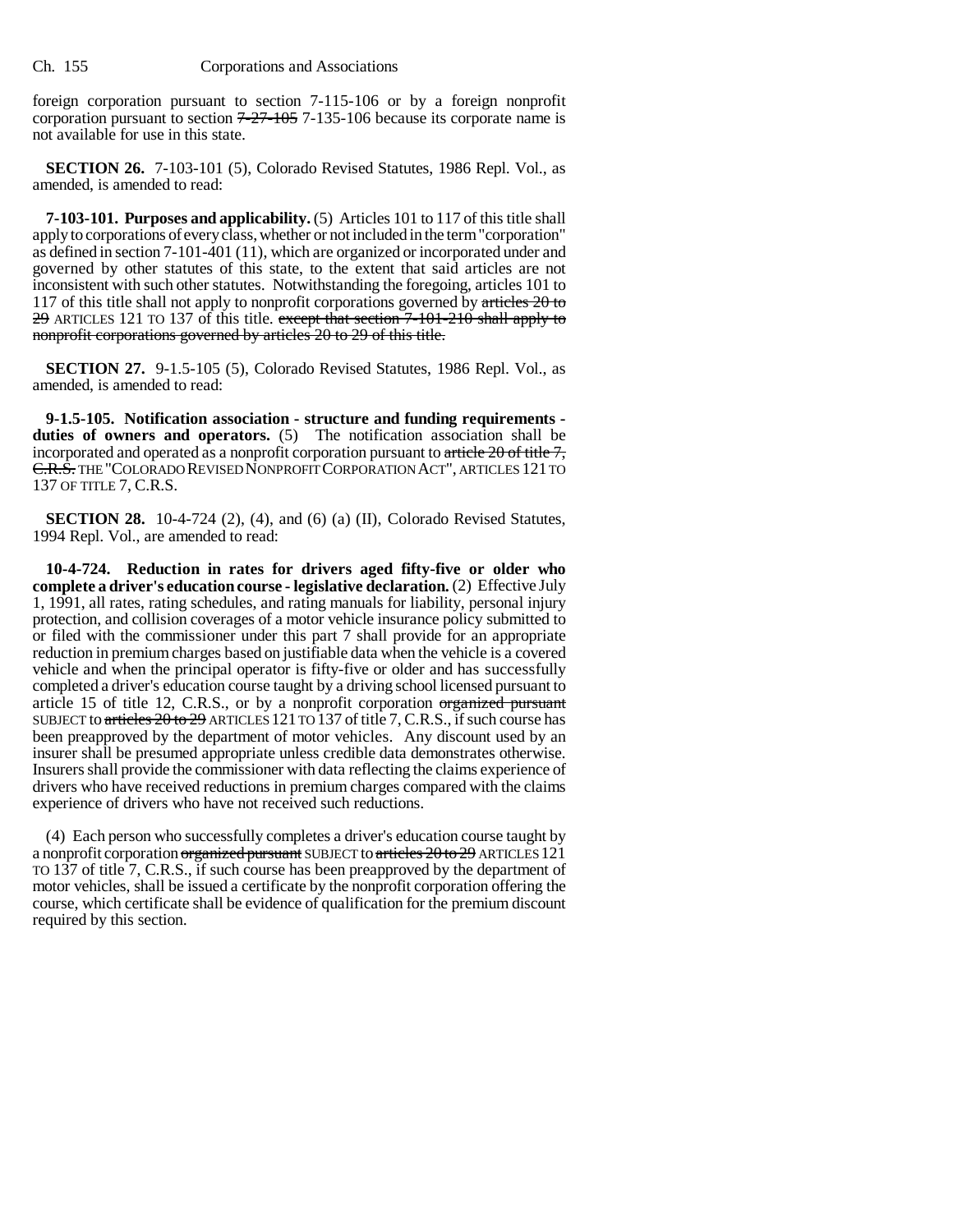foreign corporation pursuant to section 7-115-106 or by a foreign nonprofit corporation pursuant to section ~~7-27-105~~ 7-135-106 because its corporate name is not available for use in this state.

**SECTION 26.** 7-103-101 (5), Colorado Revised Statutes, 1986 Repl. Vol., as amended, is amended to read:

**7-103-101. Purposes and applicability.** (5) Articles 101 to 117 of this title shall apply to corporations of every class, whether or not included in the term "corporation" as defined in section 7-101-401 (11), which are organized or incorporated under and governed by other statutes of this state, to the extent that said articles are not inconsistent with such other statutes. Notwithstanding the foregoing, articles 101 to 117 of this title shall not apply to nonprofit corporations governed by ~~articles 20 to 29~~ ARTICLES 121 TO 137 of this title. ~~except that section 7-101-210 shall apply to nonprofit corporations governed by articles 20 to 29 of this title.~~

**SECTION 27.** 9-1.5-105 (5), Colorado Revised Statutes, 1986 Repl. Vol., as amended, is amended to read:

**9-1.5-105. Notification association - structure and funding requirements - duties of owners and operators.** (5) The notification association shall be incorporated and operated as a nonprofit corporation pursuant to ~~article 20 of title 7, C.R.S.~~ THE "COLORADO REVISED NONPROFIT CORPORATION ACT", ARTICLES 121 TO 137 OF TITLE 7, C.R.S.

**SECTION 28.** 10-4-724 (2), (4), and (6) (a) (II), Colorado Revised Statutes, 1994 Repl. Vol., are amended to read:

**10-4-724. Reduction in rates for drivers aged fifty-five or older who complete a driver's education course - legislative declaration.** (2) Effective July 1, 1991, all rates, rating schedules, and rating manuals for liability, personal injury protection, and collision coverages of a motor vehicle insurance policy submitted to or filed with the commissioner under this part 7 shall provide for an appropriate reduction in premium charges based on justifiable data when the vehicle is a covered vehicle and when the principal operator is fifty-five or older and has successfully completed a driver's education course taught by a driving school licensed pursuant to article 15 of title 12, C.R.S., or by a nonprofit corporation ~~organized pursuant~~ SUBJECT to ~~articles 20 to 29~~ ARTICLES 121 TO 137 of title 7, C.R.S., if such course has been preapproved by the department of motor vehicles. Any discount used by an insurer shall be presumed appropriate unless credible data demonstrates otherwise. Insurers shall provide the commissioner with data reflecting the claims experience of drivers who have received reductions in premium charges compared with the claims experience of drivers who have not received such reductions.

(4) Each person who successfully completes a driver's education course taught by a nonprofit corporation ~~organized pursuant~~ SUBJECT to ~~articles 20 to 29~~ ARTICLES 121 TO 137 of title 7, C.R.S., if such course has been preapproved by the department of motor vehicles, shall be issued a certificate by the nonprofit corporation offering the course, which certificate shall be evidence of qualification for the premium discount required by this section.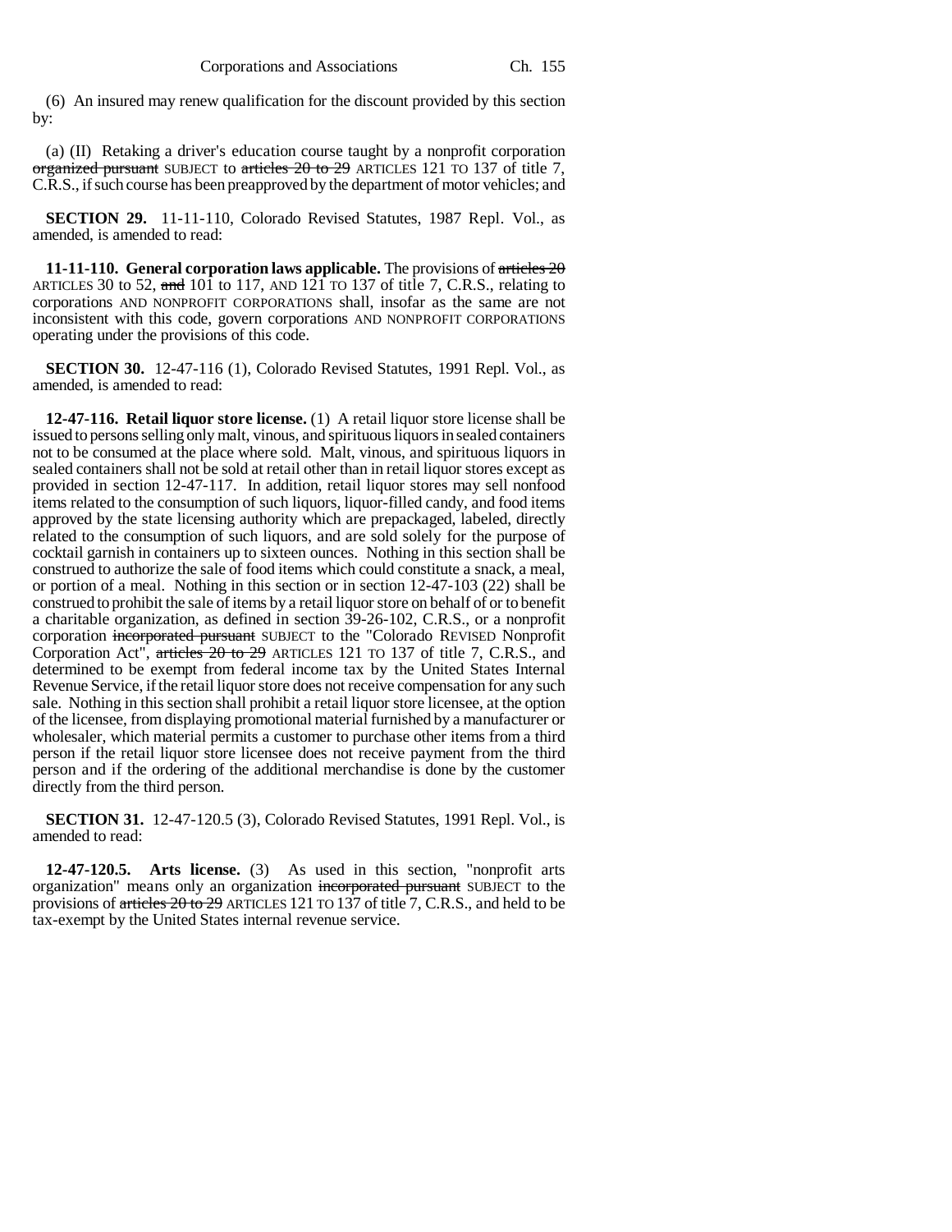(6) An insured may renew qualification for the discount provided by this section by:

(a) (II) Retaking a driver's education course taught by a nonprofit corporation ~~organized pursuant~~ SUBJECT to ~~articles 20 to 29~~ ARTICLES 121 TO 137 of title 7, C.R.S., if such course has been preapproved by the department of motor vehicles; and

**SECTION 29.** 11-11-110, Colorado Revised Statutes, 1987 Repl. Vol., as amended, is amended to read:

**11-11-110. General corporation laws applicable.** The provisions of ~~articles 20~~ ARTICLES 30 to 52, ~~and~~ 101 to 117, AND 121 TO 137 of title 7, C.R.S., relating to corporations AND NONPROFIT CORPORATIONS shall, insofar as the same are not inconsistent with this code, govern corporations AND NONPROFIT CORPORATIONS operating under the provisions of this code.

**SECTION 30.** 12-47-116 (1), Colorado Revised Statutes, 1991 Repl. Vol., as amended, is amended to read:

**12-47-116. Retail liquor store license.** (1) A retail liquor store license shall be issued to persons selling only malt, vinous, and spirituous liquors in sealed containers not to be consumed at the place where sold. Malt, vinous, and spirituous liquors in sealed containers shall not be sold at retail other than in retail liquor stores except as provided in section 12-47-117. In addition, retail liquor stores may sell nonfood items related to the consumption of such liquors, liquor-filled candy, and food items approved by the state licensing authority which are prepackaged, labeled, directly related to the consumption of such liquors, and are sold solely for the purpose of cocktail garnish in containers up to sixteen ounces. Nothing in this section shall be construed to authorize the sale of food items which could constitute a snack, a meal, or portion of a meal. Nothing in this section or in section 12-47-103 (22) shall be construed to prohibit the sale of items by a retail liquor store on behalf of or to benefit a charitable organization, as defined in section 39-26-102, C.R.S., or a nonprofit corporation ~~incorporated pursuant~~ SUBJECT to the "Colorado REVISED Nonprofit Corporation Act", ~~articles 20 to 29~~ ARTICLES 121 TO 137 of title 7, C.R.S., and determined to be exempt from federal income tax by the United States Internal Revenue Service, if the retail liquor store does not receive compensation for any such sale. Nothing in this section shall prohibit a retail liquor store licensee, at the option of the licensee, from displaying promotional material furnished by a manufacturer or wholesaler, which material permits a customer to purchase other items from a third person if the retail liquor store licensee does not receive payment from the third person and if the ordering of the additional merchandise is done by the customer directly from the third person.

**SECTION 31.** 12-47-120.5 (3), Colorado Revised Statutes, 1991 Repl. Vol., is amended to read:

**12-47-120.5. Arts license.** (3) As used in this section, "nonprofit arts organization" means only an organization ~~incorporated pursuant~~ SUBJECT to the provisions of ~~articles 20 to 29~~ ARTICLES 121 TO 137 of title 7, C.R.S., and held to be tax-exempt by the United States internal revenue service.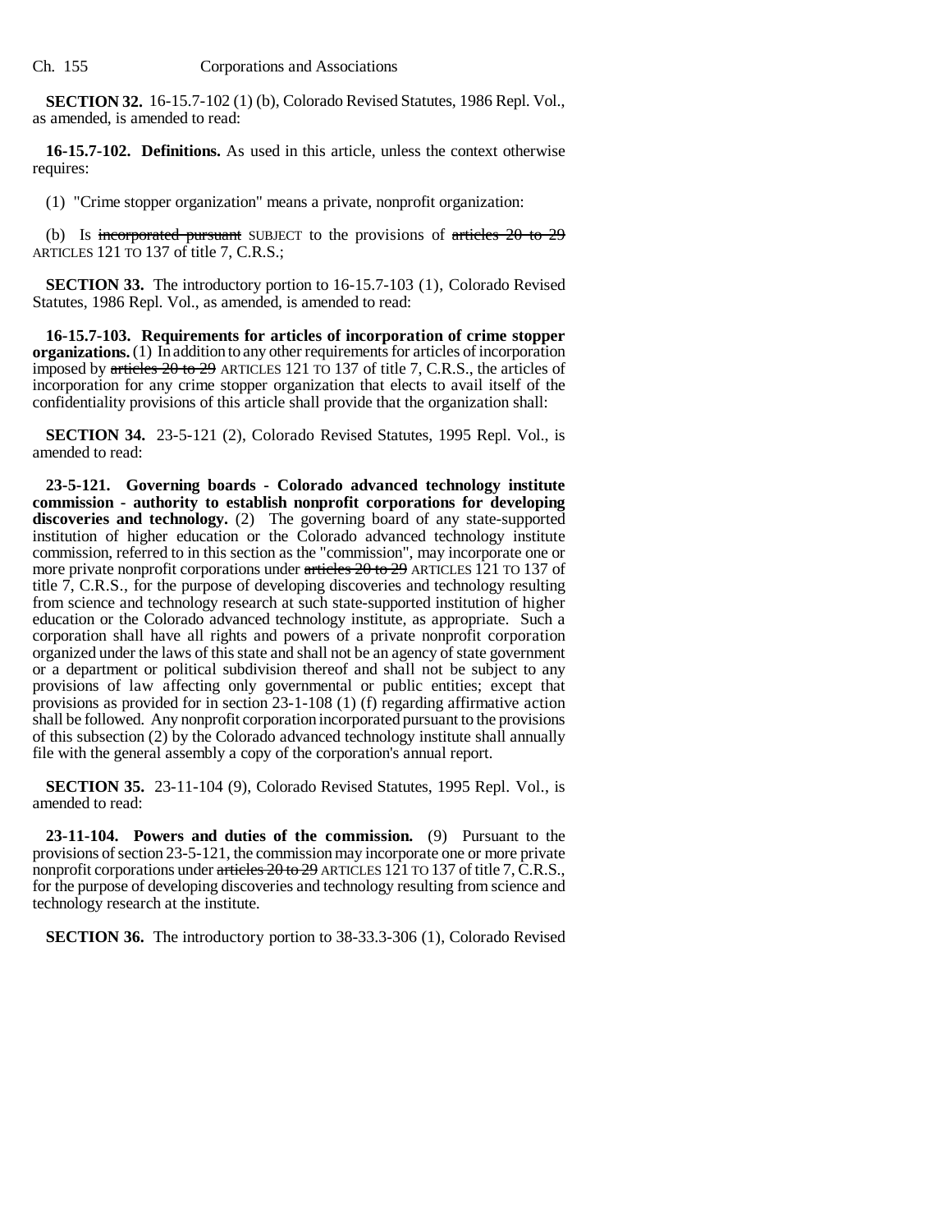**SECTION 32.** 16-15.7-102 (1) (b), Colorado Revised Statutes, 1986 Repl. Vol., as amended, is amended to read:

**16-15.7-102. Definitions.** As used in this article, unless the context otherwise requires:

(1) "Crime stopper organization" means a private, nonprofit organization:

(b) Is ~~incorporated pursuant~~ SUBJECT to the provisions of ~~articles 20 to 29~~ ARTICLES 121 TO 137 of title 7, C.R.S.;

**SECTION 33.** The introductory portion to 16-15.7-103 (1), Colorado Revised Statutes, 1986 Repl. Vol., as amended, is amended to read:

**16-15.7-103. Requirements for articles of incorporation of crime stopper organizations.** (1) In addition to any other requirements for articles of incorporation imposed by ~~articles 20 to 29~~ ARTICLES 121 TO 137 of title 7, C.R.S., the articles of incorporation for any crime stopper organization that elects to avail itself of the confidentiality provisions of this article shall provide that the organization shall:

**SECTION 34.** 23-5-121 (2), Colorado Revised Statutes, 1995 Repl. Vol., is amended to read:

**23-5-121. Governing boards - Colorado advanced technology institute commission - authority to establish nonprofit corporations for developing discoveries and technology.** (2) The governing board of any state-supported institution of higher education or the Colorado advanced technology institute commission, referred to in this section as the "commission", may incorporate one or more private nonprofit corporations under ~~articles 20 to 29~~ ARTICLES 121 TO 137 of title 7, C.R.S., for the purpose of developing discoveries and technology resulting from science and technology research at such state-supported institution of higher education or the Colorado advanced technology institute, as appropriate. Such a corporation shall have all rights and powers of a private nonprofit corporation organized under the laws of this state and shall not be an agency of state government or a department or political subdivision thereof and shall not be subject to any provisions of law affecting only governmental or public entities; except that provisions as provided for in section 23-1-108 (1) (f) regarding affirmative action shall be followed. Any nonprofit corporation incorporated pursuant to the provisions of this subsection (2) by the Colorado advanced technology institute shall annually file with the general assembly a copy of the corporation's annual report.

**SECTION 35.** 23-11-104 (9), Colorado Revised Statutes, 1995 Repl. Vol., is amended to read:

**23-11-104. Powers and duties of the commission.** (9) Pursuant to the provisions of section 23-5-121, the commission may incorporate one or more private nonprofit corporations under ~~articles 20 to 29~~ ARTICLES 121 TO 137 of title 7, C.R.S., for the purpose of developing discoveries and technology resulting from science and technology research at the institute.

**SECTION 36.** The introductory portion to 38-33.3-306 (1), Colorado Revised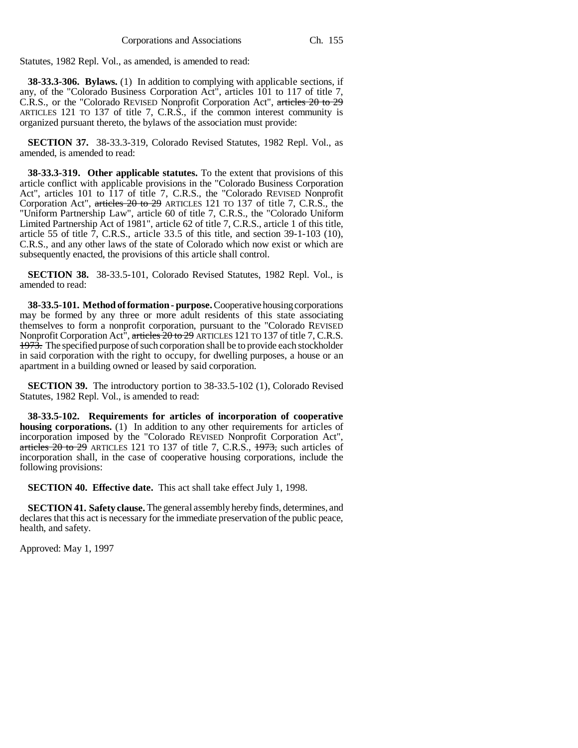Statutes, 1982 Repl. Vol., as amended, is amended to read:

**38-33.3-306. Bylaws.** (1) In addition to complying with applicable sections, if any, of the "Colorado Business Corporation Act", articles 101 to 117 of title 7, C.R.S., or the "Colorado REVISED Nonprofit Corporation Act", ~~articles 20 to 29~~ ARTICLES 121 TO 137 of title 7, C.R.S., if the common interest community is organized pursuant thereto, the bylaws of the association must provide:

**SECTION 37.** 38-33.3-319, Colorado Revised Statutes, 1982 Repl. Vol., as amended, is amended to read:

**38-33.3-319. Other applicable statutes.** To the extent that provisions of this article conflict with applicable provisions in the "Colorado Business Corporation Act", articles 101 to 117 of title 7, C.R.S., the "Colorado REVISED Nonprofit Corporation Act", ~~articles 20 to 29~~ ARTICLES 121 TO 137 of title 7, C.R.S., the "Uniform Partnership Law", article 60 of title 7, C.R.S., the "Colorado Uniform Limited Partnership Act of 1981", article 62 of title 7, C.R.S., article 1 of this title, article 55 of title 7, C.R.S., article 33.5 of this title, and section 39-1-103 (10), C.R.S., and any other laws of the state of Colorado which now exist or which are subsequently enacted, the provisions of this article shall control.

**SECTION 38.** 38-33.5-101, Colorado Revised Statutes, 1982 Repl. Vol., is amended to read:

**38-33.5-101. Method of formation - purpose.** Cooperative housing corporations may be formed by any three or more adult residents of this state associating themselves to form a nonprofit corporation, pursuant to the "Colorado REVISED Nonprofit Corporation Act", ~~articles 20 to 29~~ ARTICLES 121 TO 137 of title 7, C.R.S. ~~1973.~~ The specified purpose of such corporation shall be to provide each stockholder in said corporation with the right to occupy, for dwelling purposes, a house or an apartment in a building owned or leased by said corporation.

**SECTION 39.** The introductory portion to 38-33.5-102 (1), Colorado Revised Statutes, 1982 Repl. Vol., is amended to read:

**38-33.5-102. Requirements for articles of incorporation of cooperative housing corporations.** (1) In addition to any other requirements for articles of incorporation imposed by the "Colorado REVISED Nonprofit Corporation Act", ~~articles 20 to 29~~ ARTICLES 121 TO 137 of title 7, C.R.S., ~~1973,~~ such articles of incorporation shall, in the case of cooperative housing corporations, include the following provisions:

**SECTION 40. Effective date.** This act shall take effect July 1, 1998.

**SECTION 41. Safety clause.** The general assembly hereby finds, determines, and declares that this act is necessary for the immediate preservation of the public peace, health, and safety.

Approved: May 1, 1997